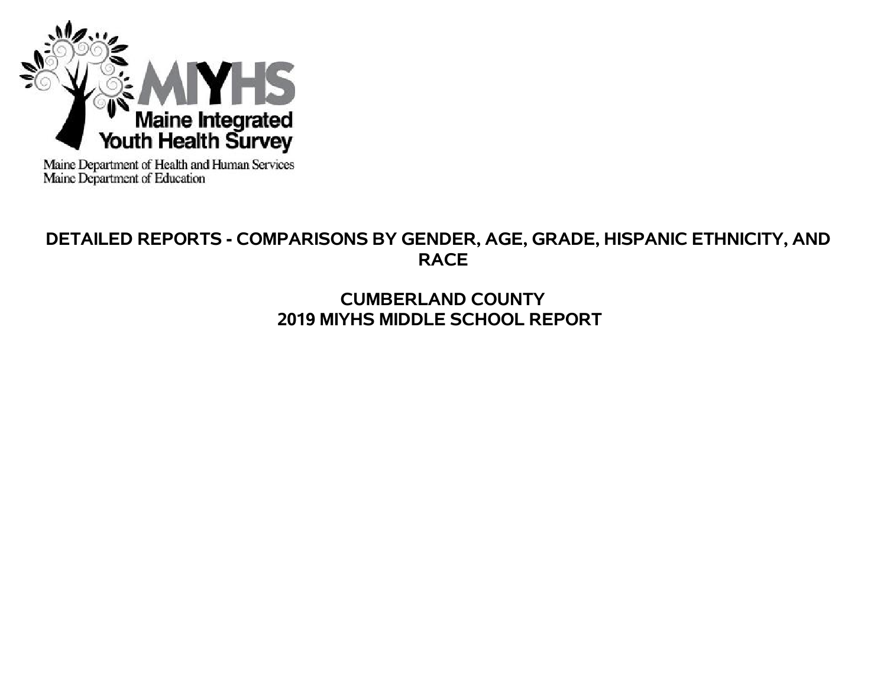MIYHS

Maine Integrated Youth Health Survey

Maine Department of Health and Human Services
Maine Department of Education

# DETAILED REPORTS - COMPARISONS BY GENDER, AGE, GRADE, HISPANIC ETHNICITY, AND RACE

## CUMBERLAND COUNTY
## 2019 MIYHS MIDDLE SCHOOL REPORT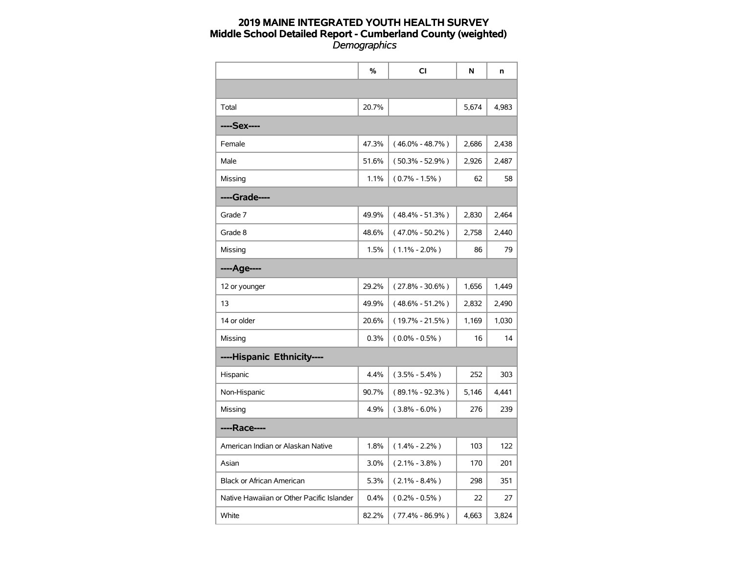# 2019 MAINE INTEGRATED YOUTH HEALTH SURVEY
## Middle School Detailed Report - Cumberland County (weighted)
*Demographics*

| | % | CI | N | n |
|---|---|---|---|---|
| | | | | |
| Total | 20.7% | | 5,674 | 4,983 |
| **----Sex----** | | | | |
| Female | 47.3% | ( 46.0% - 48.7% ) | 2,686 | 2,438 |
| Male | 51.6% | ( 50.3% - 52.9% ) | 2,926 | 2,487 |
| Missing | 1.1% | ( 0.7% - 1.5% ) | 62 | 58 |
| **----Grade----** | | | | |
| Grade 7 | 49.9% | ( 48.4% - 51.3% ) | 2,830 | 2,464 |
| Grade 8 | 48.6% | ( 47.0% - 50.2% ) | 2,758 | 2,440 |
| Missing | 1.5% | ( 1.1% - 2.0% ) | 86 | 79 |
| **----Age----** | | | | |
| 12 or younger | 29.2% | ( 27.8% - 30.6% ) | 1,656 | 1,449 |
| 13 | 49.9% | ( 48.6% - 51.2% ) | 2,832 | 2,490 |
| 14 or older | 20.6% | ( 19.7% - 21.5% ) | 1,169 | 1,030 |
| Missing | 0.3% | ( 0.0% - 0.5% ) | 16 | 14 |
| **----Hispanic Ethnicity----** | | | | |
| Hispanic | 4.4% | ( 3.5% - 5.4% ) | 252 | 303 |
| Non-Hispanic | 90.7% | ( 89.1% - 92.3% ) | 5,146 | 4,441 |
| Missing | 4.9% | ( 3.8% - 6.0% ) | 276 | 239 |
| **----Race----** | | | | |
| American Indian or Alaskan Native | 1.8% | ( 1.4% - 2.2% ) | 103 | 122 |
| Asian | 3.0% | ( 2.1% - 3.8% ) | 170 | 201 |
| Black or African American | 5.3% | ( 2.1% - 8.4% ) | 298 | 351 |
| Native Hawaiian or Other Pacific Islander | 0.4% | ( 0.2% - 0.5% ) | 22 | 27 |
| White | 82.2% | ( 77.4% - 86.9% ) | 4,663 | 3,824 |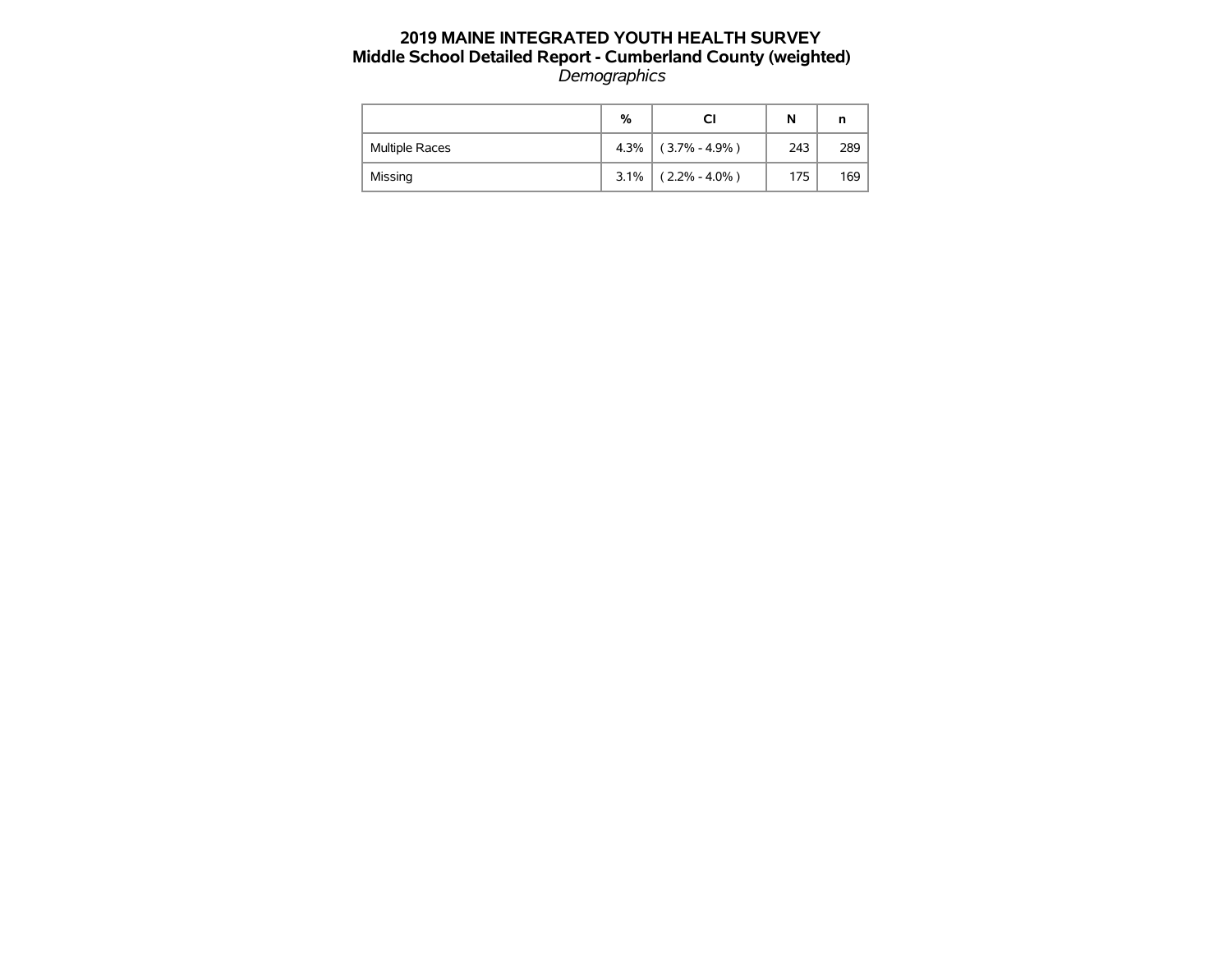# 2019 MAINE INTEGRATED YOUTH HEALTH SURVEY
## Middle School Detailed Report - Cumberland County (weighted)
*Demographics*

| | % | CI | N | n |
|---|---|---|---|---|
| Multiple Races | 4.3% | ( 3.7% - 4.9% ) | 243 | 289 |
| Missing | 3.1% | ( 2.2% - 4.0% ) | 175 | 169 |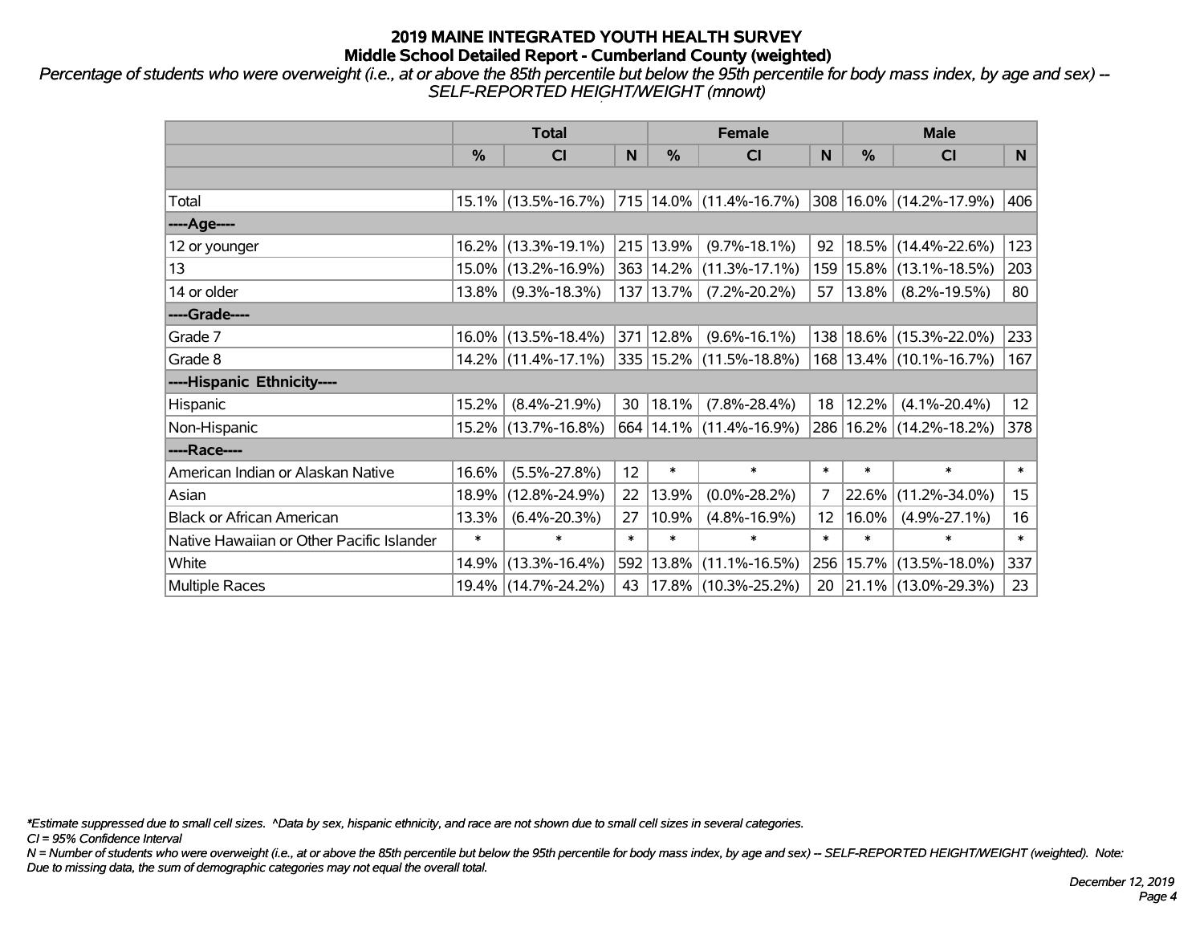# 2019 MAINE INTEGRATED YOUTH HEALTH SURVEY
## Middle School Detailed Report - Cumberland County (weighted)

*Percentage of students who were overweight (i.e., at or above the 85th percentile but below the 95th percentile for body mass index, by age and sex) -- SELF-REPORTED HEIGHT/WEIGHT (mnowt)*

| | Total | | | Female | | | Male | | |
|---|---|---|---|---|---|---|---|---|---|
| | % | CI | N | % | CI | N | % | CI | N |
| | | | | | | | | | |
| Total | 15.1% | (13.5%-16.7%) | 715 | 14.0% | (11.4%-16.7%) | 308 | 16.0% | (14.2%-17.9%) | 406 |
| ----Age---- | | | | | | | | | |
| 12 or younger | 16.2% | (13.3%-19.1%) | 215 | 13.9% | (9.7%-18.1%) | 92 | 18.5% | (14.4%-22.6%) | 123 |
| 13 | 15.0% | (13.2%-16.9%) | 363 | 14.2% | (11.3%-17.1%) | 159 | 15.8% | (13.1%-18.5%) | 203 |
| 14 or older | 13.8% | (9.3%-18.3%) | 137 | 13.7% | (7.2%-20.2%) | 57 | 13.8% | (8.2%-19.5%) | 80 |
| ----Grade---- | | | | | | | | | |
| Grade 7 | 16.0% | (13.5%-18.4%) | 371 | 12.8% | (9.6%-16.1%) | 138 | 18.6% | (15.3%-22.0%) | 233 |
| Grade 8 | 14.2% | (11.4%-17.1%) | 335 | 15.2% | (11.5%-18.8%) | 168 | 13.4% | (10.1%-16.7%) | 167 |
| ----Hispanic Ethnicity---- | | | | | | | | | |
| Hispanic | 15.2% | (8.4%-21.9%) | 30 | 18.1% | (7.8%-28.4%) | 18 | 12.2% | (4.1%-20.4%) | 12 |
| Non-Hispanic | 15.2% | (13.7%-16.8%) | 664 | 14.1% | (11.4%-16.9%) | 286 | 16.2% | (14.2%-18.2%) | 378 |
| ----Race---- | | | | | | | | | |
| American Indian or Alaskan Native | 16.6% | (5.5%-27.8%) | 12 | * | * | * | * | * | * |
| Asian | 18.9% | (12.8%-24.9%) | 22 | 13.9% | (0.0%-28.2%) | 7 | 22.6% | (11.2%-34.0%) | 15 |
| Black or African American | 13.3% | (6.4%-20.3%) | 27 | 10.9% | (4.8%-16.9%) | 12 | 16.0% | (4.9%-27.1%) | 16 |
| Native Hawaiian or Other Pacific Islander | * | * | * | * | * | * | * | * | * |
| White | 14.9% | (13.3%-16.4%) | 592 | 13.8% | (11.1%-16.5%) | 256 | 15.7% | (13.5%-18.0%) | 337 |
| Multiple Races | 19.4% | (14.7%-24.2%) | 43 | 17.8% | (10.3%-25.2%) | 20 | 21.1% | (13.0%-29.3%) | 23 |

*\*Estimate suppressed due to small cell sizes. ^Data by sex, hispanic ethnicity, and race are not shown due to small cell sizes in several categories.*

*CI = 95% Confidence Interval*

*N = Number of students who were overweight (i.e., at or above the 85th percentile but below the 95th percentile for body mass index, by age and sex) -- SELF-REPORTED HEIGHT/WEIGHT (weighted). Note: Due to missing data, the sum of demographic categories may not equal the overall total.*

*December 12, 2019*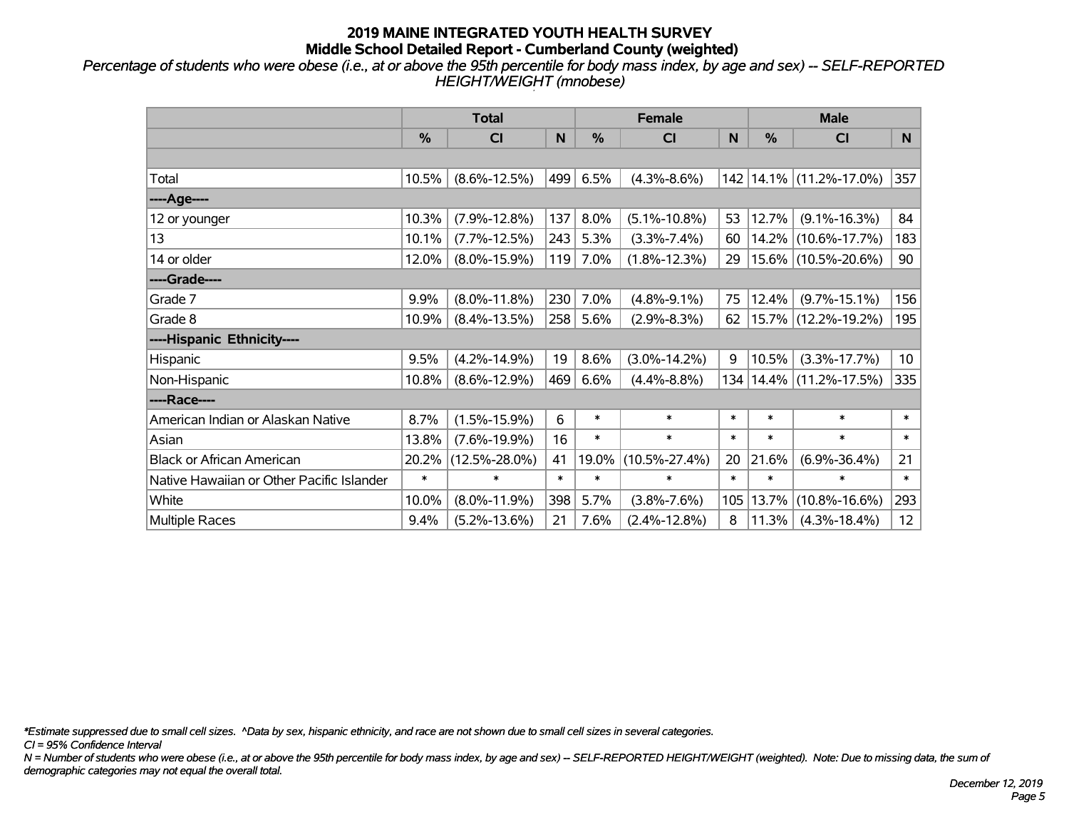# 2019 MAINE INTEGRATED YOUTH HEALTH SURVEY
## Middle School Detailed Report - Cumberland County (weighted)

*Percentage of students who were obese (i.e., at or above the 95th percentile for body mass index, by age and sex) -- SELF-REPORTED HEIGHT/WEIGHT (mnobese)*

| | Total | | | Female | | | Male | | |
|---|---|---|---|---|---|---|---|---|---|
| | % | CI | N | % | CI | N | % | CI | N |
| Total | 10.5% | (8.6%-12.5%) | 499 | 6.5% | (4.3%-8.6%) | 142 | 14.1% | (11.2%-17.0%) | 357 |
| ----Age---- | | | | | | | | | |
| 12 or younger | 10.3% | (7.9%-12.8%) | 137 | 8.0% | (5.1%-10.8%) | 53 | 12.7% | (9.1%-16.3%) | 84 |
| 13 | 10.1% | (7.7%-12.5%) | 243 | 5.3% | (3.3%-7.4%) | 60 | 14.2% | (10.6%-17.7%) | 183 |
| 14 or older | 12.0% | (8.0%-15.9%) | 119 | 7.0% | (1.8%-12.3%) | 29 | 15.6% | (10.5%-20.6%) | 90 |
| ----Grade---- | | | | | | | | | |
| Grade 7 | 9.9% | (8.0%-11.8%) | 230 | 7.0% | (4.8%-9.1%) | 75 | 12.4% | (9.7%-15.1%) | 156 |
| Grade 8 | 10.9% | (8.4%-13.5%) | 258 | 5.6% | (2.9%-8.3%) | 62 | 15.7% | (12.2%-19.2%) | 195 |
| ----Hispanic Ethnicity---- | | | | | | | | | |
| Hispanic | 9.5% | (4.2%-14.9%) | 19 | 8.6% | (3.0%-14.2%) | 9 | 10.5% | (3.3%-17.7%) | 10 |
| Non-Hispanic | 10.8% | (8.6%-12.9%) | 469 | 6.6% | (4.4%-8.8%) | 134 | 14.4% | (11.2%-17.5%) | 335 |
| ----Race---- | | | | | | | | | |
| American Indian or Alaskan Native | 8.7% | (1.5%-15.9%) | 6 | * | * | * | * | * | * |
| Asian | 13.8% | (7.6%-19.9%) | 16 | * | * | * | * | * | * |
| Black or African American | 20.2% | (12.5%-28.0%) | 41 | 19.0% | (10.5%-27.4%) | 20 | 21.6% | (6.9%-36.4%) | 21 |
| Native Hawaiian or Other Pacific Islander | * | * | * | * | * | * | * | * | * |
| White | 10.0% | (8.0%-11.9%) | 398 | 5.7% | (3.8%-7.6%) | 105 | 13.7% | (10.8%-16.6%) | 293 |
| Multiple Races | 9.4% | (5.2%-13.6%) | 21 | 7.6% | (2.4%-12.8%) | 8 | 11.3% | (4.3%-18.4%) | 12 |

*\*Estimate suppressed due to small cell sizes. ^Data by sex, hispanic ethnicity, and race are not shown due to small cell sizes in several categories.*

*CI = 95% Confidence Interval*

*N = Number of students who were obese (i.e., at or above the 95th percentile for body mass index, by age and sex) -- SELF-REPORTED HEIGHT/WEIGHT (weighted). Note: Due to missing data, the sum of demographic categories may not equal the overall total.*

*December 12, 2019*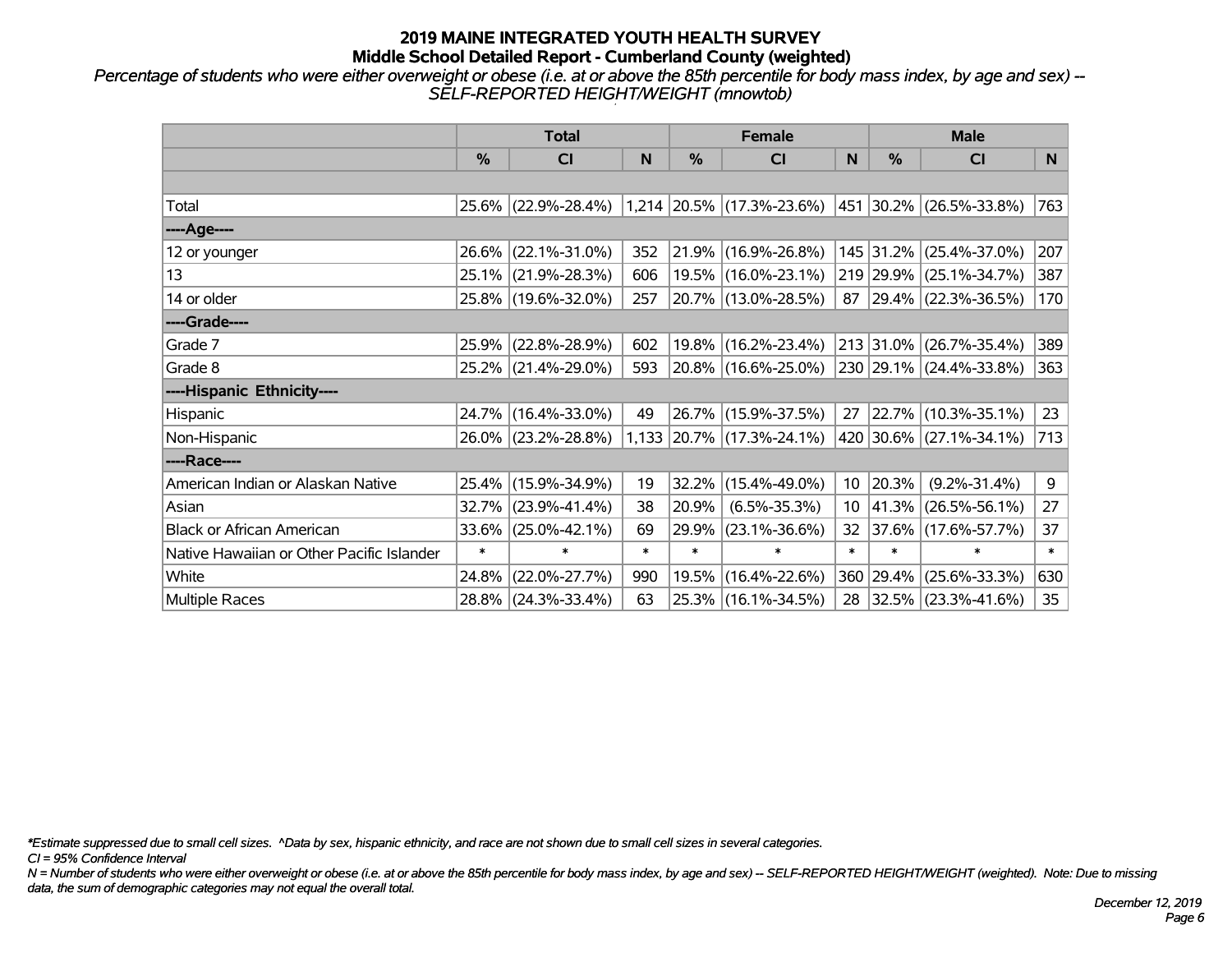# 2019 MAINE INTEGRATED YOUTH HEALTH SURVEY
## Middle School Detailed Report - Cumberland County (weighted)

*Percentage of students who were either overweight or obese (i.e. at or above the 85th percentile for body mass index, by age and sex) -- SELF-REPORTED HEIGHT/WEIGHT (mnowtob)*

| | Total | | | Female | | | Male | | |
|---|---|---|---|---|---|---|---|---|---|
| | % | CI | N | % | CI | N | % | CI | N |
| | | | | | | | | | |
| Total | 25.6% | (22.9%-28.4%) | 1,214 | 20.5% | (17.3%-23.6%) | 451 | 30.2% | (26.5%-33.8%) | 763 |
| ----Age---- | | | | | | | | | |
| 12 or younger | 26.6% | (22.1%-31.0%) | 352 | 21.9% | (16.9%-26.8%) | 145 | 31.2% | (25.4%-37.0%) | 207 |
| 13 | 25.1% | (21.9%-28.3%) | 606 | 19.5% | (16.0%-23.1%) | 219 | 29.9% | (25.1%-34.7%) | 387 |
| 14 or older | 25.8% | (19.6%-32.0%) | 257 | 20.7% | (13.0%-28.5%) | 87 | 29.4% | (22.3%-36.5%) | 170 |
| ----Grade---- | | | | | | | | | |
| Grade 7 | 25.9% | (22.8%-28.9%) | 602 | 19.8% | (16.2%-23.4%) | 213 | 31.0% | (26.7%-35.4%) | 389 |
| Grade 8 | 25.2% | (21.4%-29.0%) | 593 | 20.8% | (16.6%-25.0%) | 230 | 29.1% | (24.4%-33.8%) | 363 |
| ----Hispanic Ethnicity---- | | | | | | | | | |
| Hispanic | 24.7% | (16.4%-33.0%) | 49 | 26.7% | (15.9%-37.5%) | 27 | 22.7% | (10.3%-35.1%) | 23 |
| Non-Hispanic | 26.0% | (23.2%-28.8%) | 1,133 | 20.7% | (17.3%-24.1%) | 420 | 30.6% | (27.1%-34.1%) | 713 |
| ----Race---- | | | | | | | | | |
| American Indian or Alaskan Native | 25.4% | (15.9%-34.9%) | 19 | 32.2% | (15.4%-49.0%) | 10 | 20.3% | (9.2%-31.4%) | 9 |
| Asian | 32.7% | (23.9%-41.4%) | 38 | 20.9% | (6.5%-35.3%) | 10 | 41.3% | (26.5%-56.1%) | 27 |
| Black or African American | 33.6% | (25.0%-42.1%) | 69 | 29.9% | (23.1%-36.6%) | 32 | 37.6% | (17.6%-57.7%) | 37 |
| Native Hawaiian or Other Pacific Islander | * | * | * | * | * | * | * | * | * |
| White | 24.8% | (22.0%-27.7%) | 990 | 19.5% | (16.4%-22.6%) | 360 | 29.4% | (25.6%-33.3%) | 630 |
| Multiple Races | 28.8% | (24.3%-33.4%) | 63 | 25.3% | (16.1%-34.5%) | 28 | 32.5% | (23.3%-41.6%) | 35 |

*\*Estimate suppressed due to small cell sizes. ^Data by sex, hispanic ethnicity, and race are not shown due to small cell sizes in several categories.*

*CI = 95% Confidence Interval*

*N = Number of students who were either overweight or obese (i.e. at or above the 85th percentile for body mass index, by age and sex) -- SELF-REPORTED HEIGHT/WEIGHT (weighted). Note: Due to missing data, the sum of demographic categories may not equal the overall total.*

*December 12, 2019*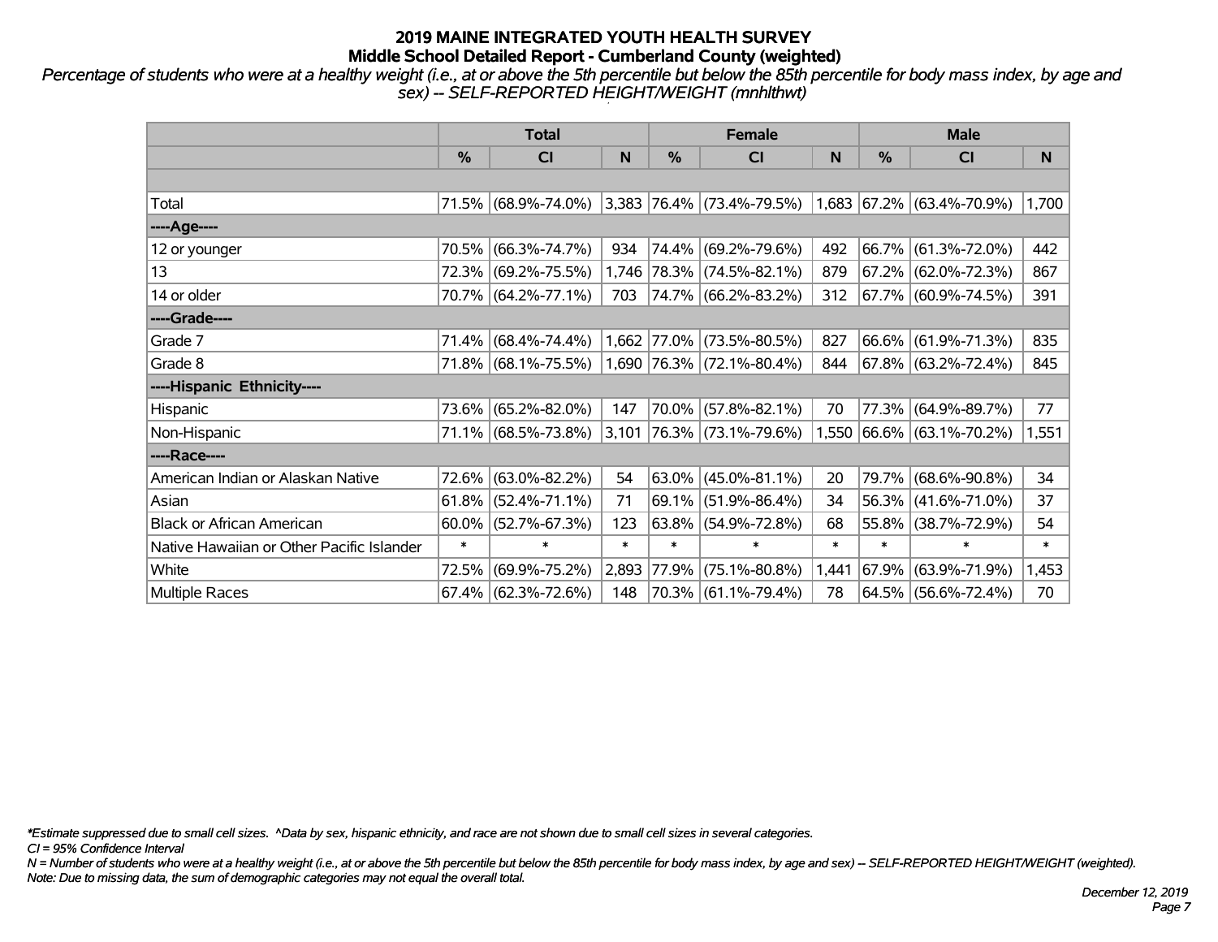# 2019 MAINE INTEGRATED YOUTH HEALTH SURVEY
## Middle School Detailed Report - Cumberland County (weighted)

*Percentage of students who were at a healthy weight (i.e., at or above the 5th percentile but below the 85th percentile for body mass index, by age and sex) -- SELF-REPORTED HEIGHT/WEIGHT (mnhlthwt)*

| | Total | | | Female | | | Male | | |
|---|---|---|---|---|---|---|---|---|---|
| | % | CI | N | % | CI | N | % | CI | N |
| | | | | | | | | | |
| Total | 71.5% | (68.9%-74.0%) | 3,383 | 76.4% | (73.4%-79.5%) | 1,683 | 67.2% | (63.4%-70.9%) | 1,700 |
| ----Age---- | | | | | | | | | |
| 12 or younger | 70.5% | (66.3%-74.7%) | 934 | 74.4% | (69.2%-79.6%) | 492 | 66.7% | (61.3%-72.0%) | 442 |
| 13 | 72.3% | (69.2%-75.5%) | 1,746 | 78.3% | (74.5%-82.1%) | 879 | 67.2% | (62.0%-72.3%) | 867 |
| 14 or older | 70.7% | (64.2%-77.1%) | 703 | 74.7% | (66.2%-83.2%) | 312 | 67.7% | (60.9%-74.5%) | 391 |
| ----Grade---- | | | | | | | | | |
| Grade 7 | 71.4% | (68.4%-74.4%) | 1,662 | 77.0% | (73.5%-80.5%) | 827 | 66.6% | (61.9%-71.3%) | 835 |
| Grade 8 | 71.8% | (68.1%-75.5%) | 1,690 | 76.3% | (72.1%-80.4%) | 844 | 67.8% | (63.2%-72.4%) | 845 |
| ----Hispanic Ethnicity---- | | | | | | | | | |
| Hispanic | 73.6% | (65.2%-82.0%) | 147 | 70.0% | (57.8%-82.1%) | 70 | 77.3% | (64.9%-89.7%) | 77 |
| Non-Hispanic | 71.1% | (68.5%-73.8%) | 3,101 | 76.3% | (73.1%-79.6%) | 1,550 | 66.6% | (63.1%-70.2%) | 1,551 |
| ----Race---- | | | | | | | | | |
| American Indian or Alaskan Native | 72.6% | (63.0%-82.2%) | 54 | 63.0% | (45.0%-81.1%) | 20 | 79.7% | (68.6%-90.8%) | 34 |
| Asian | 61.8% | (52.4%-71.1%) | 71 | 69.1% | (51.9%-86.4%) | 34 | 56.3% | (41.6%-71.0%) | 37 |
| Black or African American | 60.0% | (52.7%-67.3%) | 123 | 63.8% | (54.9%-72.8%) | 68 | 55.8% | (38.7%-72.9%) | 54 |
| Native Hawaiian or Other Pacific Islander | * | * | * | * | * | * | * | * | * |
| White | 72.5% | (69.9%-75.2%) | 2,893 | 77.9% | (75.1%-80.8%) | 1,441 | 67.9% | (63.9%-71.9%) | 1,453 |
| Multiple Races | 67.4% | (62.3%-72.6%) | 148 | 70.3% | (61.1%-79.4%) | 78 | 64.5% | (56.6%-72.4%) | 70 |

*\*Estimate suppressed due to small cell sizes. ^Data by sex, hispanic ethnicity, and race are not shown due to small cell sizes in several categories.*

*CI = 95% Confidence Interval*

*N = Number of students who were at a healthy weight (i.e., at or above the 5th percentile but below the 85th percentile for body mass index, by age and sex) -- SELF-REPORTED HEIGHT/WEIGHT (weighted).*

*Note: Due to missing data, the sum of demographic categories may not equal the overall total.*

*December 12, 2019*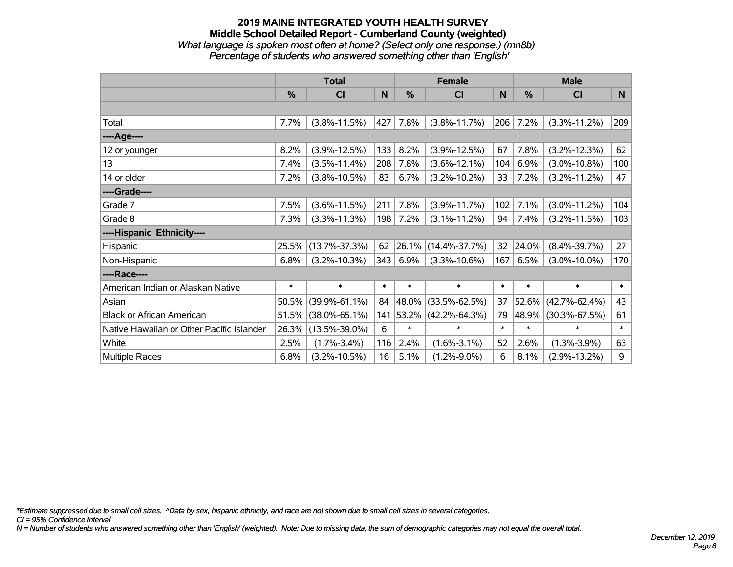# 2019 MAINE INTEGRATED YOUTH HEALTH SURVEY

## Middle School Detailed Report - Cumberland County (weighted)

*What language is spoken most often at home? (Select only one response.) (mn8b)*

*Percentage of students who answered something other than 'English'*

| | Total | | | Female | | | Male | | |
|---|---|---|---|---|---|---|---|---|---|
| | % | CI | N | % | CI | N | % | CI | N |
| Total | 7.7% | (3.8%-11.5%) | 427 | 7.8% | (3.8%-11.7%) | 206 | 7.2% | (3.3%-11.2%) | 209 |
| ----Age---- | | | | | | | | | |
| 12 or younger | 8.2% | (3.9%-12.5%) | 133 | 8.2% | (3.9%-12.5%) | 67 | 7.8% | (3.2%-12.3%) | 62 |
| 13 | 7.4% | (3.5%-11.4%) | 208 | 7.8% | (3.6%-12.1%) | 104 | 6.9% | (3.0%-10.8%) | 100 |
| 14 or older | 7.2% | (3.8%-10.5%) | 83 | 6.7% | (3.2%-10.2%) | 33 | 7.2% | (3.2%-11.2%) | 47 |
| ----Grade---- | | | | | | | | | |
| Grade 7 | 7.5% | (3.6%-11.5%) | 211 | 7.8% | (3.9%-11.7%) | 102 | 7.1% | (3.0%-11.2%) | 104 |
| Grade 8 | 7.3% | (3.3%-11.3%) | 198 | 7.2% | (3.1%-11.2%) | 94 | 7.4% | (3.2%-11.5%) | 103 |
| ----Hispanic Ethnicity---- | | | | | | | | | |
| Hispanic | 25.5% | (13.7%-37.3%) | 62 | 26.1% | (14.4%-37.7%) | 32 | 24.0% | (8.4%-39.7%) | 27 |
| Non-Hispanic | 6.8% | (3.2%-10.3%) | 343 | 6.9% | (3.3%-10.6%) | 167 | 6.5% | (3.0%-10.0%) | 170 |
| ----Race---- | | | | | | | | | |
| American Indian or Alaskan Native | * | * | * | * | * | * | * | * | * |
| Asian | 50.5% | (39.9%-61.1%) | 84 | 48.0% | (33.5%-62.5%) | 37 | 52.6% | (42.7%-62.4%) | 43 |
| Black or African American | 51.5% | (38.0%-65.1%) | 141 | 53.2% | (42.2%-64.3%) | 79 | 48.9% | (30.3%-67.5%) | 61 |
| Native Hawaiian or Other Pacific Islander | 26.3% | (13.5%-39.0%) | 6 | * | * | * | * | * | * |
| White | 2.5% | (1.7%-3.4%) | 116 | 2.4% | (1.6%-3.1%) | 52 | 2.6% | (1.3%-3.9%) | 63 |
| Multiple Races | 6.8% | (3.2%-10.5%) | 16 | 5.1% | (1.2%-9.0%) | 6 | 8.1% | (2.9%-13.2%) | 9 |

*\*Estimate suppressed due to small cell sizes. ^Data by sex, hispanic ethnicity, and race are not shown due to small cell sizes in several categories.*

*CI = 95% Confidence Interval*

*N = Number of students who answered something other than 'English' (weighted). Note: Due to missing data, the sum of demographic categories may not equal the overall total.*

*December 12, 2019*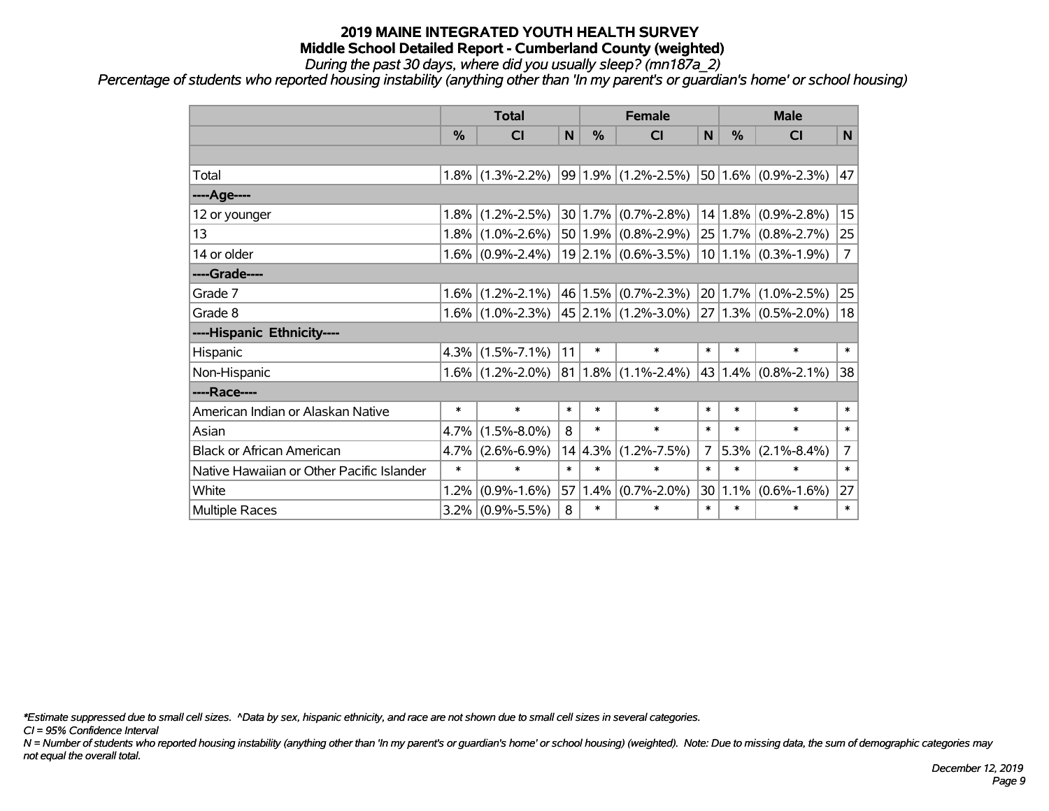# 2019 MAINE INTEGRATED YOUTH HEALTH SURVEY

## Middle School Detailed Report - Cumberland County (weighted)

*During the past 30 days, where did you usually sleep? (mn187a_2)*

*Percentage of students who reported housing instability (anything other than 'In my parent's or guardian's home' or school housing)*

| | Total | | | Female | | | Male | | |
|---|---|---|---|---|---|---|---|---|---|
| | % | CI | N | % | CI | N | % | CI | N |
| Total | 1.8% | (1.3%-2.2%) | 99 | 1.9% | (1.2%-2.5%) | 50 | 1.6% | (0.9%-2.3%) | 47 |
| ----Age---- | | | | | | | | | |
| 12 or younger | 1.8% | (1.2%-2.5%) | 30 | 1.7% | (0.7%-2.8%) | 14 | 1.8% | (0.9%-2.8%) | 15 |
| 13 | 1.8% | (1.0%-2.6%) | 50 | 1.9% | (0.8%-2.9%) | 25 | 1.7% | (0.8%-2.7%) | 25 |
| 14 or older | 1.6% | (0.9%-2.4%) | 19 | 2.1% | (0.6%-3.5%) | 10 | 1.1% | (0.3%-1.9%) | 7 |
| ----Grade---- | | | | | | | | | |
| Grade 7 | 1.6% | (1.2%-2.1%) | 46 | 1.5% | (0.7%-2.3%) | 20 | 1.7% | (1.0%-2.5%) | 25 |
| Grade 8 | 1.6% | (1.0%-2.3%) | 45 | 2.1% | (1.2%-3.0%) | 27 | 1.3% | (0.5%-2.0%) | 18 |
| ----Hispanic Ethnicity---- | | | | | | | | | |
| Hispanic | 4.3% | (1.5%-7.1%) | 11 | * | * | * | * | * | * |
| Non-Hispanic | 1.6% | (1.2%-2.0%) | 81 | 1.8% | (1.1%-2.4%) | 43 | 1.4% | (0.8%-2.1%) | 38 |
| ----Race---- | | | | | | | | | |
| American Indian or Alaskan Native | * | * | * | * | * | * | * | * | * |
| Asian | 4.7% | (1.5%-8.0%) | 8 | * | * | * | * | * | * |
| Black or African American | 4.7% | (2.6%-6.9%) | 14 | 4.3% | (1.2%-7.5%) | 7 | 5.3% | (2.1%-8.4%) | 7 |
| Native Hawaiian or Other Pacific Islander | * | * | * | * | * | * | * | * | * |
| White | 1.2% | (0.9%-1.6%) | 57 | 1.4% | (0.7%-2.0%) | 30 | 1.1% | (0.6%-1.6%) | 27 |
| Multiple Races | 3.2% | (0.9%-5.5%) | 8 | * | * | * | * | * | * |

*Estimate suppressed due to small cell sizes. ^Data by sex, hispanic ethnicity, and race are not shown due to small cell sizes in several categories.

*CI = 95% Confidence Interval*

*N = Number of students who reported housing instability (anything other than 'In my parent's or guardian's home' or school housing) (weighted). Note: Due to missing data, the sum of demographic categories may not equal the overall total.*

*December 12, 2019*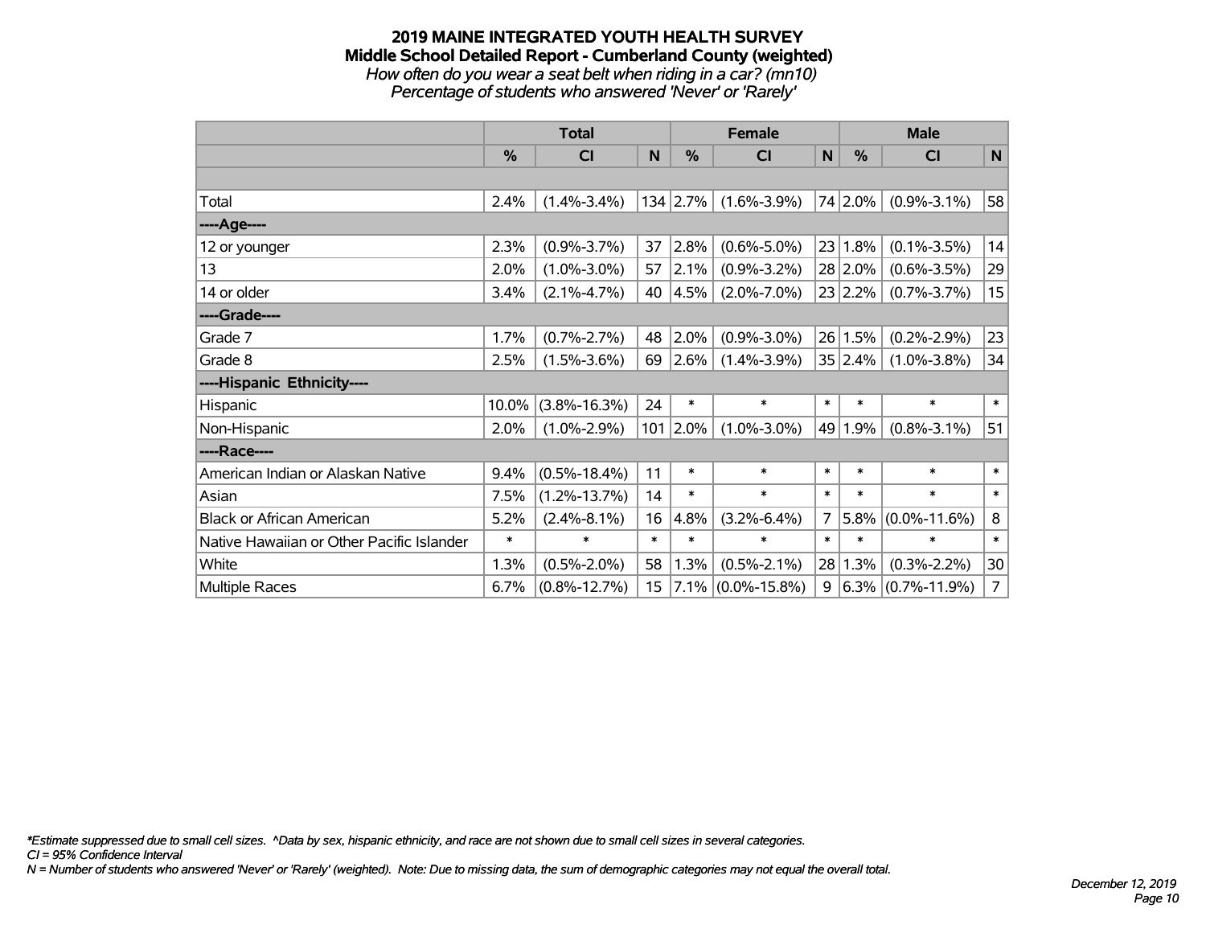# 2019 MAINE INTEGRATED YOUTH HEALTH SURVEY
## Middle School Detailed Report - Cumberland County (weighted)
*How often do you wear a seat belt when riding in a car? (mn10)*
*Percentage of students who answered 'Never' or 'Rarely'*

| | Total | | | Female | | | Male | | |
|---|---|---|---|---|---|---|---|---|---|
| | % | CI | N | % | CI | N | % | CI | N |
| | | | | | | | | | |
| Total | 2.4% | (1.4%-3.4%) | 134 | 2.7% | (1.6%-3.9%) | 74 | 2.0% | (0.9%-3.1%) | 58 |
| ----Age---- | | | | | | | | | |
| 12 or younger | 2.3% | (0.9%-3.7%) | 37 | 2.8% | (0.6%-5.0%) | 23 | 1.8% | (0.1%-3.5%) | 14 |
| 13 | 2.0% | (1.0%-3.0%) | 57 | 2.1% | (0.9%-3.2%) | 28 | 2.0% | (0.6%-3.5%) | 29 |
| 14 or older | 3.4% | (2.1%-4.7%) | 40 | 4.5% | (2.0%-7.0%) | 23 | 2.2% | (0.7%-3.7%) | 15 |
| ----Grade---- | | | | | | | | | |
| Grade 7 | 1.7% | (0.7%-2.7%) | 48 | 2.0% | (0.9%-3.0%) | 26 | 1.5% | (0.2%-2.9%) | 23 |
| Grade 8 | 2.5% | (1.5%-3.6%) | 69 | 2.6% | (1.4%-3.9%) | 35 | 2.4% | (1.0%-3.8%) | 34 |
| ----Hispanic Ethnicity---- | | | | | | | | | |
| Hispanic | 10.0% | (3.8%-16.3%) | 24 | * | * | * | * | * | * |
| Non-Hispanic | 2.0% | (1.0%-2.9%) | 101 | 2.0% | (1.0%-3.0%) | 49 | 1.9% | (0.8%-3.1%) | 51 |
| ----Race---- | | | | | | | | | |
| American Indian or Alaskan Native | 9.4% | (0.5%-18.4%) | 11 | * | * | * | * | * | * |
| Asian | 7.5% | (1.2%-13.7%) | 14 | * | * | * | * | * | * |
| Black or African American | 5.2% | (2.4%-8.1%) | 16 | 4.8% | (3.2%-6.4%) | 7 | 5.8% | (0.0%-11.6%) | 8 |
| Native Hawaiian or Other Pacific Islander | * | * | * | * | * | * | * | * | * |
| White | 1.3% | (0.5%-2.0%) | 58 | 1.3% | (0.5%-2.1%) | 28 | 1.3% | (0.3%-2.2%) | 30 |
| Multiple Races | 6.7% | (0.8%-12.7%) | 15 | 7.1% | (0.0%-15.8%) | 9 | 6.3% | (0.7%-11.9%) | 7 |

*Estimate suppressed due to small cell sizes. ^Data by sex, hispanic ethnicity, and race are not shown due to small cell sizes in several categories.

*CI = 95% Confidence Interval*

*N = Number of students who answered 'Never' or 'Rarely' (weighted). Note: Due to missing data, the sum of demographic categories may not equal the overall total.*

*December 12, 2019*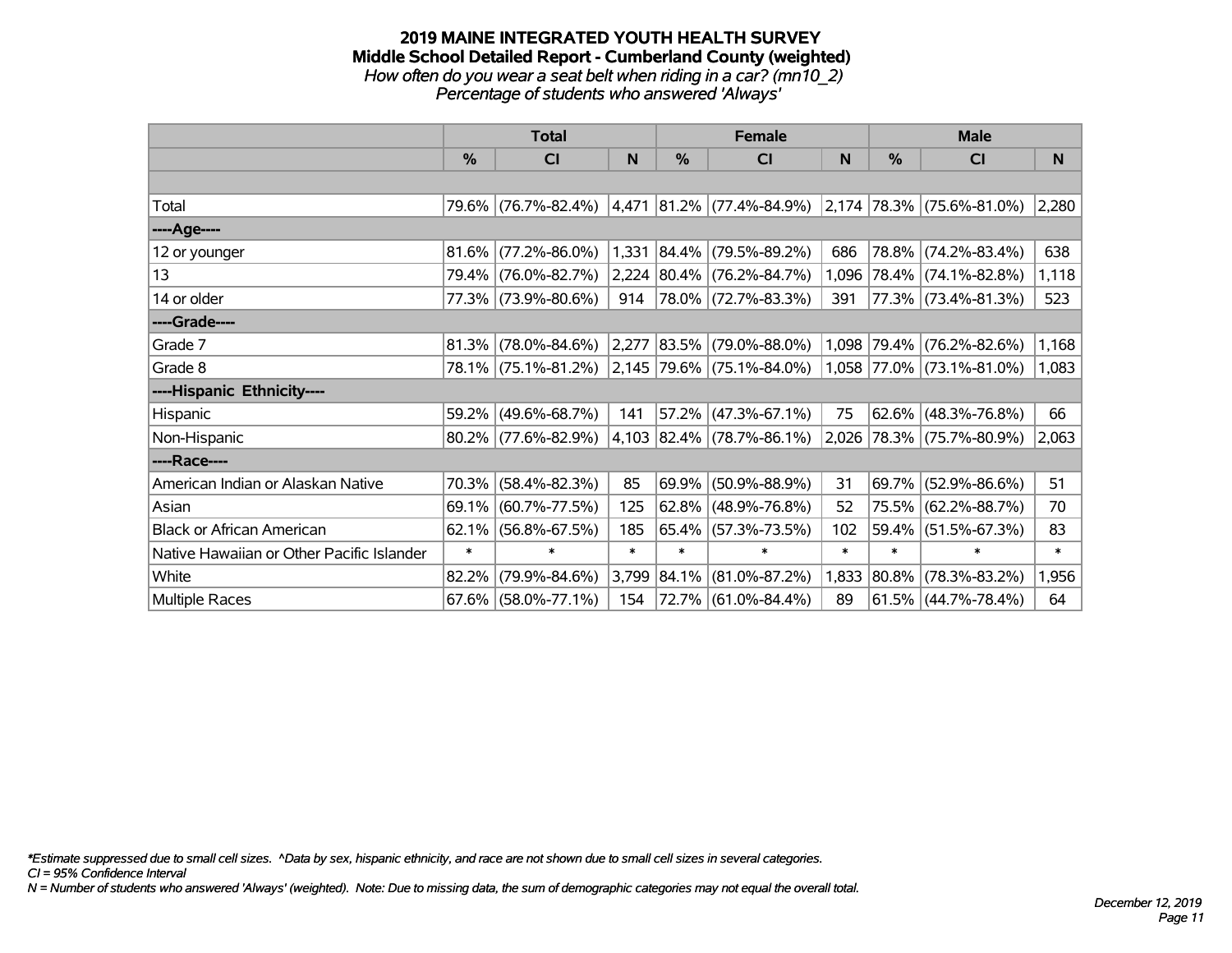# 2019 MAINE INTEGRATED YOUTH HEALTH SURVEY
## Middle School Detailed Report - Cumberland County (weighted)
*How often do you wear a seat belt when riding in a car? (mn10_2)*
*Percentage of students who answered 'Always'*

| | Total | | | Female | | | Male | | |
|---|---|---|---|---|---|---|---|---|---|
| | % | CI | N | % | CI | N | % | CI | N |
| | | | | | | | | | |
| Total | 79.6% | (76.7%-82.4%) | 4,471 | 81.2% | (77.4%-84.9%) | 2,174 | 78.3% | (75.6%-81.0%) | 2,280 |
| ----Age---- | | | | | | | | | |
| 12 or younger | 81.6% | (77.2%-86.0%) | 1,331 | 84.4% | (79.5%-89.2%) | 686 | 78.8% | (74.2%-83.4%) | 638 |
| 13 | 79.4% | (76.0%-82.7%) | 2,224 | 80.4% | (76.2%-84.7%) | 1,096 | 78.4% | (74.1%-82.8%) | 1,118 |
| 14 or older | 77.3% | (73.9%-80.6%) | 914 | 78.0% | (72.7%-83.3%) | 391 | 77.3% | (73.4%-81.3%) | 523 |
| ----Grade---- | | | | | | | | | |
| Grade 7 | 81.3% | (78.0%-84.6%) | 2,277 | 83.5% | (79.0%-88.0%) | 1,098 | 79.4% | (76.2%-82.6%) | 1,168 |
| Grade 8 | 78.1% | (75.1%-81.2%) | 2,145 | 79.6% | (75.1%-84.0%) | 1,058 | 77.0% | (73.1%-81.0%) | 1,083 |
| ----Hispanic Ethnicity---- | | | | | | | | | |
| Hispanic | 59.2% | (49.6%-68.7%) | 141 | 57.2% | (47.3%-67.1%) | 75 | 62.6% | (48.3%-76.8%) | 66 |
| Non-Hispanic | 80.2% | (77.6%-82.9%) | 4,103 | 82.4% | (78.7%-86.1%) | 2,026 | 78.3% | (75.7%-80.9%) | 2,063 |
| ----Race---- | | | | | | | | | |
| American Indian or Alaskan Native | 70.3% | (58.4%-82.3%) | 85 | 69.9% | (50.9%-88.9%) | 31 | 69.7% | (52.9%-86.6%) | 51 |
| Asian | 69.1% | (60.7%-77.5%) | 125 | 62.8% | (48.9%-76.8%) | 52 | 75.5% | (62.2%-88.7%) | 70 |
| Black or African American | 62.1% | (56.8%-67.5%) | 185 | 65.4% | (57.3%-73.5%) | 102 | 59.4% | (51.5%-67.3%) | 83 |
| Native Hawaiian or Other Pacific Islander | * | * | * | * | * | * | * | * | * |
| White | 82.2% | (79.9%-84.6%) | 3,799 | 84.1% | (81.0%-87.2%) | 1,833 | 80.8% | (78.3%-83.2%) | 1,956 |
| Multiple Races | 67.6% | (58.0%-77.1%) | 154 | 72.7% | (61.0%-84.4%) | 89 | 61.5% | (44.7%-78.4%) | 64 |

*Estimate suppressed due to small cell sizes. ^Data by sex, hispanic ethnicity, and race are not shown due to small cell sizes in several categories.
CI = 95% Confidence Interval
N = Number of students who answered 'Always' (weighted). Note: Due to missing data, the sum of demographic categories may not equal the overall total.

December 12, 2019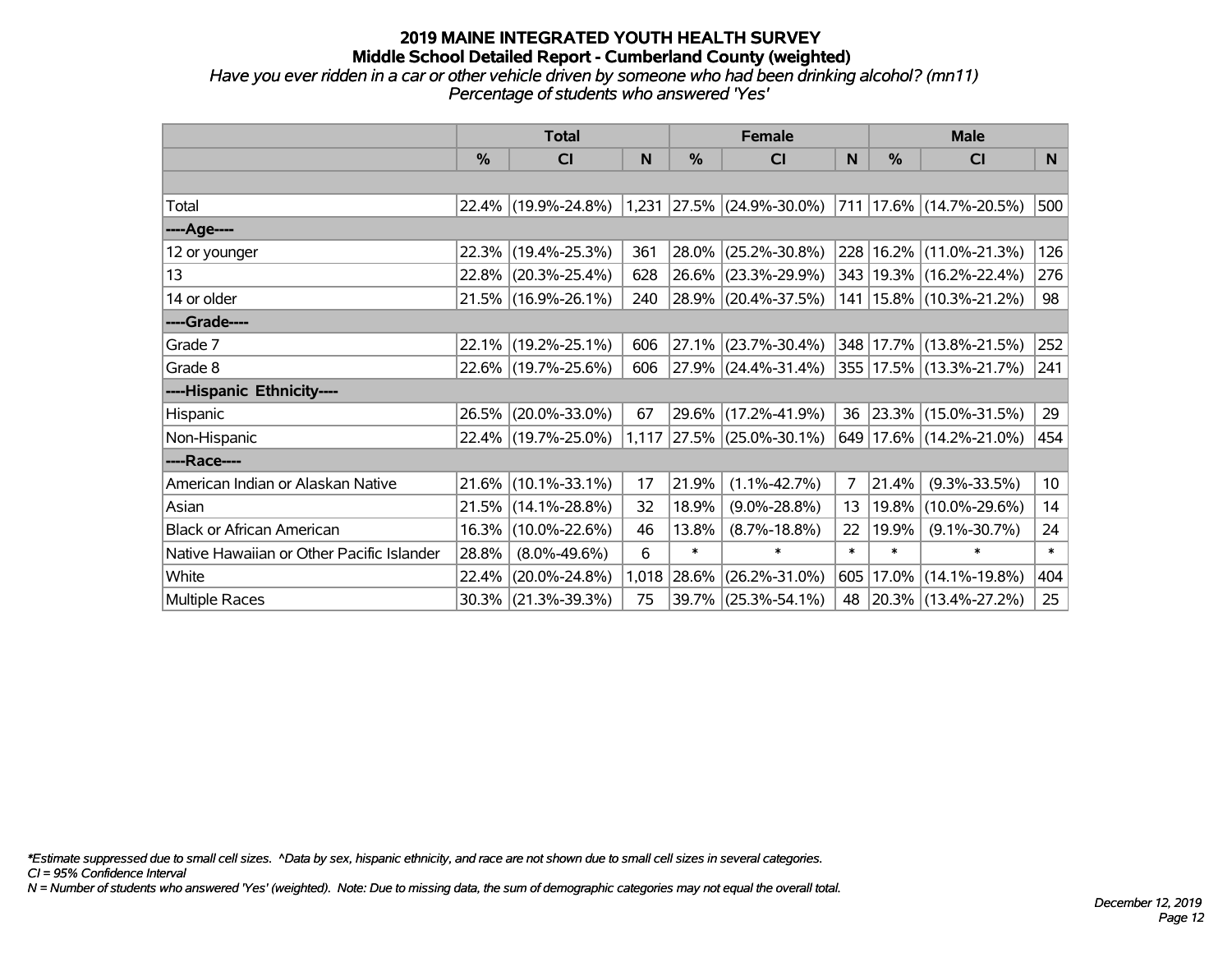# 2019 MAINE INTEGRATED YOUTH HEALTH SURVEY

## Middle School Detailed Report - Cumberland County (weighted)

*Have you ever ridden in a car or other vehicle driven by someone who had been drinking alcohol? (mn11)*

*Percentage of students who answered 'Yes'*

| | Total | | | Female | | | Male | | |
|---|---|---|---|---|---|---|---|---|---|
| | % | CI | N | % | CI | N | % | CI | N |
| | | | | | | | | | |
| Total | 22.4% | (19.9%-24.8%) | 1,231 | 27.5% | (24.9%-30.0%) | 711 | 17.6% | (14.7%-20.5%) | 500 |
| ----Age---- | | | | | | | | | |
| 12 or younger | 22.3% | (19.4%-25.3%) | 361 | 28.0% | (25.2%-30.8%) | 228 | 16.2% | (11.0%-21.3%) | 126 |
| 13 | 22.8% | (20.3%-25.4%) | 628 | 26.6% | (23.3%-29.9%) | 343 | 19.3% | (16.2%-22.4%) | 276 |
| 14 or older | 21.5% | (16.9%-26.1%) | 240 | 28.9% | (20.4%-37.5%) | 141 | 15.8% | (10.3%-21.2%) | 98 |
| ----Grade---- | | | | | | | | | |
| Grade 7 | 22.1% | (19.2%-25.1%) | 606 | 27.1% | (23.7%-30.4%) | 348 | 17.7% | (13.8%-21.5%) | 252 |
| Grade 8 | 22.6% | (19.7%-25.6%) | 606 | 27.9% | (24.4%-31.4%) | 355 | 17.5% | (13.3%-21.7%) | 241 |
| ----Hispanic Ethnicity---- | | | | | | | | | |
| Hispanic | 26.5% | (20.0%-33.0%) | 67 | 29.6% | (17.2%-41.9%) | 36 | 23.3% | (15.0%-31.5%) | 29 |
| Non-Hispanic | 22.4% | (19.7%-25.0%) | 1,117 | 27.5% | (25.0%-30.1%) | 649 | 17.6% | (14.2%-21.0%) | 454 |
| ----Race---- | | | | | | | | | |
| American Indian or Alaskan Native | 21.6% | (10.1%-33.1%) | 17 | 21.9% | (1.1%-42.7%) | 7 | 21.4% | (9.3%-33.5%) | 10 |
| Asian | 21.5% | (14.1%-28.8%) | 32 | 18.9% | (9.0%-28.8%) | 13 | 19.8% | (10.0%-29.6%) | 14 |
| Black or African American | 16.3% | (10.0%-22.6%) | 46 | 13.8% | (8.7%-18.8%) | 22 | 19.9% | (9.1%-30.7%) | 24 |
| Native Hawaiian or Other Pacific Islander | 28.8% | (8.0%-49.6%) | 6 | * | * | * | * | * | * |
| White | 22.4% | (20.0%-24.8%) | 1,018 | 28.6% | (26.2%-31.0%) | 605 | 17.0% | (14.1%-19.8%) | 404 |
| Multiple Races | 30.3% | (21.3%-39.3%) | 75 | 39.7% | (25.3%-54.1%) | 48 | 20.3% | (13.4%-27.2%) | 25 |

*Estimate suppressed due to small cell sizes. ^Data by sex, hispanic ethnicity, and race are not shown due to small cell sizes in several categories.

CI = 95% Confidence Interval

N = Number of students who answered 'Yes' (weighted). Note: Due to missing data, the sum of demographic categories may not equal the overall total.

December 12, 2019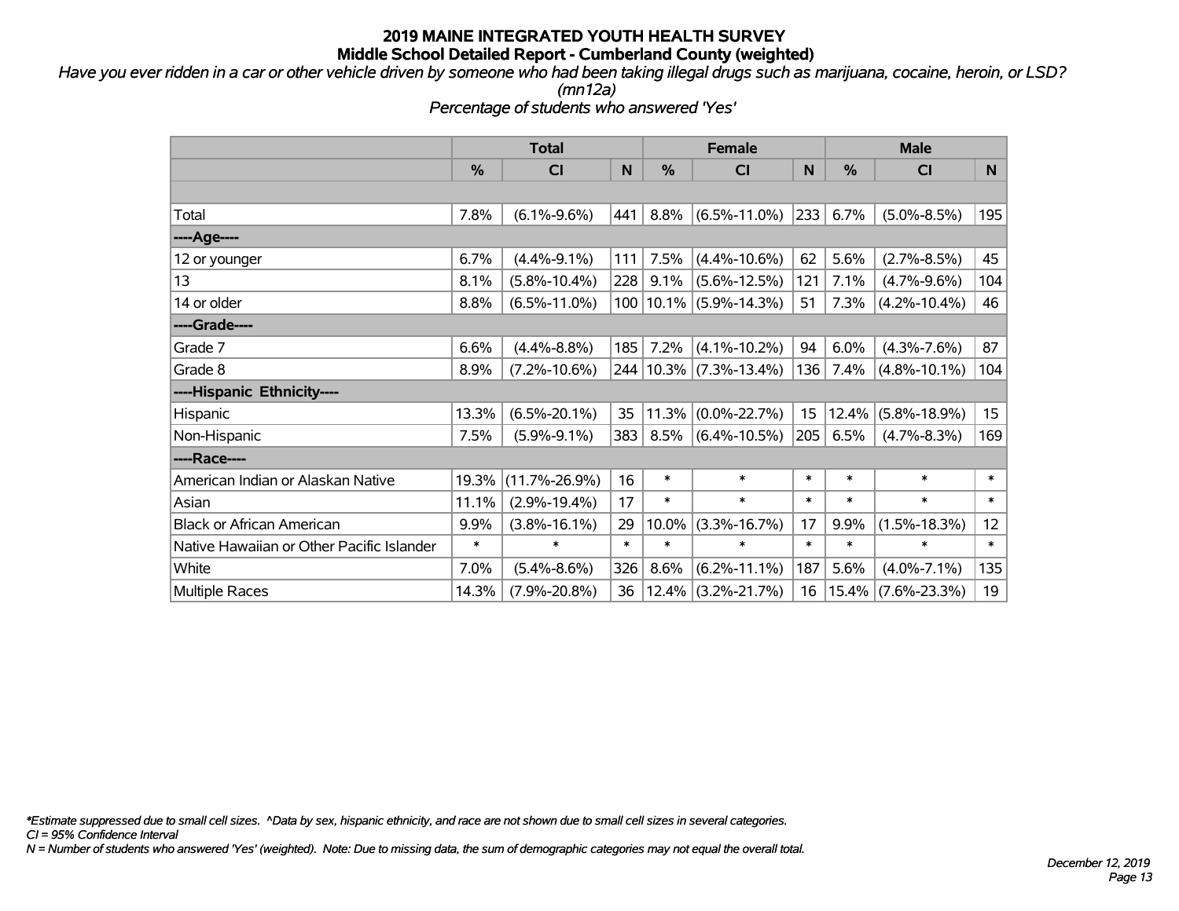# 2019 MAINE INTEGRATED YOUTH HEALTH SURVEY
## Middle School Detailed Report - Cumberland County (weighted)

*Have you ever ridden in a car or other vehicle driven by someone who had been taking illegal drugs such as marijuana, cocaine, heroin, or LSD? (mn12a)*

*Percentage of students who answered 'Yes'*

| | Total | | | Female | | | Male | | |
|---|---|---|---|---|---|---|---|---|---|
| | % | CI | N | % | CI | N | % | CI | N |
| Total | 7.8% | (6.1%-9.6%) | 441 | 8.8% | (6.5%-11.0%) | 233 | 6.7% | (5.0%-8.5%) | 195 |
| ----Age---- | | | | | | | | | |
| 12 or younger | 6.7% | (4.4%-9.1%) | 111 | 7.5% | (4.4%-10.6%) | 62 | 5.6% | (2.7%-8.5%) | 45 |
| 13 | 8.1% | (5.8%-10.4%) | 228 | 9.1% | (5.6%-12.5%) | 121 | 7.1% | (4.7%-9.6%) | 104 |
| 14 or older | 8.8% | (6.5%-11.0%) | 100 | 10.1% | (5.9%-14.3%) | 51 | 7.3% | (4.2%-10.4%) | 46 |
| ----Grade---- | | | | | | | | | |
| Grade 7 | 6.6% | (4.4%-8.8%) | 185 | 7.2% | (4.1%-10.2%) | 94 | 6.0% | (4.3%-7.6%) | 87 |
| Grade 8 | 8.9% | (7.2%-10.6%) | 244 | 10.3% | (7.3%-13.4%) | 136 | 7.4% | (4.8%-10.1%) | 104 |
| ----Hispanic Ethnicity---- | | | | | | | | | |
| Hispanic | 13.3% | (6.5%-20.1%) | 35 | 11.3% | (0.0%-22.7%) | 15 | 12.4% | (5.8%-18.9%) | 15 |
| Non-Hispanic | 7.5% | (5.9%-9.1%) | 383 | 8.5% | (6.4%-10.5%) | 205 | 6.5% | (4.7%-8.3%) | 169 |
| ----Race---- | | | | | | | | | |
| American Indian or Alaskan Native | 19.3% | (11.7%-26.9%) | 16 | * | * | * | * | * | * |
| Asian | 11.1% | (2.9%-19.4%) | 17 | * | * | * | * | * | * |
| Black or African American | 9.9% | (3.8%-16.1%) | 29 | 10.0% | (3.3%-16.7%) | 17 | 9.9% | (1.5%-18.3%) | 12 |
| Native Hawaiian or Other Pacific Islander | * | * | * | * | * | * | * | * | * |
| White | 7.0% | (5.4%-8.6%) | 326 | 8.6% | (6.2%-11.1%) | 187 | 5.6% | (4.0%-7.1%) | 135 |
| Multiple Races | 14.3% | (7.9%-20.8%) | 36 | 12.4% | (3.2%-21.7%) | 16 | 15.4% | (7.6%-23.3%) | 19 |

*\*Estimate suppressed due to small cell sizes. ^Data by sex, hispanic ethnicity, and race are not shown due to small cell sizes in several categories.*
*CI = 95% Confidence Interval*
*N = Number of students who answered 'Yes' (weighted). Note: Due to missing data, the sum of demographic categories may not equal the overall total.*

*December 12, 2019*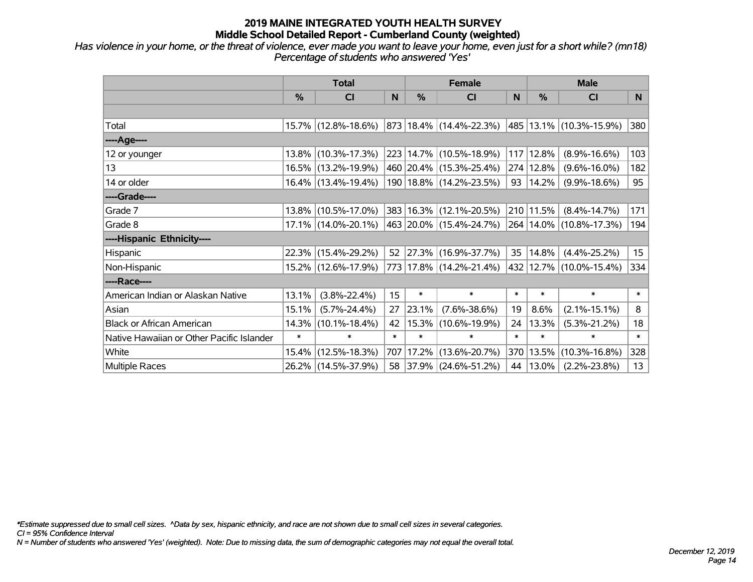# 2019 MAINE INTEGRATED YOUTH HEALTH SURVEY
## Middle School Detailed Report - Cumberland County (weighted)

*Has violence in your home, or the threat of violence, ever made you want to leave your home, even just for a short while? (mn18)*
*Percentage of students who answered 'Yes'*

| | Total | | | Female | | | Male | | |
|---|---|---|---|---|---|---|---|---|---|
| | % | CI | N | % | CI | N | % | CI | N |
| Total | 15.7% | (12.8%-18.6%) | 873 | 18.4% | (14.4%-22.3%) | 485 | 13.1% | (10.3%-15.9%) | 380 |
| ----Age---- | | | | | | | | | |
| 12 or younger | 13.8% | (10.3%-17.3%) | 223 | 14.7% | (10.5%-18.9%) | 117 | 12.8% | (8.9%-16.6%) | 103 |
| 13 | 16.5% | (13.2%-19.9%) | 460 | 20.4% | (15.3%-25.4%) | 274 | 12.8% | (9.6%-16.0%) | 182 |
| 14 or older | 16.4% | (13.4%-19.4%) | 190 | 18.8% | (14.2%-23.5%) | 93 | 14.2% | (9.9%-18.6%) | 95 |
| ----Grade---- | | | | | | | | | |
| Grade 7 | 13.8% | (10.5%-17.0%) | 383 | 16.3% | (12.1%-20.5%) | 210 | 11.5% | (8.4%-14.7%) | 171 |
| Grade 8 | 17.1% | (14.0%-20.1%) | 463 | 20.0% | (15.4%-24.7%) | 264 | 14.0% | (10.8%-17.3%) | 194 |
| ----Hispanic Ethnicity---- | | | | | | | | | |
| Hispanic | 22.3% | (15.4%-29.2%) | 52 | 27.3% | (16.9%-37.7%) | 35 | 14.8% | (4.4%-25.2%) | 15 |
| Non-Hispanic | 15.2% | (12.6%-17.9%) | 773 | 17.8% | (14.2%-21.4%) | 432 | 12.7% | (10.0%-15.4%) | 334 |
| ----Race---- | | | | | | | | | |
| American Indian or Alaskan Native | 13.1% | (3.8%-22.4%) | 15 | * | * | * | * | * | * |
| Asian | 15.1% | (5.7%-24.4%) | 27 | 23.1% | (7.6%-38.6%) | 19 | 8.6% | (2.1%-15.1%) | 8 |
| Black or African American | 14.3% | (10.1%-18.4%) | 42 | 15.3% | (10.6%-19.9%) | 24 | 13.3% | (5.3%-21.2%) | 18 |
| Native Hawaiian or Other Pacific Islander | * | * | * | * | * | * | * | * | * |
| White | 15.4% | (12.5%-18.3%) | 707 | 17.2% | (13.6%-20.7%) | 370 | 13.5% | (10.3%-16.8%) | 328 |
| Multiple Races | 26.2% | (14.5%-37.9%) | 58 | 37.9% | (24.6%-51.2%) | 44 | 13.0% | (2.2%-23.8%) | 13 |

*Estimate suppressed due to small cell sizes. ^Data by sex, hispanic ethnicity, and race are not shown due to small cell sizes in several categories.
*CI = 95% Confidence Interval*
*N = Number of students who answered 'Yes' (weighted). Note: Due to missing data, the sum of demographic categories may not equal the overall total.*

*December 12, 2019*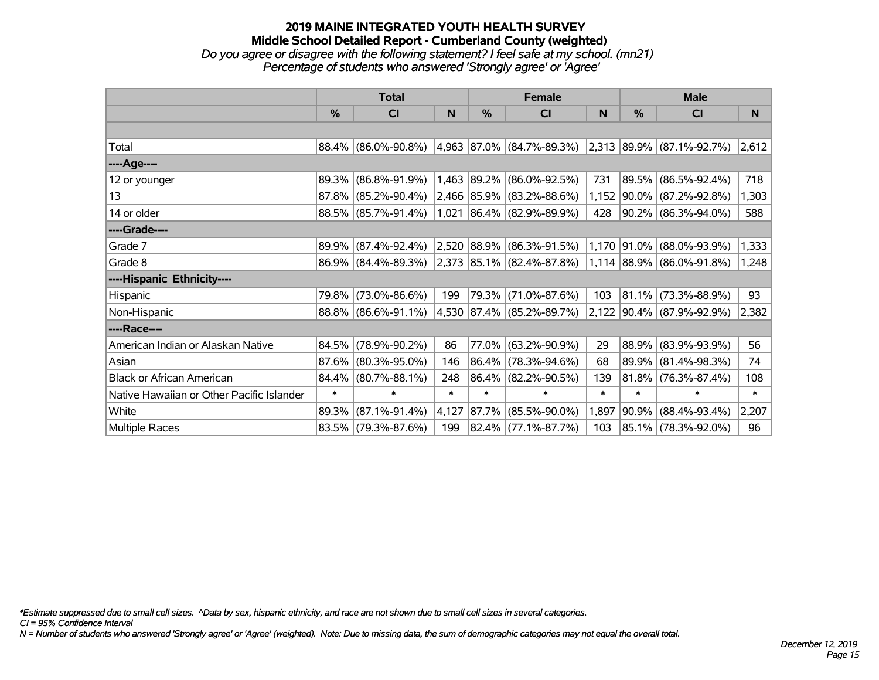# 2019 MAINE INTEGRATED YOUTH HEALTH SURVEY
## Middle School Detailed Report - Cumberland County (weighted)
*Do you agree or disagree with the following statement? I feel safe at my school. (mn21)*
*Percentage of students who answered 'Strongly agree' or 'Agree'*

| | Total | | | Female | | | Male | | |
|---|---|---|---|---|---|---|---|---|---|
| | % | CI | N | % | CI | N | % | CI | N |
| Total | 88.4% | (86.0%-90.8%) | 4,963 | 87.0% | (84.7%-89.3%) | 2,313 | 89.9% | (87.1%-92.7%) | 2,612 |
| ----Age---- | | | | | | | | | |
| 12 or younger | 89.3% | (86.8%-91.9%) | 1,463 | 89.2% | (86.0%-92.5%) | 731 | 89.5% | (86.5%-92.4%) | 718 |
| 13 | 87.8% | (85.2%-90.4%) | 2,466 | 85.9% | (83.2%-88.6%) | 1,152 | 90.0% | (87.2%-92.8%) | 1,303 |
| 14 or older | 88.5% | (85.7%-91.4%) | 1,021 | 86.4% | (82.9%-89.9%) | 428 | 90.2% | (86.3%-94.0%) | 588 |
| ----Grade---- | | | | | | | | | |
| Grade 7 | 89.9% | (87.4%-92.4%) | 2,520 | 88.9% | (86.3%-91.5%) | 1,170 | 91.0% | (88.0%-93.9%) | 1,333 |
| Grade 8 | 86.9% | (84.4%-89.3%) | 2,373 | 85.1% | (82.4%-87.8%) | 1,114 | 88.9% | (86.0%-91.8%) | 1,248 |
| ----Hispanic Ethnicity---- | | | | | | | | | |
| Hispanic | 79.8% | (73.0%-86.6%) | 199 | 79.3% | (71.0%-87.6%) | 103 | 81.1% | (73.3%-88.9%) | 93 |
| Non-Hispanic | 88.8% | (86.6%-91.1%) | 4,530 | 87.4% | (85.2%-89.7%) | 2,122 | 90.4% | (87.9%-92.9%) | 2,382 |
| ----Race---- | | | | | | | | | |
| American Indian or Alaskan Native | 84.5% | (78.9%-90.2%) | 86 | 77.0% | (63.2%-90.9%) | 29 | 88.9% | (83.9%-93.9%) | 56 |
| Asian | 87.6% | (80.3%-95.0%) | 146 | 86.4% | (78.3%-94.6%) | 68 | 89.9% | (81.4%-98.3%) | 74 |
| Black or African American | 84.4% | (80.7%-88.1%) | 248 | 86.4% | (82.2%-90.5%) | 139 | 81.8% | (76.3%-87.4%) | 108 |
| Native Hawaiian or Other Pacific Islander | * | * | * | * | * | * | * | * | * |
| White | 89.3% | (87.1%-91.4%) | 4,127 | 87.7% | (85.5%-90.0%) | 1,897 | 90.9% | (88.4%-93.4%) | 2,207 |
| Multiple Races | 83.5% | (79.3%-87.6%) | 199 | 82.4% | (77.1%-87.7%) | 103 | 85.1% | (78.3%-92.0%) | 96 |

*\*Estimate suppressed due to small cell sizes. ^Data by sex, hispanic ethnicity, and race are not shown due to small cell sizes in several categories.*
*CI = 95% Confidence Interval*
*N = Number of students who answered 'Strongly agree' or 'Agree' (weighted). Note: Due to missing data, the sum of demographic categories may not equal the overall total.*

*December 12, 2019*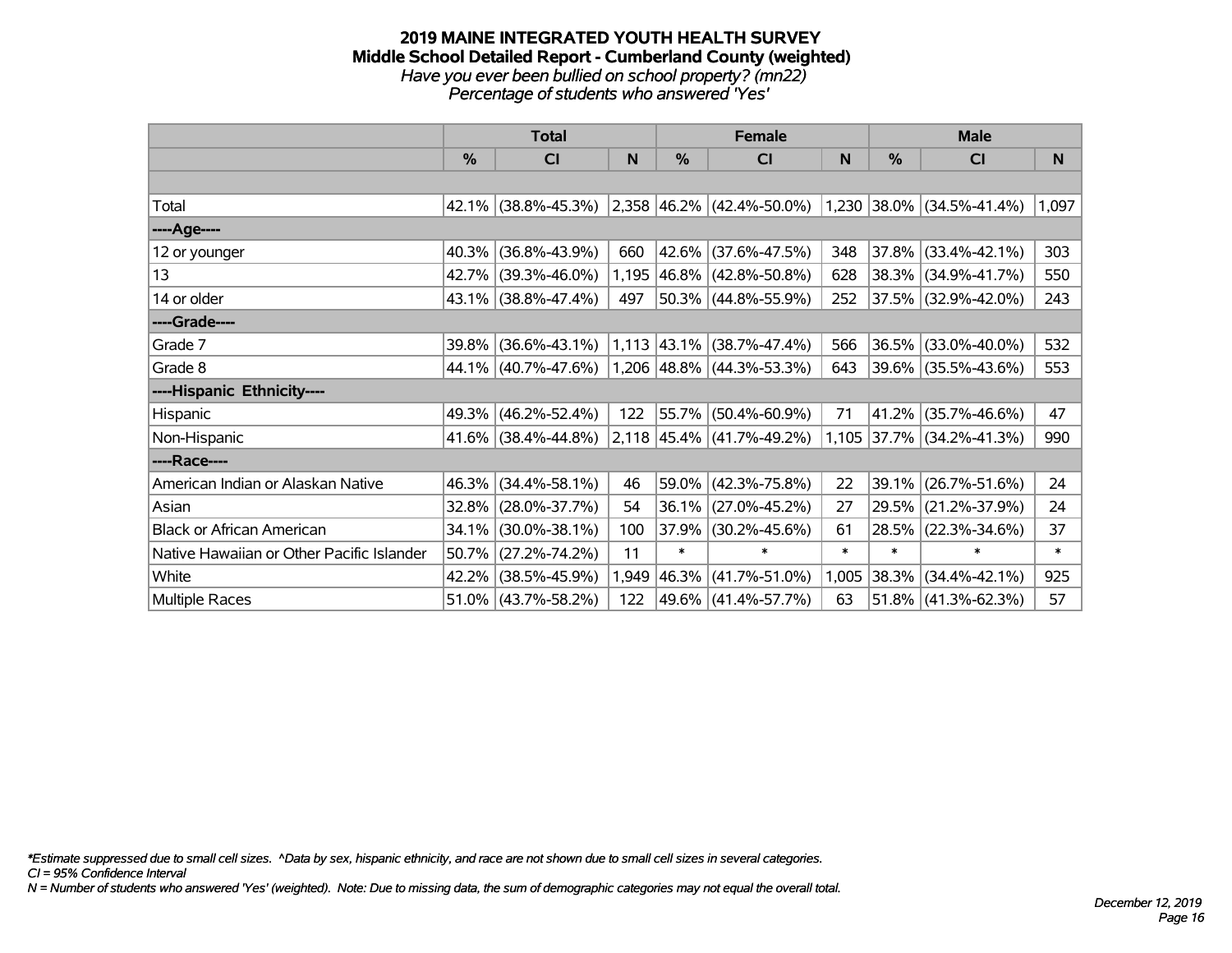# 2019 MAINE INTEGRATED YOUTH HEALTH SURVEY
## Middle School Detailed Report - Cumberland County (weighted)
*Have you ever been bullied on school property? (mn22)*
*Percentage of students who answered 'Yes'*

| | Total | | | Female | | | Male | | |
|---|---|---|---|---|---|---|---|---|---|
| | % | CI | N | % | CI | N | % | CI | N |
| | | | | | | | | | |
| Total | 42.1% | (38.8%-45.3%) | 2,358 | 46.2% | (42.4%-50.0%) | 1,230 | 38.0% | (34.5%-41.4%) | 1,097 |
| ----Age---- | | | | | | | | | |
| 12 or younger | 40.3% | (36.8%-43.9%) | 660 | 42.6% | (37.6%-47.5%) | 348 | 37.8% | (33.4%-42.1%) | 303 |
| 13 | 42.7% | (39.3%-46.0%) | 1,195 | 46.8% | (42.8%-50.8%) | 628 | 38.3% | (34.9%-41.7%) | 550 |
| 14 or older | 43.1% | (38.8%-47.4%) | 497 | 50.3% | (44.8%-55.9%) | 252 | 37.5% | (32.9%-42.0%) | 243 |
| ----Grade---- | | | | | | | | | |
| Grade 7 | 39.8% | (36.6%-43.1%) | 1,113 | 43.1% | (38.7%-47.4%) | 566 | 36.5% | (33.0%-40.0%) | 532 |
| Grade 8 | 44.1% | (40.7%-47.6%) | 1,206 | 48.8% | (44.3%-53.3%) | 643 | 39.6% | (35.5%-43.6%) | 553 |
| ----Hispanic Ethnicity---- | | | | | | | | | |
| Hispanic | 49.3% | (46.2%-52.4%) | 122 | 55.7% | (50.4%-60.9%) | 71 | 41.2% | (35.7%-46.6%) | 47 |
| Non-Hispanic | 41.6% | (38.4%-44.8%) | 2,118 | 45.4% | (41.7%-49.2%) | 1,105 | 37.7% | (34.2%-41.3%) | 990 |
| ----Race---- | | | | | | | | | |
| American Indian or Alaskan Native | 46.3% | (34.4%-58.1%) | 46 | 59.0% | (42.3%-75.8%) | 22 | 39.1% | (26.7%-51.6%) | 24 |
| Asian | 32.8% | (28.0%-37.7%) | 54 | 36.1% | (27.0%-45.2%) | 27 | 29.5% | (21.2%-37.9%) | 24 |
| Black or African American | 34.1% | (30.0%-38.1%) | 100 | 37.9% | (30.2%-45.6%) | 61 | 28.5% | (22.3%-34.6%) | 37 |
| Native Hawaiian or Other Pacific Islander | 50.7% | (27.2%-74.2%) | 11 | * | * | * | * | * | * |
| White | 42.2% | (38.5%-45.9%) | 1,949 | 46.3% | (41.7%-51.0%) | 1,005 | 38.3% | (34.4%-42.1%) | 925 |
| Multiple Races | 51.0% | (43.7%-58.2%) | 122 | 49.6% | (41.4%-57.7%) | 63 | 51.8% | (41.3%-62.3%) | 57 |

*Estimate suppressed due to small cell sizes. ^Data by sex, hispanic ethnicity, and race are not shown due to small cell sizes in several categories.
CI = 95% Confidence Interval
N = Number of students who answered 'Yes' (weighted). Note: Due to missing data, the sum of demographic categories may not equal the overall total.

December 12, 2019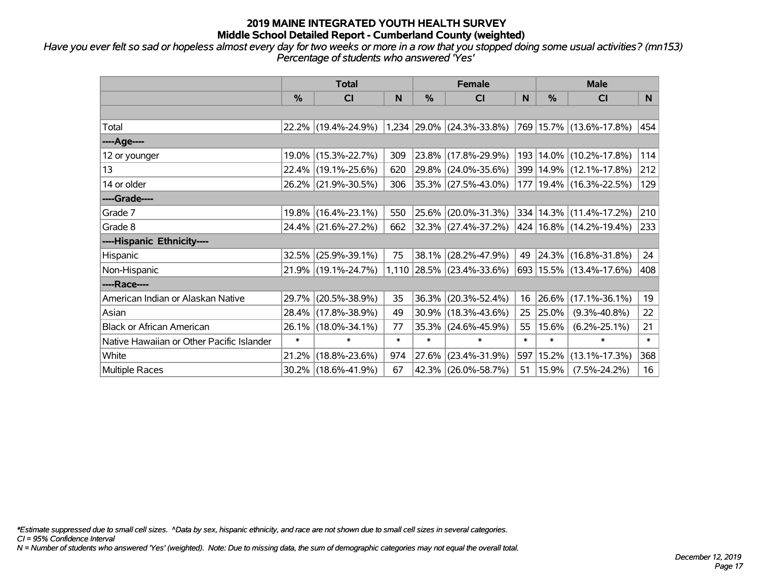# 2019 MAINE INTEGRATED YOUTH HEALTH SURVEY
## Middle School Detailed Report - Cumberland County (weighted)

*Have you ever felt so sad or hopeless almost every day for two weeks or more in a row that you stopped doing some usual activities? (mn153) Percentage of students who answered 'Yes'*

| | Total | | | Female | | | Male | | |
|---|---|---|---|---|---|---|---|---|---|
| | % | CI | N | % | CI | N | % | CI | N |
| | | | | | | | | | |
| Total | 22.2% | (19.4%-24.9%) | 1,234 | 29.0% | (24.3%-33.8%) | 769 | 15.7% | (13.6%-17.8%) | 454 |
| ----Age---- | | | | | | | | | |
| 12 or younger | 19.0% | (15.3%-22.7%) | 309 | 23.8% | (17.8%-29.9%) | 193 | 14.0% | (10.2%-17.8%) | 114 |
| 13 | 22.4% | (19.1%-25.6%) | 620 | 29.8% | (24.0%-35.6%) | 399 | 14.9% | (12.1%-17.8%) | 212 |
| 14 or older | 26.2% | (21.9%-30.5%) | 306 | 35.3% | (27.5%-43.0%) | 177 | 19.4% | (16.3%-22.5%) | 129 |
| ----Grade---- | | | | | | | | | |
| Grade 7 | 19.8% | (16.4%-23.1%) | 550 | 25.6% | (20.0%-31.3%) | 334 | 14.3% | (11.4%-17.2%) | 210 |
| Grade 8 | 24.4% | (21.6%-27.2%) | 662 | 32.3% | (27.4%-37.2%) | 424 | 16.8% | (14.2%-19.4%) | 233 |
| ----Hispanic Ethnicity---- | | | | | | | | | |
| Hispanic | 32.5% | (25.9%-39.1%) | 75 | 38.1% | (28.2%-47.9%) | 49 | 24.3% | (16.8%-31.8%) | 24 |
| Non-Hispanic | 21.9% | (19.1%-24.7%) | 1,110 | 28.5% | (23.4%-33.6%) | 693 | 15.5% | (13.4%-17.6%) | 408 |
| ----Race---- | | | | | | | | | |
| American Indian or Alaskan Native | 29.7% | (20.5%-38.9%) | 35 | 36.3% | (20.3%-52.4%) | 16 | 26.6% | (17.1%-36.1%) | 19 |
| Asian | 28.4% | (17.8%-38.9%) | 49 | 30.9% | (18.3%-43.6%) | 25 | 25.0% | (9.3%-40.8%) | 22 |
| Black or African American | 26.1% | (18.0%-34.1%) | 77 | 35.3% | (24.6%-45.9%) | 55 | 15.6% | (6.2%-25.1%) | 21 |
| Native Hawaiian or Other Pacific Islander | * | * | * | * | * | * | * | * | * |
| White | 21.2% | (18.8%-23.6%) | 974 | 27.6% | (23.4%-31.9%) | 597 | 15.2% | (13.1%-17.3%) | 368 |
| Multiple Races | 30.2% | (18.6%-41.9%) | 67 | 42.3% | (26.0%-58.7%) | 51 | 15.9% | (7.5%-24.2%) | 16 |

*\*Estimate suppressed due to small cell sizes. ^Data by sex, hispanic ethnicity, and race are not shown due to small cell sizes in several categories.*
*CI = 95% Confidence Interval*
*N = Number of students who answered 'Yes' (weighted). Note: Due to missing data, the sum of demographic categories may not equal the overall total.*

*December 12, 2019*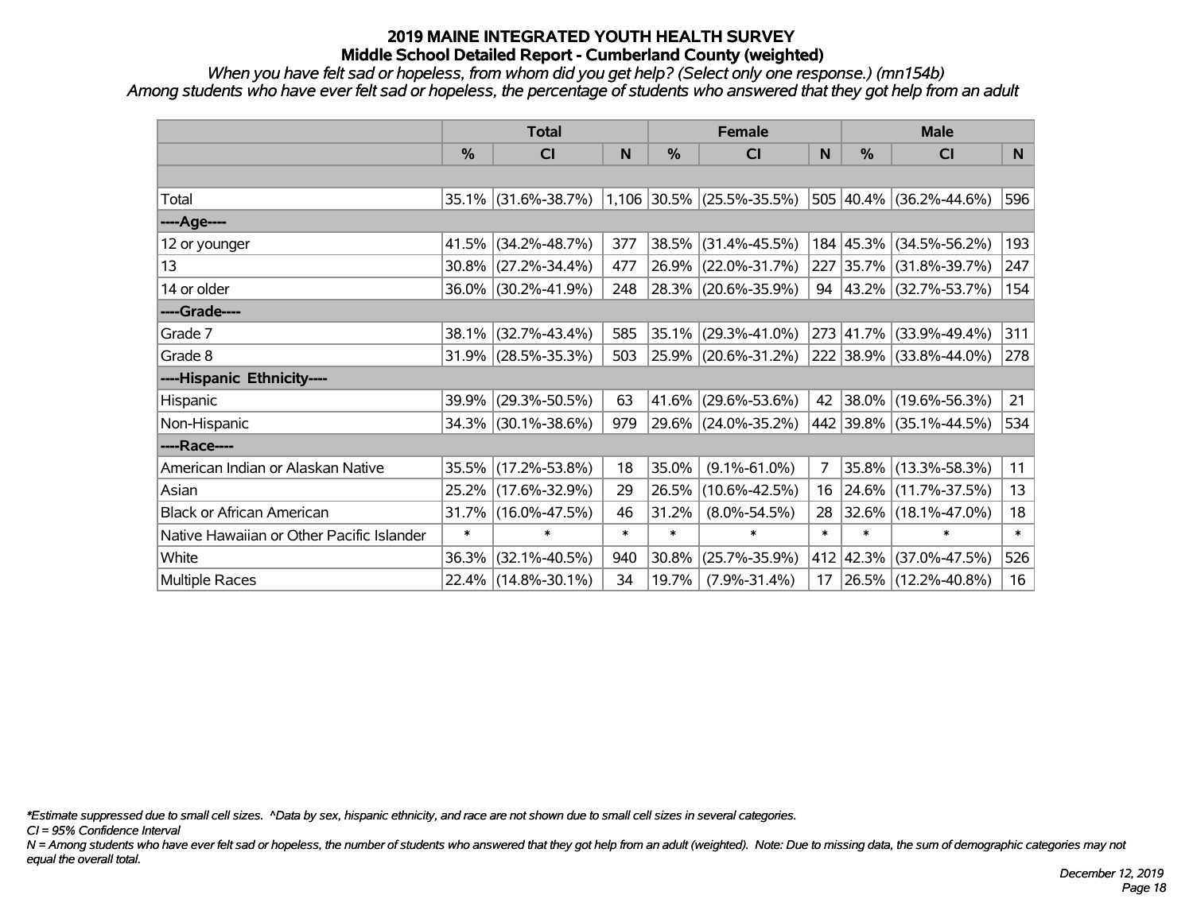# 2019 MAINE INTEGRATED YOUTH HEALTH SURVEY

## Middle School Detailed Report - Cumberland County (weighted)

*When you have felt sad or hopeless, from whom did you get help? (Select only one response.) (mn154b)*

*Among students who have ever felt sad or hopeless, the percentage of students who answered that they got help from an adult*

| | Total | | | Female | | | Male | | |
|---|---|---|---|---|---|---|---|---|---|
| | % | CI | N | % | CI | N | % | CI | N |
| Total | 35.1% | (31.6%-38.7%) | 1,106 | 30.5% | (25.5%-35.5%) | 505 | 40.4% | (36.2%-44.6%) | 596 |
| ----Age---- | | | | | | | | | |
| 12 or younger | 41.5% | (34.2%-48.7%) | 377 | 38.5% | (31.4%-45.5%) | 184 | 45.3% | (34.5%-56.2%) | 193 |
| 13 | 30.8% | (27.2%-34.4%) | 477 | 26.9% | (22.0%-31.7%) | 227 | 35.7% | (31.8%-39.7%) | 247 |
| 14 or older | 36.0% | (30.2%-41.9%) | 248 | 28.3% | (20.6%-35.9%) | 94 | 43.2% | (32.7%-53.7%) | 154 |
| ----Grade---- | | | | | | | | | |
| Grade 7 | 38.1% | (32.7%-43.4%) | 585 | 35.1% | (29.3%-41.0%) | 273 | 41.7% | (33.9%-49.4%) | 311 |
| Grade 8 | 31.9% | (28.5%-35.3%) | 503 | 25.9% | (20.6%-31.2%) | 222 | 38.9% | (33.8%-44.0%) | 278 |
| ----Hispanic Ethnicity---- | | | | | | | | | |
| Hispanic | 39.9% | (29.3%-50.5%) | 63 | 41.6% | (29.6%-53.6%) | 42 | 38.0% | (19.6%-56.3%) | 21 |
| Non-Hispanic | 34.3% | (30.1%-38.6%) | 979 | 29.6% | (24.0%-35.2%) | 442 | 39.8% | (35.1%-44.5%) | 534 |
| ----Race---- | | | | | | | | | |
| American Indian or Alaskan Native | 35.5% | (17.2%-53.8%) | 18 | 35.0% | (9.1%-61.0%) | 7 | 35.8% | (13.3%-58.3%) | 11 |
| Asian | 25.2% | (17.6%-32.9%) | 29 | 26.5% | (10.6%-42.5%) | 16 | 24.6% | (11.7%-37.5%) | 13 |
| Black or African American | 31.7% | (16.0%-47.5%) | 46 | 31.2% | (8.0%-54.5%) | 28 | 32.6% | (18.1%-47.0%) | 18 |
| Native Hawaiian or Other Pacific Islander | * | * | * | * | * | * | * | * | * |
| White | 36.3% | (32.1%-40.5%) | 940 | 30.8% | (25.7%-35.9%) | 412 | 42.3% | (37.0%-47.5%) | 526 |
| Multiple Races | 22.4% | (14.8%-30.1%) | 34 | 19.7% | (7.9%-31.4%) | 17 | 26.5% | (12.2%-40.8%) | 16 |

*\*Estimate suppressed due to small cell sizes. ^Data by sex, hispanic ethnicity, and race are not shown due to small cell sizes in several categories.*

*CI = 95% Confidence Interval*

*N = Among students who have ever felt sad or hopeless, the number of students who answered that they got help from an adult (weighted). Note: Due to missing data, the sum of demographic categories may not equal the overall total.*

*December 12, 2019*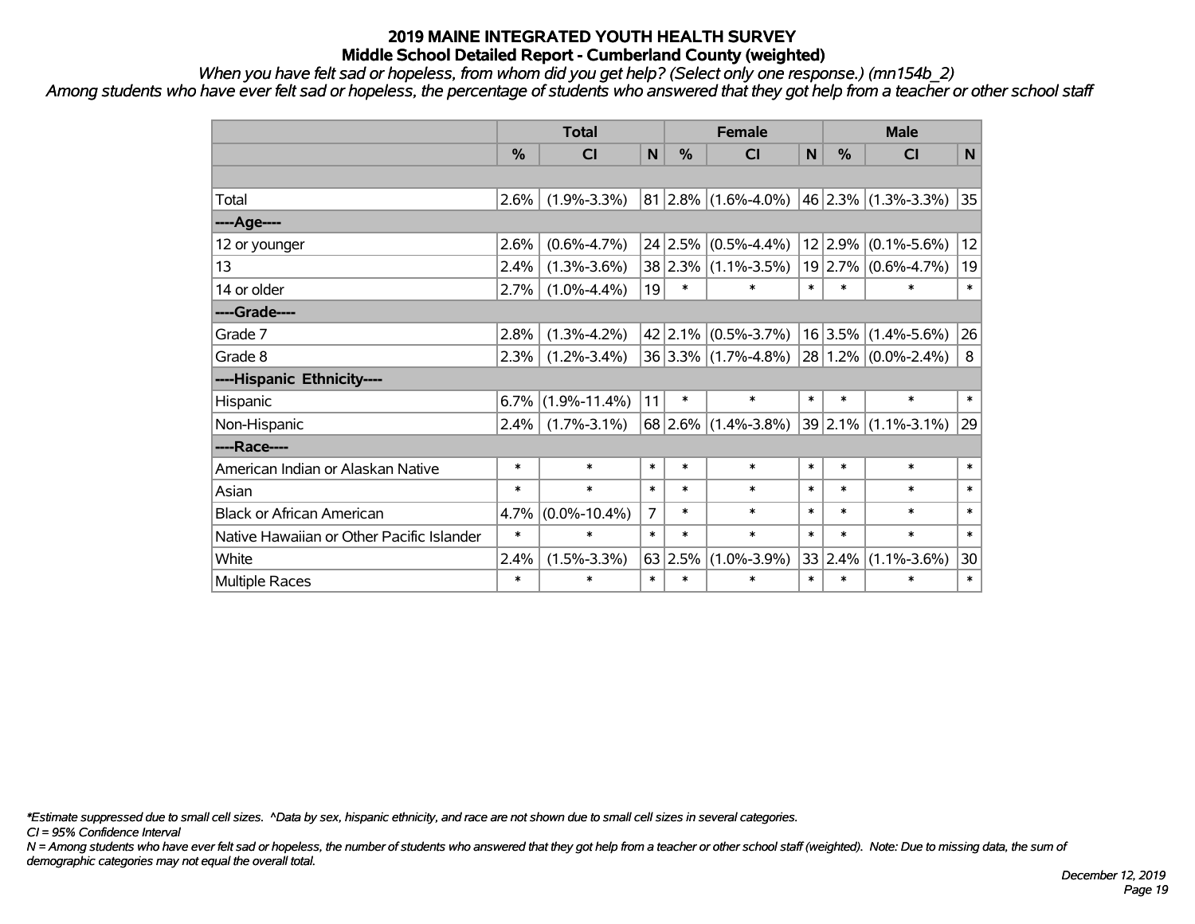# 2019 MAINE INTEGRATED YOUTH HEALTH SURVEY
## Middle School Detailed Report - Cumberland County (weighted)

*When you have felt sad or hopeless, from whom did you get help? (Select only one response.) (mn154b_2)*

*Among students who have ever felt sad or hopeless, the percentage of students who answered that they got help from a teacher or other school staff*

| | Total | | | Female | | | Male | | |
|---|---|---|---|---|---|---|---|---|---|
| | % | CI | N | % | CI | N | % | CI | N |
| | | | | | | | | | |
| Total | 2.6% | (1.9%-3.3%) | 81 | 2.8% | (1.6%-4.0%) | 46 | 2.3% | (1.3%-3.3%) | 35 |
| ----Age---- | | | | | | | | | |
| 12 or younger | 2.6% | (0.6%-4.7%) | 24 | 2.5% | (0.5%-4.4%) | 12 | 2.9% | (0.1%-5.6%) | 12 |
| 13 | 2.4% | (1.3%-3.6%) | 38 | 2.3% | (1.1%-3.5%) | 19 | 2.7% | (0.6%-4.7%) | 19 |
| 14 or older | 2.7% | (1.0%-4.4%) | 19 | * | * | * | * | * | * |
| ----Grade---- | | | | | | | | | |
| Grade 7 | 2.8% | (1.3%-4.2%) | 42 | 2.1% | (0.5%-3.7%) | 16 | 3.5% | (1.4%-5.6%) | 26 |
| Grade 8 | 2.3% | (1.2%-3.4%) | 36 | 3.3% | (1.7%-4.8%) | 28 | 1.2% | (0.0%-2.4%) | 8 |
| ----Hispanic Ethnicity---- | | | | | | | | | |
| Hispanic | 6.7% | (1.9%-11.4%) | 11 | * | * | * | * | * | * |
| Non-Hispanic | 2.4% | (1.7%-3.1%) | 68 | 2.6% | (1.4%-3.8%) | 39 | 2.1% | (1.1%-3.1%) | 29 |
| ----Race---- | | | | | | | | | |
| American Indian or Alaskan Native | * | * | * | * | * | * | * | * | * |
| Asian | * | * | * | * | * | * | * | * | * |
| Black or African American | 4.7% | (0.0%-10.4%) | 7 | * | * | * | * | * | * |
| Native Hawaiian or Other Pacific Islander | * | * | * | * | * | * | * | * | * |
| White | 2.4% | (1.5%-3.3%) | 63 | 2.5% | (1.0%-3.9%) | 33 | 2.4% | (1.1%-3.6%) | 30 |
| Multiple Races | * | * | * | * | * | * | * | * | * |

*\*Estimate suppressed due to small cell sizes. ^Data by sex, hispanic ethnicity, and race are not shown due to small cell sizes in several categories.*

*CI = 95% Confidence Interval*

*N = Among students who have ever felt sad or hopeless, the number of students who answered that they got help from a teacher or other school staff (weighted). Note: Due to missing data, the sum of demographic categories may not equal the overall total.*

*December 12, 2019*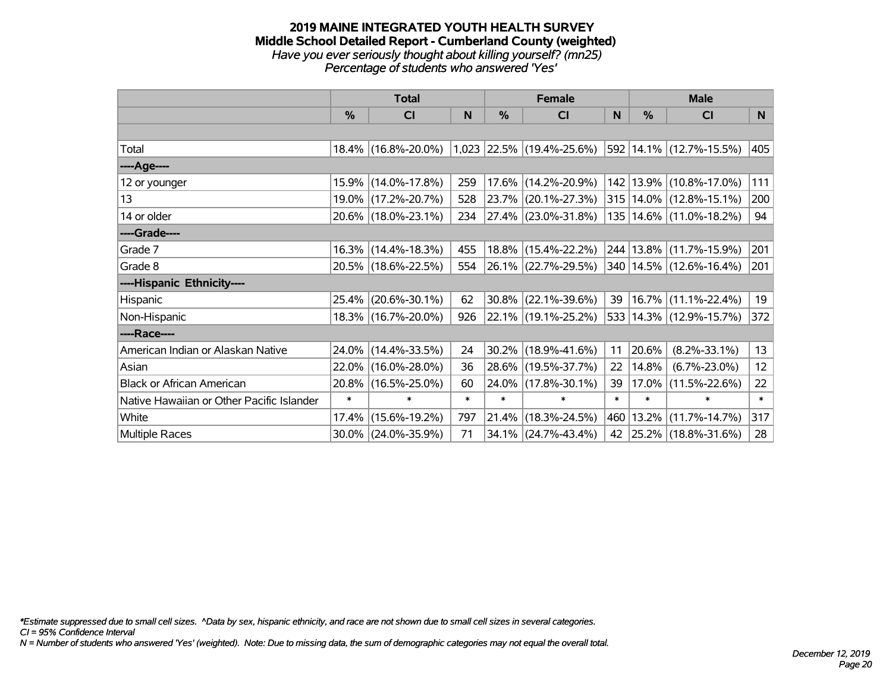# 2019 MAINE INTEGRATED YOUTH HEALTH SURVEY
## Middle School Detailed Report - Cumberland County (weighted)
*Have you ever seriously thought about killing yourself? (mn25)*
*Percentage of students who answered 'Yes'*

| | Total | | | Female | | | Male | | |
|---|---|---|---|---|---|---|---|---|---|
| | % | CI | N | % | CI | N | % | CI | N |
| | | | | | | | | | |
| Total | 18.4% | (16.8%-20.0%) | 1,023 | 22.5% | (19.4%-25.6%) | 592 | 14.1% | (12.7%-15.5%) | 405 |
| ----Age---- | | | | | | | | | |
| 12 or younger | 15.9% | (14.0%-17.8%) | 259 | 17.6% | (14.2%-20.9%) | 142 | 13.9% | (10.8%-17.0%) | 111 |
| 13 | 19.0% | (17.2%-20.7%) | 528 | 23.7% | (20.1%-27.3%) | 315 | 14.0% | (12.8%-15.1%) | 200 |
| 14 or older | 20.6% | (18.0%-23.1%) | 234 | 27.4% | (23.0%-31.8%) | 135 | 14.6% | (11.0%-18.2%) | 94 |
| ----Grade---- | | | | | | | | | |
| Grade 7 | 16.3% | (14.4%-18.3%) | 455 | 18.8% | (15.4%-22.2%) | 244 | 13.8% | (11.7%-15.9%) | 201 |
| Grade 8 | 20.5% | (18.6%-22.5%) | 554 | 26.1% | (22.7%-29.5%) | 340 | 14.5% | (12.6%-16.4%) | 201 |
| ----Hispanic Ethnicity---- | | | | | | | | | |
| Hispanic | 25.4% | (20.6%-30.1%) | 62 | 30.8% | (22.1%-39.6%) | 39 | 16.7% | (11.1%-22.4%) | 19 |
| Non-Hispanic | 18.3% | (16.7%-20.0%) | 926 | 22.1% | (19.1%-25.2%) | 533 | 14.3% | (12.9%-15.7%) | 372 |
| ----Race---- | | | | | | | | | |
| American Indian or Alaskan Native | 24.0% | (14.4%-33.5%) | 24 | 30.2% | (18.9%-41.6%) | 11 | 20.6% | (8.2%-33.1%) | 13 |
| Asian | 22.0% | (16.0%-28.0%) | 36 | 28.6% | (19.5%-37.7%) | 22 | 14.8% | (6.7%-23.0%) | 12 |
| Black or African American | 20.8% | (16.5%-25.0%) | 60 | 24.0% | (17.8%-30.1%) | 39 | 17.0% | (11.5%-22.6%) | 22 |
| Native Hawaiian or Other Pacific Islander | * | * | * | * | * | * | * | * | * |
| White | 17.4% | (15.6%-19.2%) | 797 | 21.4% | (18.3%-24.5%) | 460 | 13.2% | (11.7%-14.7%) | 317 |
| Multiple Races | 30.0% | (24.0%-35.9%) | 71 | 34.1% | (24.7%-43.4%) | 42 | 25.2% | (18.8%-31.6%) | 28 |

*Estimate suppressed due to small cell sizes. ^Data by sex, hispanic ethnicity, and race are not shown due to small cell sizes in several categories.
CI = 95% Confidence Interval
N = Number of students who answered 'Yes' (weighted). Note: Due to missing data, the sum of demographic categories may not equal the overall total.

December 12, 2019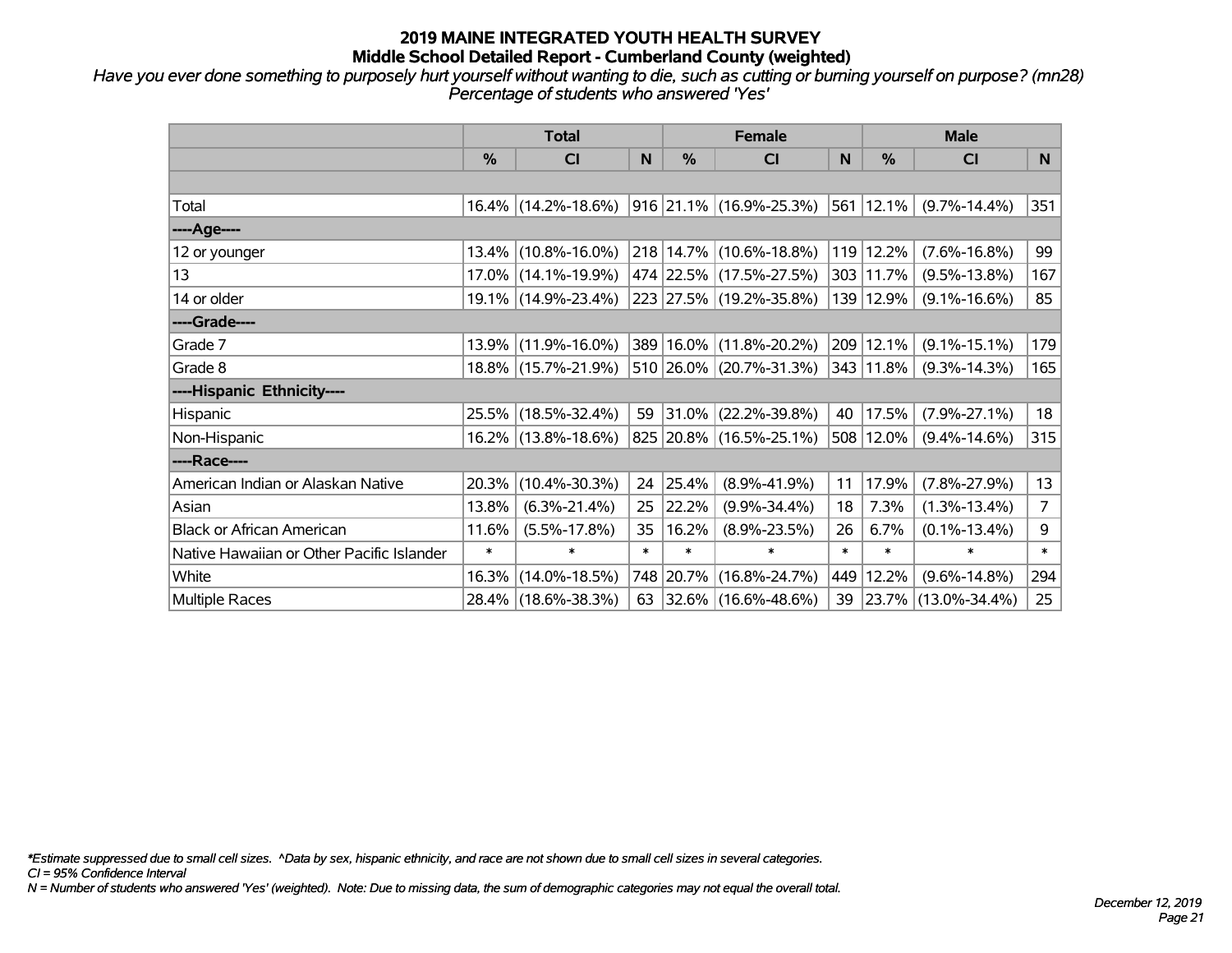# 2019 MAINE INTEGRATED YOUTH HEALTH SURVEY
## Middle School Detailed Report - Cumberland County (weighted)

*Have you ever done something to purposely hurt yourself without wanting to die, such as cutting or burning yourself on purpose? (mn28)*
*Percentage of students who answered 'Yes'*

| | Total | | | Female | | | Male | | |
|---|---|---|---|---|---|---|---|---|---|
| | % | CI | N | % | CI | N | % | CI | N |
| | | | | | | | | | |
| Total | 16.4% | (14.2%-18.6%) | 916 | 21.1% | (16.9%-25.3%) | 561 | 12.1% | (9.7%-14.4%) | 351 |
| ----Age---- | | | | | | | | | |
| 12 or younger | 13.4% | (10.8%-16.0%) | 218 | 14.7% | (10.6%-18.8%) | 119 | 12.2% | (7.6%-16.8%) | 99 |
| 13 | 17.0% | (14.1%-19.9%) | 474 | 22.5% | (17.5%-27.5%) | 303 | 11.7% | (9.5%-13.8%) | 167 |
| 14 or older | 19.1% | (14.9%-23.4%) | 223 | 27.5% | (19.2%-35.8%) | 139 | 12.9% | (9.1%-16.6%) | 85 |
| ----Grade---- | | | | | | | | | |
| Grade 7 | 13.9% | (11.9%-16.0%) | 389 | 16.0% | (11.8%-20.2%) | 209 | 12.1% | (9.1%-15.1%) | 179 |
| Grade 8 | 18.8% | (15.7%-21.9%) | 510 | 26.0% | (20.7%-31.3%) | 343 | 11.8% | (9.3%-14.3%) | 165 |
| ----Hispanic Ethnicity---- | | | | | | | | | |
| Hispanic | 25.5% | (18.5%-32.4%) | 59 | 31.0% | (22.2%-39.8%) | 40 | 17.5% | (7.9%-27.1%) | 18 |
| Non-Hispanic | 16.2% | (13.8%-18.6%) | 825 | 20.8% | (16.5%-25.1%) | 508 | 12.0% | (9.4%-14.6%) | 315 |
| ----Race---- | | | | | | | | | |
| American Indian or Alaskan Native | 20.3% | (10.4%-30.3%) | 24 | 25.4% | (8.9%-41.9%) | 11 | 17.9% | (7.8%-27.9%) | 13 |
| Asian | 13.8% | (6.3%-21.4%) | 25 | 22.2% | (9.9%-34.4%) | 18 | 7.3% | (1.3%-13.4%) | 7 |
| Black or African American | 11.6% | (5.5%-17.8%) | 35 | 16.2% | (8.9%-23.5%) | 26 | 6.7% | (0.1%-13.4%) | 9 |
| Native Hawaiian or Other Pacific Islander | * | * | * | * | * | * | * | * | * |
| White | 16.3% | (14.0%-18.5%) | 748 | 20.7% | (16.8%-24.7%) | 449 | 12.2% | (9.6%-14.8%) | 294 |
| Multiple Races | 28.4% | (18.6%-38.3%) | 63 | 32.6% | (16.6%-48.6%) | 39 | 23.7% | (13.0%-34.4%) | 25 |

*\*Estimate suppressed due to small cell sizes. ^Data by sex, hispanic ethnicity, and race are not shown due to small cell sizes in several categories.*
*CI = 95% Confidence Interval*
*N = Number of students who answered 'Yes' (weighted). Note: Due to missing data, the sum of demographic categories may not equal the overall total.*

*December 12, 2019*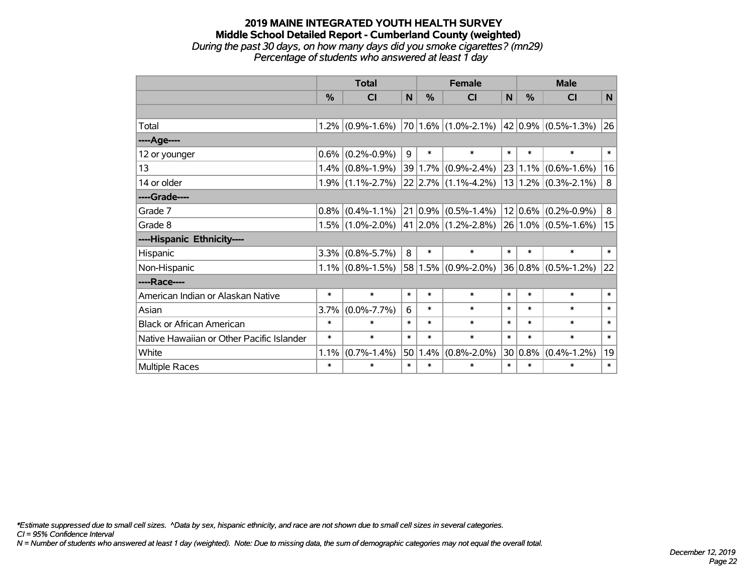# 2019 MAINE INTEGRATED YOUTH HEALTH SURVEY

## Middle School Detailed Report - Cumberland County (weighted)

*During the past 30 days, on how many days did you smoke cigarettes? (mn29)*

*Percentage of students who answered at least 1 day*

| | Total | | | Female | | | Male | | |
|---|---|---|---|---|---|---|---|---|---|
| | % | CI | N | % | CI | N | % | CI | N |
| | | | | | | | | | |
| Total | 1.2% | (0.9%-1.6%) | 70 | 1.6% | (1.0%-2.1%) | 42 | 0.9% | (0.5%-1.3%) | 26 |
| ----Age---- | | | | | | | | | |
| 12 or younger | 0.6% | (0.2%-0.9%) | 9 | * | * | * | * | * | * |
| 13 | 1.4% | (0.8%-1.9%) | 39 | 1.7% | (0.9%-2.4%) | 23 | 1.1% | (0.6%-1.6%) | 16 |
| 14 or older | 1.9% | (1.1%-2.7%) | 22 | 2.7% | (1.1%-4.2%) | 13 | 1.2% | (0.3%-2.1%) | 8 |
| ----Grade---- | | | | | | | | | |
| Grade 7 | 0.8% | (0.4%-1.1%) | 21 | 0.9% | (0.5%-1.4%) | 12 | 0.6% | (0.2%-0.9%) | 8 |
| Grade 8 | 1.5% | (1.0%-2.0%) | 41 | 2.0% | (1.2%-2.8%) | 26 | 1.0% | (0.5%-1.6%) | 15 |
| ----Hispanic Ethnicity---- | | | | | | | | | |
| Hispanic | 3.3% | (0.8%-5.7%) | 8 | * | * | * | * | * | * |
| Non-Hispanic | 1.1% | (0.8%-1.5%) | 58 | 1.5% | (0.9%-2.0%) | 36 | 0.8% | (0.5%-1.2%) | 22 |
| ----Race---- | | | | | | | | | |
| American Indian or Alaskan Native | * | * | * | * | * | * | * | * | * |
| Asian | 3.7% | (0.0%-7.7%) | 6 | * | * | * | * | * | * |
| Black or African American | * | * | * | * | * | * | * | * | * |
| Native Hawaiian or Other Pacific Islander | * | * | * | * | * | * | * | * | * |
| White | 1.1% | (0.7%-1.4%) | 50 | 1.4% | (0.8%-2.0%) | 30 | 0.8% | (0.4%-1.2%) | 19 |
| Multiple Races | * | * | * | * | * | * | * | * | * |

*\*Estimate suppressed due to small cell sizes. ^Data by sex, hispanic ethnicity, and race are not shown due to small cell sizes in several categories.*
*CI = 95% Confidence Interval*
*N = Number of students who answered at least 1 day (weighted). Note: Due to missing data, the sum of demographic categories may not equal the overall total.*

*December 12, 2019*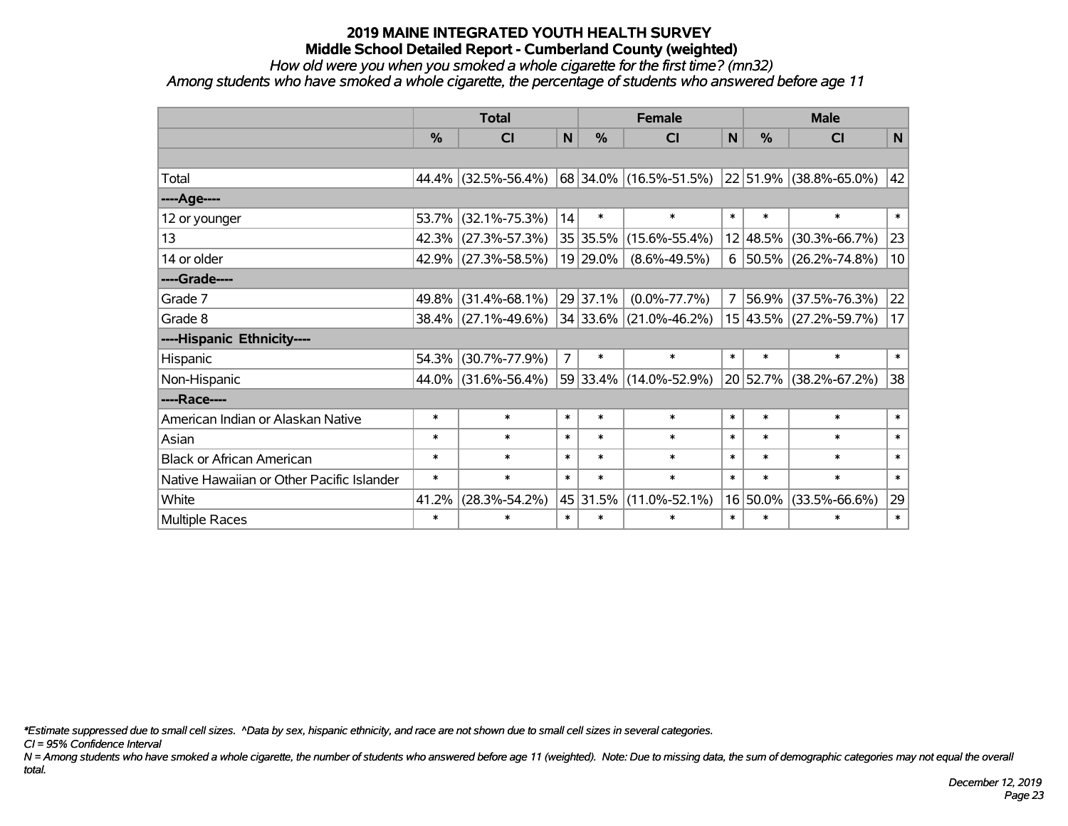# 2019 MAINE INTEGRATED YOUTH HEALTH SURVEY
## Middle School Detailed Report - Cumberland County (weighted)
*How old were you when you smoked a whole cigarette for the first time? (mn32)*
*Among students who have smoked a whole cigarette, the percentage of students who answered before age 11*

| | Total | | | Female | | | Male | | |
|---|---|---|---|---|---|---|---|---|---|
| | % | CI | N | % | CI | N | % | CI | N |
| Total | 44.4% | (32.5%-56.4%) | 68 | 34.0% | (16.5%-51.5%) | 22 | 51.9% | (38.8%-65.0%) | 42 |
| **----Age----** | | | | | | | | | |
| 12 or younger | 53.7% | (32.1%-75.3%) | 14 | * | * | * | * | * | * |
| 13 | 42.3% | (27.3%-57.3%) | 35 | 35.5% | (15.6%-55.4%) | 12 | 48.5% | (30.3%-66.7%) | 23 |
| 14 or older | 42.9% | (27.3%-58.5%) | 19 | 29.0% | (8.6%-49.5%) | 6 | 50.5% | (26.2%-74.8%) | 10 |
| **----Grade----** | | | | | | | | | |
| Grade 7 | 49.8% | (31.4%-68.1%) | 29 | 37.1% | (0.0%-77.7%) | 7 | 56.9% | (37.5%-76.3%) | 22 |
| Grade 8 | 38.4% | (27.1%-49.6%) | 34 | 33.6% | (21.0%-46.2%) | 15 | 43.5% | (27.2%-59.7%) | 17 |
| **----Hispanic Ethnicity----** | | | | | | | | | |
| Hispanic | 54.3% | (30.7%-77.9%) | 7 | * | * | * | * | * | * |
| Non-Hispanic | 44.0% | (31.6%-56.4%) | 59 | 33.4% | (14.0%-52.9%) | 20 | 52.7% | (38.2%-67.2%) | 38 |
| **----Race----** | | | | | | | | | |
| American Indian or Alaskan Native | * | * | * | * | * | * | * | * | * |
| Asian | * | * | * | * | * | * | * | * | * |
| Black or African American | * | * | * | * | * | * | * | * | * |
| Native Hawaiian or Other Pacific Islander | * | * | * | * | * | * | * | * | * |
| White | 41.2% | (28.3%-54.2%) | 45 | 31.5% | (11.0%-52.1%) | 16 | 50.0% | (33.5%-66.6%) | 29 |
| Multiple Races | * | * | * | * | * | * | * | * | * |

*\*Estimate suppressed due to small cell sizes. ^Data by sex, hispanic ethnicity, and race are not shown due to small cell sizes in several categories.*

*CI = 95% Confidence Interval*

*N = Among students who have smoked a whole cigarette, the number of students who answered before age 11 (weighted). Note: Due to missing data, the sum of demographic categories may not equal the overall total.*

*December 12, 2019*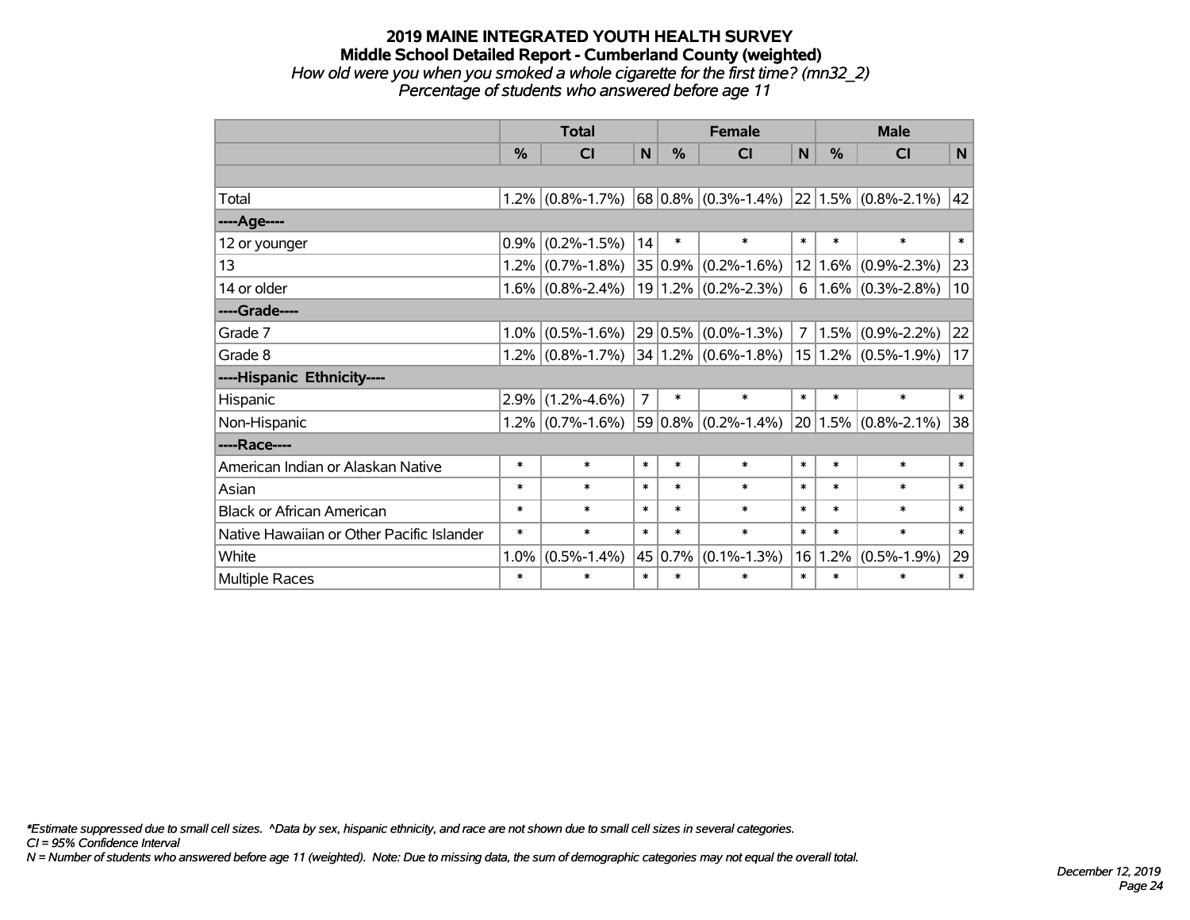# 2019 MAINE INTEGRATED YOUTH HEALTH SURVEY
## Middle School Detailed Report - Cumberland County (weighted)
*How old were you when you smoked a whole cigarette for the first time? (mn32_2)*
*Percentage of students who answered before age 11*

| | Total | | | Female | | | Male | | |
|---|---|---|---|---|---|---|---|---|---|
| | % | CI | N | % | CI | N | % | CI | N |
| | | | | | | | | | |
| Total | 1.2% | (0.8%-1.7%) | 68 | 0.8% | (0.3%-1.4%) | 22 | 1.5% | (0.8%-2.1%) | 42 |
| ----Age---- | | | | | | | | | |
| 12 or younger | 0.9% | (0.2%-1.5%) | 14 | * | * | * | * | * | * |
| 13 | 1.2% | (0.7%-1.8%) | 35 | 0.9% | (0.2%-1.6%) | 12 | 1.6% | (0.9%-2.3%) | 23 |
| 14 or older | 1.6% | (0.8%-2.4%) | 19 | 1.2% | (0.2%-2.3%) | 6 | 1.6% | (0.3%-2.8%) | 10 |
| ----Grade---- | | | | | | | | | |
| Grade 7 | 1.0% | (0.5%-1.6%) | 29 | 0.5% | (0.0%-1.3%) | 7 | 1.5% | (0.9%-2.2%) | 22 |
| Grade 8 | 1.2% | (0.8%-1.7%) | 34 | 1.2% | (0.6%-1.8%) | 15 | 1.2% | (0.5%-1.9%) | 17 |
| ----Hispanic Ethnicity---- | | | | | | | | | |
| Hispanic | 2.9% | (1.2%-4.6%) | 7 | * | * | * | * | * | * |
| Non-Hispanic | 1.2% | (0.7%-1.6%) | 59 | 0.8% | (0.2%-1.4%) | 20 | 1.5% | (0.8%-2.1%) | 38 |
| ----Race---- | | | | | | | | | |
| American Indian or Alaskan Native | * | * | * | * | * | * | * | * | * |
| Asian | * | * | * | * | * | * | * | * | * |
| Black or African American | * | * | * | * | * | * | * | * | * |
| Native Hawaiian or Other Pacific Islander | * | * | * | * | * | * | * | * | * |
| White | 1.0% | (0.5%-1.4%) | 45 | 0.7% | (0.1%-1.3%) | 16 | 1.2% | (0.5%-1.9%) | 29 |
| Multiple Races | * | * | * | * | * | * | * | * | * |

*\*Estimate suppressed due to small cell sizes. ^Data by sex, hispanic ethnicity, and race are not shown due to small cell sizes in several categories.*
*CI = 95% Confidence Interval*
*N = Number of students who answered before age 11 (weighted). Note: Due to missing data, the sum of demographic categories may not equal the overall total.*

*December 12, 2019*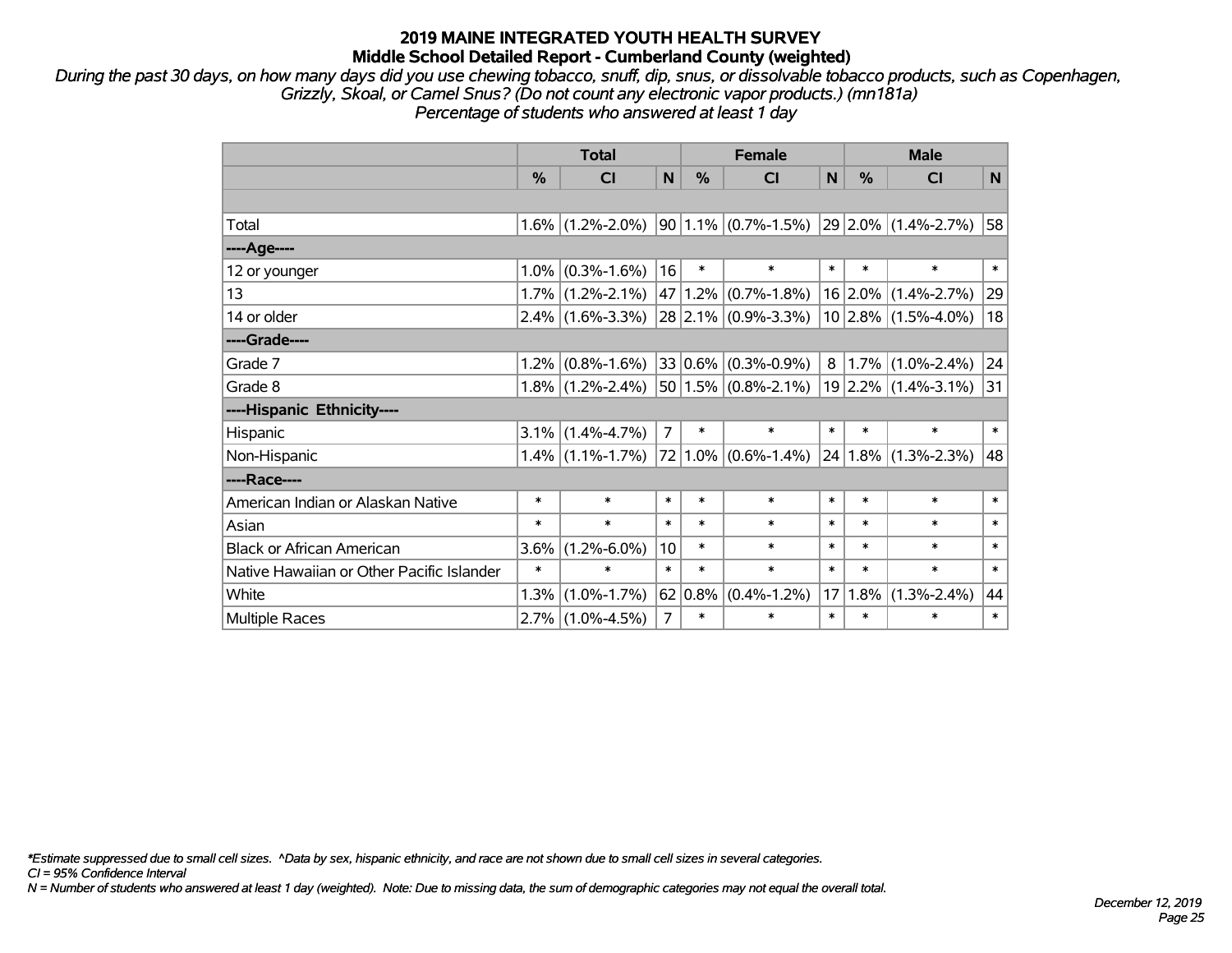# 2019 MAINE INTEGRATED YOUTH HEALTH SURVEY

## Middle School Detailed Report - Cumberland County (weighted)

*During the past 30 days, on how many days did you use chewing tobacco, snuff, dip, snus, or dissolvable tobacco products, such as Copenhagen, Grizzly, Skoal, or Camel Snus? (Do not count any electronic vapor products.) (mn181a)*
*Percentage of students who answered at least 1 day*

| | Total | | | Female | | | Male | | |
|---|---|---|---|---|---|---|---|---|---|
| | % | CI | N | % | CI | N | % | CI | N |
| Total | 1.6% | (1.2%-2.0%) | 90 | 1.1% | (0.7%-1.5%) | 29 | 2.0% | (1.4%-2.7%) | 58 |
| ----Age---- | | | | | | | | | |
| 12 or younger | 1.0% | (0.3%-1.6%) | 16 | * | * | * | * | * | * |
| 13 | 1.7% | (1.2%-2.1%) | 47 | 1.2% | (0.7%-1.8%) | 16 | 2.0% | (1.4%-2.7%) | 29 |
| 14 or older | 2.4% | (1.6%-3.3%) | 28 | 2.1% | (0.9%-3.3%) | 10 | 2.8% | (1.5%-4.0%) | 18 |
| ----Grade---- | | | | | | | | | |
| Grade 7 | 1.2% | (0.8%-1.6%) | 33 | 0.6% | (0.3%-0.9%) | 8 | 1.7% | (1.0%-2.4%) | 24 |
| Grade 8 | 1.8% | (1.2%-2.4%) | 50 | 1.5% | (0.8%-2.1%) | 19 | 2.2% | (1.4%-3.1%) | 31 |
| ----Hispanic Ethnicity---- | | | | | | | | | |
| Hispanic | 3.1% | (1.4%-4.7%) | 7 | * | * | * | * | * | * |
| Non-Hispanic | 1.4% | (1.1%-1.7%) | 72 | 1.0% | (0.6%-1.4%) | 24 | 1.8% | (1.3%-2.3%) | 48 |
| ----Race---- | | | | | | | | | |
| American Indian or Alaskan Native | * | * | * | * | * | * | * | * | * |
| Asian | * | * | * | * | * | * | * | * | * |
| Black or African American | 3.6% | (1.2%-6.0%) | 10 | * | * | * | * | * | * |
| Native Hawaiian or Other Pacific Islander | * | * | * | * | * | * | * | * | * |
| White | 1.3% | (1.0%-1.7%) | 62 | 0.8% | (0.4%-1.2%) | 17 | 1.8% | (1.3%-2.4%) | 44 |
| Multiple Races | 2.7% | (1.0%-4.5%) | 7 | * | * | * | * | * | * |

*\*Estimate suppressed due to small cell sizes. ^Data by sex, hispanic ethnicity, and race are not shown due to small cell sizes in several categories.*
*CI = 95% Confidence Interval*
*N = Number of students who answered at least 1 day (weighted). Note: Due to missing data, the sum of demographic categories may not equal the overall total.*

*December 12, 2019*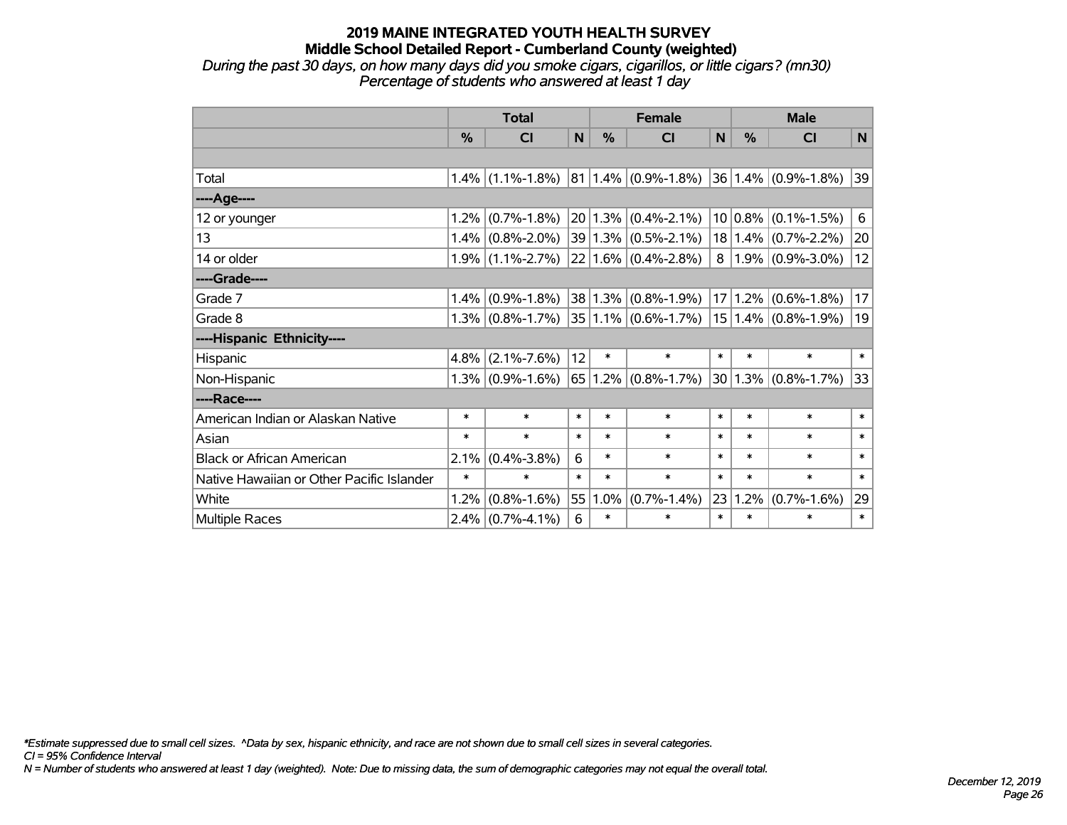## 2019 MAINE INTEGRATED YOUTH HEALTH SURVEY
### Middle School Detailed Report - Cumberland County (weighted)

*During the past 30 days, on how many days did you smoke cigars, cigarillos, or little cigars? (mn30)*
*Percentage of students who answered at least 1 day*

| | Total | | | Female | | | Male | | |
|---|---|---|---|---|---|---|---|---|---|
| | % | CI | N | % | CI | N | % | CI | N |
| | | | | | | | | | |
| Total | 1.4% | (1.1%-1.8%) | 81 | 1.4% | (0.9%-1.8%) | 36 | 1.4% | (0.9%-1.8%) | 39 |
| ----Age---- | | | | | | | | | |
| 12 or younger | 1.2% | (0.7%-1.8%) | 20 | 1.3% | (0.4%-2.1%) | 10 | 0.8% | (0.1%-1.5%) | 6 |
| 13 | 1.4% | (0.8%-2.0%) | 39 | 1.3% | (0.5%-2.1%) | 18 | 1.4% | (0.7%-2.2%) | 20 |
| 14 or older | 1.9% | (1.1%-2.7%) | 22 | 1.6% | (0.4%-2.8%) | 8 | 1.9% | (0.9%-3.0%) | 12 |
| ----Grade---- | | | | | | | | | |
| Grade 7 | 1.4% | (0.9%-1.8%) | 38 | 1.3% | (0.8%-1.9%) | 17 | 1.2% | (0.6%-1.8%) | 17 |
| Grade 8 | 1.3% | (0.8%-1.7%) | 35 | 1.1% | (0.6%-1.7%) | 15 | 1.4% | (0.8%-1.9%) | 19 |
| ----Hispanic Ethnicity---- | | | | | | | | | |
| Hispanic | 4.8% | (2.1%-7.6%) | 12 | * | * | * | * | * | * |
| Non-Hispanic | 1.3% | (0.9%-1.6%) | 65 | 1.2% | (0.8%-1.7%) | 30 | 1.3% | (0.8%-1.7%) | 33 |
| ----Race---- | | | | | | | | | |
| American Indian or Alaskan Native | * | * | * | * | * | * | * | * | * |
| Asian | * | * | * | * | * | * | * | * | * |
| Black or African American | 2.1% | (0.4%-3.8%) | 6 | * | * | * | * | * | * |
| Native Hawaiian or Other Pacific Islander | * | * | * | * | * | * | * | * | * |
| White | 1.2% | (0.8%-1.6%) | 55 | 1.0% | (0.7%-1.4%) | 23 | 1.2% | (0.7%-1.6%) | 29 |
| Multiple Races | 2.4% | (0.7%-4.1%) | 6 | * | * | * | * | * | * |

*\*Estimate suppressed due to small cell sizes. ^Data by sex, hispanic ethnicity, and race are not shown due to small cell sizes in several categories.*
*CI = 95% Confidence Interval*
*N = Number of students who answered at least 1 day (weighted). Note: Due to missing data, the sum of demographic categories may not equal the overall total.*

*December 12, 2019*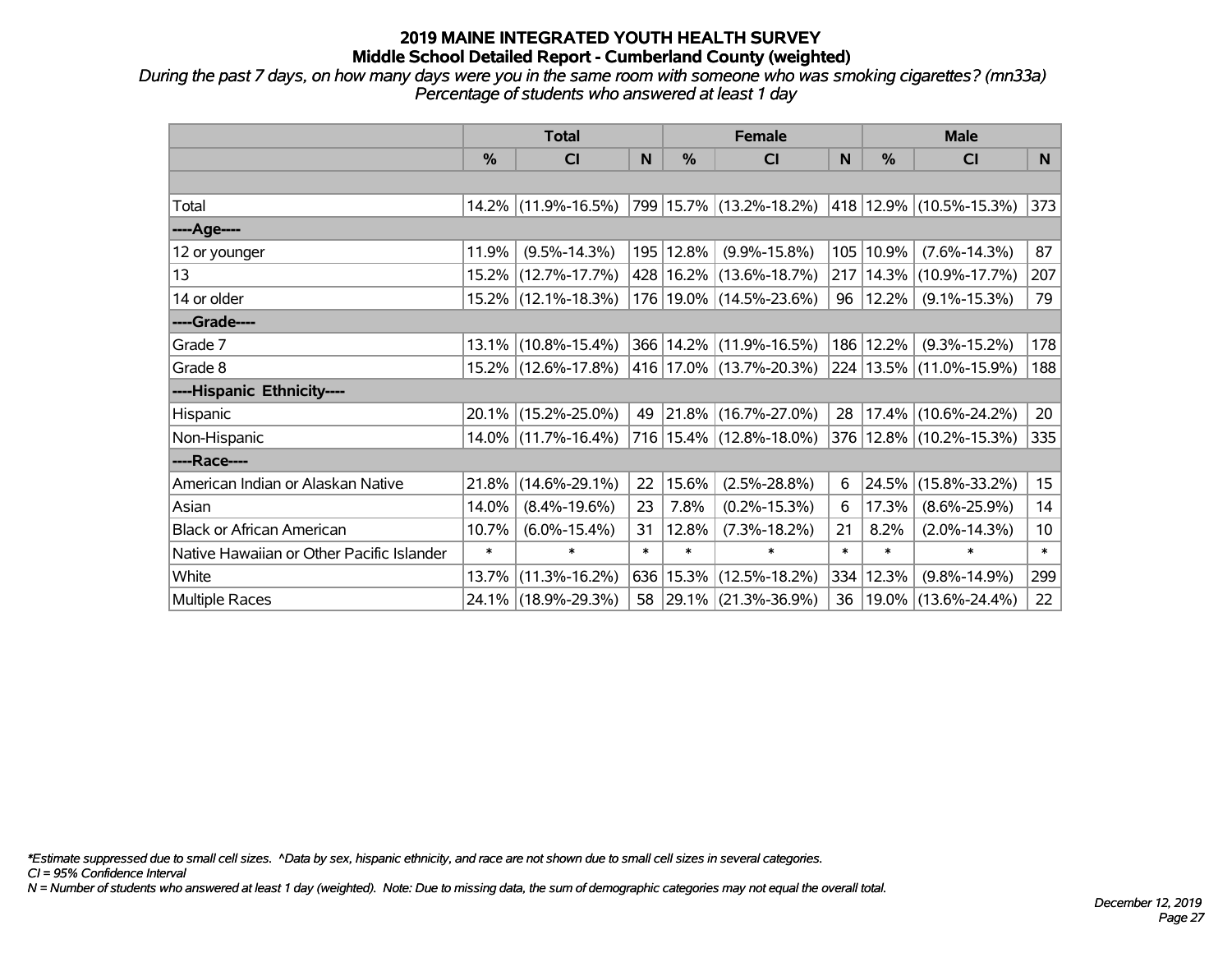# 2019 MAINE INTEGRATED YOUTH HEALTH SURVEY
## Middle School Detailed Report - Cumberland County (weighted)

*During the past 7 days, on how many days were you in the same room with someone who was smoking cigarettes? (mn33a)*
*Percentage of students who answered at least 1 day*

| | Total | | | Female | | | Male | | |
|---|---|---|---|---|---|---|---|---|---|
| | % | CI | N | % | CI | N | % | CI | N |
| | | | | | | | | | |
| Total | 14.2% | (11.9%-16.5%) | 799 | 15.7% | (13.2%-18.2%) | 418 | 12.9% | (10.5%-15.3%) | 373 |
| ----Age---- | | | | | | | | | |
| 12 or younger | 11.9% | (9.5%-14.3%) | 195 | 12.8% | (9.9%-15.8%) | 105 | 10.9% | (7.6%-14.3%) | 87 |
| 13 | 15.2% | (12.7%-17.7%) | 428 | 16.2% | (13.6%-18.7%) | 217 | 14.3% | (10.9%-17.7%) | 207 |
| 14 or older | 15.2% | (12.1%-18.3%) | 176 | 19.0% | (14.5%-23.6%) | 96 | 12.2% | (9.1%-15.3%) | 79 |
| ----Grade---- | | | | | | | | | |
| Grade 7 | 13.1% | (10.8%-15.4%) | 366 | 14.2% | (11.9%-16.5%) | 186 | 12.2% | (9.3%-15.2%) | 178 |
| Grade 8 | 15.2% | (12.6%-17.8%) | 416 | 17.0% | (13.7%-20.3%) | 224 | 13.5% | (11.0%-15.9%) | 188 |
| ----Hispanic Ethnicity---- | | | | | | | | | |
| Hispanic | 20.1% | (15.2%-25.0%) | 49 | 21.8% | (16.7%-27.0%) | 28 | 17.4% | (10.6%-24.2%) | 20 |
| Non-Hispanic | 14.0% | (11.7%-16.4%) | 716 | 15.4% | (12.8%-18.0%) | 376 | 12.8% | (10.2%-15.3%) | 335 |
| ----Race---- | | | | | | | | | |
| American Indian or Alaskan Native | 21.8% | (14.6%-29.1%) | 22 | 15.6% | (2.5%-28.8%) | 6 | 24.5% | (15.8%-33.2%) | 15 |
| Asian | 14.0% | (8.4%-19.6%) | 23 | 7.8% | (0.2%-15.3%) | 6 | 17.3% | (8.6%-25.9%) | 14 |
| Black or African American | 10.7% | (6.0%-15.4%) | 31 | 12.8% | (7.3%-18.2%) | 21 | 8.2% | (2.0%-14.3%) | 10 |
| Native Hawaiian or Other Pacific Islander | * | * | * | * | * | * | * | * | * |
| White | 13.7% | (11.3%-16.2%) | 636 | 15.3% | (12.5%-18.2%) | 334 | 12.3% | (9.8%-14.9%) | 299 |
| Multiple Races | 24.1% | (18.9%-29.3%) | 58 | 29.1% | (21.3%-36.9%) | 36 | 19.0% | (13.6%-24.4%) | 22 |

*\*Estimate suppressed due to small cell sizes. ^Data by sex, hispanic ethnicity, and race are not shown due to small cell sizes in several categories.*
*CI = 95% Confidence Interval*
*N = Number of students who answered at least 1 day (weighted). Note: Due to missing data, the sum of demographic categories may not equal the overall total.*

*December 12, 2019*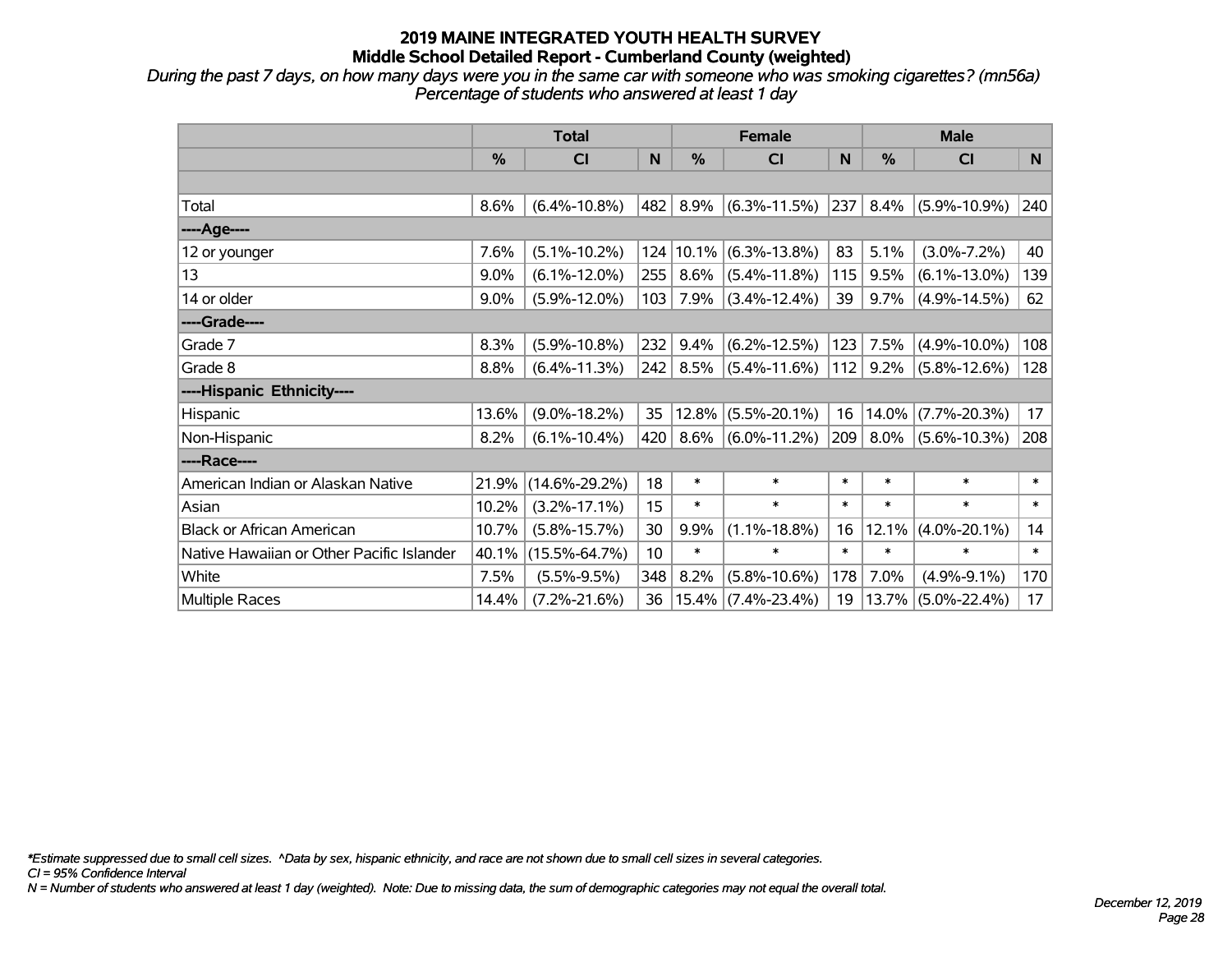# 2019 MAINE INTEGRATED YOUTH HEALTH SURVEY
## Middle School Detailed Report - Cumberland County (weighted)

*During the past 7 days, on how many days were you in the same car with someone who was smoking cigarettes? (mn56a)*
*Percentage of students who answered at least 1 day*

| | Total | | | Female | | | Male | | |
|---|---|---|---|---|---|---|---|---|---|
| | % | CI | N | % | CI | N | % | CI | N |
| | | | | | | | | | |
| Total | 8.6% | (6.4%-10.8%) | 482 | 8.9% | (6.3%-11.5%) | 237 | 8.4% | (5.9%-10.9%) | 240 |
| ----Age---- | | | | | | | | | |
| 12 or younger | 7.6% | (5.1%-10.2%) | 124 | 10.1% | (6.3%-13.8%) | 83 | 5.1% | (3.0%-7.2%) | 40 |
| 13 | 9.0% | (6.1%-12.0%) | 255 | 8.6% | (5.4%-11.8%) | 115 | 9.5% | (6.1%-13.0%) | 139 |
| 14 or older | 9.0% | (5.9%-12.0%) | 103 | 7.9% | (3.4%-12.4%) | 39 | 9.7% | (4.9%-14.5%) | 62 |
| ----Grade---- | | | | | | | | | |
| Grade 7 | 8.3% | (5.9%-10.8%) | 232 | 9.4% | (6.2%-12.5%) | 123 | 7.5% | (4.9%-10.0%) | 108 |
| Grade 8 | 8.8% | (6.4%-11.3%) | 242 | 8.5% | (5.4%-11.6%) | 112 | 9.2% | (5.8%-12.6%) | 128 |
| ----Hispanic Ethnicity---- | | | | | | | | | |
| Hispanic | 13.6% | (9.0%-18.2%) | 35 | 12.8% | (5.5%-20.1%) | 16 | 14.0% | (7.7%-20.3%) | 17 |
| Non-Hispanic | 8.2% | (6.1%-10.4%) | 420 | 8.6% | (6.0%-11.2%) | 209 | 8.0% | (5.6%-10.3%) | 208 |
| ----Race---- | | | | | | | | | |
| American Indian or Alaskan Native | 21.9% | (14.6%-29.2%) | 18 | * | * | * | * | * | * |
| Asian | 10.2% | (3.2%-17.1%) | 15 | * | * | * | * | * | * |
| Black or African American | 10.7% | (5.8%-15.7%) | 30 | 9.9% | (1.1%-18.8%) | 16 | 12.1% | (4.0%-20.1%) | 14 |
| Native Hawaiian or Other Pacific Islander | 40.1% | (15.5%-64.7%) | 10 | * | * | * | * | * | * |
| White | 7.5% | (5.5%-9.5%) | 348 | 8.2% | (5.8%-10.6%) | 178 | 7.0% | (4.9%-9.1%) | 170 |
| Multiple Races | 14.4% | (7.2%-21.6%) | 36 | 15.4% | (7.4%-23.4%) | 19 | 13.7% | (5.0%-22.4%) | 17 |

*\*Estimate suppressed due to small cell sizes. ^Data by sex, hispanic ethnicity, and race are not shown due to small cell sizes in several categories.*
*CI = 95% Confidence Interval*
*N = Number of students who answered at least 1 day (weighted). Note: Due to missing data, the sum of demographic categories may not equal the overall total.*

*December 12, 2019*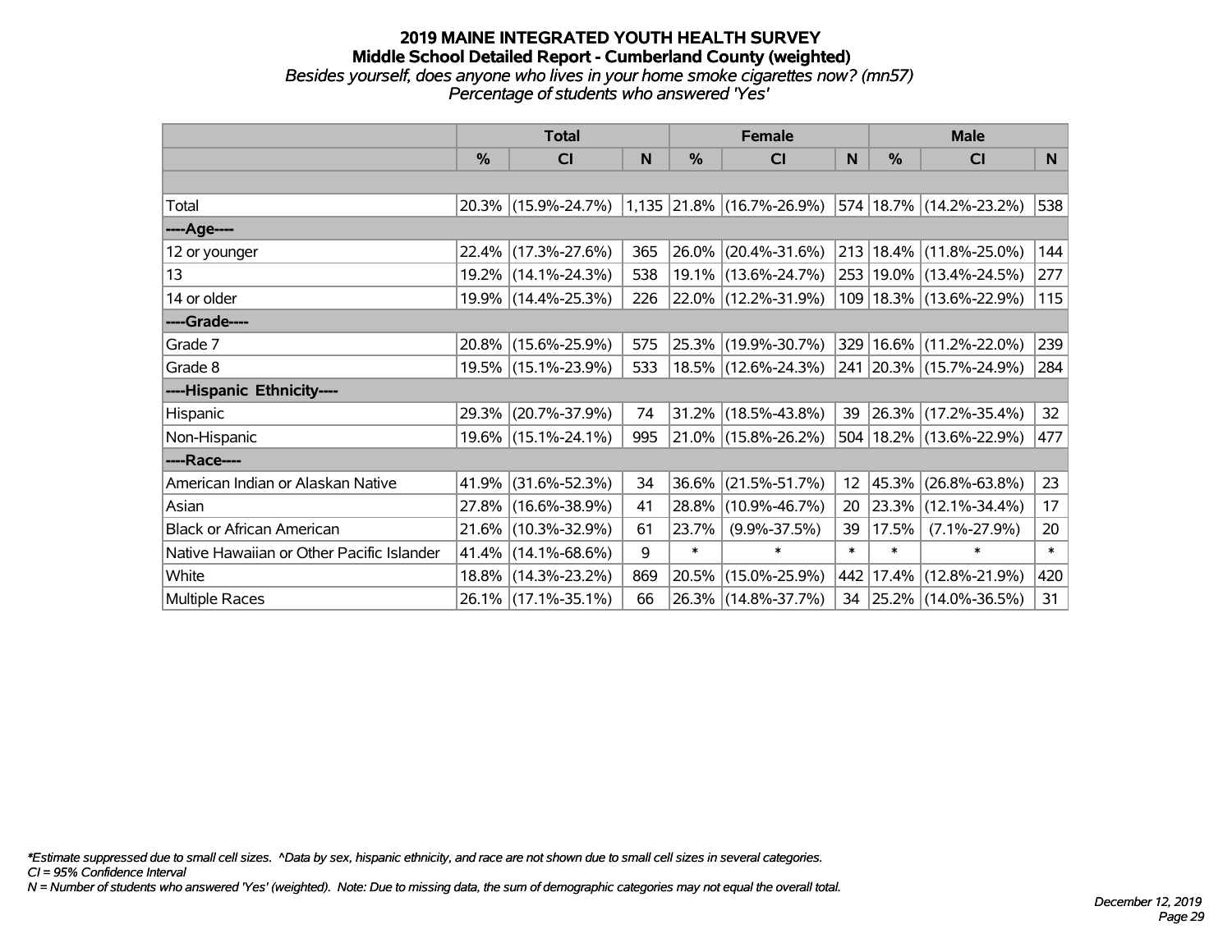# 2019 MAINE INTEGRATED YOUTH HEALTH SURVEY

## Middle School Detailed Report - Cumberland County (weighted)

*Besides yourself, does anyone who lives in your home smoke cigarettes now? (mn57)*
*Percentage of students who answered 'Yes'*

| | Total | | | Female | | | Male | | |
|---|---|---|---|---|---|---|---|---|---|
| | % | CI | N | % | CI | N | % | CI | N |
| | | | | | | | | | |
| Total | 20.3% | (15.9%-24.7%) | 1,135 | 21.8% | (16.7%-26.9%) | 574 | 18.7% | (14.2%-23.2%) | 538 |
| ----Age---- | | | | | | | | | |
| 12 or younger | 22.4% | (17.3%-27.6%) | 365 | 26.0% | (20.4%-31.6%) | 213 | 18.4% | (11.8%-25.0%) | 144 |
| 13 | 19.2% | (14.1%-24.3%) | 538 | 19.1% | (13.6%-24.7%) | 253 | 19.0% | (13.4%-24.5%) | 277 |
| 14 or older | 19.9% | (14.4%-25.3%) | 226 | 22.0% | (12.2%-31.9%) | 109 | 18.3% | (13.6%-22.9%) | 115 |
| ----Grade---- | | | | | | | | | |
| Grade 7 | 20.8% | (15.6%-25.9%) | 575 | 25.3% | (19.9%-30.7%) | 329 | 16.6% | (11.2%-22.0%) | 239 |
| Grade 8 | 19.5% | (15.1%-23.9%) | 533 | 18.5% | (12.6%-24.3%) | 241 | 20.3% | (15.7%-24.9%) | 284 |
| ----Hispanic Ethnicity---- | | | | | | | | | |
| Hispanic | 29.3% | (20.7%-37.9%) | 74 | 31.2% | (18.5%-43.8%) | 39 | 26.3% | (17.2%-35.4%) | 32 |
| Non-Hispanic | 19.6% | (15.1%-24.1%) | 995 | 21.0% | (15.8%-26.2%) | 504 | 18.2% | (13.6%-22.9%) | 477 |
| ----Race---- | | | | | | | | | |
| American Indian or Alaskan Native | 41.9% | (31.6%-52.3%) | 34 | 36.6% | (21.5%-51.7%) | 12 | 45.3% | (26.8%-63.8%) | 23 |
| Asian | 27.8% | (16.6%-38.9%) | 41 | 28.8% | (10.9%-46.7%) | 20 | 23.3% | (12.1%-34.4%) | 17 |
| Black or African American | 21.6% | (10.3%-32.9%) | 61 | 23.7% | (9.9%-37.5%) | 39 | 17.5% | (7.1%-27.9%) | 20 |
| Native Hawaiian or Other Pacific Islander | 41.4% | (14.1%-68.6%) | 9 | * | * | * | * | * | * |
| White | 18.8% | (14.3%-23.2%) | 869 | 20.5% | (15.0%-25.9%) | 442 | 17.4% | (12.8%-21.9%) | 420 |
| Multiple Races | 26.1% | (17.1%-35.1%) | 66 | 26.3% | (14.8%-37.7%) | 34 | 25.2% | (14.0%-36.5%) | 31 |

*\*Estimate suppressed due to small cell sizes. ^Data by sex, hispanic ethnicity, and race are not shown due to small cell sizes in several categories.*
*CI = 95% Confidence Interval*
*N = Number of students who answered 'Yes' (weighted). Note: Due to missing data, the sum of demographic categories may not equal the overall total.*

*December 12, 2019*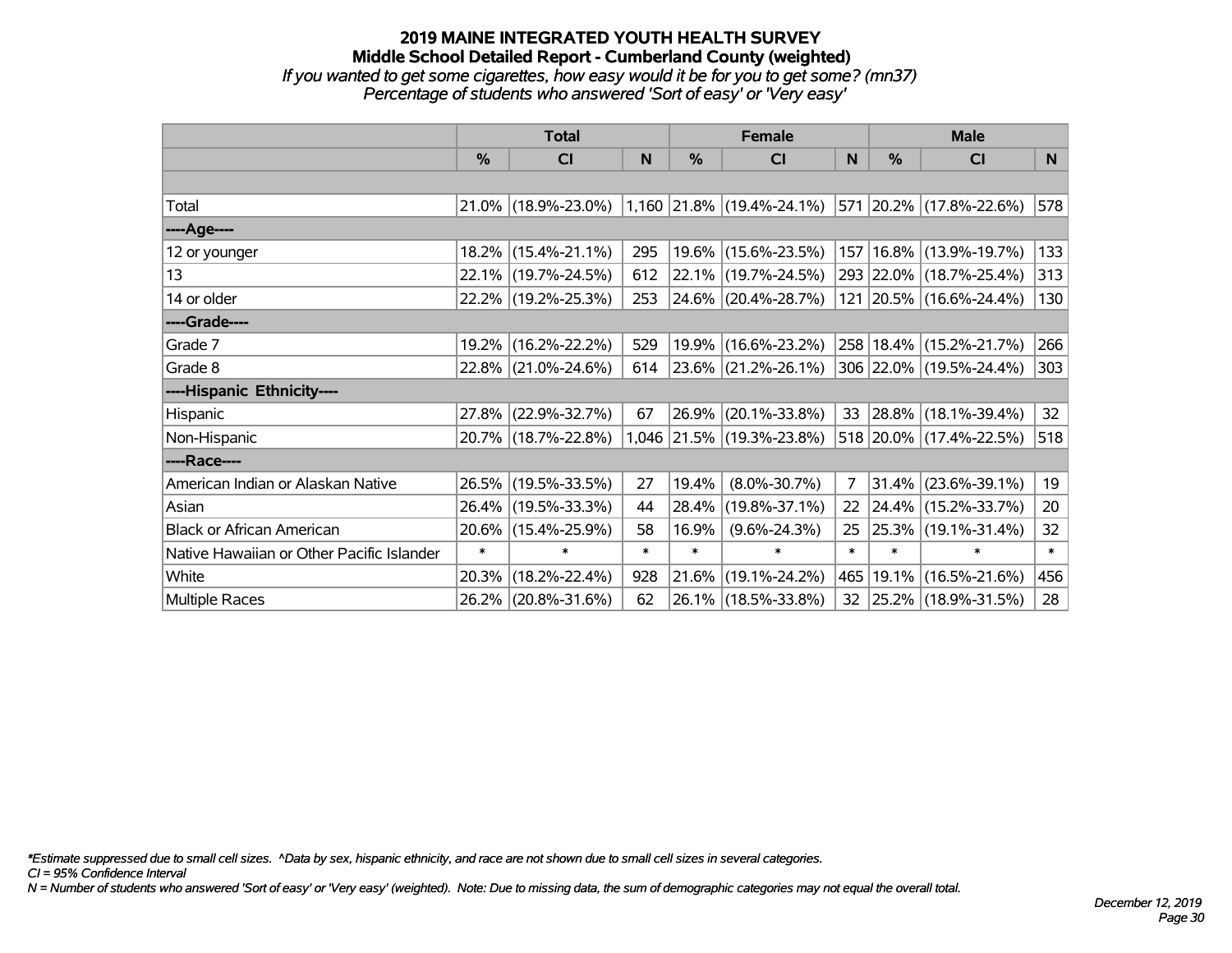# 2019 MAINE INTEGRATED YOUTH HEALTH SURVEY

## Middle School Detailed Report - Cumberland County (weighted)

*If you wanted to get some cigarettes, how easy would it be for you to get some? (mn37)*
*Percentage of students who answered 'Sort of easy' or 'Very easy'*

| | Total | | | Female | | | Male | | |
|---|---|---|---|---|---|---|---|---|---|
| | % | CI | N | % | CI | N | % | CI | N |
| | | | | | | | | | |
| Total | 21.0% | (18.9%-23.0%) | 1,160 | 21.8% | (19.4%-24.1%) | 571 | 20.2% | (17.8%-22.6%) | 578 |
| ----Age---- | | | | | | | | | |
| 12 or younger | 18.2% | (15.4%-21.1%) | 295 | 19.6% | (15.6%-23.5%) | 157 | 16.8% | (13.9%-19.7%) | 133 |
| 13 | 22.1% | (19.7%-24.5%) | 612 | 22.1% | (19.7%-24.5%) | 293 | 22.0% | (18.7%-25.4%) | 313 |
| 14 or older | 22.2% | (19.2%-25.3%) | 253 | 24.6% | (20.4%-28.7%) | 121 | 20.5% | (16.6%-24.4%) | 130 |
| ----Grade---- | | | | | | | | | |
| Grade 7 | 19.2% | (16.2%-22.2%) | 529 | 19.9% | (16.6%-23.2%) | 258 | 18.4% | (15.2%-21.7%) | 266 |
| Grade 8 | 22.8% | (21.0%-24.6%) | 614 | 23.6% | (21.2%-26.1%) | 306 | 22.0% | (19.5%-24.4%) | 303 |
| ----Hispanic Ethnicity---- | | | | | | | | | |
| Hispanic | 27.8% | (22.9%-32.7%) | 67 | 26.9% | (20.1%-33.8%) | 33 | 28.8% | (18.1%-39.4%) | 32 |
| Non-Hispanic | 20.7% | (18.7%-22.8%) | 1,046 | 21.5% | (19.3%-23.8%) | 518 | 20.0% | (17.4%-22.5%) | 518 |
| ----Race---- | | | | | | | | | |
| American Indian or Alaskan Native | 26.5% | (19.5%-33.5%) | 27 | 19.4% | (8.0%-30.7%) | 7 | 31.4% | (23.6%-39.1%) | 19 |
| Asian | 26.4% | (19.5%-33.3%) | 44 | 28.4% | (19.8%-37.1%) | 22 | 24.4% | (15.2%-33.7%) | 20 |
| Black or African American | 20.6% | (15.4%-25.9%) | 58 | 16.9% | (9.6%-24.3%) | 25 | 25.3% | (19.1%-31.4%) | 32 |
| Native Hawaiian or Other Pacific Islander | * | * | * | * | * | * | * | * | * |
| White | 20.3% | (18.2%-22.4%) | 928 | 21.6% | (19.1%-24.2%) | 465 | 19.1% | (16.5%-21.6%) | 456 |
| Multiple Races | 26.2% | (20.8%-31.6%) | 62 | 26.1% | (18.5%-33.8%) | 32 | 25.2% | (18.9%-31.5%) | 28 |

*Estimate suppressed due to small cell sizes. ^Data by sex, hispanic ethnicity, and race are not shown due to small cell sizes in several categories.
CI = 95% Confidence Interval
N = Number of students who answered 'Sort of easy' or 'Very easy' (weighted). Note: Due to missing data, the sum of demographic categories may not equal the overall total.

*December 12, 2019*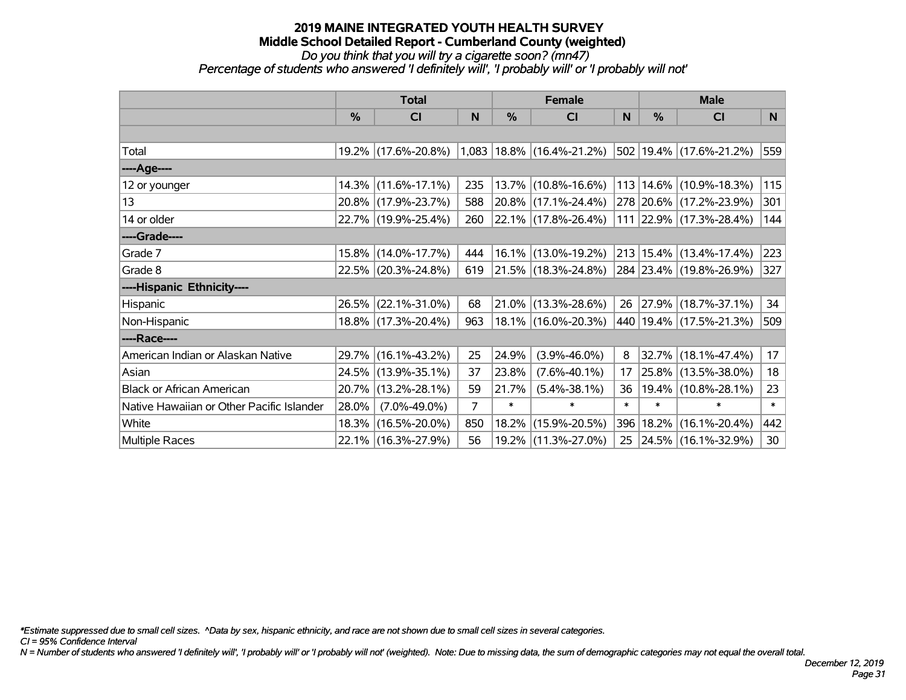# 2019 MAINE INTEGRATED YOUTH HEALTH SURVEY
## Middle School Detailed Report - Cumberland County (weighted)
*Do you think that you will try a cigarette soon? (mn47)*
*Percentage of students who answered 'I definitely will', 'I probably will' or 'I probably will not'*

| | Total | | | Female | | | Male | | |
|---|---|---|---|---|---|---|---|---|---|
| | % | CI | N | % | CI | N | % | CI | N |
| Total | 19.2% | (17.6%-20.8%) | 1,083 | 18.8% | (16.4%-21.2%) | 502 | 19.4% | (17.6%-21.2%) | 559 |
| ----Age---- | | | | | | | | | |
| 12 or younger | 14.3% | (11.6%-17.1%) | 235 | 13.7% | (10.8%-16.6%) | 113 | 14.6% | (10.9%-18.3%) | 115 |
| 13 | 20.8% | (17.9%-23.7%) | 588 | 20.8% | (17.1%-24.4%) | 278 | 20.6% | (17.2%-23.9%) | 301 |
| 14 or older | 22.7% | (19.9%-25.4%) | 260 | 22.1% | (17.8%-26.4%) | 111 | 22.9% | (17.3%-28.4%) | 144 |
| ----Grade---- | | | | | | | | | |
| Grade 7 | 15.8% | (14.0%-17.7%) | 444 | 16.1% | (13.0%-19.2%) | 213 | 15.4% | (13.4%-17.4%) | 223 |
| Grade 8 | 22.5% | (20.3%-24.8%) | 619 | 21.5% | (18.3%-24.8%) | 284 | 23.4% | (19.8%-26.9%) | 327 |
| ----Hispanic Ethnicity---- | | | | | | | | | |
| Hispanic | 26.5% | (22.1%-31.0%) | 68 | 21.0% | (13.3%-28.6%) | 26 | 27.9% | (18.7%-37.1%) | 34 |
| Non-Hispanic | 18.8% | (17.3%-20.4%) | 963 | 18.1% | (16.0%-20.3%) | 440 | 19.4% | (17.5%-21.3%) | 509 |
| ----Race---- | | | | | | | | | |
| American Indian or Alaskan Native | 29.7% | (16.1%-43.2%) | 25 | 24.9% | (3.9%-46.0%) | 8 | 32.7% | (18.1%-47.4%) | 17 |
| Asian | 24.5% | (13.9%-35.1%) | 37 | 23.8% | (7.6%-40.1%) | 17 | 25.8% | (13.5%-38.0%) | 18 |
| Black or African American | 20.7% | (13.2%-28.1%) | 59 | 21.7% | (5.4%-38.1%) | 36 | 19.4% | (10.8%-28.1%) | 23 |
| Native Hawaiian or Other Pacific Islander | 28.0% | (7.0%-49.0%) | 7 | * | * | * | * | * | * |
| White | 18.3% | (16.5%-20.0%) | 850 | 18.2% | (15.9%-20.5%) | 396 | 18.2% | (16.1%-20.4%) | 442 |
| Multiple Races | 22.1% | (16.3%-27.9%) | 56 | 19.2% | (11.3%-27.0%) | 25 | 24.5% | (16.1%-32.9%) | 30 |

*\*Estimate suppressed due to small cell sizes. ^Data by sex, hispanic ethnicity, and race are not shown due to small cell sizes in several categories.*

*CI = 95% Confidence Interval*

*N = Number of students who answered 'I definitely will', 'I probably will' or 'I probably will not' (weighted). Note: Due to missing data, the sum of demographic categories may not equal the overall total.*

*December 12, 2019*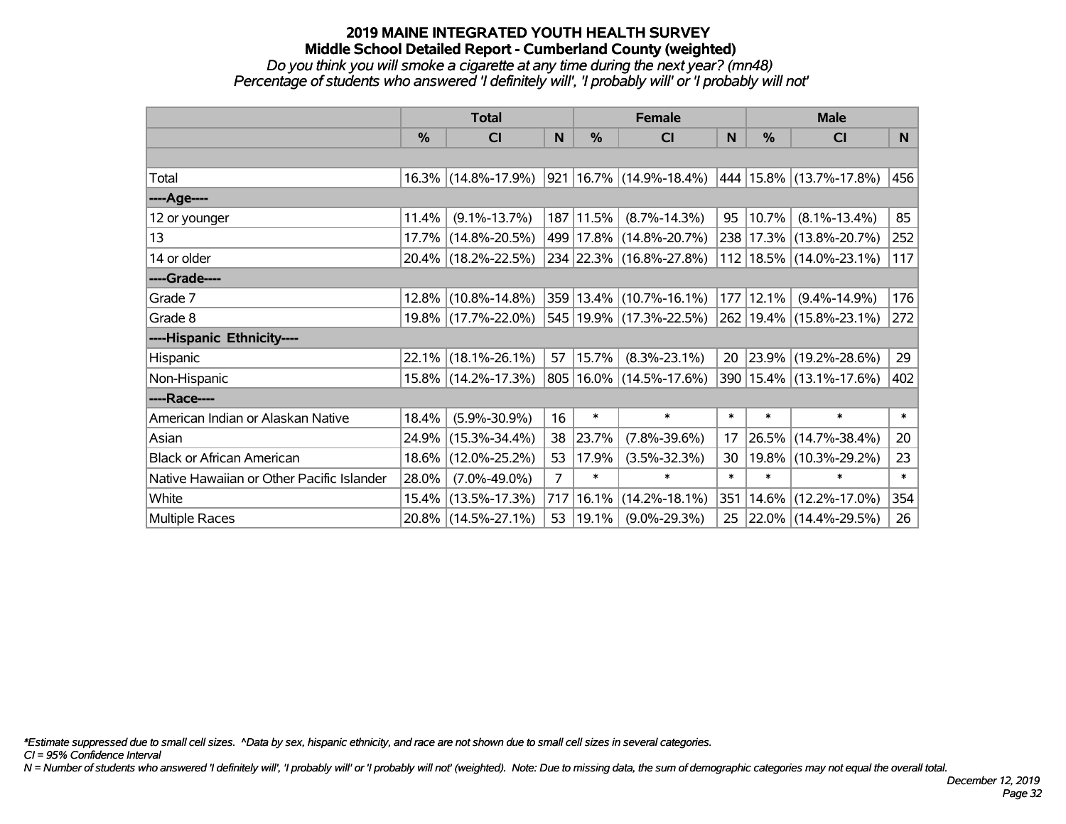# 2019 MAINE INTEGRATED YOUTH HEALTH SURVEY
## Middle School Detailed Report - Cumberland County (weighted)
*Do you think you will smoke a cigarette at any time during the next year? (mn48)*
*Percentage of students who answered 'I definitely will', 'I probably will' or 'I probably will not'*

| | Total | | | Female | | | Male | | |
|---|---|---|---|---|---|---|---|---|---|
| | % | CI | N | % | CI | N | % | CI | N |
| Total | 16.3% | (14.8%-17.9%) | 921 | 16.7% | (14.9%-18.4%) | 444 | 15.8% | (13.7%-17.8%) | 456 |
| ----Age---- | | | | | | | | | |
| 12 or younger | 11.4% | (9.1%-13.7%) | 187 | 11.5% | (8.7%-14.3%) | 95 | 10.7% | (8.1%-13.4%) | 85 |
| 13 | 17.7% | (14.8%-20.5%) | 499 | 17.8% | (14.8%-20.7%) | 238 | 17.3% | (13.8%-20.7%) | 252 |
| 14 or older | 20.4% | (18.2%-22.5%) | 234 | 22.3% | (16.8%-27.8%) | 112 | 18.5% | (14.0%-23.1%) | 117 |
| ----Grade---- | | | | | | | | | |
| Grade 7 | 12.8% | (10.8%-14.8%) | 359 | 13.4% | (10.7%-16.1%) | 177 | 12.1% | (9.4%-14.9%) | 176 |
| Grade 8 | 19.8% | (17.7%-22.0%) | 545 | 19.9% | (17.3%-22.5%) | 262 | 19.4% | (15.8%-23.1%) | 272 |
| ----Hispanic Ethnicity---- | | | | | | | | | |
| Hispanic | 22.1% | (18.1%-26.1%) | 57 | 15.7% | (8.3%-23.1%) | 20 | 23.9% | (19.2%-28.6%) | 29 |
| Non-Hispanic | 15.8% | (14.2%-17.3%) | 805 | 16.0% | (14.5%-17.6%) | 390 | 15.4% | (13.1%-17.6%) | 402 |
| ----Race---- | | | | | | | | | |
| American Indian or Alaskan Native | 18.4% | (5.9%-30.9%) | 16 | * | * | * | * | * | * |
| Asian | 24.9% | (15.3%-34.4%) | 38 | 23.7% | (7.8%-39.6%) | 17 | 26.5% | (14.7%-38.4%) | 20 |
| Black or African American | 18.6% | (12.0%-25.2%) | 53 | 17.9% | (3.5%-32.3%) | 30 | 19.8% | (10.3%-29.2%) | 23 |
| Native Hawaiian or Other Pacific Islander | 28.0% | (7.0%-49.0%) | 7 | * | * | * | * | * | * |
| White | 15.4% | (13.5%-17.3%) | 717 | 16.1% | (14.2%-18.1%) | 351 | 14.6% | (12.2%-17.0%) | 354 |
| Multiple Races | 20.8% | (14.5%-27.1%) | 53 | 19.1% | (9.0%-29.3%) | 25 | 22.0% | (14.4%-29.5%) | 26 |

*\*Estimate suppressed due to small cell sizes. ^Data by sex, hispanic ethnicity, and race are not shown due to small cell sizes in several categories.*
*CI = 95% Confidence Interval*
*N = Number of students who answered 'I definitely will', 'I probably will' or 'I probably will not' (weighted). Note: Due to missing data, the sum of demographic categories may not equal the overall total.*

*December 12, 2019*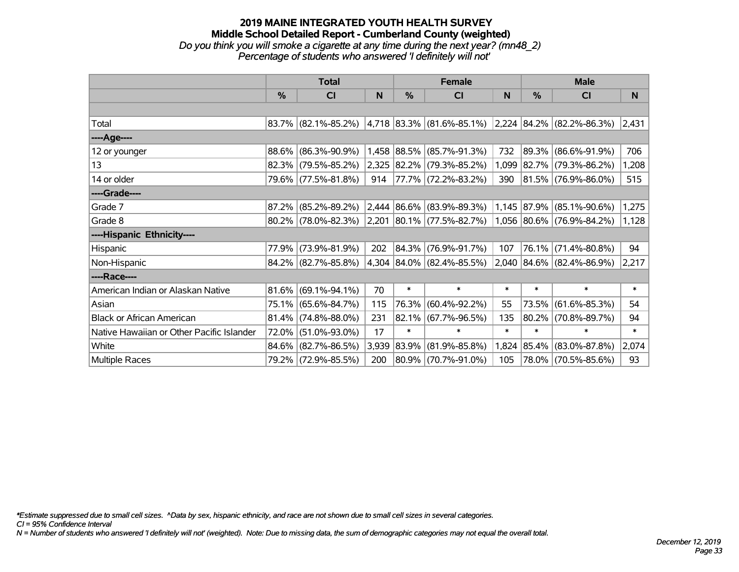# 2019 MAINE INTEGRATED YOUTH HEALTH SURVEY
## Middle School Detailed Report - Cumberland County (weighted)
### *Do you think you will smoke a cigarette at any time during the next year? (mn48_2)*
### *Percentage of students who answered 'I definitely will not'*

| | Total | | | Female | | | Male | | |
|---|---|---|---|---|---|---|---|---|---|
| | % | CI | N | % | CI | N | % | CI | N |
| Total | 83.7% | (82.1%-85.2%) | 4,718 | 83.3% | (81.6%-85.1%) | 2,224 | 84.2% | (82.2%-86.3%) | 2,431 |
| ----Age---- | | | | | | | | | |
| 12 or younger | 88.6% | (86.3%-90.9%) | 1,458 | 88.5% | (85.7%-91.3%) | 732 | 89.3% | (86.6%-91.9%) | 706 |
| 13 | 82.3% | (79.5%-85.2%) | 2,325 | 82.2% | (79.3%-85.2%) | 1,099 | 82.7% | (79.3%-86.2%) | 1,208 |
| 14 or older | 79.6% | (77.5%-81.8%) | 914 | 77.7% | (72.2%-83.2%) | 390 | 81.5% | (76.9%-86.0%) | 515 |
| ----Grade---- | | | | | | | | | |
| Grade 7 | 87.2% | (85.2%-89.2%) | 2,444 | 86.6% | (83.9%-89.3%) | 1,145 | 87.9% | (85.1%-90.6%) | 1,275 |
| Grade 8 | 80.2% | (78.0%-82.3%) | 2,201 | 80.1% | (77.5%-82.7%) | 1,056 | 80.6% | (76.9%-84.2%) | 1,128 |
| ----Hispanic Ethnicity---- | | | | | | | | | |
| Hispanic | 77.9% | (73.9%-81.9%) | 202 | 84.3% | (76.9%-91.7%) | 107 | 76.1% | (71.4%-80.8%) | 94 |
| Non-Hispanic | 84.2% | (82.7%-85.8%) | 4,304 | 84.0% | (82.4%-85.5%) | 2,040 | 84.6% | (82.4%-86.9%) | 2,217 |
| ----Race---- | | | | | | | | | |
| American Indian or Alaskan Native | 81.6% | (69.1%-94.1%) | 70 | * | * | * | * | * | * |
| Asian | 75.1% | (65.6%-84.7%) | 115 | 76.3% | (60.4%-92.2%) | 55 | 73.5% | (61.6%-85.3%) | 54 |
| Black or African American | 81.4% | (74.8%-88.0%) | 231 | 82.1% | (67.7%-96.5%) | 135 | 80.2% | (70.8%-89.7%) | 94 |
| Native Hawaiian or Other Pacific Islander | 72.0% | (51.0%-93.0%) | 17 | * | * | * | * | * | * |
| White | 84.6% | (82.7%-86.5%) | 3,939 | 83.9% | (81.9%-85.8%) | 1,824 | 85.4% | (83.0%-87.8%) | 2,074 |
| Multiple Races | 79.2% | (72.9%-85.5%) | 200 | 80.9% | (70.7%-91.0%) | 105 | 78.0% | (70.5%-85.6%) | 93 |

*\*Estimate suppressed due to small cell sizes. ^Data by sex, hispanic ethnicity, and race are not shown due to small cell sizes in several categories.*
*CI = 95% Confidence Interval*
*N = Number of students who answered 'I definitely will not' (weighted). Note: Due to missing data, the sum of demographic categories may not equal the overall total.*

*December 12, 2019*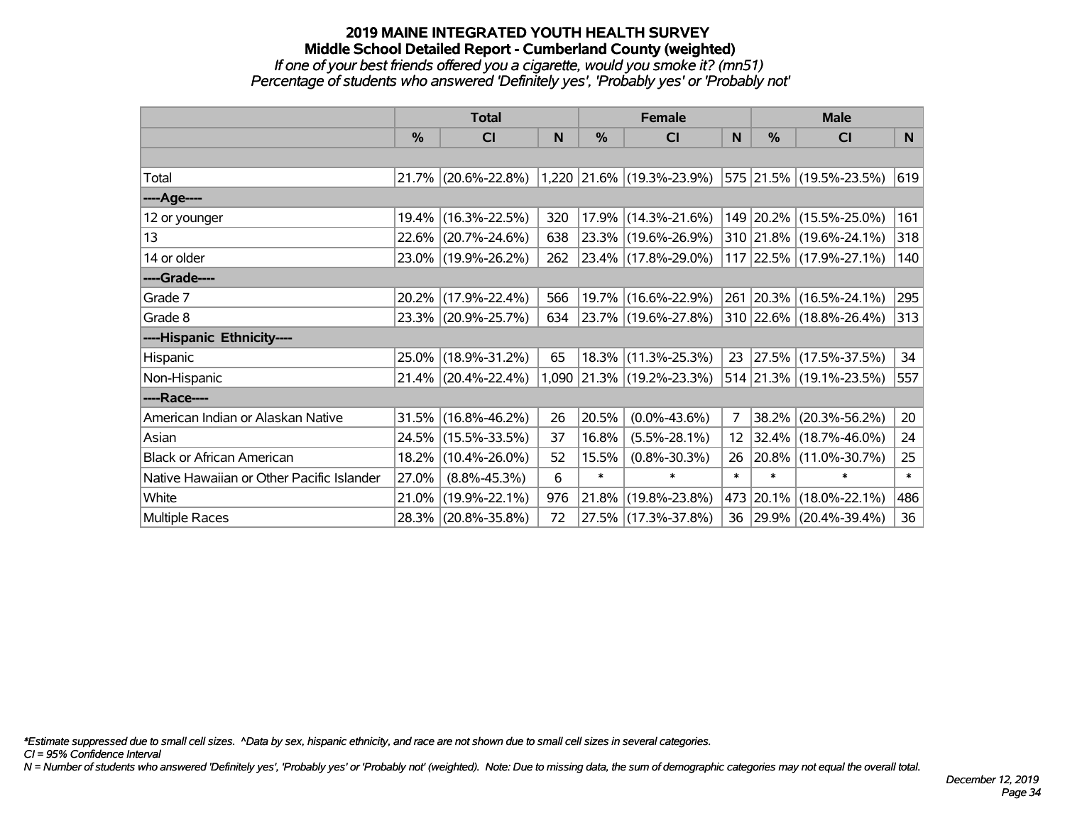# 2019 MAINE INTEGRATED YOUTH HEALTH SURVEY

## Middle School Detailed Report - Cumberland County (weighted)

*If one of your best friends offered you a cigarette, would you smoke it? (mn51)*

*Percentage of students who answered 'Definitely yes', 'Probably yes' or 'Probably not'*

| | Total | | | Female | | | Male | | |
|---|---|---|---|---|---|---|---|---|---|
| | % | CI | N | % | CI | N | % | CI | N |
| Total | 21.7% | (20.6%-22.8%) | 1,220 | 21.6% | (19.3%-23.9%) | 575 | 21.5% | (19.5%-23.5%) | 619 |
| ----Age---- | | | | | | | | | |
| 12 or younger | 19.4% | (16.3%-22.5%) | 320 | 17.9% | (14.3%-21.6%) | 149 | 20.2% | (15.5%-25.0%) | 161 |
| 13 | 22.6% | (20.7%-24.6%) | 638 | 23.3% | (19.6%-26.9%) | 310 | 21.8% | (19.6%-24.1%) | 318 |
| 14 or older | 23.0% | (19.9%-26.2%) | 262 | 23.4% | (17.8%-29.0%) | 117 | 22.5% | (17.9%-27.1%) | 140 |
| ----Grade---- | | | | | | | | | |
| Grade 7 | 20.2% | (17.9%-22.4%) | 566 | 19.7% | (16.6%-22.9%) | 261 | 20.3% | (16.5%-24.1%) | 295 |
| Grade 8 | 23.3% | (20.9%-25.7%) | 634 | 23.7% | (19.6%-27.8%) | 310 | 22.6% | (18.8%-26.4%) | 313 |
| ----Hispanic Ethnicity---- | | | | | | | | | |
| Hispanic | 25.0% | (18.9%-31.2%) | 65 | 18.3% | (11.3%-25.3%) | 23 | 27.5% | (17.5%-37.5%) | 34 |
| Non-Hispanic | 21.4% | (20.4%-22.4%) | 1,090 | 21.3% | (19.2%-23.3%) | 514 | 21.3% | (19.1%-23.5%) | 557 |
| ----Race---- | | | | | | | | | |
| American Indian or Alaskan Native | 31.5% | (16.8%-46.2%) | 26 | 20.5% | (0.0%-43.6%) | 7 | 38.2% | (20.3%-56.2%) | 20 |
| Asian | 24.5% | (15.5%-33.5%) | 37 | 16.8% | (5.5%-28.1%) | 12 | 32.4% | (18.7%-46.0%) | 24 |
| Black or African American | 18.2% | (10.4%-26.0%) | 52 | 15.5% | (0.8%-30.3%) | 26 | 20.8% | (11.0%-30.7%) | 25 |
| Native Hawaiian or Other Pacific Islander | 27.0% | (8.8%-45.3%) | 6 | * | * | * | * | * | * |
| White | 21.0% | (19.9%-22.1%) | 976 | 21.8% | (19.8%-23.8%) | 473 | 20.1% | (18.0%-22.1%) | 486 |
| Multiple Races | 28.3% | (20.8%-35.8%) | 72 | 27.5% | (17.3%-37.8%) | 36 | 29.9% | (20.4%-39.4%) | 36 |

*\*Estimate suppressed due to small cell sizes. ^Data by sex, hispanic ethnicity, and race are not shown due to small cell sizes in several categories.*

*CI = 95% Confidence Interval*

*N = Number of students who answered 'Definitely yes', 'Probably yes' or 'Probably not' (weighted). Note: Due to missing data, the sum of demographic categories may not equal the overall total.*

*December 12, 2019*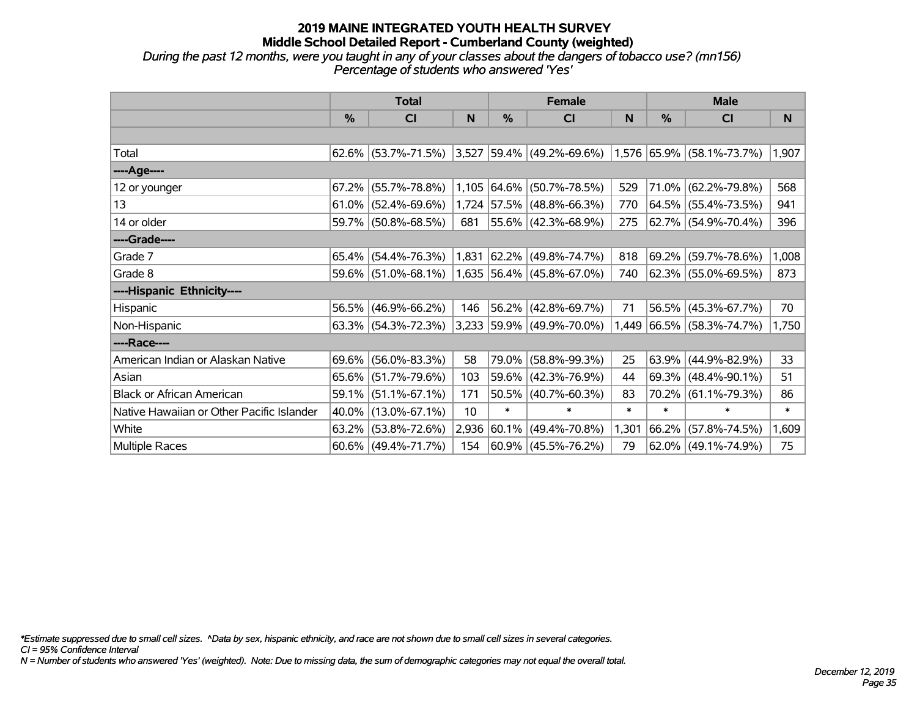# 2019 MAINE INTEGRATED YOUTH HEALTH SURVEY
## Middle School Detailed Report - Cumberland County (weighted)

*During the past 12 months, were you taught in any of your classes about the dangers of tobacco use? (mn156)*
*Percentage of students who answered 'Yes'*

| | Total | | | Female | | | Male | | |
|---|---|---|---|---|---|---|---|---|---|
| | % | CI | N | % | CI | N | % | CI | N |
| | | | | | | | | | |
| Total | 62.6% | (53.7%-71.5%) | 3,527 | 59.4% | (49.2%-69.6%) | 1,576 | 65.9% | (58.1%-73.7%) | 1,907 |
| ----Age---- | | | | | | | | | |
| 12 or younger | 67.2% | (55.7%-78.8%) | 1,105 | 64.6% | (50.7%-78.5%) | 529 | 71.0% | (62.2%-79.8%) | 568 |
| 13 | 61.0% | (52.4%-69.6%) | 1,724 | 57.5% | (48.8%-66.3%) | 770 | 64.5% | (55.4%-73.5%) | 941 |
| 14 or older | 59.7% | (50.8%-68.5%) | 681 | 55.6% | (42.3%-68.9%) | 275 | 62.7% | (54.9%-70.4%) | 396 |
| ----Grade---- | | | | | | | | | |
| Grade 7 | 65.4% | (54.4%-76.3%) | 1,831 | 62.2% | (49.8%-74.7%) | 818 | 69.2% | (59.7%-78.6%) | 1,008 |
| Grade 8 | 59.6% | (51.0%-68.1%) | 1,635 | 56.4% | (45.8%-67.0%) | 740 | 62.3% | (55.0%-69.5%) | 873 |
| ----Hispanic Ethnicity---- | | | | | | | | | |
| Hispanic | 56.5% | (46.9%-66.2%) | 146 | 56.2% | (42.8%-69.7%) | 71 | 56.5% | (45.3%-67.7%) | 70 |
| Non-Hispanic | 63.3% | (54.3%-72.3%) | 3,233 | 59.9% | (49.9%-70.0%) | 1,449 | 66.5% | (58.3%-74.7%) | 1,750 |
| ----Race---- | | | | | | | | | |
| American Indian or Alaskan Native | 69.6% | (56.0%-83.3%) | 58 | 79.0% | (58.8%-99.3%) | 25 | 63.9% | (44.9%-82.9%) | 33 |
| Asian | 65.6% | (51.7%-79.6%) | 103 | 59.6% | (42.3%-76.9%) | 44 | 69.3% | (48.4%-90.1%) | 51 |
| Black or African American | 59.1% | (51.1%-67.1%) | 171 | 50.5% | (40.7%-60.3%) | 83 | 70.2% | (61.1%-79.3%) | 86 |
| Native Hawaiian or Other Pacific Islander | 40.0% | (13.0%-67.1%) | 10 | * | * | * | * | * | * |
| White | 63.2% | (53.8%-72.6%) | 2,936 | 60.1% | (49.4%-70.8%) | 1,301 | 66.2% | (57.8%-74.5%) | 1,609 |
| Multiple Races | 60.6% | (49.4%-71.7%) | 154 | 60.9% | (45.5%-76.2%) | 79 | 62.0% | (49.1%-74.9%) | 75 |

*Estimate suppressed due to small cell sizes. ^Data by sex, hispanic ethnicity, and race are not shown due to small cell sizes in several categories.
CI = 95% Confidence Interval
N = Number of students who answered 'Yes' (weighted). Note: Due to missing data, the sum of demographic categories may not equal the overall total.

December 12, 2019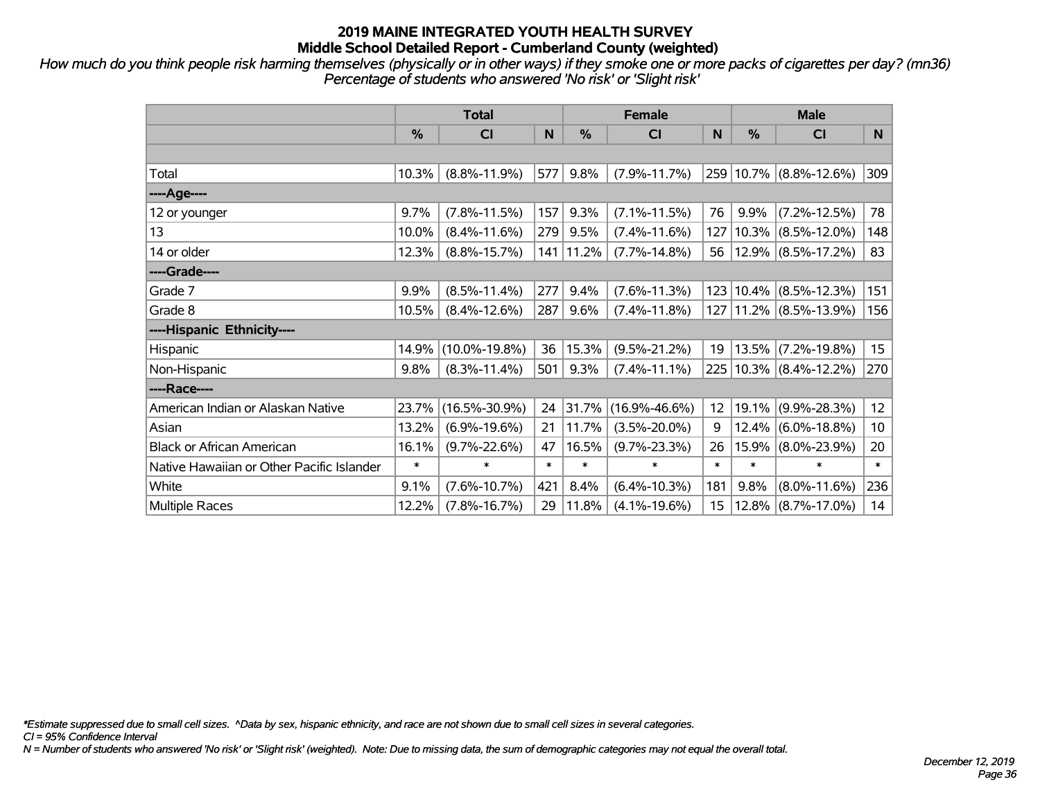# 2019 MAINE INTEGRATED YOUTH HEALTH SURVEY
## Middle School Detailed Report - Cumberland County (weighted)

*How much do you think people risk harming themselves (physically or in other ways) if they smoke one or more packs of cigarettes per day? (mn36)*
*Percentage of students who answered 'No risk' or 'Slight risk'*

| | Total | | | Female | | | Male | | |
|---|---|---|---|---|---|---|---|---|---|
| | % | CI | N | % | CI | N | % | CI | N |
| Total | 10.3% | (8.8%-11.9%) | 577 | 9.8% | (7.9%-11.7%) | 259 | 10.7% | (8.8%-12.6%) | 309 |
| ----Age---- | | | | | | | | | |
| 12 or younger | 9.7% | (7.8%-11.5%) | 157 | 9.3% | (7.1%-11.5%) | 76 | 9.9% | (7.2%-12.5%) | 78 |
| 13 | 10.0% | (8.4%-11.6%) | 279 | 9.5% | (7.4%-11.6%) | 127 | 10.3% | (8.5%-12.0%) | 148 |
| 14 or older | 12.3% | (8.8%-15.7%) | 141 | 11.2% | (7.7%-14.8%) | 56 | 12.9% | (8.5%-17.2%) | 83 |
| ----Grade---- | | | | | | | | | |
| Grade 7 | 9.9% | (8.5%-11.4%) | 277 | 9.4% | (7.6%-11.3%) | 123 | 10.4% | (8.5%-12.3%) | 151 |
| Grade 8 | 10.5% | (8.4%-12.6%) | 287 | 9.6% | (7.4%-11.8%) | 127 | 11.2% | (8.5%-13.9%) | 156 |
| ----Hispanic Ethnicity---- | | | | | | | | | |
| Hispanic | 14.9% | (10.0%-19.8%) | 36 | 15.3% | (9.5%-21.2%) | 19 | 13.5% | (7.2%-19.8%) | 15 |
| Non-Hispanic | 9.8% | (8.3%-11.4%) | 501 | 9.3% | (7.4%-11.1%) | 225 | 10.3% | (8.4%-12.2%) | 270 |
| ----Race---- | | | | | | | | | |
| American Indian or Alaskan Native | 23.7% | (16.5%-30.9%) | 24 | 31.7% | (16.9%-46.6%) | 12 | 19.1% | (9.9%-28.3%) | 12 |
| Asian | 13.2% | (6.9%-19.6%) | 21 | 11.7% | (3.5%-20.0%) | 9 | 12.4% | (6.0%-18.8%) | 10 |
| Black or African American | 16.1% | (9.7%-22.6%) | 47 | 16.5% | (9.7%-23.3%) | 26 | 15.9% | (8.0%-23.9%) | 20 |
| Native Hawaiian or Other Pacific Islander | * | * | * | * | * | * | * | * | * |
| White | 9.1% | (7.6%-10.7%) | 421 | 8.4% | (6.4%-10.3%) | 181 | 9.8% | (8.0%-11.6%) | 236 |
| Multiple Races | 12.2% | (7.8%-16.7%) | 29 | 11.8% | (4.1%-19.6%) | 15 | 12.8% | (8.7%-17.0%) | 14 |

*\*Estimate suppressed due to small cell sizes. ^Data by sex, hispanic ethnicity, and race are not shown due to small cell sizes in several categories.*
*CI = 95% Confidence Interval*
*N = Number of students who answered 'No risk' or 'Slight risk' (weighted). Note: Due to missing data, the sum of demographic categories may not equal the overall total.*

*December 12, 2019*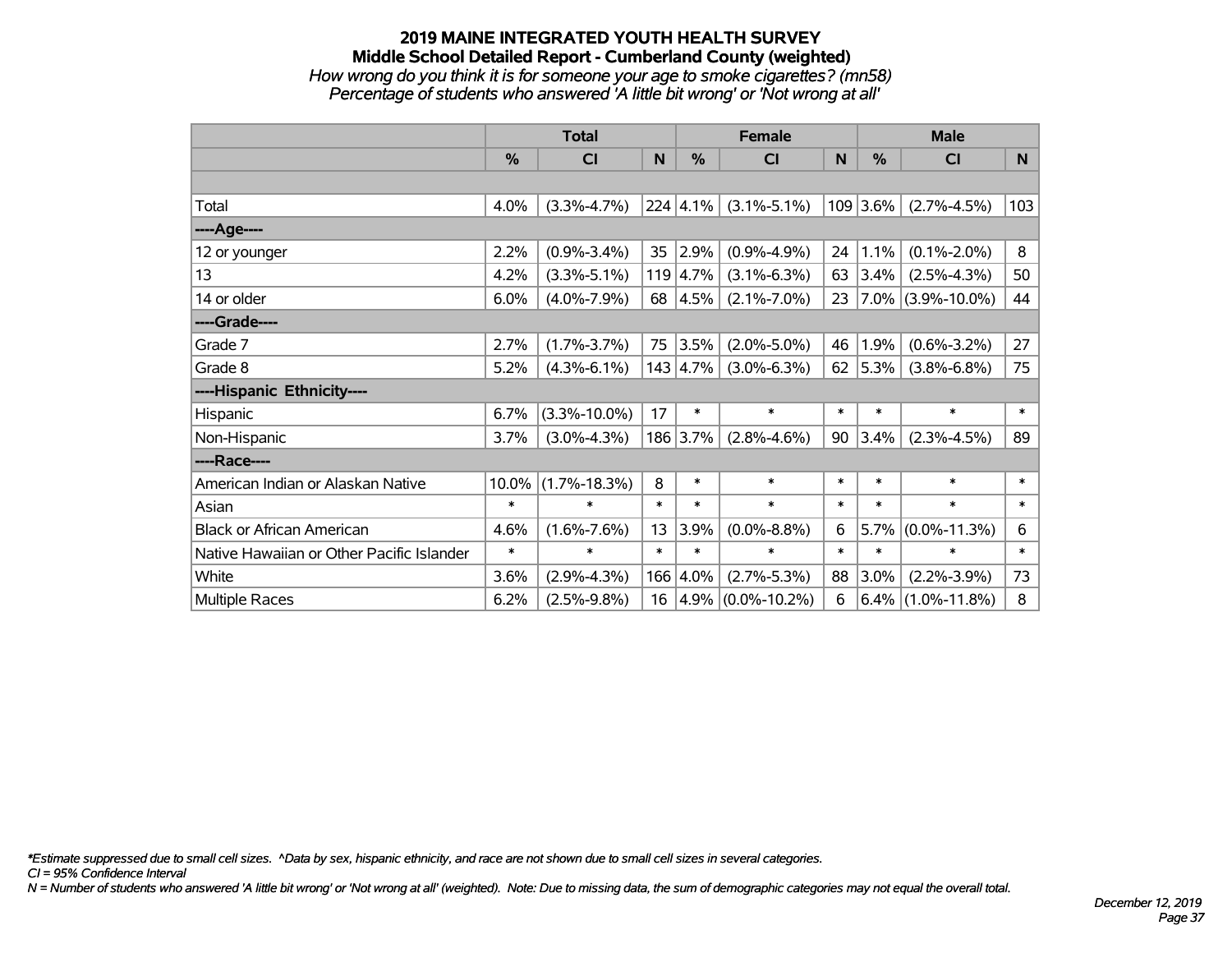# 2019 MAINE INTEGRATED YOUTH HEALTH SURVEY

## Middle School Detailed Report - Cumberland County (weighted)

*How wrong do you think it is for someone your age to smoke cigarettes? (mn58)*

*Percentage of students who answered 'A little bit wrong' or 'Not wrong at all'*

| | Total | | | Female | | | Male | | |
|---|---|---|---|---|---|---|---|---|---|
| | % | CI | N | % | CI | N | % | CI | N |
| Total | 4.0% | (3.3%-4.7%) | 224 | 4.1% | (3.1%-5.1%) | 109 | 3.6% | (2.7%-4.5%) | 103 |
| ----Age---- | | | | | | | | | |
| 12 or younger | 2.2% | (0.9%-3.4%) | 35 | 2.9% | (0.9%-4.9%) | 24 | 1.1% | (0.1%-2.0%) | 8 |
| 13 | 4.2% | (3.3%-5.1%) | 119 | 4.7% | (3.1%-6.3%) | 63 | 3.4% | (2.5%-4.3%) | 50 |
| 14 or older | 6.0% | (4.0%-7.9%) | 68 | 4.5% | (2.1%-7.0%) | 23 | 7.0% | (3.9%-10.0%) | 44 |
| ----Grade---- | | | | | | | | | |
| Grade 7 | 2.7% | (1.7%-3.7%) | 75 | 3.5% | (2.0%-5.0%) | 46 | 1.9% | (0.6%-3.2%) | 27 |
| Grade 8 | 5.2% | (4.3%-6.1%) | 143 | 4.7% | (3.0%-6.3%) | 62 | 5.3% | (3.8%-6.8%) | 75 |
| ----Hispanic Ethnicity---- | | | | | | | | | |
| Hispanic | 6.7% | (3.3%-10.0%) | 17 | * | * | * | * | * | * |
| Non-Hispanic | 3.7% | (3.0%-4.3%) | 186 | 3.7% | (2.8%-4.6%) | 90 | 3.4% | (2.3%-4.5%) | 89 |
| ----Race---- | | | | | | | | | |
| American Indian or Alaskan Native | 10.0% | (1.7%-18.3%) | 8 | * | * | * | * | * | * |
| Asian | * | * | * | * | * | * | * | * | * |
| Black or African American | 4.6% | (1.6%-7.6%) | 13 | 3.9% | (0.0%-8.8%) | 6 | 5.7% | (0.0%-11.3%) | 6 |
| Native Hawaiian or Other Pacific Islander | * | * | * | * | * | * | * | * | * |
| White | 3.6% | (2.9%-4.3%) | 166 | 4.0% | (2.7%-5.3%) | 88 | 3.0% | (2.2%-3.9%) | 73 |
| Multiple Races | 6.2% | (2.5%-9.8%) | 16 | 4.9% | (0.0%-10.2%) | 6 | 6.4% | (1.0%-11.8%) | 8 |

*\*Estimate suppressed due to small cell sizes. ^Data by sex, hispanic ethnicity, and race are not shown due to small cell sizes in several categories.*

*CI = 95% Confidence Interval*

*N = Number of students who answered 'A little bit wrong' or 'Not wrong at all' (weighted). Note: Due to missing data, the sum of demographic categories may not equal the overall total.*

*December 12, 2019*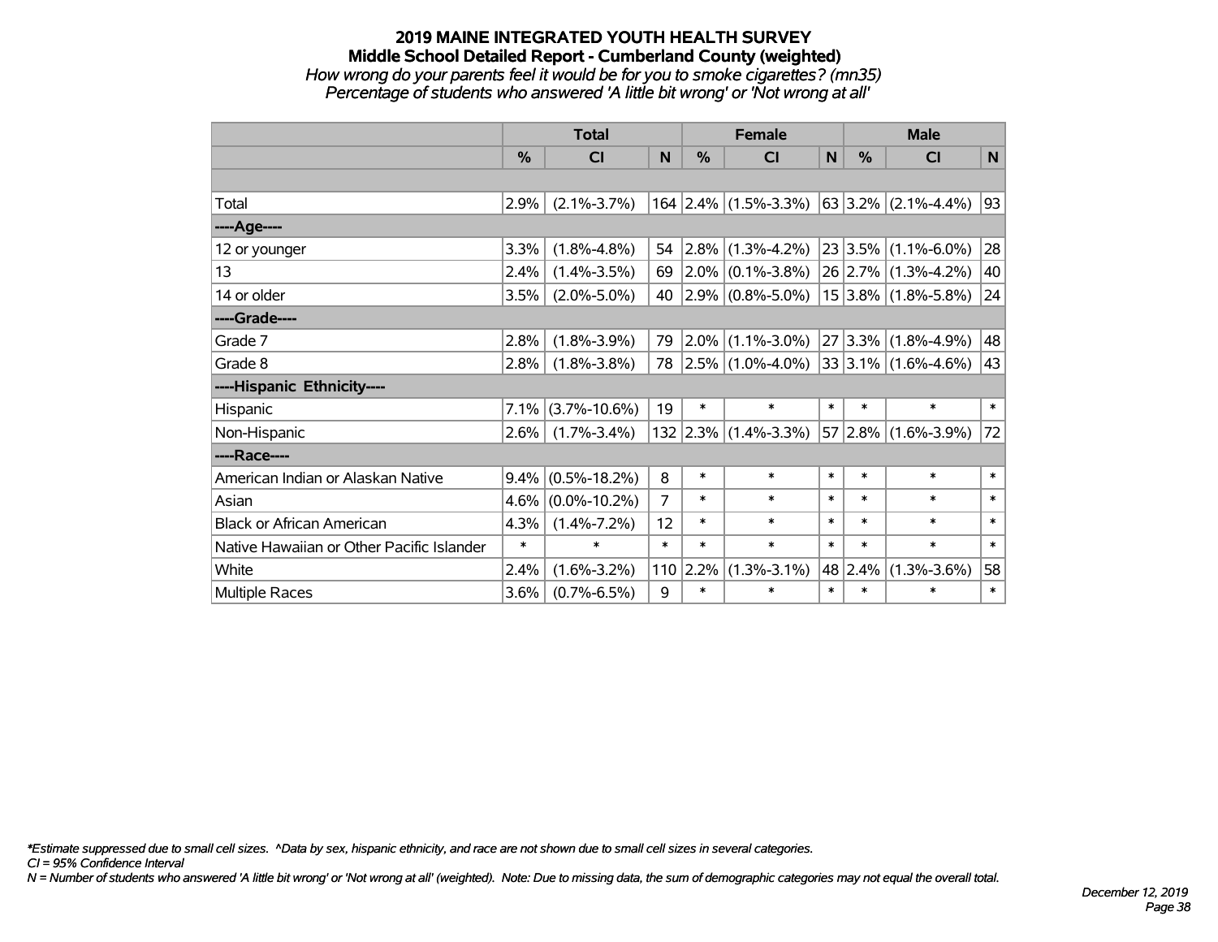# 2019 MAINE INTEGRATED YOUTH HEALTH SURVEY

## Middle School Detailed Report - Cumberland County (weighted)

*How wrong do your parents feel it would be for you to smoke cigarettes? (mn35)*

*Percentage of students who answered 'A little bit wrong' or 'Not wrong at all'*

| | Total | | | Female | | | Male | | |
|---|---|---|---|---|---|---|---|---|---|
| | % | CI | N | % | CI | N | % | CI | N |
| | | | | | | | | | |
| Total | 2.9% | (2.1%-3.7%) | 164 | 2.4% | (1.5%-3.3%) | 63 | 3.2% | (2.1%-4.4%) | 93 |
| ----Age---- | | | | | | | | | |
| 12 or younger | 3.3% | (1.8%-4.8%) | 54 | 2.8% | (1.3%-4.2%) | 23 | 3.5% | (1.1%-6.0%) | 28 |
| 13 | 2.4% | (1.4%-3.5%) | 69 | 2.0% | (0.1%-3.8%) | 26 | 2.7% | (1.3%-4.2%) | 40 |
| 14 or older | 3.5% | (2.0%-5.0%) | 40 | 2.9% | (0.8%-5.0%) | 15 | 3.8% | (1.8%-5.8%) | 24 |
| ----Grade---- | | | | | | | | | |
| Grade 7 | 2.8% | (1.8%-3.9%) | 79 | 2.0% | (1.1%-3.0%) | 27 | 3.3% | (1.8%-4.9%) | 48 |
| Grade 8 | 2.8% | (1.8%-3.8%) | 78 | 2.5% | (1.0%-4.0%) | 33 | 3.1% | (1.6%-4.6%) | 43 |
| ----Hispanic Ethnicity---- | | | | | | | | | |
| Hispanic | 7.1% | (3.7%-10.6%) | 19 | * | * | * | * | * | * |
| Non-Hispanic | 2.6% | (1.7%-3.4%) | 132 | 2.3% | (1.4%-3.3%) | 57 | 2.8% | (1.6%-3.9%) | 72 |
| ----Race---- | | | | | | | | | |
| American Indian or Alaskan Native | 9.4% | (0.5%-18.2%) | 8 | * | * | * | * | * | * |
| Asian | 4.6% | (0.0%-10.2%) | 7 | * | * | * | * | * | * |
| Black or African American | 4.3% | (1.4%-7.2%) | 12 | * | * | * | * | * | * |
| Native Hawaiian or Other Pacific Islander | * | * | * | * | * | * | * | * | * |
| White | 2.4% | (1.6%-3.2%) | 110 | 2.2% | (1.3%-3.1%) | 48 | 2.4% | (1.3%-3.6%) | 58 |
| Multiple Races | 3.6% | (0.7%-6.5%) | 9 | * | * | * | * | * | * |

*\*Estimate suppressed due to small cell sizes. ^Data by sex, hispanic ethnicity, and race are not shown due to small cell sizes in several categories.*

*CI = 95% Confidence Interval*

*N = Number of students who answered 'A little bit wrong' or 'Not wrong at all' (weighted). Note: Due to missing data, the sum of demographic categories may not equal the overall total.*

*December 12, 2019*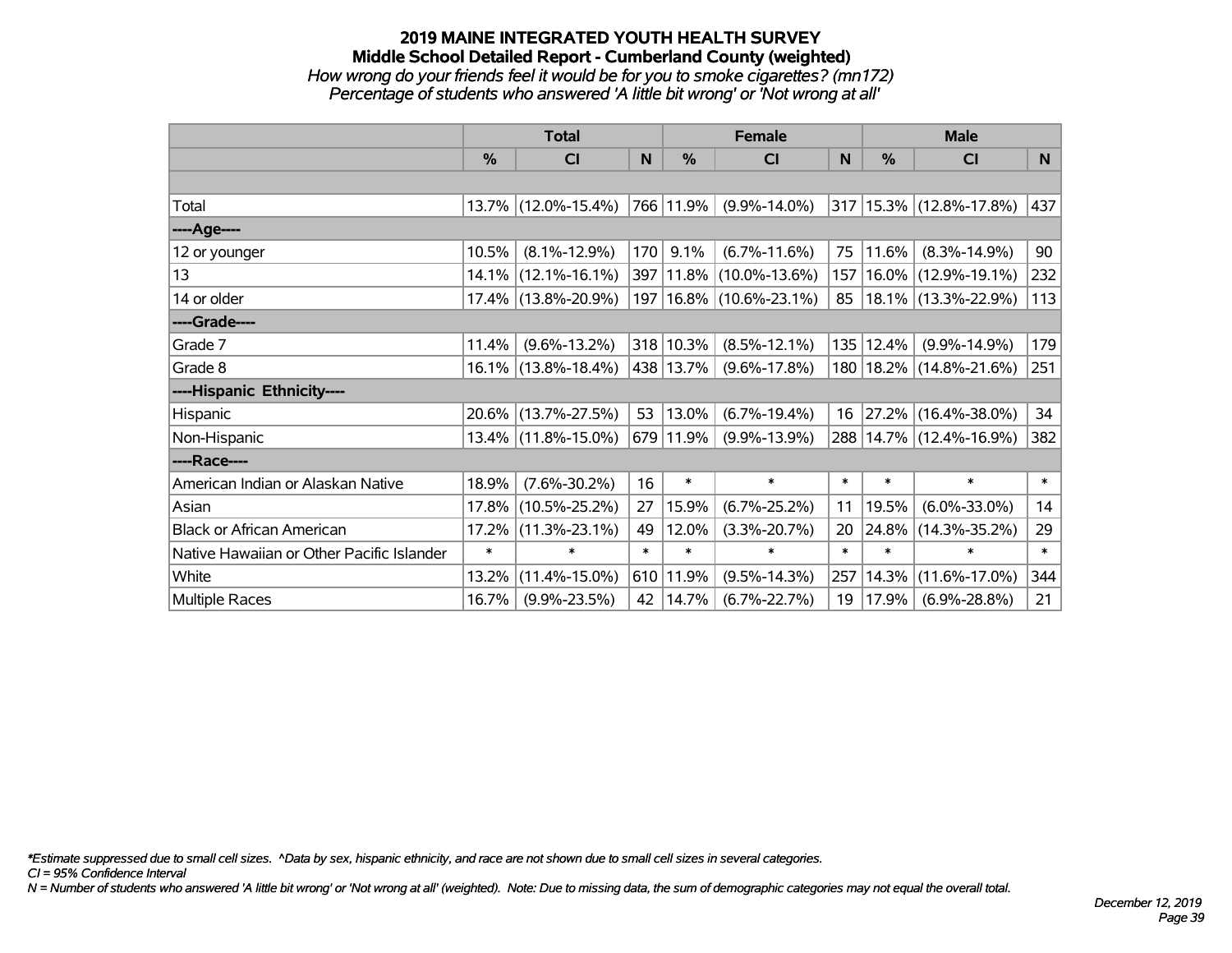# 2019 MAINE INTEGRATED YOUTH HEALTH SURVEY
## Middle School Detailed Report - Cumberland County (weighted)
*How wrong do your friends feel it would be for you to smoke cigarettes? (mn172)*
*Percentage of students who answered 'A little bit wrong' or 'Not wrong at all'*

| | Total | | | Female | | | Male | | |
|---|---|---|---|---|---|---|---|---|---|
| | % | CI | N | % | CI | N | % | CI | N |
| Total | 13.7% | (12.0%-15.4%) | 766 | 11.9% | (9.9%-14.0%) | 317 | 15.3% | (12.8%-17.8%) | 437 |
| ----Age---- | | | | | | | | | |
| 12 or younger | 10.5% | (8.1%-12.9%) | 170 | 9.1% | (6.7%-11.6%) | 75 | 11.6% | (8.3%-14.9%) | 90 |
| 13 | 14.1% | (12.1%-16.1%) | 397 | 11.8% | (10.0%-13.6%) | 157 | 16.0% | (12.9%-19.1%) | 232 |
| 14 or older | 17.4% | (13.8%-20.9%) | 197 | 16.8% | (10.6%-23.1%) | 85 | 18.1% | (13.3%-22.9%) | 113 |
| ----Grade---- | | | | | | | | | |
| Grade 7 | 11.4% | (9.6%-13.2%) | 318 | 10.3% | (8.5%-12.1%) | 135 | 12.4% | (9.9%-14.9%) | 179 |
| Grade 8 | 16.1% | (13.8%-18.4%) | 438 | 13.7% | (9.6%-17.8%) | 180 | 18.2% | (14.8%-21.6%) | 251 |
| ----Hispanic Ethnicity---- | | | | | | | | | |
| Hispanic | 20.6% | (13.7%-27.5%) | 53 | 13.0% | (6.7%-19.4%) | 16 | 27.2% | (16.4%-38.0%) | 34 |
| Non-Hispanic | 13.4% | (11.8%-15.0%) | 679 | 11.9% | (9.9%-13.9%) | 288 | 14.7% | (12.4%-16.9%) | 382 |
| ----Race---- | | | | | | | | | |
| American Indian or Alaskan Native | 18.9% | (7.6%-30.2%) | 16 | * | * | * | * | * | * |
| Asian | 17.8% | (10.5%-25.2%) | 27 | 15.9% | (6.7%-25.2%) | 11 | 19.5% | (6.0%-33.0%) | 14 |
| Black or African American | 17.2% | (11.3%-23.1%) | 49 | 12.0% | (3.3%-20.7%) | 20 | 24.8% | (14.3%-35.2%) | 29 |
| Native Hawaiian or Other Pacific Islander | * | * | * | * | * | * | * | * | * |
| White | 13.2% | (11.4%-15.0%) | 610 | 11.9% | (9.5%-14.3%) | 257 | 14.3% | (11.6%-17.0%) | 344 |
| Multiple Races | 16.7% | (9.9%-23.5%) | 42 | 14.7% | (6.7%-22.7%) | 19 | 17.9% | (6.9%-28.8%) | 21 |

*Estimate suppressed due to small cell sizes. ^Data by sex, hispanic ethnicity, and race are not shown due to small cell sizes in several categories.
*CI = 95% Confidence Interval*
*N = Number of students who answered 'A little bit wrong' or 'Not wrong at all' (weighted). Note: Due to missing data, the sum of demographic categories may not equal the overall total.*

*December 12, 2019*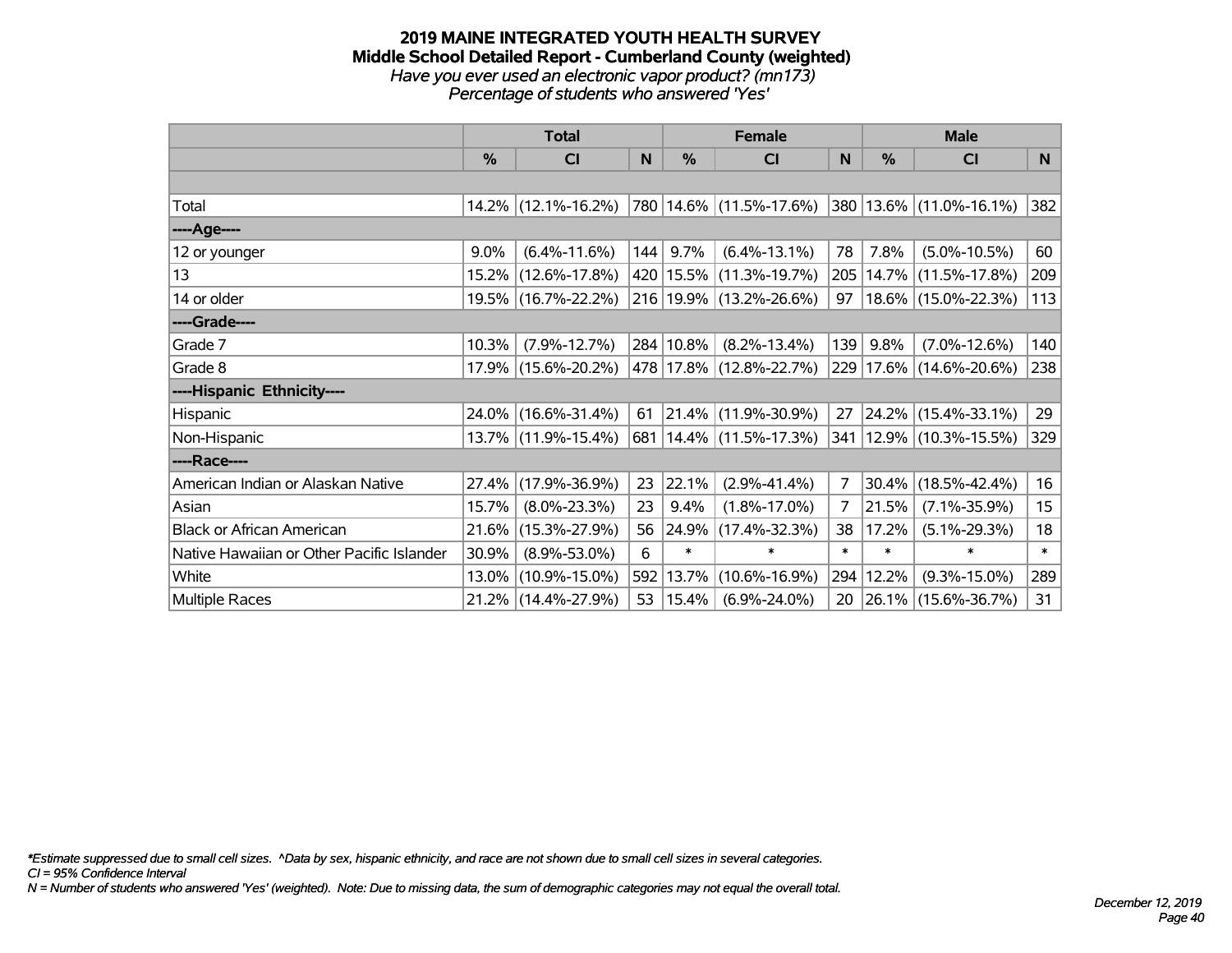# 2019 MAINE INTEGRATED YOUTH HEALTH SURVEY

## Middle School Detailed Report - Cumberland County (weighted)

*Have you ever used an electronic vapor product? (mn173)*

*Percentage of students who answered 'Yes'*

| | Total | | | Female | | | Male | | |
|---|---|---|---|---|---|---|---|---|---|
| | % | CI | N | % | CI | N | % | CI | N |
| Total | 14.2% | (12.1%-16.2%) | 780 | 14.6% | (11.5%-17.6%) | 380 | 13.6% | (11.0%-16.1%) | 382 |
| ----Age---- | | | | | | | | | |
| 12 or younger | 9.0% | (6.4%-11.6%) | 144 | 9.7% | (6.4%-13.1%) | 78 | 7.8% | (5.0%-10.5%) | 60 |
| 13 | 15.2% | (12.6%-17.8%) | 420 | 15.5% | (11.3%-19.7%) | 205 | 14.7% | (11.5%-17.8%) | 209 |
| 14 or older | 19.5% | (16.7%-22.2%) | 216 | 19.9% | (13.2%-26.6%) | 97 | 18.6% | (15.0%-22.3%) | 113 |
| ----Grade---- | | | | | | | | | |
| Grade 7 | 10.3% | (7.9%-12.7%) | 284 | 10.8% | (8.2%-13.4%) | 139 | 9.8% | (7.0%-12.6%) | 140 |
| Grade 8 | 17.9% | (15.6%-20.2%) | 478 | 17.8% | (12.8%-22.7%) | 229 | 17.6% | (14.6%-20.6%) | 238 |
| ----Hispanic Ethnicity---- | | | | | | | | | |
| Hispanic | 24.0% | (16.6%-31.4%) | 61 | 21.4% | (11.9%-30.9%) | 27 | 24.2% | (15.4%-33.1%) | 29 |
| Non-Hispanic | 13.7% | (11.9%-15.4%) | 681 | 14.4% | (11.5%-17.3%) | 341 | 12.9% | (10.3%-15.5%) | 329 |
| ----Race---- | | | | | | | | | |
| American Indian or Alaskan Native | 27.4% | (17.9%-36.9%) | 23 | 22.1% | (2.9%-41.4%) | 7 | 30.4% | (18.5%-42.4%) | 16 |
| Asian | 15.7% | (8.0%-23.3%) | 23 | 9.4% | (1.8%-17.0%) | 7 | 21.5% | (7.1%-35.9%) | 15 |
| Black or African American | 21.6% | (15.3%-27.9%) | 56 | 24.9% | (17.4%-32.3%) | 38 | 17.2% | (5.1%-29.3%) | 18 |
| Native Hawaiian or Other Pacific Islander | 30.9% | (8.9%-53.0%) | 6 | * | * | * | * | * | * |
| White | 13.0% | (10.9%-15.0%) | 592 | 13.7% | (10.6%-16.9%) | 294 | 12.2% | (9.3%-15.0%) | 289 |
| Multiple Races | 21.2% | (14.4%-27.9%) | 53 | 15.4% | (6.9%-24.0%) | 20 | 26.1% | (15.6%-36.7%) | 31 |

*\*Estimate suppressed due to small cell sizes. ^Data by sex, hispanic ethnicity, and race are not shown due to small cell sizes in several categories.*

*CI = 95% Confidence Interval*

*N = Number of students who answered 'Yes' (weighted). Note: Due to missing data, the sum of demographic categories may not equal the overall total.*

*December 12, 2019*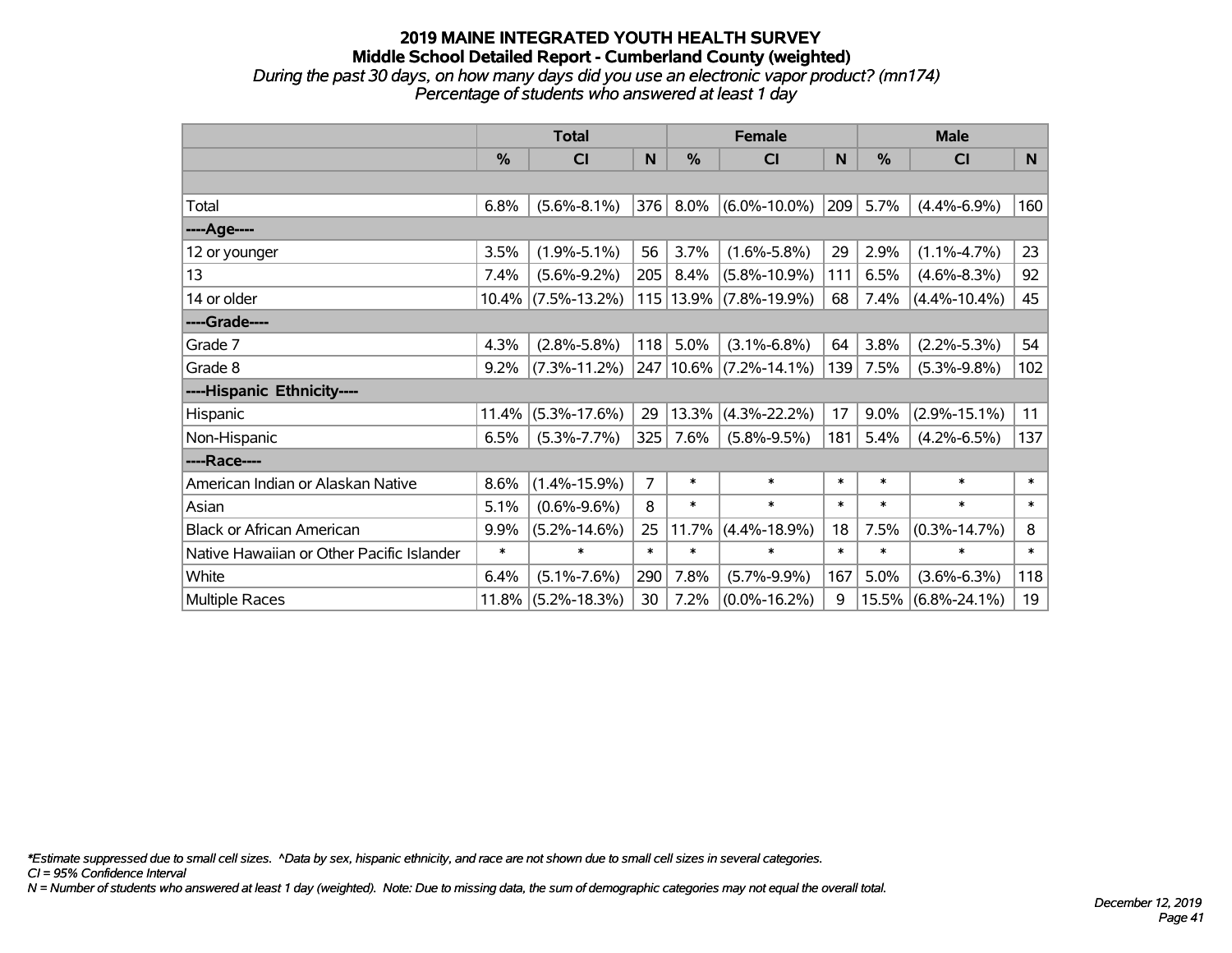# 2019 MAINE INTEGRATED YOUTH HEALTH SURVEY
## Middle School Detailed Report - Cumberland County (weighted)
*During the past 30 days, on how many days did you use an electronic vapor product? (mn174)*
*Percentage of students who answered at least 1 day*

| | Total | | | Female | | | Male | | |
|---|---|---|---|---|---|---|---|---|---|
| | % | CI | N | % | CI | N | % | CI | N |
| | | | | | | | | | |
| Total | 6.8% | (5.6%-8.1%) | 376 | 8.0% | (6.0%-10.0%) | 209 | 5.7% | (4.4%-6.9%) | 160 |
| ----Age---- | | | | | | | | | |
| 12 or younger | 3.5% | (1.9%-5.1%) | 56 | 3.7% | (1.6%-5.8%) | 29 | 2.9% | (1.1%-4.7%) | 23 |
| 13 | 7.4% | (5.6%-9.2%) | 205 | 8.4% | (5.8%-10.9%) | 111 | 6.5% | (4.6%-8.3%) | 92 |
| 14 or older | 10.4% | (7.5%-13.2%) | 115 | 13.9% | (7.8%-19.9%) | 68 | 7.4% | (4.4%-10.4%) | 45 |
| ----Grade---- | | | | | | | | | |
| Grade 7 | 4.3% | (2.8%-5.8%) | 118 | 5.0% | (3.1%-6.8%) | 64 | 3.8% | (2.2%-5.3%) | 54 |
| Grade 8 | 9.2% | (7.3%-11.2%) | 247 | 10.6% | (7.2%-14.1%) | 139 | 7.5% | (5.3%-9.8%) | 102 |
| ----Hispanic Ethnicity---- | | | | | | | | | |
| Hispanic | 11.4% | (5.3%-17.6%) | 29 | 13.3% | (4.3%-22.2%) | 17 | 9.0% | (2.9%-15.1%) | 11 |
| Non-Hispanic | 6.5% | (5.3%-7.7%) | 325 | 7.6% | (5.8%-9.5%) | 181 | 5.4% | (4.2%-6.5%) | 137 |
| ----Race---- | | | | | | | | | |
| American Indian or Alaskan Native | 8.6% | (1.4%-15.9%) | 7 | * | * | * | * | * | * |
| Asian | 5.1% | (0.6%-9.6%) | 8 | * | * | * | * | * | * |
| Black or African American | 9.9% | (5.2%-14.6%) | 25 | 11.7% | (4.4%-18.9%) | 18 | 7.5% | (0.3%-14.7%) | 8 |
| Native Hawaiian or Other Pacific Islander | * | * | * | * | * | * | * | * | * |
| White | 6.4% | (5.1%-7.6%) | 290 | 7.8% | (5.7%-9.9%) | 167 | 5.0% | (3.6%-6.3%) | 118 |
| Multiple Races | 11.8% | (5.2%-18.3%) | 30 | 7.2% | (0.0%-16.2%) | 9 | 15.5% | (6.8%-24.1%) | 19 |

*\*Estimate suppressed due to small cell sizes. ^Data by sex, hispanic ethnicity, and race are not shown due to small cell sizes in several categories.*
*CI = 95% Confidence Interval*
*N = Number of students who answered at least 1 day (weighted). Note: Due to missing data, the sum of demographic categories may not equal the overall total.*

*December 12, 2019*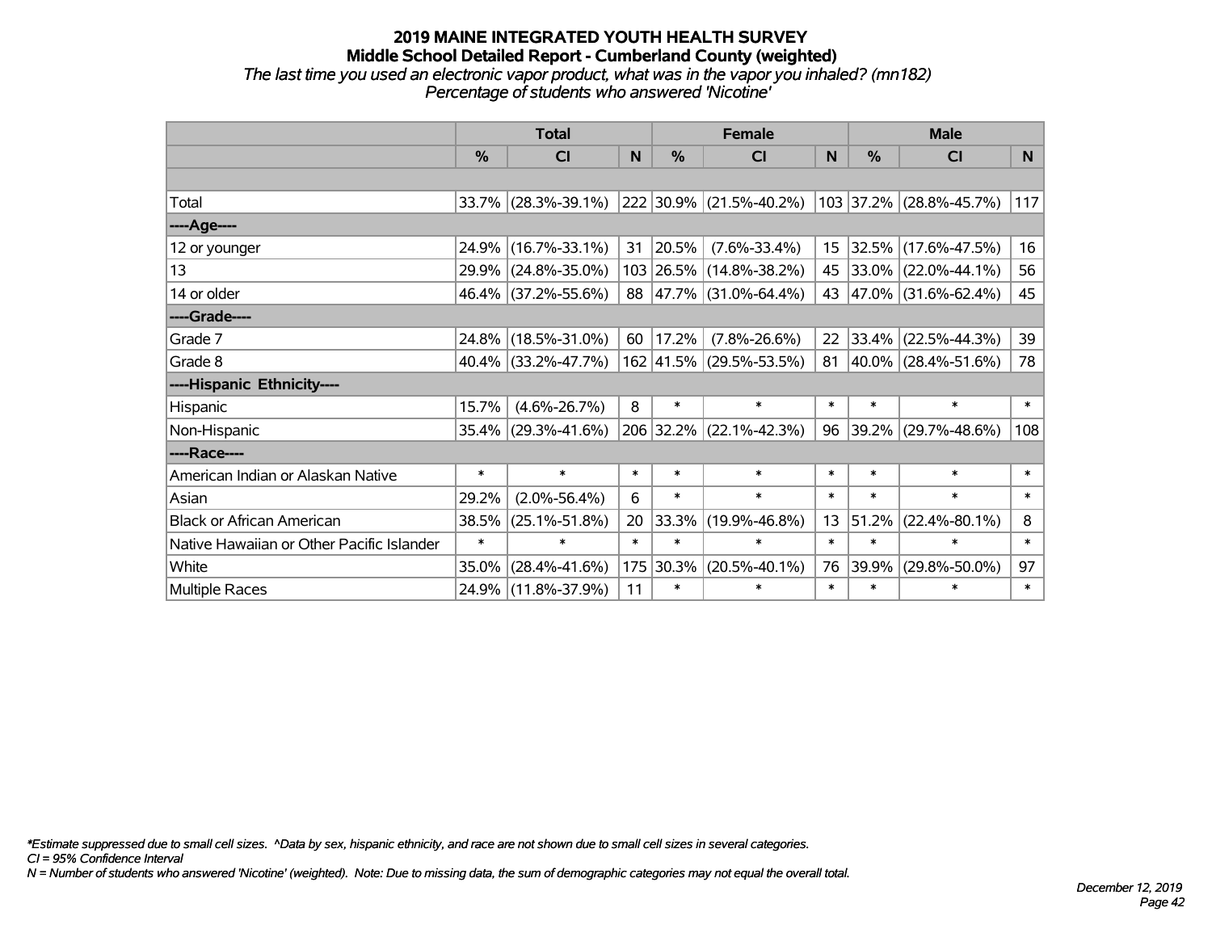# 2019 MAINE INTEGRATED YOUTH HEALTH SURVEY

## Middle School Detailed Report - Cumberland County (weighted)

*The last time you used an electronic vapor product, what was in the vapor you inhaled? (mn182)*

*Percentage of students who answered 'Nicotine'*

| | Total | | | Female | | | Male | | |
|---|---|---|---|---|---|---|---|---|---|
| | % | CI | N | % | CI | N | % | CI | N |
| Total | 33.7% | (28.3%-39.1%) | 222 | 30.9% | (21.5%-40.2%) | 103 | 37.2% | (28.8%-45.7%) | 117 |
| ----Age---- | | | | | | | | | |
| 12 or younger | 24.9% | (16.7%-33.1%) | 31 | 20.5% | (7.6%-33.4%) | 15 | 32.5% | (17.6%-47.5%) | 16 |
| 13 | 29.9% | (24.8%-35.0%) | 103 | 26.5% | (14.8%-38.2%) | 45 | 33.0% | (22.0%-44.1%) | 56 |
| 14 or older | 46.4% | (37.2%-55.6%) | 88 | 47.7% | (31.0%-64.4%) | 43 | 47.0% | (31.6%-62.4%) | 45 |
| ----Grade---- | | | | | | | | | |
| Grade 7 | 24.8% | (18.5%-31.0%) | 60 | 17.2% | (7.8%-26.6%) | 22 | 33.4% | (22.5%-44.3%) | 39 |
| Grade 8 | 40.4% | (33.2%-47.7%) | 162 | 41.5% | (29.5%-53.5%) | 81 | 40.0% | (28.4%-51.6%) | 78 |
| ----Hispanic Ethnicity---- | | | | | | | | | |
| Hispanic | 15.7% | (4.6%-26.7%) | 8 | * | * | * | * | * | * |
| Non-Hispanic | 35.4% | (29.3%-41.6%) | 206 | 32.2% | (22.1%-42.3%) | 96 | 39.2% | (29.7%-48.6%) | 108 |
| ----Race---- | | | | | | | | | |
| American Indian or Alaskan Native | * | * | * | * | * | * | * | * | * |
| Asian | 29.2% | (2.0%-56.4%) | 6 | * | * | * | * | * | * |
| Black or African American | 38.5% | (25.1%-51.8%) | 20 | 33.3% | (19.9%-46.8%) | 13 | 51.2% | (22.4%-80.1%) | 8 |
| Native Hawaiian or Other Pacific Islander | * | * | * | * | * | * | * | * | * |
| White | 35.0% | (28.4%-41.6%) | 175 | 30.3% | (20.5%-40.1%) | 76 | 39.9% | (29.8%-50.0%) | 97 |
| Multiple Races | 24.9% | (11.8%-37.9%) | 11 | * | * | * | * | * | * |

*\*Estimate suppressed due to small cell sizes. ^Data by sex, hispanic ethnicity, and race are not shown due to small cell sizes in several categories.*

*CI = 95% Confidence Interval*

*N = Number of students who answered 'Nicotine' (weighted). Note: Due to missing data, the sum of demographic categories may not equal the overall total.*

*December 12, 2019*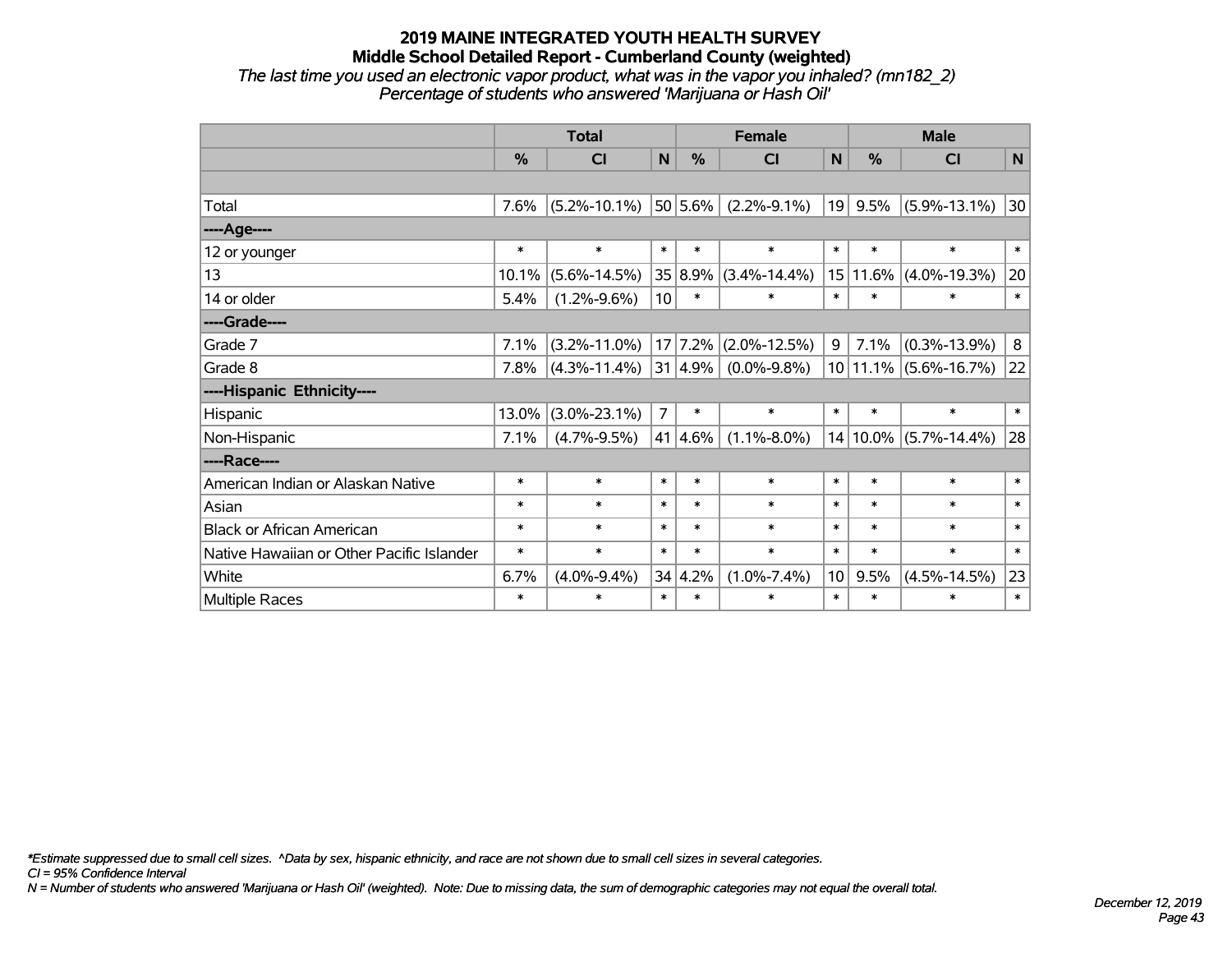# 2019 MAINE INTEGRATED YOUTH HEALTH SURVEY
## Middle School Detailed Report - Cumberland County (weighted)
*The last time you used an electronic vapor product, what was in the vapor you inhaled? (mn182_2)*
*Percentage of students who answered 'Marijuana or Hash Oil'*

| | Total | | | Female | | | Male | | |
|---|---|---|---|---|---|---|---|---|---|
| | % | CI | N | % | CI | N | % | CI | N |
| | | | | | | | | | |
| Total | 7.6% | (5.2%-10.1%) | 50 | 5.6% | (2.2%-9.1%) | 19 | 9.5% | (5.9%-13.1%) | 30 |
| ----Age---- | | | | | | | | | |
| 12 or younger | * | * | * | * | * | * | * | * | * |
| 13 | 10.1% | (5.6%-14.5%) | 35 | 8.9% | (3.4%-14.4%) | 15 | 11.6% | (4.0%-19.3%) | 20 |
| 14 or older | 5.4% | (1.2%-9.6%) | 10 | * | * | * | * | * | * |
| ----Grade---- | | | | | | | | | |
| Grade 7 | 7.1% | (3.2%-11.0%) | 17 | 7.2% | (2.0%-12.5%) | 9 | 7.1% | (0.3%-13.9%) | 8 |
| Grade 8 | 7.8% | (4.3%-11.4%) | 31 | 4.9% | (0.0%-9.8%) | 10 | 11.1% | (5.6%-16.7%) | 22 |
| ----Hispanic Ethnicity---- | | | | | | | | | |
| Hispanic | 13.0% | (3.0%-23.1%) | 7 | * | * | * | * | * | * |
| Non-Hispanic | 7.1% | (4.7%-9.5%) | 41 | 4.6% | (1.1%-8.0%) | 14 | 10.0% | (5.7%-14.4%) | 28 |
| ----Race---- | | | | | | | | | |
| American Indian or Alaskan Native | * | * | * | * | * | * | * | * | * |
| Asian | * | * | * | * | * | * | * | * | * |
| Black or African American | * | * | * | * | * | * | * | * | * |
| Native Hawaiian or Other Pacific Islander | * | * | * | * | * | * | * | * | * |
| White | 6.7% | (4.0%-9.4%) | 34 | 4.2% | (1.0%-7.4%) | 10 | 9.5% | (4.5%-14.5%) | 23 |
| Multiple Races | * | * | * | * | * | * | * | * | * |

*\*Estimate suppressed due to small cell sizes. ^Data by sex, hispanic ethnicity, and race are not shown due to small cell sizes in several categories.*
*CI = 95% Confidence Interval*
*N = Number of students who answered 'Marijuana or Hash Oil' (weighted). Note: Due to missing data, the sum of demographic categories may not equal the overall total.*

*December 12, 2019*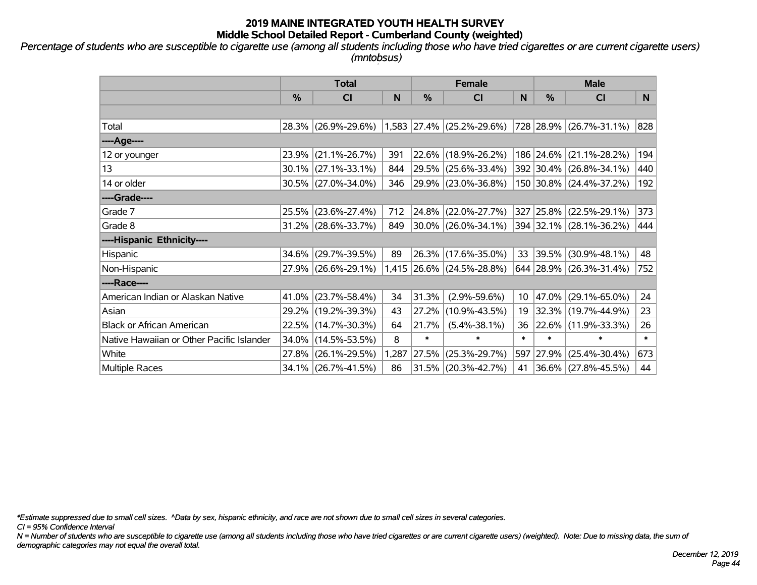# 2019 MAINE INTEGRATED YOUTH HEALTH SURVEY
## Middle School Detailed Report - Cumberland County (weighted)

*Percentage of students who are susceptible to cigarette use (among all students including those who have tried cigarettes or are current cigarette users) (mntobsus)*

| | Total | | | Female | | | Male | | |
|---|---|---|---|---|---|---|---|---|---|
| | % | CI | N | % | CI | N | % | CI | N |
| Total | 28.3% | (26.9%-29.6%) | 1,583 | 27.4% | (25.2%-29.6%) | 728 | 28.9% | (26.7%-31.1%) | 828 |
| ----Age---- | | | | | | | | | |
| 12 or younger | 23.9% | (21.1%-26.7%) | 391 | 22.6% | (18.9%-26.2%) | 186 | 24.6% | (21.1%-28.2%) | 194 |
| 13 | 30.1% | (27.1%-33.1%) | 844 | 29.5% | (25.6%-33.4%) | 392 | 30.4% | (26.8%-34.1%) | 440 |
| 14 or older | 30.5% | (27.0%-34.0%) | 346 | 29.9% | (23.0%-36.8%) | 150 | 30.8% | (24.4%-37.2%) | 192 |
| ----Grade---- | | | | | | | | | |
| Grade 7 | 25.5% | (23.6%-27.4%) | 712 | 24.8% | (22.0%-27.7%) | 327 | 25.8% | (22.5%-29.1%) | 373 |
| Grade 8 | 31.2% | (28.6%-33.7%) | 849 | 30.0% | (26.0%-34.1%) | 394 | 32.1% | (28.1%-36.2%) | 444 |
| ----Hispanic Ethnicity---- | | | | | | | | | |
| Hispanic | 34.6% | (29.7%-39.5%) | 89 | 26.3% | (17.6%-35.0%) | 33 | 39.5% | (30.9%-48.1%) | 48 |
| Non-Hispanic | 27.9% | (26.6%-29.1%) | 1,415 | 26.6% | (24.5%-28.8%) | 644 | 28.9% | (26.3%-31.4%) | 752 |
| ----Race---- | | | | | | | | | |
| American Indian or Alaskan Native | 41.0% | (23.7%-58.4%) | 34 | 31.3% | (2.9%-59.6%) | 10 | 47.0% | (29.1%-65.0%) | 24 |
| Asian | 29.2% | (19.2%-39.3%) | 43 | 27.2% | (10.9%-43.5%) | 19 | 32.3% | (19.7%-44.9%) | 23 |
| Black or African American | 22.5% | (14.7%-30.3%) | 64 | 21.7% | (5.4%-38.1%) | 36 | 22.6% | (11.9%-33.3%) | 26 |
| Native Hawaiian or Other Pacific Islander | 34.0% | (14.5%-53.5%) | 8 | * | * | * | * | * | * |
| White | 27.8% | (26.1%-29.5%) | 1,287 | 27.5% | (25.3%-29.7%) | 597 | 27.9% | (25.4%-30.4%) | 673 |
| Multiple Races | 34.1% | (26.7%-41.5%) | 86 | 31.5% | (20.3%-42.7%) | 41 | 36.6% | (27.8%-45.5%) | 44 |

*Estimate suppressed due to small cell sizes. ^Data by sex, hispanic ethnicity, and race are not shown due to small cell sizes in several categories.

CI = 95% Confidence Interval

N = Number of students who are susceptible to cigarette use (among all students including those who have tried cigarettes or are current cigarette users) (weighted). Note: Due to missing data, the sum of demographic categories may not equal the overall total.

December 12, 2019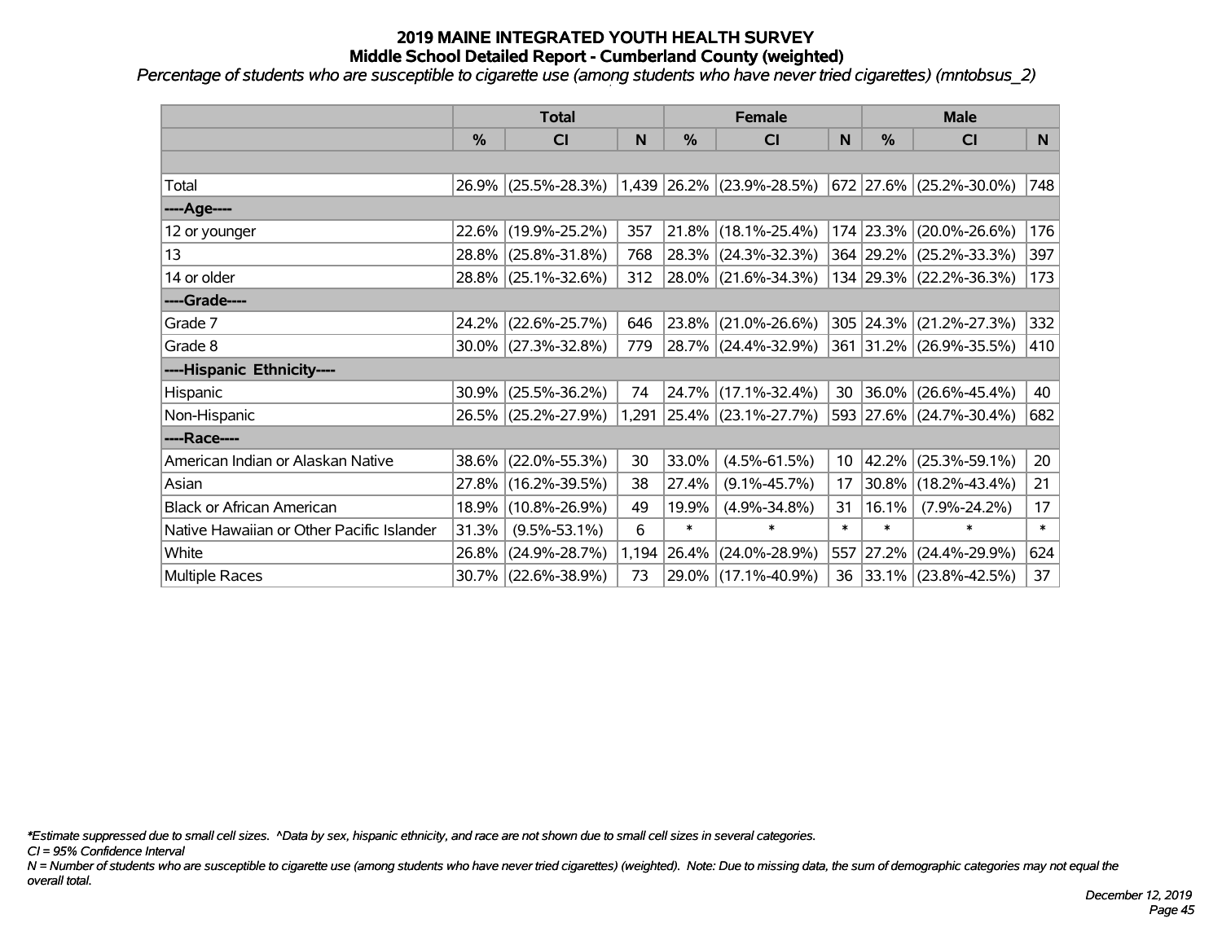# 2019 MAINE INTEGRATED YOUTH HEALTH SURVEY
## Middle School Detailed Report - Cumberland County (weighted)

*Percentage of students who are susceptible to cigarette use (among students who have never tried cigarettes) (mntobsus_2)*

| | Total | | | Female | | | Male | | |
|---|---|---|---|---|---|---|---|---|---|
| | % | CI | N | % | CI | N | % | CI | N |
| Total | 26.9% | (25.5%-28.3%) | 1,439 | 26.2% | (23.9%-28.5%) | 672 | 27.6% | (25.2%-30.0%) | 748 |
| ----Age---- | | | | | | | | | |
| 12 or younger | 22.6% | (19.9%-25.2%) | 357 | 21.8% | (18.1%-25.4%) | 174 | 23.3% | (20.0%-26.6%) | 176 |
| 13 | 28.8% | (25.8%-31.8%) | 768 | 28.3% | (24.3%-32.3%) | 364 | 29.2% | (25.2%-33.3%) | 397 |
| 14 or older | 28.8% | (25.1%-32.6%) | 312 | 28.0% | (21.6%-34.3%) | 134 | 29.3% | (22.2%-36.3%) | 173 |
| ----Grade---- | | | | | | | | | |
| Grade 7 | 24.2% | (22.6%-25.7%) | 646 | 23.8% | (21.0%-26.6%) | 305 | 24.3% | (21.2%-27.3%) | 332 |
| Grade 8 | 30.0% | (27.3%-32.8%) | 779 | 28.7% | (24.4%-32.9%) | 361 | 31.2% | (26.9%-35.5%) | 410 |
| ----Hispanic Ethnicity---- | | | | | | | | | |
| Hispanic | 30.9% | (25.5%-36.2%) | 74 | 24.7% | (17.1%-32.4%) | 30 | 36.0% | (26.6%-45.4%) | 40 |
| Non-Hispanic | 26.5% | (25.2%-27.9%) | 1,291 | 25.4% | (23.1%-27.7%) | 593 | 27.6% | (24.7%-30.4%) | 682 |
| ----Race---- | | | | | | | | | |
| American Indian or Alaskan Native | 38.6% | (22.0%-55.3%) | 30 | 33.0% | (4.5%-61.5%) | 10 | 42.2% | (25.3%-59.1%) | 20 |
| Asian | 27.8% | (16.2%-39.5%) | 38 | 27.4% | (9.1%-45.7%) | 17 | 30.8% | (18.2%-43.4%) | 21 |
| Black or African American | 18.9% | (10.8%-26.9%) | 49 | 19.9% | (4.9%-34.8%) | 31 | 16.1% | (7.9%-24.2%) | 17 |
| Native Hawaiian or Other Pacific Islander | 31.3% | (9.5%-53.1%) | 6 | * | * | * | * | * | * |
| White | 26.8% | (24.9%-28.7%) | 1,194 | 26.4% | (24.0%-28.9%) | 557 | 27.2% | (24.4%-29.9%) | 624 |
| Multiple Races | 30.7% | (22.6%-38.9%) | 73 | 29.0% | (17.1%-40.9%) | 36 | 33.1% | (23.8%-42.5%) | 37 |

*\*Estimate suppressed due to small cell sizes. ^Data by sex, hispanic ethnicity, and race are not shown due to small cell sizes in several categories.*

*CI = 95% Confidence Interval*

*N = Number of students who are susceptible to cigarette use (among students who have never tried cigarettes) (weighted). Note: Due to missing data, the sum of demographic categories may not equal the overall total.*

*December 12, 2019*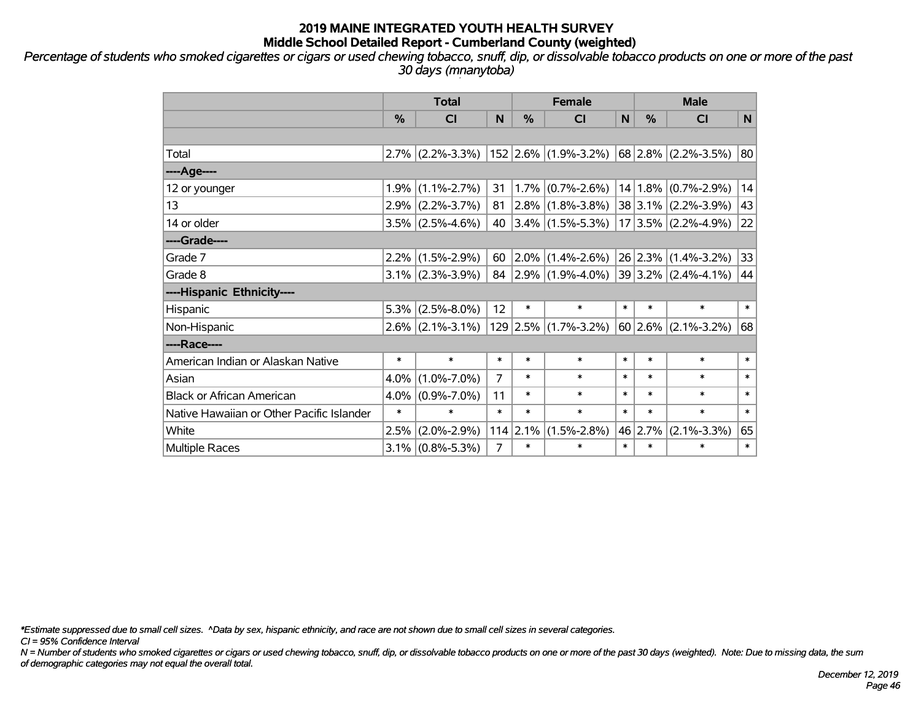# 2019 MAINE INTEGRATED YOUTH HEALTH SURVEY
## Middle School Detailed Report - Cumberland County (weighted)

*Percentage of students who smoked cigarettes or cigars or used chewing tobacco, snuff, dip, or dissolvable tobacco products on one or more of the past 30 days (mnanytoba)*

| | Total | | | Female | | | Male | | |
|---|---|---|---|---|---|---|---|---|---|
| | % | CI | N | % | CI | N | % | CI | N |
| | | | | | | | | | |
| Total | 2.7% | (2.2%-3.3%) | 152 | 2.6% | (1.9%-3.2%) | 68 | 2.8% | (2.2%-3.5%) | 80 |
| ----Age---- | | | | | | | | | |
| 12 or younger | 1.9% | (1.1%-2.7%) | 31 | 1.7% | (0.7%-2.6%) | 14 | 1.8% | (0.7%-2.9%) | 14 |
| 13 | 2.9% | (2.2%-3.7%) | 81 | 2.8% | (1.8%-3.8%) | 38 | 3.1% | (2.2%-3.9%) | 43 |
| 14 or older | 3.5% | (2.5%-4.6%) | 40 | 3.4% | (1.5%-5.3%) | 17 | 3.5% | (2.2%-4.9%) | 22 |
| ----Grade---- | | | | | | | | | |
| Grade 7 | 2.2% | (1.5%-2.9%) | 60 | 2.0% | (1.4%-2.6%) | 26 | 2.3% | (1.4%-3.2%) | 33 |
| Grade 8 | 3.1% | (2.3%-3.9%) | 84 | 2.9% | (1.9%-4.0%) | 39 | 3.2% | (2.4%-4.1%) | 44 |
| ----Hispanic Ethnicity---- | | | | | | | | | |
| Hispanic | 5.3% | (2.5%-8.0%) | 12 | * | * | * | * | * | * |
| Non-Hispanic | 2.6% | (2.1%-3.1%) | 129 | 2.5% | (1.7%-3.2%) | 60 | 2.6% | (2.1%-3.2%) | 68 |
| ----Race---- | | | | | | | | | |
| American Indian or Alaskan Native | * | * | * | * | * | * | * | * | * |
| Asian | 4.0% | (1.0%-7.0%) | 7 | * | * | * | * | * | * |
| Black or African American | 4.0% | (0.9%-7.0%) | 11 | * | * | * | * | * | * |
| Native Hawaiian or Other Pacific Islander | * | * | * | * | * | * | * | * | * |
| White | 2.5% | (2.0%-2.9%) | 114 | 2.1% | (1.5%-2.8%) | 46 | 2.7% | (2.1%-3.3%) | 65 |
| Multiple Races | 3.1% | (0.8%-5.3%) | 7 | * | * | * | * | * | * |

*\*Estimate suppressed due to small cell sizes. ^Data by sex, hispanic ethnicity, and race are not shown due to small cell sizes in several categories.*

*CI = 95% Confidence Interval*

*N = Number of students who smoked cigarettes or cigars or used chewing tobacco, snuff, dip, or dissolvable tobacco products on one or more of the past 30 days (weighted). Note: Due to missing data, the sum of demographic categories may not equal the overall total.*

*December 12, 2019*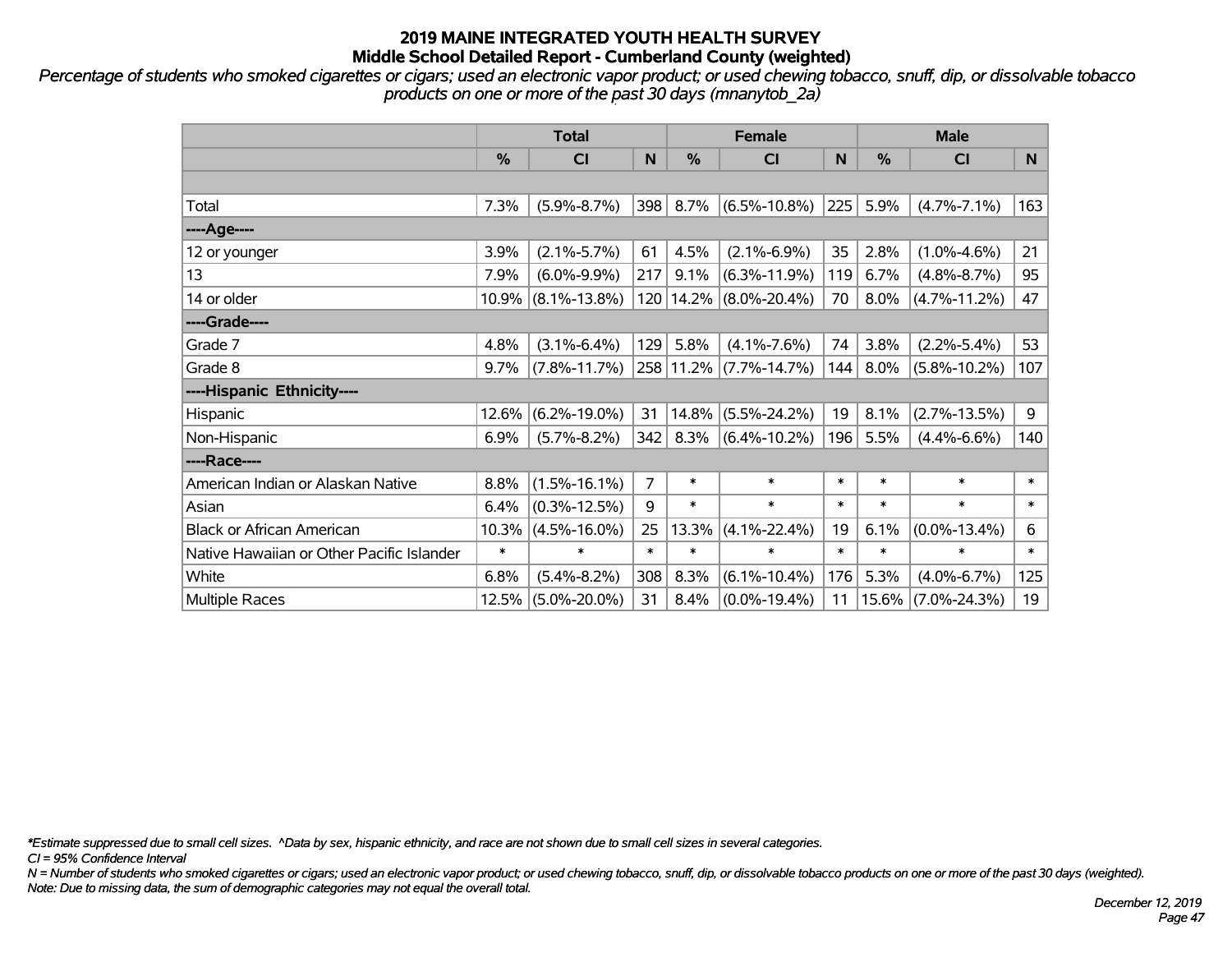# 2019 MAINE INTEGRATED YOUTH HEALTH SURVEY

## Middle School Detailed Report - Cumberland County (weighted)

*Percentage of students who smoked cigarettes or cigars; used an electronic vapor product; or used chewing tobacco, snuff, dip, or dissolvable tobacco products on one or more of the past 30 days (mnanytob_2a)*

| | Total | | | Female | | | Male | | |
|---|---|---|---|---|---|---|---|---|---|
| | % | CI | N | % | CI | N | % | CI | N |
| | | | | | | | | | |
| Total | 7.3% | (5.9%-8.7%) | 398 | 8.7% | (6.5%-10.8%) | 225 | 5.9% | (4.7%-7.1%) | 163 |
| ----Age---- | | | | | | | | | |
| 12 or younger | 3.9% | (2.1%-5.7%) | 61 | 4.5% | (2.1%-6.9%) | 35 | 2.8% | (1.0%-4.6%) | 21 |
| 13 | 7.9% | (6.0%-9.9%) | 217 | 9.1% | (6.3%-11.9%) | 119 | 6.7% | (4.8%-8.7%) | 95 |
| 14 or older | 10.9% | (8.1%-13.8%) | 120 | 14.2% | (8.0%-20.4%) | 70 | 8.0% | (4.7%-11.2%) | 47 |
| ----Grade---- | | | | | | | | | |
| Grade 7 | 4.8% | (3.1%-6.4%) | 129 | 5.8% | (4.1%-7.6%) | 74 | 3.8% | (2.2%-5.4%) | 53 |
| Grade 8 | 9.7% | (7.8%-11.7%) | 258 | 11.2% | (7.7%-14.7%) | 144 | 8.0% | (5.8%-10.2%) | 107 |
| ----Hispanic Ethnicity---- | | | | | | | | | |
| Hispanic | 12.6% | (6.2%-19.0%) | 31 | 14.8% | (5.5%-24.2%) | 19 | 8.1% | (2.7%-13.5%) | 9 |
| Non-Hispanic | 6.9% | (5.7%-8.2%) | 342 | 8.3% | (6.4%-10.2%) | 196 | 5.5% | (4.4%-6.6%) | 140 |
| ----Race---- | | | | | | | | | |
| American Indian or Alaskan Native | 8.8% | (1.5%-16.1%) | 7 | * | * | * | * | * | * |
| Asian | 6.4% | (0.3%-12.5%) | 9 | * | * | * | * | * | * |
| Black or African American | 10.3% | (4.5%-16.0%) | 25 | 13.3% | (4.1%-22.4%) | 19 | 6.1% | (0.0%-13.4%) | 6 |
| Native Hawaiian or Other Pacific Islander | * | * | * | * | * | * | * | * | * |
| White | 6.8% | (5.4%-8.2%) | 308 | 8.3% | (6.1%-10.4%) | 176 | 5.3% | (4.0%-6.7%) | 125 |
| Multiple Races | 12.5% | (5.0%-20.0%) | 31 | 8.4% | (0.0%-19.4%) | 11 | 15.6% | (7.0%-24.3%) | 19 |

*\*Estimate suppressed due to small cell sizes. ^Data by sex, hispanic ethnicity, and race are not shown due to small cell sizes in several categories.*

*CI = 95% Confidence Interval*

*N = Number of students who smoked cigarettes or cigars; used an electronic vapor product; or used chewing tobacco, snuff, dip, or dissolvable tobacco products on one or more of the past 30 days (weighted).*

*Note: Due to missing data, the sum of demographic categories may not equal the overall total.*

*December 12, 2019*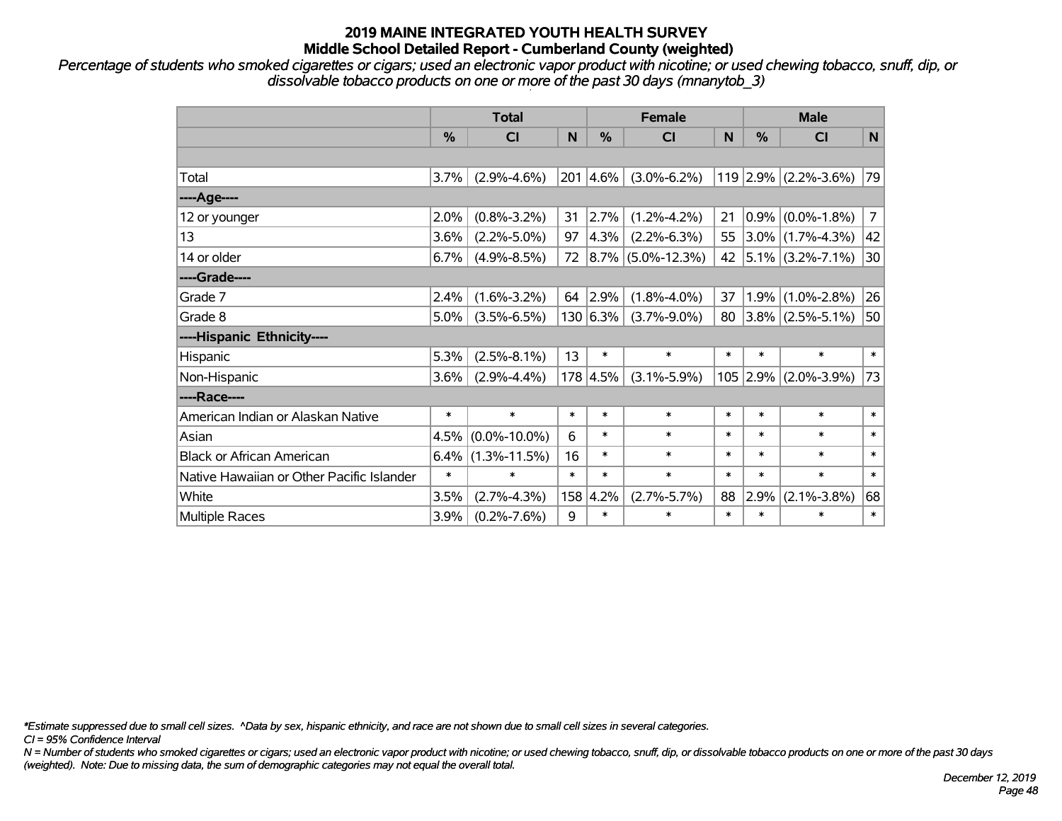# 2019 MAINE INTEGRATED YOUTH HEALTH SURVEY

## Middle School Detailed Report - Cumberland County (weighted)

*Percentage of students who smoked cigarettes or cigars; used an electronic vapor product with nicotine; or used chewing tobacco, snuff, dip, or dissolvable tobacco products on one or more of the past 30 days (mnanytob_3)*

| | Total | | | Female | | | Male | | |
|---|---|---|---|---|---|---|---|---|---|
| | % | CI | N | % | CI | N | % | CI | N |
| | | | | | | | | | |
| Total | 3.7% | (2.9%-4.6%) | 201 | 4.6% | (3.0%-6.2%) | 119 | 2.9% | (2.2%-3.6%) | 79 |
| ----Age---- | | | | | | | | | |
| 12 or younger | 2.0% | (0.8%-3.2%) | 31 | 2.7% | (1.2%-4.2%) | 21 | 0.9% | (0.0%-1.8%) | 7 |
| 13 | 3.6% | (2.2%-5.0%) | 97 | 4.3% | (2.2%-6.3%) | 55 | 3.0% | (1.7%-4.3%) | 42 |
| 14 or older | 6.7% | (4.9%-8.5%) | 72 | 8.7% | (5.0%-12.3%) | 42 | 5.1% | (3.2%-7.1%) | 30 |
| ----Grade---- | | | | | | | | | |
| Grade 7 | 2.4% | (1.6%-3.2%) | 64 | 2.9% | (1.8%-4.0%) | 37 | 1.9% | (1.0%-2.8%) | 26 |
| Grade 8 | 5.0% | (3.5%-6.5%) | 130 | 6.3% | (3.7%-9.0%) | 80 | 3.8% | (2.5%-5.1%) | 50 |
| ----Hispanic Ethnicity---- | | | | | | | | | |
| Hispanic | 5.3% | (2.5%-8.1%) | 13 | * | * | * | * | * | * |
| Non-Hispanic | 3.6% | (2.9%-4.4%) | 178 | 4.5% | (3.1%-5.9%) | 105 | 2.9% | (2.0%-3.9%) | 73 |
| ----Race---- | | | | | | | | | |
| American Indian or Alaskan Native | * | * | * | * | * | * | * | * | * |
| Asian | 4.5% | (0.0%-10.0%) | 6 | * | * | * | * | * | * |
| Black or African American | 6.4% | (1.3%-11.5%) | 16 | * | * | * | * | * | * |
| Native Hawaiian or Other Pacific Islander | * | * | * | * | * | * | * | * | * |
| White | 3.5% | (2.7%-4.3%) | 158 | 4.2% | (2.7%-5.7%) | 88 | 2.9% | (2.1%-3.8%) | 68 |
| Multiple Races | 3.9% | (0.2%-7.6%) | 9 | * | * | * | * | * | * |

*\*Estimate suppressed due to small cell sizes. ^Data by sex, hispanic ethnicity, and race are not shown due to small cell sizes in several categories.*

*CI = 95% Confidence Interval*

*N = Number of students who smoked cigarettes or cigars; used an electronic vapor product with nicotine; or used chewing tobacco, snuff, dip, or dissolvable tobacco products on one or more of the past 30 days (weighted). Note: Due to missing data, the sum of demographic categories may not equal the overall total.*

*December 12, 2019*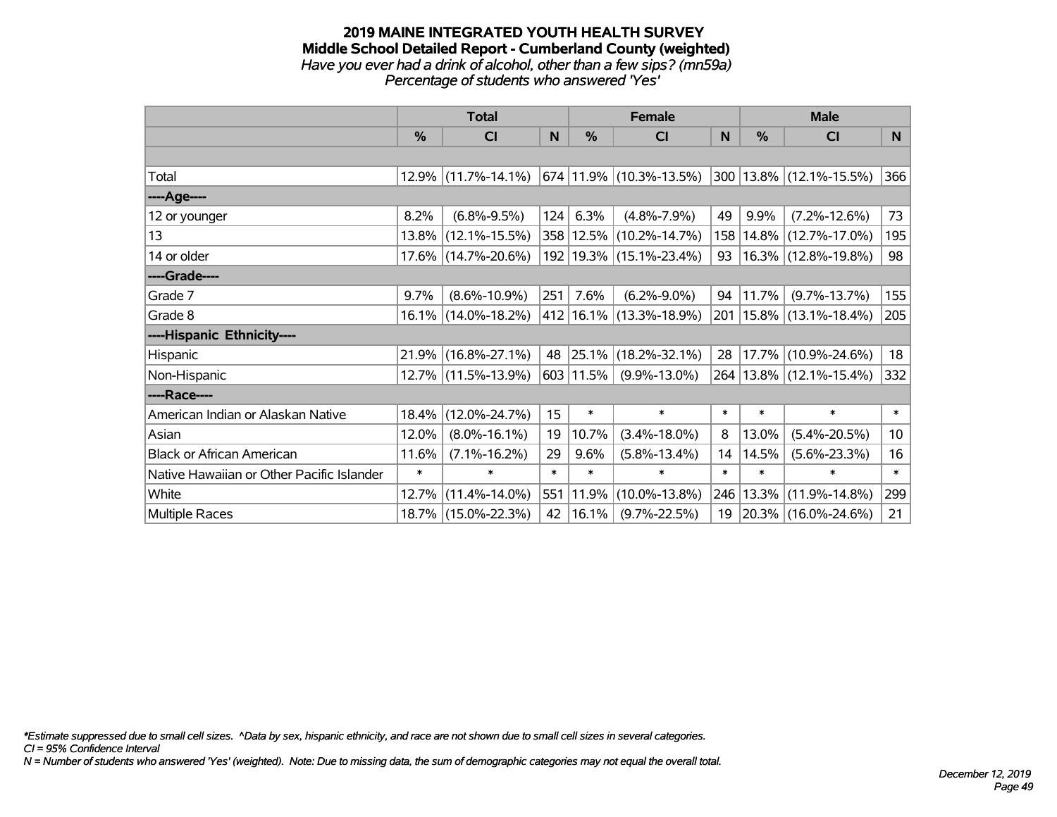# 2019 MAINE INTEGRATED YOUTH HEALTH SURVEY

## Middle School Detailed Report - Cumberland County (weighted)

*Have you ever had a drink of alcohol, other than a few sips? (mn59a)*

*Percentage of students who answered 'Yes'*

| | Total | | | Female | | | Male | | |
|---|---|---|---|---|---|---|---|---|---|
| | % | CI | N | % | CI | N | % | CI | N |
| | | | | | | | | | |
| Total | 12.9% | (11.7%-14.1%) | 674 | 11.9% | (10.3%-13.5%) | 300 | 13.8% | (12.1%-15.5%) | 366 |
| ----Age---- | | | | | | | | | |
| 12 or younger | 8.2% | (6.8%-9.5%) | 124 | 6.3% | (4.8%-7.9%) | 49 | 9.9% | (7.2%-12.6%) | 73 |
| 13 | 13.8% | (12.1%-15.5%) | 358 | 12.5% | (10.2%-14.7%) | 158 | 14.8% | (12.7%-17.0%) | 195 |
| 14 or older | 17.6% | (14.7%-20.6%) | 192 | 19.3% | (15.1%-23.4%) | 93 | 16.3% | (12.8%-19.8%) | 98 |
| ----Grade---- | | | | | | | | | |
| Grade 7 | 9.7% | (8.6%-10.9%) | 251 | 7.6% | (6.2%-9.0%) | 94 | 11.7% | (9.7%-13.7%) | 155 |
| Grade 8 | 16.1% | (14.0%-18.2%) | 412 | 16.1% | (13.3%-18.9%) | 201 | 15.8% | (13.1%-18.4%) | 205 |
| ----Hispanic Ethnicity---- | | | | | | | | | |
| Hispanic | 21.9% | (16.8%-27.1%) | 48 | 25.1% | (18.2%-32.1%) | 28 | 17.7% | (10.9%-24.6%) | 18 |
| Non-Hispanic | 12.7% | (11.5%-13.9%) | 603 | 11.5% | (9.9%-13.0%) | 264 | 13.8% | (12.1%-15.4%) | 332 |
| ----Race---- | | | | | | | | | |
| American Indian or Alaskan Native | 18.4% | (12.0%-24.7%) | 15 | * | * | * | * | * | * |
| Asian | 12.0% | (8.0%-16.1%) | 19 | 10.7% | (3.4%-18.0%) | 8 | 13.0% | (5.4%-20.5%) | 10 |
| Black or African American | 11.6% | (7.1%-16.2%) | 29 | 9.6% | (5.8%-13.4%) | 14 | 14.5% | (5.6%-23.3%) | 16 |
| Native Hawaiian or Other Pacific Islander | * | * | * | * | * | * | * | * | * |
| White | 12.7% | (11.4%-14.0%) | 551 | 11.9% | (10.0%-13.8%) | 246 | 13.3% | (11.9%-14.8%) | 299 |
| Multiple Races | 18.7% | (15.0%-22.3%) | 42 | 16.1% | (9.7%-22.5%) | 19 | 20.3% | (16.0%-24.6%) | 21 |

*Estimate suppressed due to small cell sizes. ^Data by sex, hispanic ethnicity, and race are not shown due to small cell sizes in several categories.
*CI = 95% Confidence Interval*
*N = Number of students who answered 'Yes' (weighted). Note: Due to missing data, the sum of demographic categories may not equal the overall total.*

*December 12, 2019*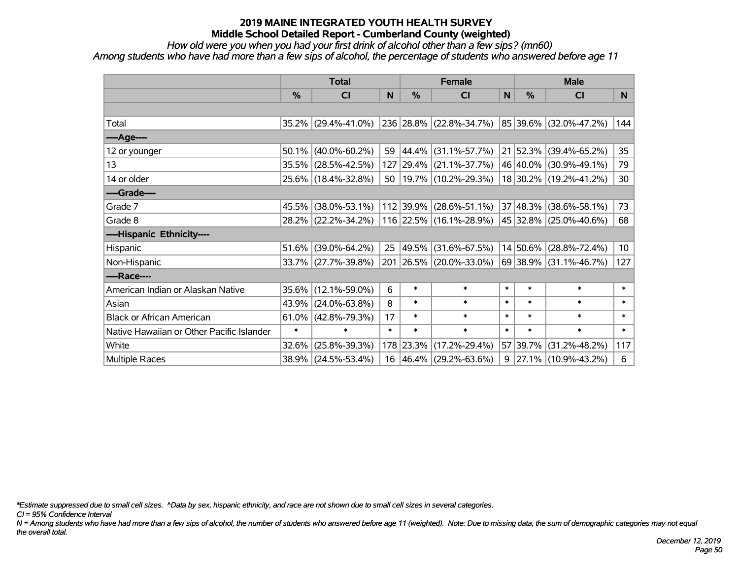# 2019 MAINE INTEGRATED YOUTH HEALTH SURVEY
## Middle School Detailed Report - Cumberland County (weighted)

*How old were you when you had your first drink of alcohol other than a few sips? (mn60)*
*Among students who have had more than a few sips of alcohol, the percentage of students who answered before age 11*

| | Total | | | Female | | | Male | | |
|---|---|---|---|---|---|---|---|---|---|
| | % | CI | N | % | CI | N | % | CI | N |
| | | | | | | | | | |
| Total | 35.2% | (29.4%-41.0%) | 236 | 28.8% | (22.8%-34.7%) | 85 | 39.6% | (32.0%-47.2%) | 144 |
| ----Age---- | | | | | | | | | |
| 12 or younger | 50.1% | (40.0%-60.2%) | 59 | 44.4% | (31.1%-57.7%) | 21 | 52.3% | (39.4%-65.2%) | 35 |
| 13 | 35.5% | (28.5%-42.5%) | 127 | 29.4% | (21.1%-37.7%) | 46 | 40.0% | (30.9%-49.1%) | 79 |
| 14 or older | 25.6% | (18.4%-32.8%) | 50 | 19.7% | (10.2%-29.3%) | 18 | 30.2% | (19.2%-41.2%) | 30 |
| ----Grade---- | | | | | | | | | |
| Grade 7 | 45.5% | (38.0%-53.1%) | 112 | 39.9% | (28.6%-51.1%) | 37 | 48.3% | (38.6%-58.1%) | 73 |
| Grade 8 | 28.2% | (22.2%-34.2%) | 116 | 22.5% | (16.1%-28.9%) | 45 | 32.8% | (25.0%-40.6%) | 68 |
| ----Hispanic Ethnicity---- | | | | | | | | | |
| Hispanic | 51.6% | (39.0%-64.2%) | 25 | 49.5% | (31.6%-67.5%) | 14 | 50.6% | (28.8%-72.4%) | 10 |
| Non-Hispanic | 33.7% | (27.7%-39.8%) | 201 | 26.5% | (20.0%-33.0%) | 69 | 38.9% | (31.1%-46.7%) | 127 |
| ----Race---- | | | | | | | | | |
| American Indian or Alaskan Native | 35.6% | (12.1%-59.0%) | 6 | * | * | * | * | * | * |
| Asian | 43.9% | (24.0%-63.8%) | 8 | * | * | * | * | * | * |
| Black or African American | 61.0% | (42.8%-79.3%) | 17 | * | * | * | * | * | * |
| Native Hawaiian or Other Pacific Islander | * | * | * | * | * | * | * | * | * |
| White | 32.6% | (25.8%-39.3%) | 178 | 23.3% | (17.2%-29.4%) | 57 | 39.7% | (31.2%-48.2%) | 117 |
| Multiple Races | 38.9% | (24.5%-53.4%) | 16 | 46.4% | (29.2%-63.6%) | 9 | 27.1% | (10.9%-43.2%) | 6 |

*\*Estimate suppressed due to small cell sizes. ^Data by sex, hispanic ethnicity, and race are not shown due to small cell sizes in several categories.*

*CI = 95% Confidence Interval*

*N = Among students who have had more than a few sips of alcohol, the number of students who answered before age 11 (weighted). Note: Due to missing data, the sum of demographic categories may not equal the overall total.*

*December 12, 2019*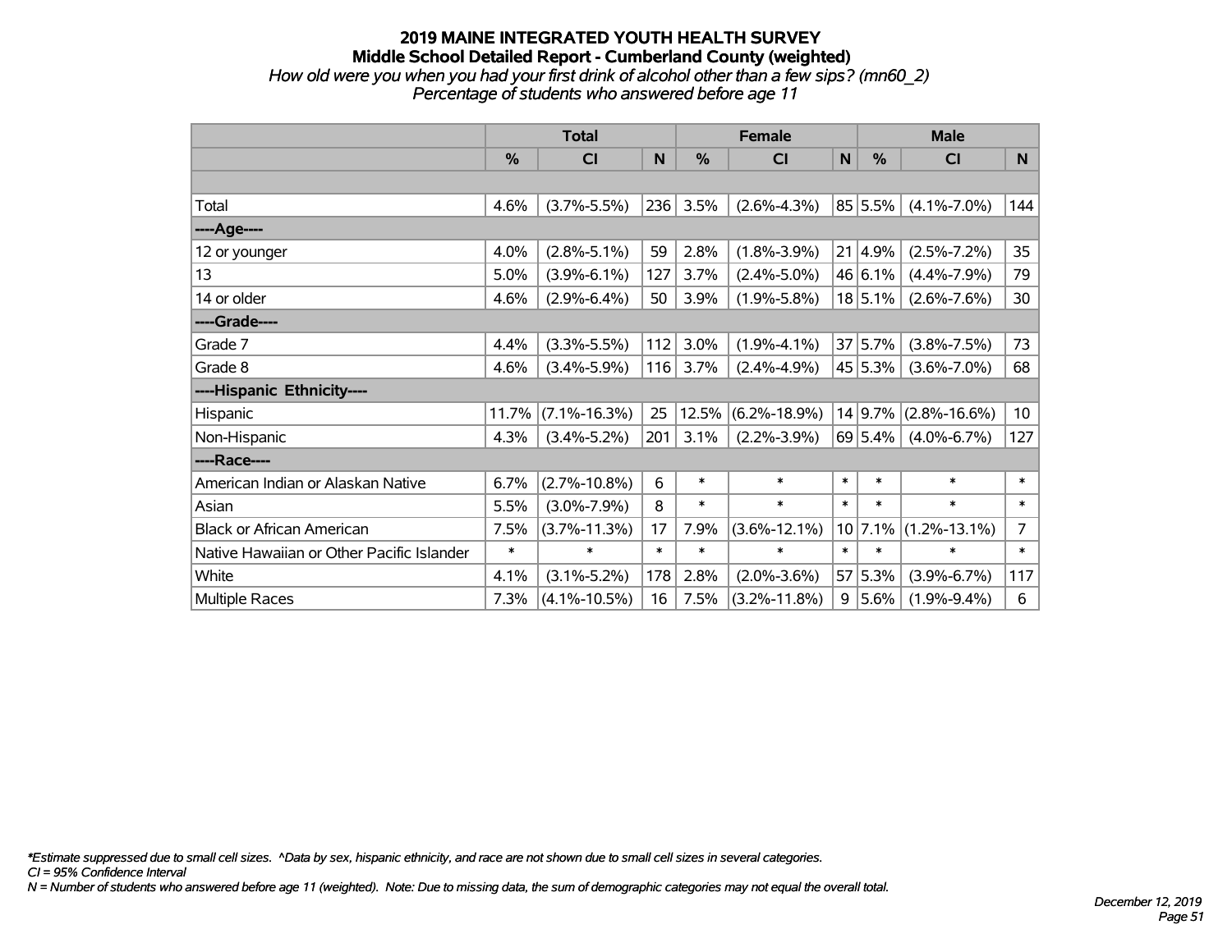# 2019 MAINE INTEGRATED YOUTH HEALTH SURVEY
## Middle School Detailed Report - Cumberland County (weighted)
*How old were you when you had your first drink of alcohol other than a few sips? (mn60_2)*
*Percentage of students who answered before age 11*

| | Total | | | Female | | | Male | | |
|---|---|---|---|---|---|---|---|---|---|
| | % | CI | N | % | CI | N | % | CI | N |
| | | | | | | | | | |
| Total | 4.6% | (3.7%-5.5%) | 236 | 3.5% | (2.6%-4.3%) | 85 | 5.5% | (4.1%-7.0%) | 144 |
| ----Age---- | | | | | | | | | |
| 12 or younger | 4.0% | (2.8%-5.1%) | 59 | 2.8% | (1.8%-3.9%) | 21 | 4.9% | (2.5%-7.2%) | 35 |
| 13 | 5.0% | (3.9%-6.1%) | 127 | 3.7% | (2.4%-5.0%) | 46 | 6.1% | (4.4%-7.9%) | 79 |
| 14 or older | 4.6% | (2.9%-6.4%) | 50 | 3.9% | (1.9%-5.8%) | 18 | 5.1% | (2.6%-7.6%) | 30 |
| ----Grade---- | | | | | | | | | |
| Grade 7 | 4.4% | (3.3%-5.5%) | 112 | 3.0% | (1.9%-4.1%) | 37 | 5.7% | (3.8%-7.5%) | 73 |
| Grade 8 | 4.6% | (3.4%-5.9%) | 116 | 3.7% | (2.4%-4.9%) | 45 | 5.3% | (3.6%-7.0%) | 68 |
| ----Hispanic Ethnicity---- | | | | | | | | | |
| Hispanic | 11.7% | (7.1%-16.3%) | 25 | 12.5% | (6.2%-18.9%) | 14 | 9.7% | (2.8%-16.6%) | 10 |
| Non-Hispanic | 4.3% | (3.4%-5.2%) | 201 | 3.1% | (2.2%-3.9%) | 69 | 5.4% | (4.0%-6.7%) | 127 |
| ----Race---- | | | | | | | | | |
| American Indian or Alaskan Native | 6.7% | (2.7%-10.8%) | 6 | * | * | * | * | * | * |
| Asian | 5.5% | (3.0%-7.9%) | 8 | * | * | * | * | * | * |
| Black or African American | 7.5% | (3.7%-11.3%) | 17 | 7.9% | (3.6%-12.1%) | 10 | 7.1% | (1.2%-13.1%) | 7 |
| Native Hawaiian or Other Pacific Islander | * | * | * | * | * | * | * | * | * |
| White | 4.1% | (3.1%-5.2%) | 178 | 2.8% | (2.0%-3.6%) | 57 | 5.3% | (3.9%-6.7%) | 117 |
| Multiple Races | 7.3% | (4.1%-10.5%) | 16 | 7.5% | (3.2%-11.8%) | 9 | 5.6% | (1.9%-9.4%) | 6 |

*\*Estimate suppressed due to small cell sizes. ^Data by sex, hispanic ethnicity, and race are not shown due to small cell sizes in several categories.*
*CI = 95% Confidence Interval*
*N = Number of students who answered before age 11 (weighted). Note: Due to missing data, the sum of demographic categories may not equal the overall total.*

*December 12, 2019*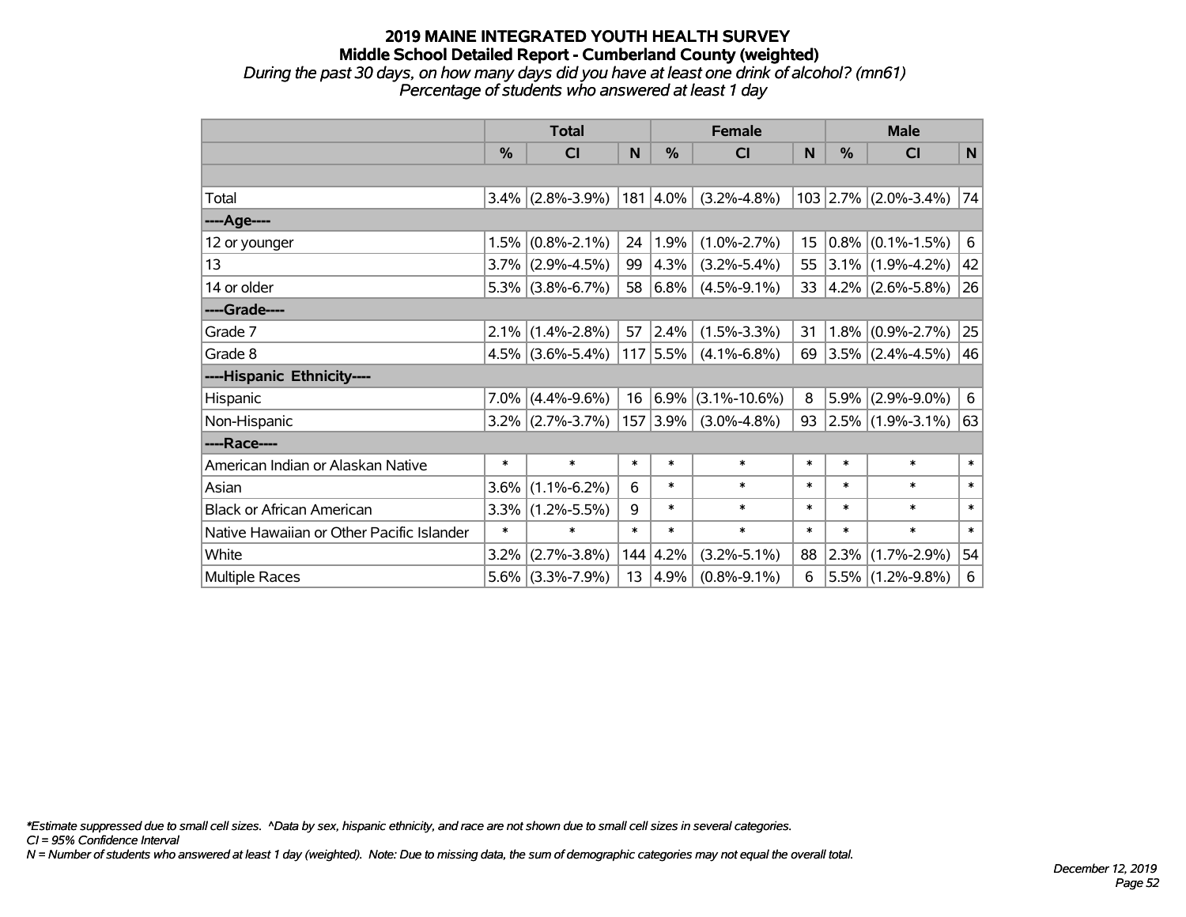# 2019 MAINE INTEGRATED YOUTH HEALTH SURVEY
## Middle School Detailed Report - Cumberland County (weighted)
*During the past 30 days, on how many days did you have at least one drink of alcohol? (mn61)*
*Percentage of students who answered at least 1 day*

| | Total | | | Female | | | Male | | |
|---|---|---|---|---|---|---|---|---|---|
| | % | CI | N | % | CI | N | % | CI | N |
| | | | | | | | | | |
| Total | 3.4% | (2.8%-3.9%) | 181 | 4.0% | (3.2%-4.8%) | 103 | 2.7% | (2.0%-3.4%) | 74 |
| ----Age---- | | | | | | | | | |
| 12 or younger | 1.5% | (0.8%-2.1%) | 24 | 1.9% | (1.0%-2.7%) | 15 | 0.8% | (0.1%-1.5%) | 6 |
| 13 | 3.7% | (2.9%-4.5%) | 99 | 4.3% | (3.2%-5.4%) | 55 | 3.1% | (1.9%-4.2%) | 42 |
| 14 or older | 5.3% | (3.8%-6.7%) | 58 | 6.8% | (4.5%-9.1%) | 33 | 4.2% | (2.6%-5.8%) | 26 |
| ----Grade---- | | | | | | | | | |
| Grade 7 | 2.1% | (1.4%-2.8%) | 57 | 2.4% | (1.5%-3.3%) | 31 | 1.8% | (0.9%-2.7%) | 25 |
| Grade 8 | 4.5% | (3.6%-5.4%) | 117 | 5.5% | (4.1%-6.8%) | 69 | 3.5% | (2.4%-4.5%) | 46 |
| ----Hispanic Ethnicity---- | | | | | | | | | |
| Hispanic | 7.0% | (4.4%-9.6%) | 16 | 6.9% | (3.1%-10.6%) | 8 | 5.9% | (2.9%-9.0%) | 6 |
| Non-Hispanic | 3.2% | (2.7%-3.7%) | 157 | 3.9% | (3.0%-4.8%) | 93 | 2.5% | (1.9%-3.1%) | 63 |
| ----Race---- | | | | | | | | | |
| American Indian or Alaskan Native | * | * | * | * | * | * | * | * | * |
| Asian | 3.6% | (1.1%-6.2%) | 6 | * | * | * | * | * | * |
| Black or African American | 3.3% | (1.2%-5.5%) | 9 | * | * | * | * | * | * |
| Native Hawaiian or Other Pacific Islander | * | * | * | * | * | * | * | * | * |
| White | 3.2% | (2.7%-3.8%) | 144 | 4.2% | (3.2%-5.1%) | 88 | 2.3% | (1.7%-2.9%) | 54 |
| Multiple Races | 5.6% | (3.3%-7.9%) | 13 | 4.9% | (0.8%-9.1%) | 6 | 5.5% | (1.2%-9.8%) | 6 |

*\*Estimate suppressed due to small cell sizes. ^Data by sex, hispanic ethnicity, and race are not shown due to small cell sizes in several categories.*
*CI = 95% Confidence Interval*
*N = Number of students who answered at least 1 day (weighted). Note: Due to missing data, the sum of demographic categories may not equal the overall total.*

*December 12, 2019*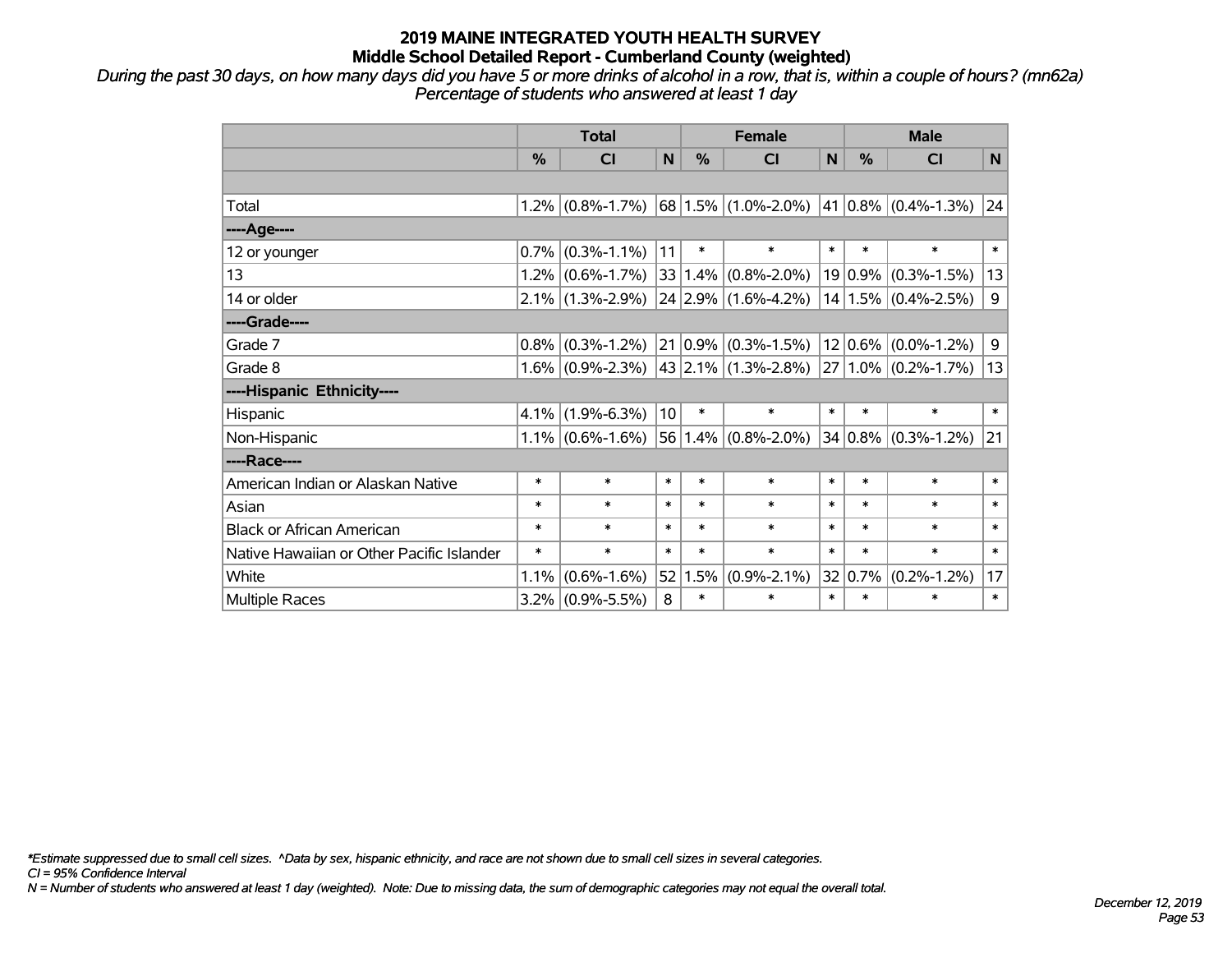# 2019 MAINE INTEGRATED YOUTH HEALTH SURVEY
## Middle School Detailed Report - Cumberland County (weighted)

*During the past 30 days, on how many days did you have 5 or more drinks of alcohol in a row, that is, within a couple of hours? (mn62a)*
*Percentage of students who answered at least 1 day*

| | Total | | | Female | | | Male | | |
|---|---|---|---|---|---|---|---|---|---|
| | % | CI | N | % | CI | N | % | CI | N |
| | | | | | | | | | |
| Total | 1.2% | (0.8%-1.7%) | 68 | 1.5% | (1.0%-2.0%) | 41 | 0.8% | (0.4%-1.3%) | 24 |
| ----Age---- | | | | | | | | | |
| 12 or younger | 0.7% | (0.3%-1.1%) | 11 | * | * | * | * | * | * |
| 13 | 1.2% | (0.6%-1.7%) | 33 | 1.4% | (0.8%-2.0%) | 19 | 0.9% | (0.3%-1.5%) | 13 |
| 14 or older | 2.1% | (1.3%-2.9%) | 24 | 2.9% | (1.6%-4.2%) | 14 | 1.5% | (0.4%-2.5%) | 9 |
| ----Grade---- | | | | | | | | | |
| Grade 7 | 0.8% | (0.3%-1.2%) | 21 | 0.9% | (0.3%-1.5%) | 12 | 0.6% | (0.0%-1.2%) | 9 |
| Grade 8 | 1.6% | (0.9%-2.3%) | 43 | 2.1% | (1.3%-2.8%) | 27 | 1.0% | (0.2%-1.7%) | 13 |
| ----Hispanic Ethnicity---- | | | | | | | | | |
| Hispanic | 4.1% | (1.9%-6.3%) | 10 | * | * | * | * | * | * |
| Non-Hispanic | 1.1% | (0.6%-1.6%) | 56 | 1.4% | (0.8%-2.0%) | 34 | 0.8% | (0.3%-1.2%) | 21 |
| ----Race---- | | | | | | | | | |
| American Indian or Alaskan Native | * | * | * | * | * | * | * | * | * |
| Asian | * | * | * | * | * | * | * | * | * |
| Black or African American | * | * | * | * | * | * | * | * | * |
| Native Hawaiian or Other Pacific Islander | * | * | * | * | * | * | * | * | * |
| White | 1.1% | (0.6%-1.6%) | 52 | 1.5% | (0.9%-2.1%) | 32 | 0.7% | (0.2%-1.2%) | 17 |
| Multiple Races | 3.2% | (0.9%-5.5%) | 8 | * | * | * | * | * | * |

*\*Estimate suppressed due to small cell sizes. ^Data by sex, hispanic ethnicity, and race are not shown due to small cell sizes in several categories.*
*CI = 95% Confidence Interval*
*N = Number of students who answered at least 1 day (weighted). Note: Due to missing data, the sum of demographic categories may not equal the overall total.*

*December 12, 2019*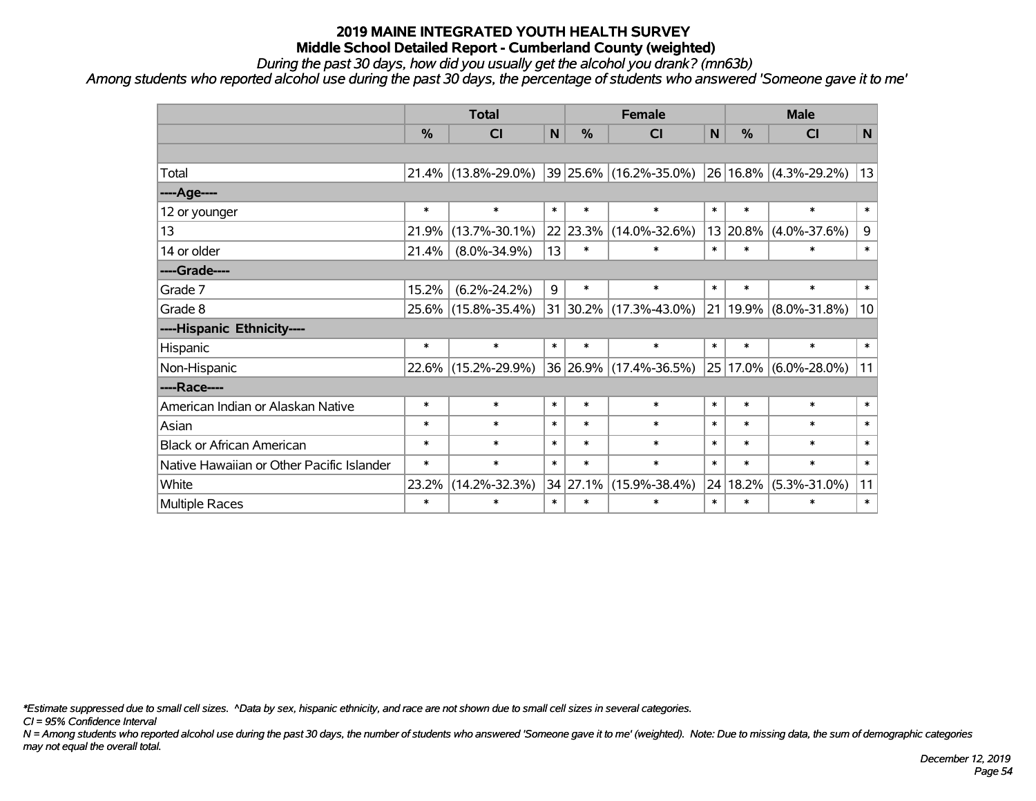# 2019 MAINE INTEGRATED YOUTH HEALTH SURVEY
## Middle School Detailed Report - Cumberland County (weighted)

*During the past 30 days, how did you usually get the alcohol you drank? (mn63b)*

*Among students who reported alcohol use during the past 30 days, the percentage of students who answered 'Someone gave it to me'*

| | Total | | | Female | | | Male | | |
|---|---|---|---|---|---|---|---|---|---|
| | % | CI | N | % | CI | N | % | CI | N |
| Total | 21.4% | (13.8%-29.0%) | 39 | 25.6% | (16.2%-35.0%) | 26 | 16.8% | (4.3%-29.2%) | 13 |
| ----Age---- | | | | | | | | | |
| 12 or younger | * | * | * | * | * | * | * | * | * |
| 13 | 21.9% | (13.7%-30.1%) | 22 | 23.3% | (14.0%-32.6%) | 13 | 20.8% | (4.0%-37.6%) | 9 |
| 14 or older | 21.4% | (8.0%-34.9%) | 13 | * | * | * | * | * | * |
| ----Grade---- | | | | | | | | | |
| Grade 7 | 15.2% | (6.2%-24.2%) | 9 | * | * | * | * | * | * |
| Grade 8 | 25.6% | (15.8%-35.4%) | 31 | 30.2% | (17.3%-43.0%) | 21 | 19.9% | (8.0%-31.8%) | 10 |
| ----Hispanic Ethnicity---- | | | | | | | | | |
| Hispanic | * | * | * | * | * | * | * | * | * |
| Non-Hispanic | 22.6% | (15.2%-29.9%) | 36 | 26.9% | (17.4%-36.5%) | 25 | 17.0% | (6.0%-28.0%) | 11 |
| ----Race---- | | | | | | | | | |
| American Indian or Alaskan Native | * | * | * | * | * | * | * | * | * |
| Asian | * | * | * | * | * | * | * | * | * |
| Black or African American | * | * | * | * | * | * | * | * | * |
| Native Hawaiian or Other Pacific Islander | * | * | * | * | * | * | * | * | * |
| White | 23.2% | (14.2%-32.3%) | 34 | 27.1% | (15.9%-38.4%) | 24 | 18.2% | (5.3%-31.0%) | 11 |
| Multiple Races | * | * | * | * | * | * | * | * | * |

*\*Estimate suppressed due to small cell sizes. ^Data by sex, hispanic ethnicity, and race are not shown due to small cell sizes in several categories.*

*CI = 95% Confidence Interval*

*N = Among students who reported alcohol use during the past 30 days, the number of students who answered 'Someone gave it to me' (weighted). Note: Due to missing data, the sum of demographic categories may not equal the overall total.*

*December 12, 2019*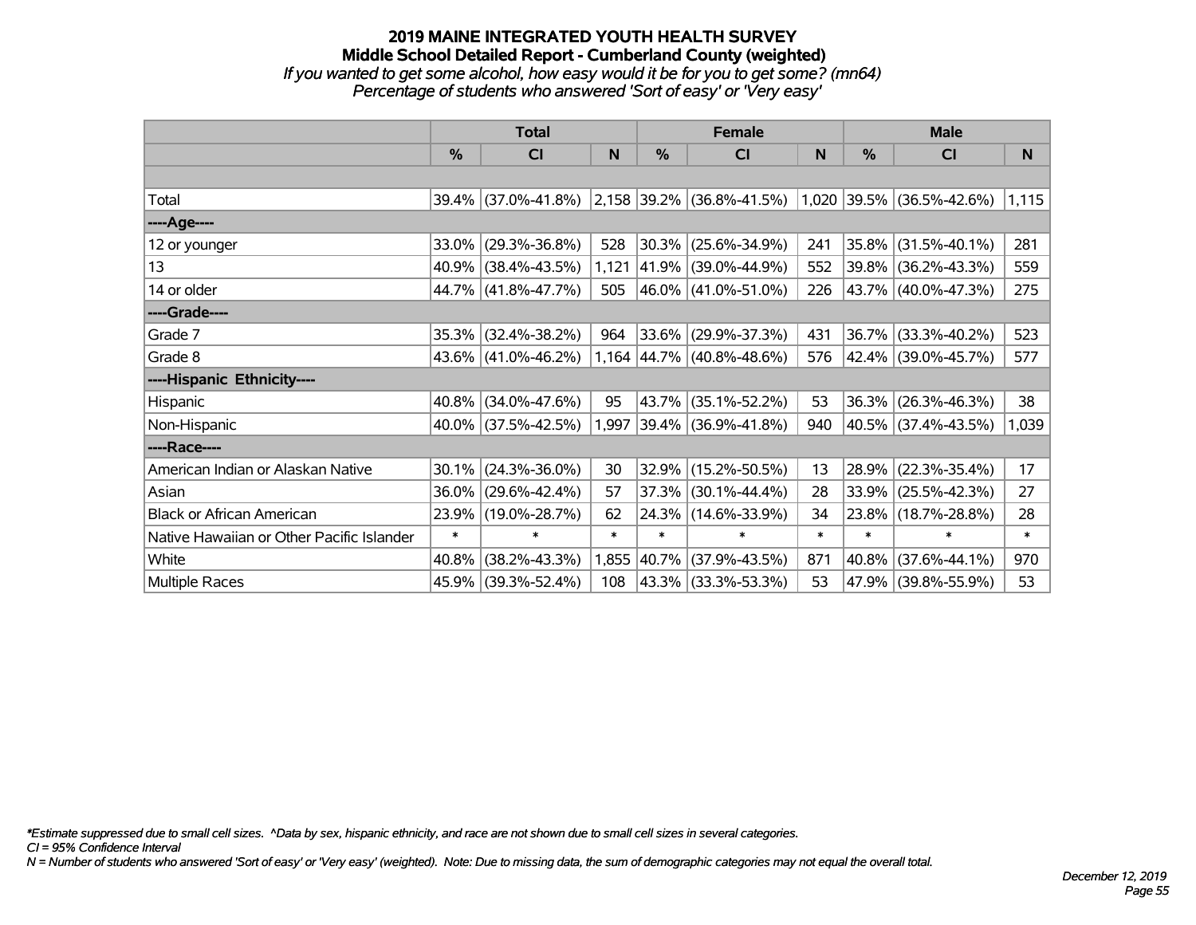# 2019 MAINE INTEGRATED YOUTH HEALTH SURVEY

## Middle School Detailed Report - Cumberland County (weighted)

*If you wanted to get some alcohol, how easy would it be for you to get some? (mn64)*

*Percentage of students who answered 'Sort of easy' or 'Very easy'*

| | Total | | | Female | | | Male | | |
|---|---|---|---|---|---|---|---|---|---|
| | % | CI | N | % | CI | N | % | CI | N |
| Total | 39.4% | (37.0%-41.8%) | 2,158 | 39.2% | (36.8%-41.5%) | 1,020 | 39.5% | (36.5%-42.6%) | 1,115 |
| ----Age---- | | | | | | | | | |
| 12 or younger | 33.0% | (29.3%-36.8%) | 528 | 30.3% | (25.6%-34.9%) | 241 | 35.8% | (31.5%-40.1%) | 281 |
| 13 | 40.9% | (38.4%-43.5%) | 1,121 | 41.9% | (39.0%-44.9%) | 552 | 39.8% | (36.2%-43.3%) | 559 |
| 14 or older | 44.7% | (41.8%-47.7%) | 505 | 46.0% | (41.0%-51.0%) | 226 | 43.7% | (40.0%-47.3%) | 275 |
| ----Grade---- | | | | | | | | | |
| Grade 7 | 35.3% | (32.4%-38.2%) | 964 | 33.6% | (29.9%-37.3%) | 431 | 36.7% | (33.3%-40.2%) | 523 |
| Grade 8 | 43.6% | (41.0%-46.2%) | 1,164 | 44.7% | (40.8%-48.6%) | 576 | 42.4% | (39.0%-45.7%) | 577 |
| ----Hispanic Ethnicity---- | | | | | | | | | |
| Hispanic | 40.8% | (34.0%-47.6%) | 95 | 43.7% | (35.1%-52.2%) | 53 | 36.3% | (26.3%-46.3%) | 38 |
| Non-Hispanic | 40.0% | (37.5%-42.5%) | 1,997 | 39.4% | (36.9%-41.8%) | 940 | 40.5% | (37.4%-43.5%) | 1,039 |
| ----Race---- | | | | | | | | | |
| American Indian or Alaskan Native | 30.1% | (24.3%-36.0%) | 30 | 32.9% | (15.2%-50.5%) | 13 | 28.9% | (22.3%-35.4%) | 17 |
| Asian | 36.0% | (29.6%-42.4%) | 57 | 37.3% | (30.1%-44.4%) | 28 | 33.9% | (25.5%-42.3%) | 27 |
| Black or African American | 23.9% | (19.0%-28.7%) | 62 | 24.3% | (14.6%-33.9%) | 34 | 23.8% | (18.7%-28.8%) | 28 |
| Native Hawaiian or Other Pacific Islander | * | * | * | * | * | * | * | * | * |
| White | 40.8% | (38.2%-43.3%) | 1,855 | 40.7% | (37.9%-43.5%) | 871 | 40.8% | (37.6%-44.1%) | 970 |
| Multiple Races | 45.9% | (39.3%-52.4%) | 108 | 43.3% | (33.3%-53.3%) | 53 | 47.9% | (39.8%-55.9%) | 53 |

*\*Estimate suppressed due to small cell sizes. ^Data by sex, hispanic ethnicity, and race are not shown due to small cell sizes in several categories.*

*CI = 95% Confidence Interval*

*N = Number of students who answered 'Sort of easy' or 'Very easy' (weighted). Note: Due to missing data, the sum of demographic categories may not equal the overall total.*

*December 12, 2019*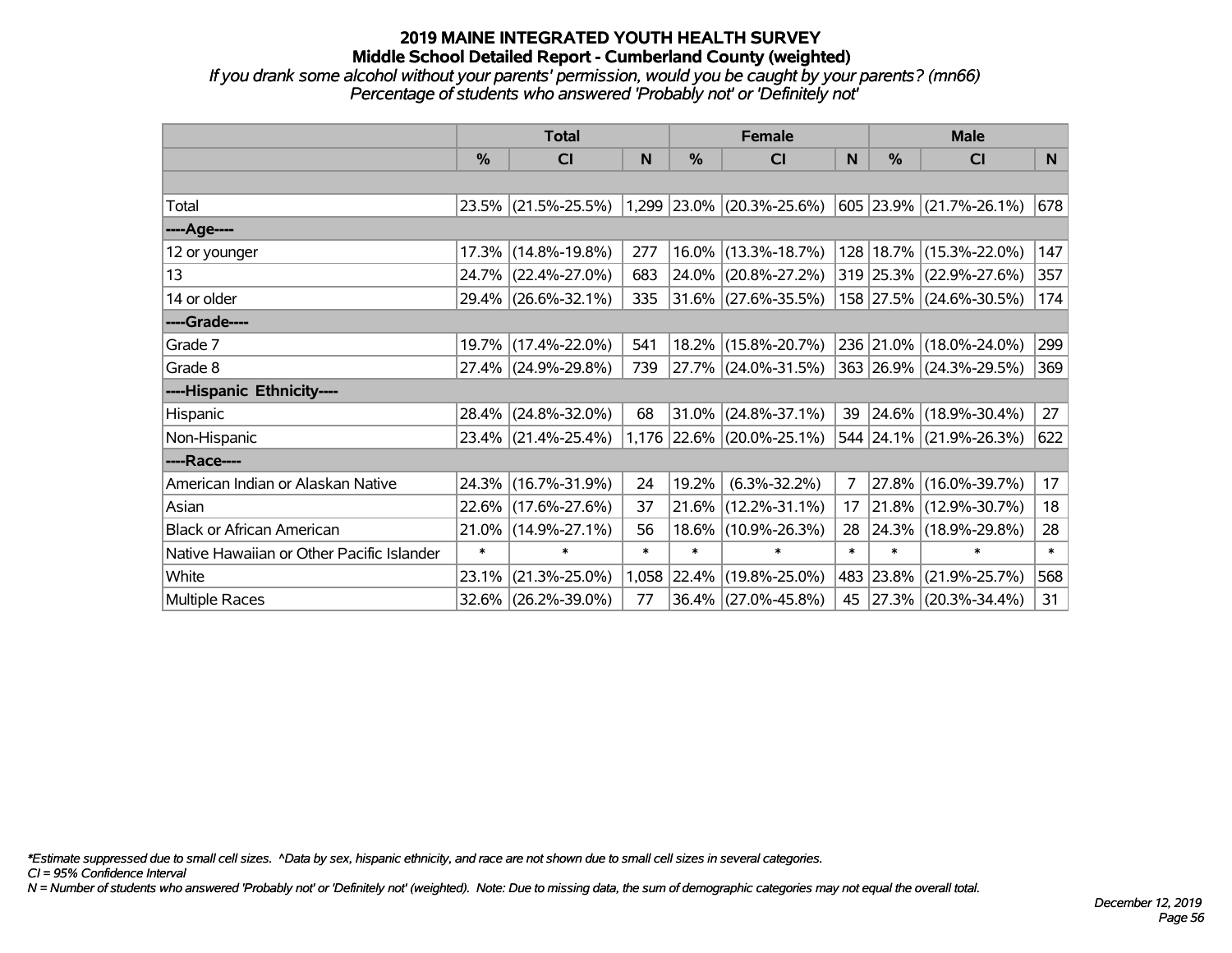# 2019 MAINE INTEGRATED YOUTH HEALTH SURVEY
## Middle School Detailed Report - Cumberland County (weighted)

*If you drank some alcohol without your parents' permission, would you be caught by your parents? (mn66)*
*Percentage of students who answered 'Probably not' or 'Definitely not'*

| | Total | | | Female | | | Male | | |
|---|---|---|---|---|---|---|---|---|---|
| | % | CI | N | % | CI | N | % | CI | N |
| Total | 23.5% | (21.5%-25.5%) | 1,299 | 23.0% | (20.3%-25.6%) | 605 | 23.9% | (21.7%-26.1%) | 678 |
| ----Age---- | | | | | | | | | |
| 12 or younger | 17.3% | (14.8%-19.8%) | 277 | 16.0% | (13.3%-18.7%) | 128 | 18.7% | (15.3%-22.0%) | 147 |
| 13 | 24.7% | (22.4%-27.0%) | 683 | 24.0% | (20.8%-27.2%) | 319 | 25.3% | (22.9%-27.6%) | 357 |
| 14 or older | 29.4% | (26.6%-32.1%) | 335 | 31.6% | (27.6%-35.5%) | 158 | 27.5% | (24.6%-30.5%) | 174 |
| ----Grade---- | | | | | | | | | |
| Grade 7 | 19.7% | (17.4%-22.0%) | 541 | 18.2% | (15.8%-20.7%) | 236 | 21.0% | (18.0%-24.0%) | 299 |
| Grade 8 | 27.4% | (24.9%-29.8%) | 739 | 27.7% | (24.0%-31.5%) | 363 | 26.9% | (24.3%-29.5%) | 369 |
| ----Hispanic Ethnicity---- | | | | | | | | | |
| Hispanic | 28.4% | (24.8%-32.0%) | 68 | 31.0% | (24.8%-37.1%) | 39 | 24.6% | (18.9%-30.4%) | 27 |
| Non-Hispanic | 23.4% | (21.4%-25.4%) | 1,176 | 22.6% | (20.0%-25.1%) | 544 | 24.1% | (21.9%-26.3%) | 622 |
| ----Race---- | | | | | | | | | |
| American Indian or Alaskan Native | 24.3% | (16.7%-31.9%) | 24 | 19.2% | (6.3%-32.2%) | 7 | 27.8% | (16.0%-39.7%) | 17 |
| Asian | 22.6% | (17.6%-27.6%) | 37 | 21.6% | (12.2%-31.1%) | 17 | 21.8% | (12.9%-30.7%) | 18 |
| Black or African American | 21.0% | (14.9%-27.1%) | 56 | 18.6% | (10.9%-26.3%) | 28 | 24.3% | (18.9%-29.8%) | 28 |
| Native Hawaiian or Other Pacific Islander | * | * | * | * | * | * | * | * | * |
| White | 23.1% | (21.3%-25.0%) | 1,058 | 22.4% | (19.8%-25.0%) | 483 | 23.8% | (21.9%-25.7%) | 568 |
| Multiple Races | 32.6% | (26.2%-39.0%) | 77 | 36.4% | (27.0%-45.8%) | 45 | 27.3% | (20.3%-34.4%) | 31 |

*\*Estimate suppressed due to small cell sizes. ^Data by sex, hispanic ethnicity, and race are not shown due to small cell sizes in several categories.*
*CI = 95% Confidence Interval*
*N = Number of students who answered 'Probably not' or 'Definitely not' (weighted). Note: Due to missing data, the sum of demographic categories may not equal the overall total.*

*December 12, 2019*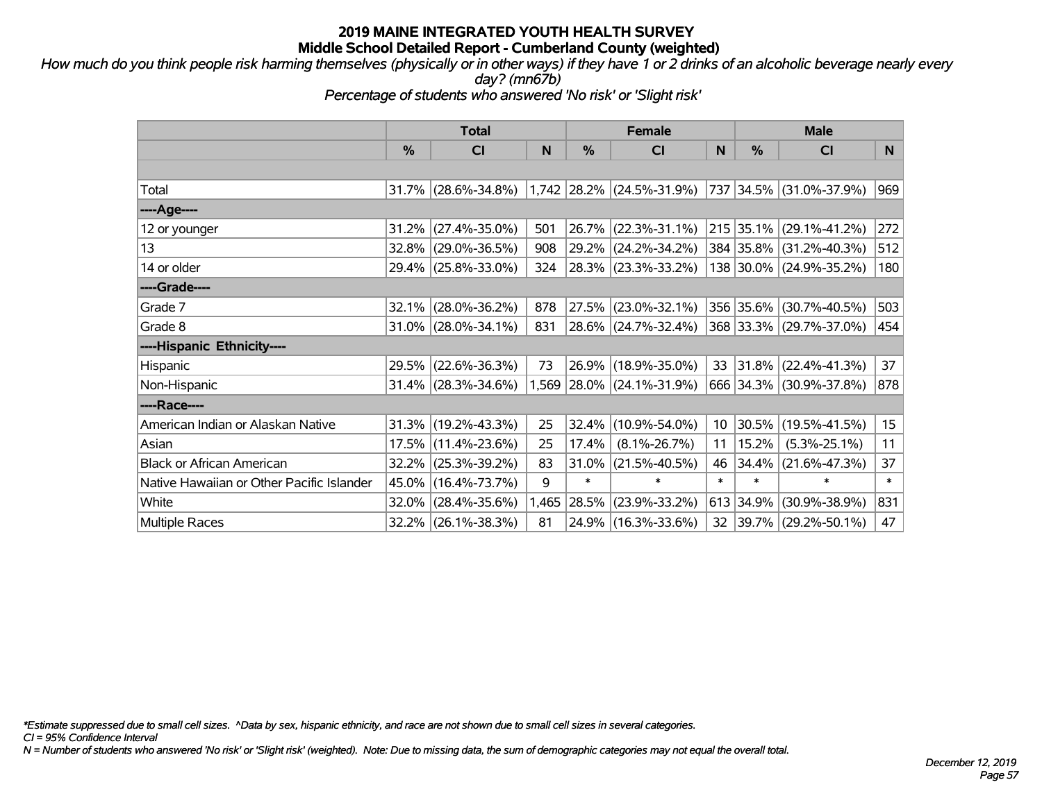# 2019 MAINE INTEGRATED YOUTH HEALTH SURVEY
## Middle School Detailed Report - Cumberland County (weighted)

*How much do you think people risk harming themselves (physically or in other ways) if they have 1 or 2 drinks of an alcoholic beverage nearly every day? (mn67b)*

*Percentage of students who answered 'No risk' or 'Slight risk'*

| | Total | | | Female | | | Male | | |
|---|---|---|---|---|---|---|---|---|---|
| | % | CI | N | % | CI | N | % | CI | N |
| | | | | | | | | | |
| Total | 31.7% | (28.6%-34.8%) | 1,742 | 28.2% | (24.5%-31.9%) | 737 | 34.5% | (31.0%-37.9%) | 969 |
| ----Age---- | | | | | | | | | |
| 12 or younger | 31.2% | (27.4%-35.0%) | 501 | 26.7% | (22.3%-31.1%) | 215 | 35.1% | (29.1%-41.2%) | 272 |
| 13 | 32.8% | (29.0%-36.5%) | 908 | 29.2% | (24.2%-34.2%) | 384 | 35.8% | (31.2%-40.3%) | 512 |
| 14 or older | 29.4% | (25.8%-33.0%) | 324 | 28.3% | (23.3%-33.2%) | 138 | 30.0% | (24.9%-35.2%) | 180 |
| ----Grade---- | | | | | | | | | |
| Grade 7 | 32.1% | (28.0%-36.2%) | 878 | 27.5% | (23.0%-32.1%) | 356 | 35.6% | (30.7%-40.5%) | 503 |
| Grade 8 | 31.0% | (28.0%-34.1%) | 831 | 28.6% | (24.7%-32.4%) | 368 | 33.3% | (29.7%-37.0%) | 454 |
| ----Hispanic Ethnicity---- | | | | | | | | | |
| Hispanic | 29.5% | (22.6%-36.3%) | 73 | 26.9% | (18.9%-35.0%) | 33 | 31.8% | (22.4%-41.3%) | 37 |
| Non-Hispanic | 31.4% | (28.3%-34.6%) | 1,569 | 28.0% | (24.1%-31.9%) | 666 | 34.3% | (30.9%-37.8%) | 878 |
| ----Race---- | | | | | | | | | |
| American Indian or Alaskan Native | 31.3% | (19.2%-43.3%) | 25 | 32.4% | (10.9%-54.0%) | 10 | 30.5% | (19.5%-41.5%) | 15 |
| Asian | 17.5% | (11.4%-23.6%) | 25 | 17.4% | (8.1%-26.7%) | 11 | 15.2% | (5.3%-25.1%) | 11 |
| Black or African American | 32.2% | (25.3%-39.2%) | 83 | 31.0% | (21.5%-40.5%) | 46 | 34.4% | (21.6%-47.3%) | 37 |
| Native Hawaiian or Other Pacific Islander | 45.0% | (16.4%-73.7%) | 9 | * | * | * | * | * | * |
| White | 32.0% | (28.4%-35.6%) | 1,465 | 28.5% | (23.9%-33.2%) | 613 | 34.9% | (30.9%-38.9%) | 831 |
| Multiple Races | 32.2% | (26.1%-38.3%) | 81 | 24.9% | (16.3%-33.6%) | 32 | 39.7% | (29.2%-50.1%) | 47 |

*\*Estimate suppressed due to small cell sizes. ^Data by sex, hispanic ethnicity, and race are not shown due to small cell sizes in several categories.*

*CI = 95% Confidence Interval*

*N = Number of students who answered 'No risk' or 'Slight risk' (weighted). Note: Due to missing data, the sum of demographic categories may not equal the overall total.*

*December 12, 2019*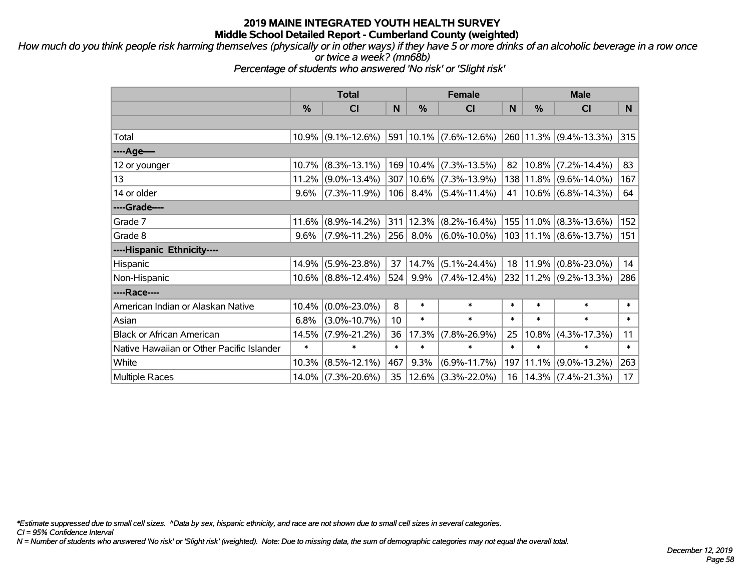# 2019 MAINE INTEGRATED YOUTH HEALTH SURVEY

## Middle School Detailed Report - Cumberland County (weighted)

*How much do you think people risk harming themselves (physically or in other ways) if they have 5 or more drinks of an alcoholic beverage in a row once or twice a week? (mn68b)*

*Percentage of students who answered 'No risk' or 'Slight risk'*

| | Total | | | Female | | | Male | | |
|---|---|---|---|---|---|---|---|---|---|
| | % | CI | N | % | CI | N | % | CI | N |
| | | | | | | | | | |
| Total | 10.9% | (9.1%-12.6%) | 591 | 10.1% | (7.6%-12.6%) | 260 | 11.3% | (9.4%-13.3%) | 315 |
| ----Age---- | | | | | | | | | |
| 12 or younger | 10.7% | (8.3%-13.1%) | 169 | 10.4% | (7.3%-13.5%) | 82 | 10.8% | (7.2%-14.4%) | 83 |
| 13 | 11.2% | (9.0%-13.4%) | 307 | 10.6% | (7.3%-13.9%) | 138 | 11.8% | (9.6%-14.0%) | 167 |
| 14 or older | 9.6% | (7.3%-11.9%) | 106 | 8.4% | (5.4%-11.4%) | 41 | 10.6% | (6.8%-14.3%) | 64 |
| ----Grade---- | | | | | | | | | |
| Grade 7 | 11.6% | (8.9%-14.2%) | 311 | 12.3% | (8.2%-16.4%) | 155 | 11.0% | (8.3%-13.6%) | 152 |
| Grade 8 | 9.6% | (7.9%-11.2%) | 256 | 8.0% | (6.0%-10.0%) | 103 | 11.1% | (8.6%-13.7%) | 151 |
| ----Hispanic Ethnicity---- | | | | | | | | | |
| Hispanic | 14.9% | (5.9%-23.8%) | 37 | 14.7% | (5.1%-24.4%) | 18 | 11.9% | (0.8%-23.0%) | 14 |
| Non-Hispanic | 10.6% | (8.8%-12.4%) | 524 | 9.9% | (7.4%-12.4%) | 232 | 11.2% | (9.2%-13.3%) | 286 |
| ----Race---- | | | | | | | | | |
| American Indian or Alaskan Native | 10.4% | (0.0%-23.0%) | 8 | * | * | * | * | * | * |
| Asian | 6.8% | (3.0%-10.7%) | 10 | * | * | * | * | * | * |
| Black or African American | 14.5% | (7.9%-21.2%) | 36 | 17.3% | (7.8%-26.9%) | 25 | 10.8% | (4.3%-17.3%) | 11 |
| Native Hawaiian or Other Pacific Islander | * | * | * | * | * | * | * | * | * |
| White | 10.3% | (8.5%-12.1%) | 467 | 9.3% | (6.9%-11.7%) | 197 | 11.1% | (9.0%-13.2%) | 263 |
| Multiple Races | 14.0% | (7.3%-20.6%) | 35 | 12.6% | (3.3%-22.0%) | 16 | 14.3% | (7.4%-21.3%) | 17 |

*\*Estimate suppressed due to small cell sizes. ^Data by sex, hispanic ethnicity, and race are not shown due to small cell sizes in several categories.*

*CI = 95% Confidence Interval*

*N = Number of students who answered 'No risk' or 'Slight risk' (weighted). Note: Due to missing data, the sum of demographic categories may not equal the overall total.*

*December 12, 2019*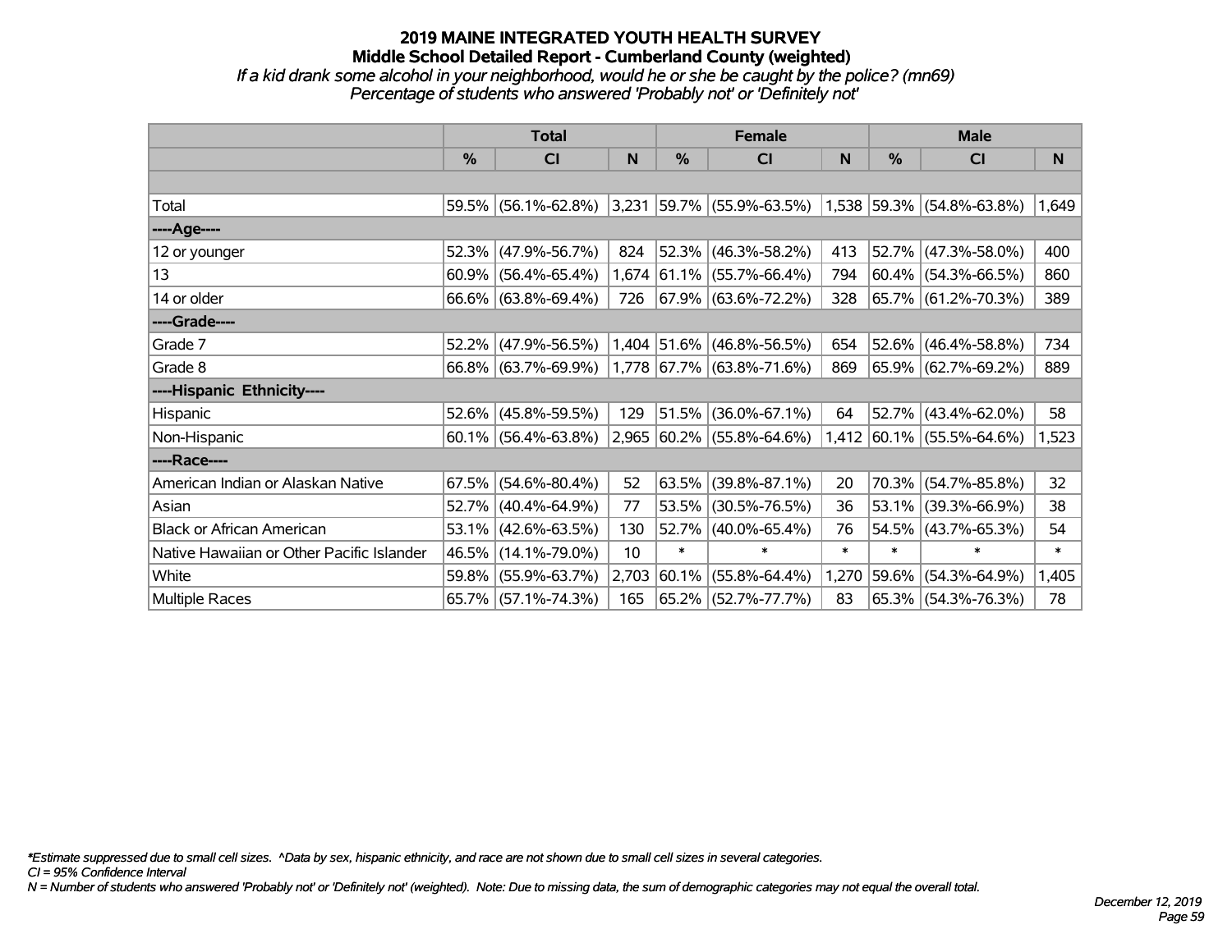# 2019 MAINE INTEGRATED YOUTH HEALTH SURVEY
## Middle School Detailed Report - Cumberland County (weighted)
*If a kid drank some alcohol in your neighborhood, would he or she be caught by the police? (mn69)*
*Percentage of students who answered 'Probably not' or 'Definitely not'*

| | Total | | | Female | | | Male | | |
|---|---|---|---|---|---|---|---|---|---|
| | % | CI | N | % | CI | N | % | CI | N |
| | | | | | | | | | |
| Total | 59.5% | (56.1%-62.8%) | 3,231 | 59.7% | (55.9%-63.5%) | 1,538 | 59.3% | (54.8%-63.8%) | 1,649 |
| ----Age---- | | | | | | | | | |
| 12 or younger | 52.3% | (47.9%-56.7%) | 824 | 52.3% | (46.3%-58.2%) | 413 | 52.7% | (47.3%-58.0%) | 400 |
| 13 | 60.9% | (56.4%-65.4%) | 1,674 | 61.1% | (55.7%-66.4%) | 794 | 60.4% | (54.3%-66.5%) | 860 |
| 14 or older | 66.6% | (63.8%-69.4%) | 726 | 67.9% | (63.6%-72.2%) | 328 | 65.7% | (61.2%-70.3%) | 389 |
| ----Grade---- | | | | | | | | | |
| Grade 7 | 52.2% | (47.9%-56.5%) | 1,404 | 51.6% | (46.8%-56.5%) | 654 | 52.6% | (46.4%-58.8%) | 734 |
| Grade 8 | 66.8% | (63.7%-69.9%) | 1,778 | 67.7% | (63.8%-71.6%) | 869 | 65.9% | (62.7%-69.2%) | 889 |
| ----Hispanic Ethnicity---- | | | | | | | | | |
| Hispanic | 52.6% | (45.8%-59.5%) | 129 | 51.5% | (36.0%-67.1%) | 64 | 52.7% | (43.4%-62.0%) | 58 |
| Non-Hispanic | 60.1% | (56.4%-63.8%) | 2,965 | 60.2% | (55.8%-64.6%) | 1,412 | 60.1% | (55.5%-64.6%) | 1,523 |
| ----Race---- | | | | | | | | | |
| American Indian or Alaskan Native | 67.5% | (54.6%-80.4%) | 52 | 63.5% | (39.8%-87.1%) | 20 | 70.3% | (54.7%-85.8%) | 32 |
| Asian | 52.7% | (40.4%-64.9%) | 77 | 53.5% | (30.5%-76.5%) | 36 | 53.1% | (39.3%-66.9%) | 38 |
| Black or African American | 53.1% | (42.6%-63.5%) | 130 | 52.7% | (40.0%-65.4%) | 76 | 54.5% | (43.7%-65.3%) | 54 |
| Native Hawaiian or Other Pacific Islander | 46.5% | (14.1%-79.0%) | 10 | * | * | * | * | * | * |
| White | 59.8% | (55.9%-63.7%) | 2,703 | 60.1% | (55.8%-64.4%) | 1,270 | 59.6% | (54.3%-64.9%) | 1,405 |
| Multiple Races | 65.7% | (57.1%-74.3%) | 165 | 65.2% | (52.7%-77.7%) | 83 | 65.3% | (54.3%-76.3%) | 78 |

*\*Estimate suppressed due to small cell sizes. ^Data by sex, hispanic ethnicity, and race are not shown due to small cell sizes in several categories.*
*CI = 95% Confidence Interval*
*N = Number of students who answered 'Probably not' or 'Definitely not' (weighted). Note: Due to missing data, the sum of demographic categories may not equal the overall total.*

*December 12, 2019*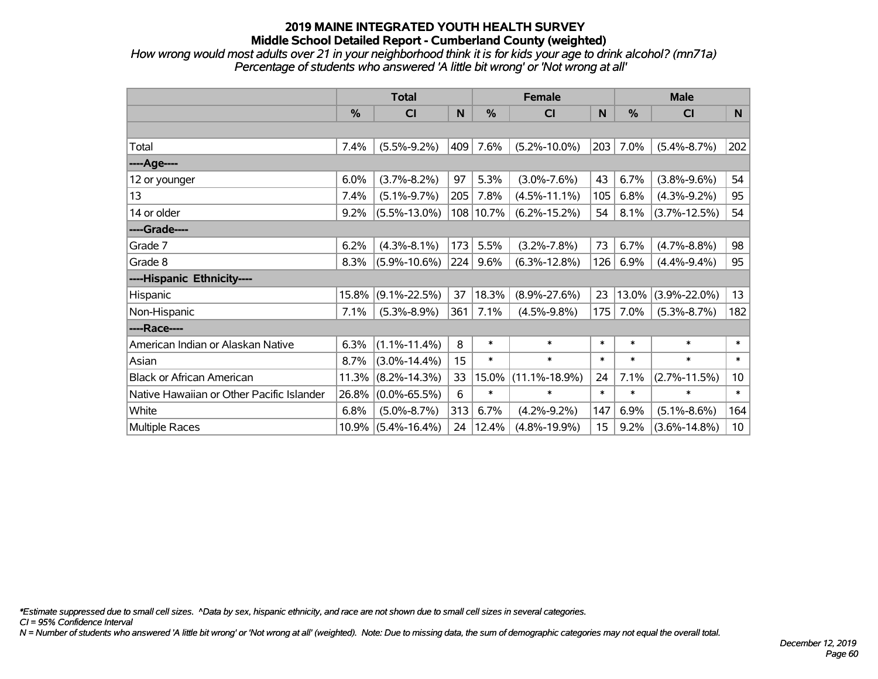# 2019 MAINE INTEGRATED YOUTH HEALTH SURVEY
## Middle School Detailed Report - Cumberland County (weighted)

*How wrong would most adults over 21 in your neighborhood think it is for kids your age to drink alcohol? (mn71a)*
*Percentage of students who answered 'A little bit wrong' or 'Not wrong at all'*

| | Total | | | Female | | | Male | | |
|---|---|---|---|---|---|---|---|---|---|
| | % | CI | N | % | CI | N | % | CI | N |
| | | | | | | | | | |
| Total | 7.4% | (5.5%-9.2%) | 409 | 7.6% | (5.2%-10.0%) | 203 | 7.0% | (5.4%-8.7%) | 202 |
| ----Age---- | | | | | | | | | |
| 12 or younger | 6.0% | (3.7%-8.2%) | 97 | 5.3% | (3.0%-7.6%) | 43 | 6.7% | (3.8%-9.6%) | 54 |
| 13 | 7.4% | (5.1%-9.7%) | 205 | 7.8% | (4.5%-11.1%) | 105 | 6.8% | (4.3%-9.2%) | 95 |
| 14 or older | 9.2% | (5.5%-13.0%) | 108 | 10.7% | (6.2%-15.2%) | 54 | 8.1% | (3.7%-12.5%) | 54 |
| ----Grade---- | | | | | | | | | |
| Grade 7 | 6.2% | (4.3%-8.1%) | 173 | 5.5% | (3.2%-7.8%) | 73 | 6.7% | (4.7%-8.8%) | 98 |
| Grade 8 | 8.3% | (5.9%-10.6%) | 224 | 9.6% | (6.3%-12.8%) | 126 | 6.9% | (4.4%-9.4%) | 95 |
| ----Hispanic Ethnicity---- | | | | | | | | | |
| Hispanic | 15.8% | (9.1%-22.5%) | 37 | 18.3% | (8.9%-27.6%) | 23 | 13.0% | (3.9%-22.0%) | 13 |
| Non-Hispanic | 7.1% | (5.3%-8.9%) | 361 | 7.1% | (4.5%-9.8%) | 175 | 7.0% | (5.3%-8.7%) | 182 |
| ----Race---- | | | | | | | | | |
| American Indian or Alaskan Native | 6.3% | (1.1%-11.4%) | 8 | * | * | * | * | * | * |
| Asian | 8.7% | (3.0%-14.4%) | 15 | * | * | * | * | * | * |
| Black or African American | 11.3% | (8.2%-14.3%) | 33 | 15.0% | (11.1%-18.9%) | 24 | 7.1% | (2.7%-11.5%) | 10 |
| Native Hawaiian or Other Pacific Islander | 26.8% | (0.0%-65.5%) | 6 | * | * | * | * | * | * |
| White | 6.8% | (5.0%-8.7%) | 313 | 6.7% | (4.2%-9.2%) | 147 | 6.9% | (5.1%-8.6%) | 164 |
| Multiple Races | 10.9% | (5.4%-16.4%) | 24 | 12.4% | (4.8%-19.9%) | 15 | 9.2% | (3.6%-14.8%) | 10 |

*Estimate suppressed due to small cell sizes. ^Data by sex, hispanic ethnicity, and race are not shown due to small cell sizes in several categories.

*CI = 95% Confidence Interval*

*N = Number of students who answered 'A little bit wrong' or 'Not wrong at all' (weighted). Note: Due to missing data, the sum of demographic categories may not equal the overall total.*

*December 12, 2019*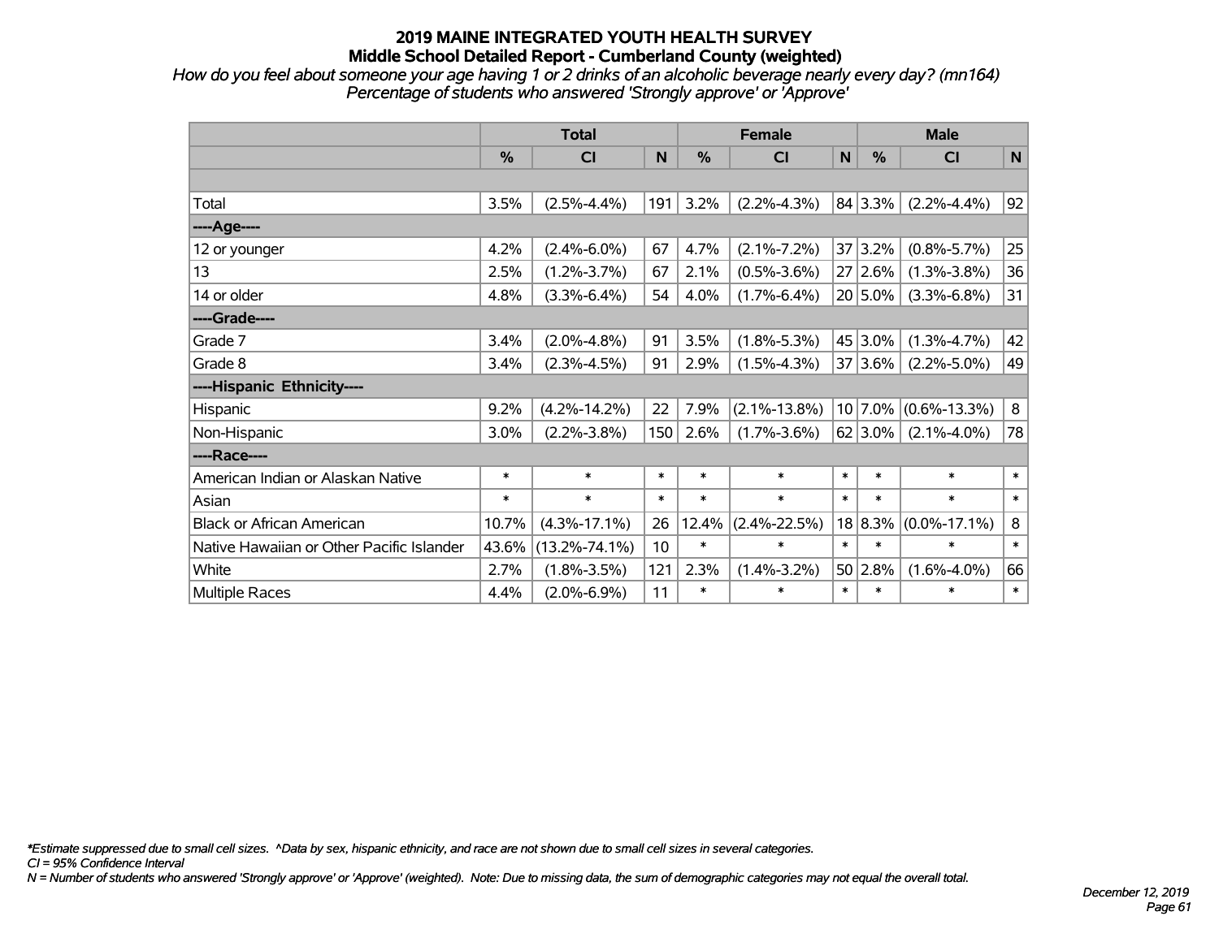# 2019 MAINE INTEGRATED YOUTH HEALTH SURVEY
## Middle School Detailed Report - Cumberland County (weighted)

*How do you feel about someone your age having 1 or 2 drinks of an alcoholic beverage nearly every day? (mn164)*
*Percentage of students who answered 'Strongly approve' or 'Approve'*

| | Total | | | Female | | | Male | | |
|---|---|---|---|---|---|---|---|---|---|
| | % | CI | N | % | CI | N | % | CI | N |
| Total | 3.5% | (2.5%-4.4%) | 191 | 3.2% | (2.2%-4.3%) | 84 | 3.3% | (2.2%-4.4%) | 92 |
| **----Age----** | | | | | | | | | |
| 12 or younger | 4.2% | (2.4%-6.0%) | 67 | 4.7% | (2.1%-7.2%) | 37 | 3.2% | (0.8%-5.7%) | 25 |
| 13 | 2.5% | (1.2%-3.7%) | 67 | 2.1% | (0.5%-3.6%) | 27 | 2.6% | (1.3%-3.8%) | 36 |
| 14 or older | 4.8% | (3.3%-6.4%) | 54 | 4.0% | (1.7%-6.4%) | 20 | 5.0% | (3.3%-6.8%) | 31 |
| **----Grade----** | | | | | | | | | |
| Grade 7 | 3.4% | (2.0%-4.8%) | 91 | 3.5% | (1.8%-5.3%) | 45 | 3.0% | (1.3%-4.7%) | 42 |
| Grade 8 | 3.4% | (2.3%-4.5%) | 91 | 2.9% | (1.5%-4.3%) | 37 | 3.6% | (2.2%-5.0%) | 49 |
| **----Hispanic Ethnicity----** | | | | | | | | | |
| Hispanic | 9.2% | (4.2%-14.2%) | 22 | 7.9% | (2.1%-13.8%) | 10 | 7.0% | (0.6%-13.3%) | 8 |
| Non-Hispanic | 3.0% | (2.2%-3.8%) | 150 | 2.6% | (1.7%-3.6%) | 62 | 3.0% | (2.1%-4.0%) | 78 |
| **----Race----** | | | | | | | | | |
| American Indian or Alaskan Native | * | * | * | * | * | * | * | * | * |
| Asian | * | * | * | * | * | * | * | * | * |
| Black or African American | 10.7% | (4.3%-17.1%) | 26 | 12.4% | (2.4%-22.5%) | 18 | 8.3% | (0.0%-17.1%) | 8 |
| Native Hawaiian or Other Pacific Islander | 43.6% | (13.2%-74.1%) | 10 | * | * | * | * | * | * |
| White | 2.7% | (1.8%-3.5%) | 121 | 2.3% | (1.4%-3.2%) | 50 | 2.8% | (1.6%-4.0%) | 66 |
| Multiple Races | 4.4% | (2.0%-6.9%) | 11 | * | * | * | * | * | * |

*\*Estimate suppressed due to small cell sizes. ^Data by sex, hispanic ethnicity, and race are not shown due to small cell sizes in several categories.*
*CI = 95% Confidence Interval*
*N = Number of students who answered 'Strongly approve' or 'Approve' (weighted). Note: Due to missing data, the sum of demographic categories may not equal the overall total.*

*December 12, 2019*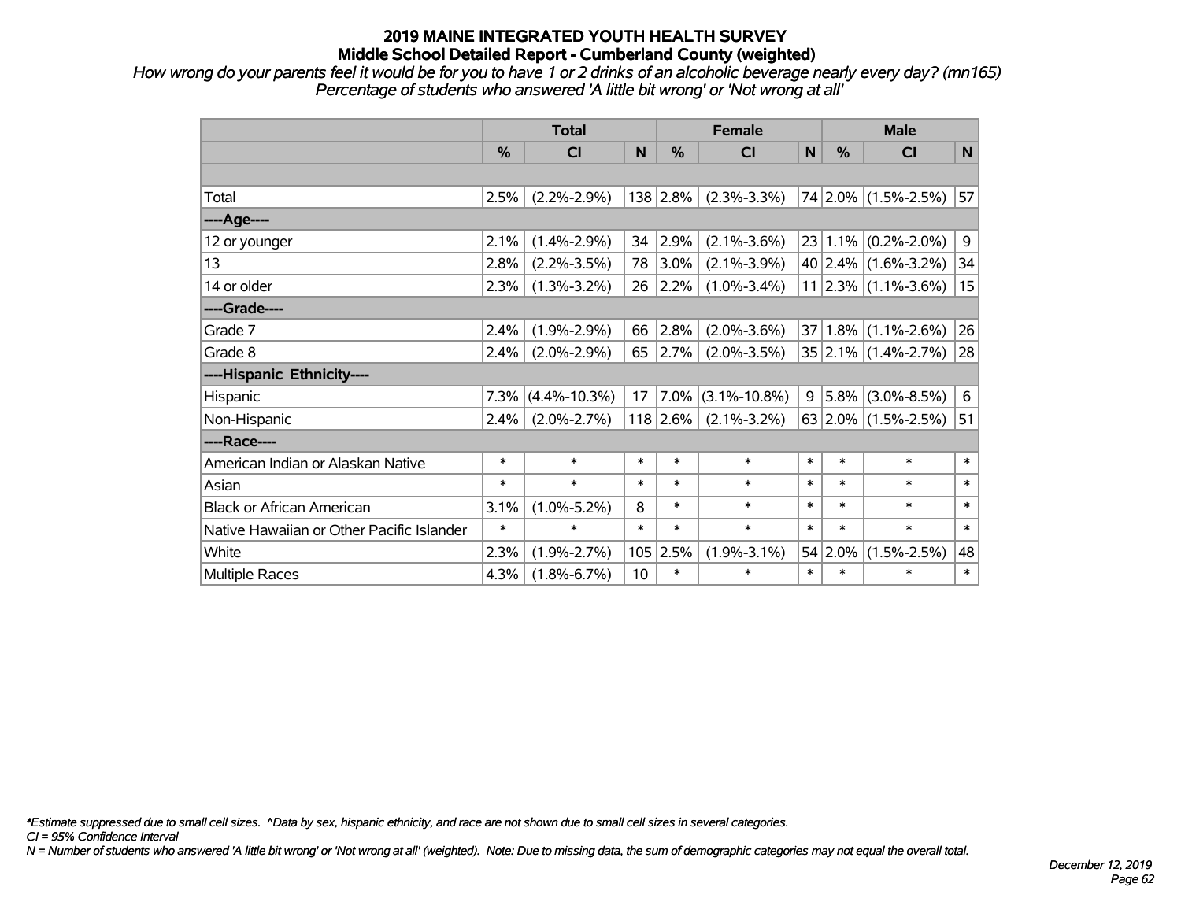# 2019 MAINE INTEGRATED YOUTH HEALTH SURVEY

## Middle School Detailed Report - Cumberland County (weighted)

*How wrong do your parents feel it would be for you to have 1 or 2 drinks of an alcoholic beverage nearly every day? (mn165)*
*Percentage of students who answered 'A little bit wrong' or 'Not wrong at all'*

| | Total | | | Female | | | Male | | |
|---|---|---|---|---|---|---|---|---|---|
| | % | CI | N | % | CI | N | % | CI | N |
| Total | 2.5% | (2.2%-2.9%) | 138 | 2.8% | (2.3%-3.3%) | 74 | 2.0% | (1.5%-2.5%) | 57 |
| ----Age---- | | | | | | | | | |
| 12 or younger | 2.1% | (1.4%-2.9%) | 34 | 2.9% | (2.1%-3.6%) | 23 | 1.1% | (0.2%-2.0%) | 9 |
| 13 | 2.8% | (2.2%-3.5%) | 78 | 3.0% | (2.1%-3.9%) | 40 | 2.4% | (1.6%-3.2%) | 34 |
| 14 or older | 2.3% | (1.3%-3.2%) | 26 | 2.2% | (1.0%-3.4%) | 11 | 2.3% | (1.1%-3.6%) | 15 |
| ----Grade---- | | | | | | | | | |
| Grade 7 | 2.4% | (1.9%-2.9%) | 66 | 2.8% | (2.0%-3.6%) | 37 | 1.8% | (1.1%-2.6%) | 26 |
| Grade 8 | 2.4% | (2.0%-2.9%) | 65 | 2.7% | (2.0%-3.5%) | 35 | 2.1% | (1.4%-2.7%) | 28 |
| ----Hispanic Ethnicity---- | | | | | | | | | |
| Hispanic | 7.3% | (4.4%-10.3%) | 17 | 7.0% | (3.1%-10.8%) | 9 | 5.8% | (3.0%-8.5%) | 6 |
| Non-Hispanic | 2.4% | (2.0%-2.7%) | 118 | 2.6% | (2.1%-3.2%) | 63 | 2.0% | (1.5%-2.5%) | 51 |
| ----Race---- | | | | | | | | | |
| American Indian or Alaskan Native | * | * | * | * | * | * | * | * | * |
| Asian | * | * | * | * | * | * | * | * | * |
| Black or African American | 3.1% | (1.0%-5.2%) | 8 | * | * | * | * | * | * |
| Native Hawaiian or Other Pacific Islander | * | * | * | * | * | * | * | * | * |
| White | 2.3% | (1.9%-2.7%) | 105 | 2.5% | (1.9%-3.1%) | 54 | 2.0% | (1.5%-2.5%) | 48 |
| Multiple Races | 4.3% | (1.8%-6.7%) | 10 | * | * | * | * | * | * |

*\*Estimate suppressed due to small cell sizes. ^Data by sex, hispanic ethnicity, and race are not shown due to small cell sizes in several categories.*
*CI = 95% Confidence Interval*
*N = Number of students who answered 'A little bit wrong' or 'Not wrong at all' (weighted). Note: Due to missing data, the sum of demographic categories may not equal the overall total.*

*December 12, 2019*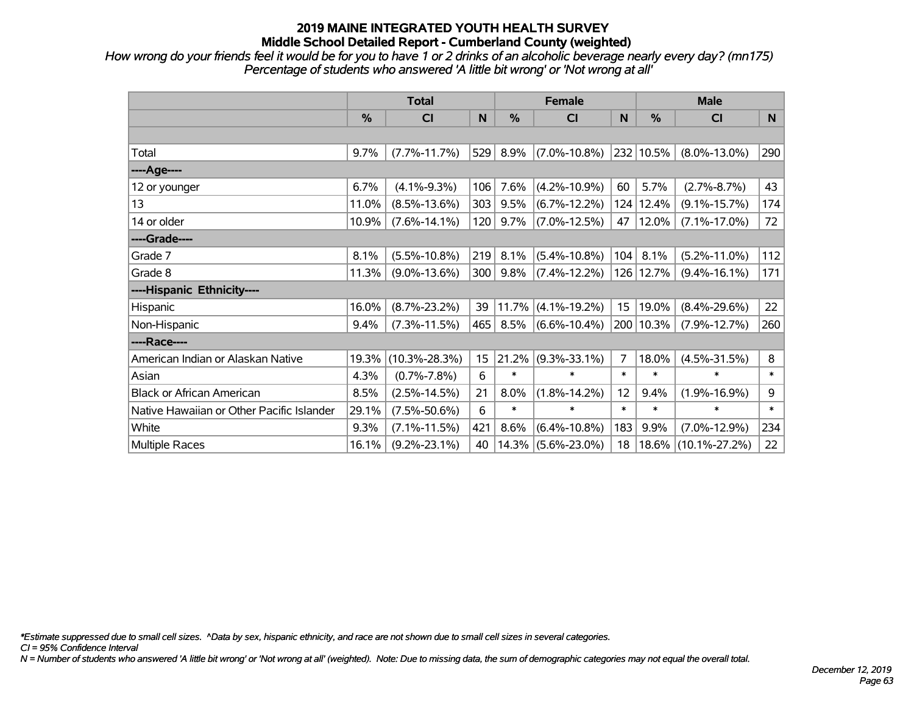# 2019 MAINE INTEGRATED YOUTH HEALTH SURVEY
## Middle School Detailed Report - Cumberland County (weighted)

*How wrong do your friends feel it would be for you to have 1 or 2 drinks of an alcoholic beverage nearly every day? (mn175)*
*Percentage of students who answered 'A little bit wrong' or 'Not wrong at all'*

| | Total | | | Female | | | Male | | |
|---|---|---|---|---|---|---|---|---|---|
| | % | CI | N | % | CI | N | % | CI | N |
| | | | | | | | | | |
| Total | 9.7% | (7.7%-11.7%) | 529 | 8.9% | (7.0%-10.8%) | 232 | 10.5% | (8.0%-13.0%) | 290 |
| ----Age---- | | | | | | | | | |
| 12 or younger | 6.7% | (4.1%-9.3%) | 106 | 7.6% | (4.2%-10.9%) | 60 | 5.7% | (2.7%-8.7%) | 43 |
| 13 | 11.0% | (8.5%-13.6%) | 303 | 9.5% | (6.7%-12.2%) | 124 | 12.4% | (9.1%-15.7%) | 174 |
| 14 or older | 10.9% | (7.6%-14.1%) | 120 | 9.7% | (7.0%-12.5%) | 47 | 12.0% | (7.1%-17.0%) | 72 |
| ----Grade---- | | | | | | | | | |
| Grade 7 | 8.1% | (5.5%-10.8%) | 219 | 8.1% | (5.4%-10.8%) | 104 | 8.1% | (5.2%-11.0%) | 112 |
| Grade 8 | 11.3% | (9.0%-13.6%) | 300 | 9.8% | (7.4%-12.2%) | 126 | 12.7% | (9.4%-16.1%) | 171 |
| ----Hispanic Ethnicity---- | | | | | | | | | |
| Hispanic | 16.0% | (8.7%-23.2%) | 39 | 11.7% | (4.1%-19.2%) | 15 | 19.0% | (8.4%-29.6%) | 22 |
| Non-Hispanic | 9.4% | (7.3%-11.5%) | 465 | 8.5% | (6.6%-10.4%) | 200 | 10.3% | (7.9%-12.7%) | 260 |
| ----Race---- | | | | | | | | | |
| American Indian or Alaskan Native | 19.3% | (10.3%-28.3%) | 15 | 21.2% | (9.3%-33.1%) | 7 | 18.0% | (4.5%-31.5%) | 8 |
| Asian | 4.3% | (0.7%-7.8%) | 6 | * | * | * | * | * | * |
| Black or African American | 8.5% | (2.5%-14.5%) | 21 | 8.0% | (1.8%-14.2%) | 12 | 9.4% | (1.9%-16.9%) | 9 |
| Native Hawaiian or Other Pacific Islander | 29.1% | (7.5%-50.6%) | 6 | * | * | * | * | * | * |
| White | 9.3% | (7.1%-11.5%) | 421 | 8.6% | (6.4%-10.8%) | 183 | 9.9% | (7.0%-12.9%) | 234 |
| Multiple Races | 16.1% | (9.2%-23.1%) | 40 | 14.3% | (5.6%-23.0%) | 18 | 18.6% | (10.1%-27.2%) | 22 |

*\*Estimate suppressed due to small cell sizes. ^Data by sex, hispanic ethnicity, and race are not shown due to small cell sizes in several categories.*
*CI = 95% Confidence Interval*
*N = Number of students who answered 'A little bit wrong' or 'Not wrong at all' (weighted). Note: Due to missing data, the sum of demographic categories may not equal the overall total.*

*December 12, 2019*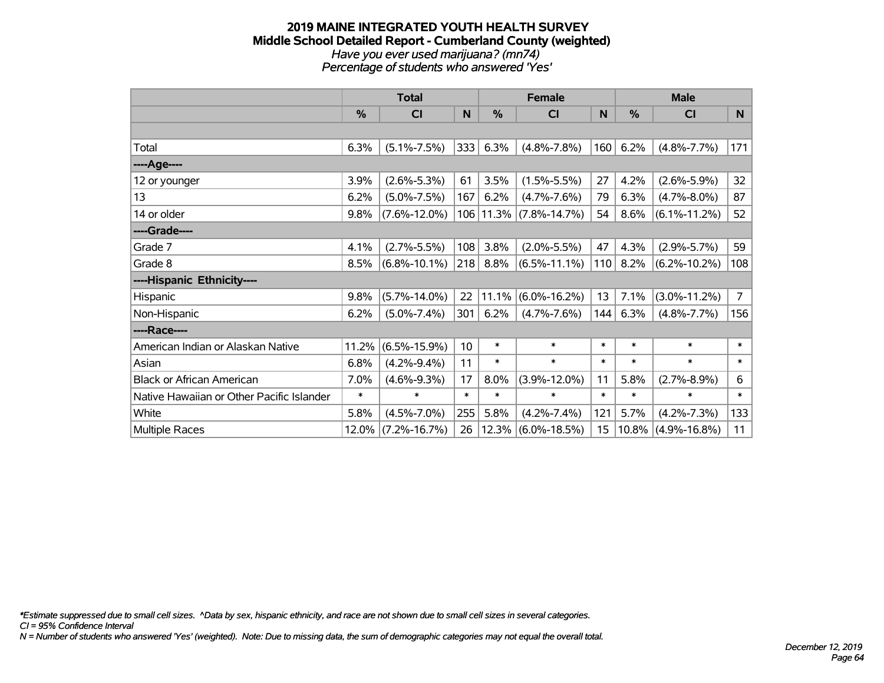# 2019 MAINE INTEGRATED YOUTH HEALTH SURVEY
## Middle School Detailed Report - Cumberland County (weighted)
*Have you ever used marijuana? (mn74)*
*Percentage of students who answered 'Yes'*

| | Total | | | Female | | | Male | | |
|---|---|---|---|---|---|---|---|---|---|
| | % | CI | N | % | CI | N | % | CI | N |
| | | | | | | | | | |
| Total | 6.3% | (5.1%-7.5%) | 333 | 6.3% | (4.8%-7.8%) | 160 | 6.2% | (4.8%-7.7%) | 171 |
| ----Age---- | | | | | | | | | |
| 12 or younger | 3.9% | (2.6%-5.3%) | 61 | 3.5% | (1.5%-5.5%) | 27 | 4.2% | (2.6%-5.9%) | 32 |
| 13 | 6.2% | (5.0%-7.5%) | 167 | 6.2% | (4.7%-7.6%) | 79 | 6.3% | (4.7%-8.0%) | 87 |
| 14 or older | 9.8% | (7.6%-12.0%) | 106 | 11.3% | (7.8%-14.7%) | 54 | 8.6% | (6.1%-11.2%) | 52 |
| ----Grade---- | | | | | | | | | |
| Grade 7 | 4.1% | (2.7%-5.5%) | 108 | 3.8% | (2.0%-5.5%) | 47 | 4.3% | (2.9%-5.7%) | 59 |
| Grade 8 | 8.5% | (6.8%-10.1%) | 218 | 8.8% | (6.5%-11.1%) | 110 | 8.2% | (6.2%-10.2%) | 108 |
| ----Hispanic Ethnicity---- | | | | | | | | | |
| Hispanic | 9.8% | (5.7%-14.0%) | 22 | 11.1% | (6.0%-16.2%) | 13 | 7.1% | (3.0%-11.2%) | 7 |
| Non-Hispanic | 6.2% | (5.0%-7.4%) | 301 | 6.2% | (4.7%-7.6%) | 144 | 6.3% | (4.8%-7.7%) | 156 |
| ----Race---- | | | | | | | | | |
| American Indian or Alaskan Native | 11.2% | (6.5%-15.9%) | 10 | * | * | * | * | * | * |
| Asian | 6.8% | (4.2%-9.4%) | 11 | * | * | * | * | * | * |
| Black or African American | 7.0% | (4.6%-9.3%) | 17 | 8.0% | (3.9%-12.0%) | 11 | 5.8% | (2.7%-8.9%) | 6 |
| Native Hawaiian or Other Pacific Islander | * | * | * | * | * | * | * | * | * |
| White | 5.8% | (4.5%-7.0%) | 255 | 5.8% | (4.2%-7.4%) | 121 | 5.7% | (4.2%-7.3%) | 133 |
| Multiple Races | 12.0% | (7.2%-16.7%) | 26 | 12.3% | (6.0%-18.5%) | 15 | 10.8% | (4.9%-16.8%) | 11 |

*\*Estimate suppressed due to small cell sizes. ^Data by sex, hispanic ethnicity, and race are not shown due to small cell sizes in several categories.*
*CI = 95% Confidence Interval*
*N = Number of students who answered 'Yes' (weighted). Note: Due to missing data, the sum of demographic categories may not equal the overall total.*

*December 12, 2019*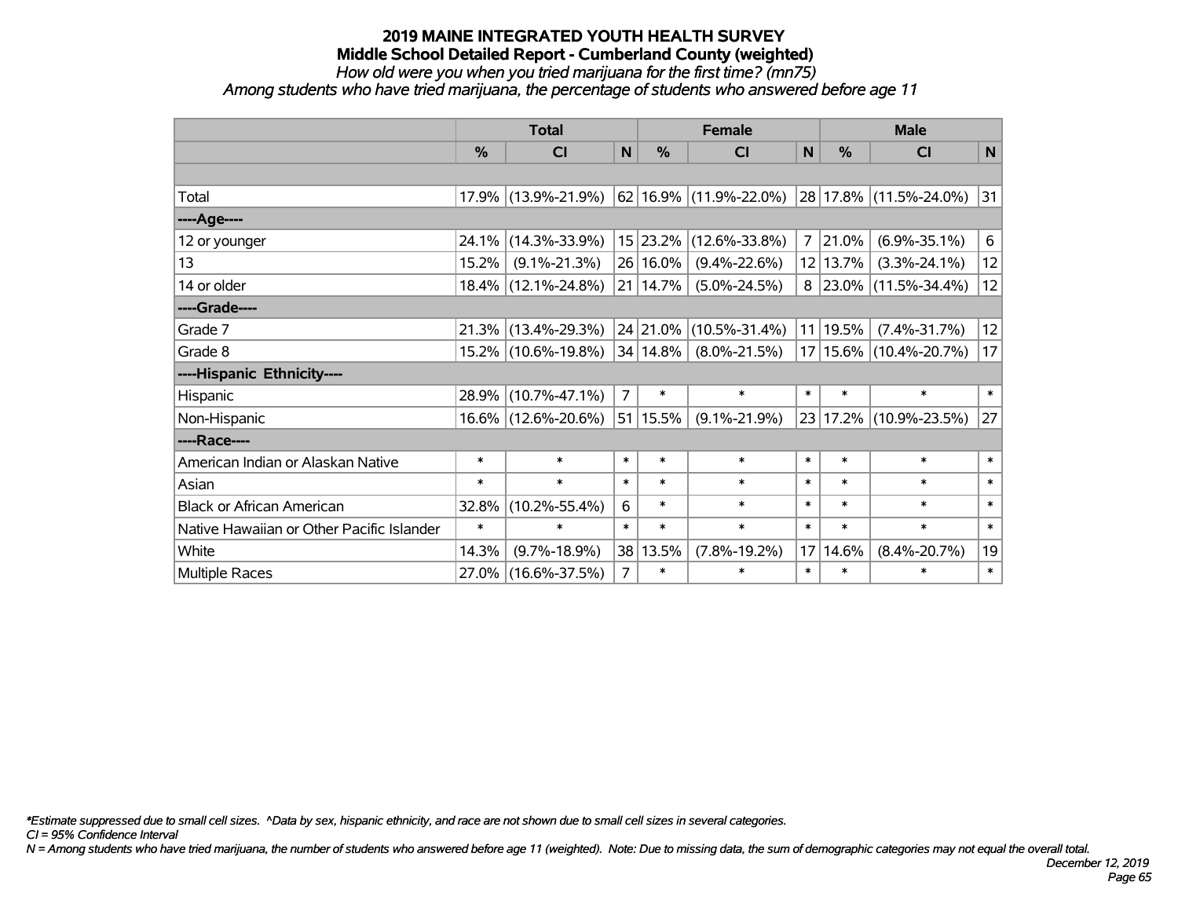# 2019 MAINE INTEGRATED YOUTH HEALTH SURVEY
## Middle School Detailed Report - Cumberland County (weighted)
*How old were you when you tried marijuana for the first time? (mn75)*
*Among students who have tried marijuana, the percentage of students who answered before age 11*

| | Total | | | Female | | | Male | | |
|---|---|---|---|---|---|---|---|---|---|
| | % | CI | N | % | CI | N | % | CI | N |
| | | | | | | | | | |
| Total | 17.9% | (13.9%-21.9%) | 62 | 16.9% | (11.9%-22.0%) | 28 | 17.8% | (11.5%-24.0%) | 31 |
| ----Age---- | | | | | | | | | |
| 12 or younger | 24.1% | (14.3%-33.9%) | 15 | 23.2% | (12.6%-33.8%) | 7 | 21.0% | (6.9%-35.1%) | 6 |
| 13 | 15.2% | (9.1%-21.3%) | 26 | 16.0% | (9.4%-22.6%) | 12 | 13.7% | (3.3%-24.1%) | 12 |
| 14 or older | 18.4% | (12.1%-24.8%) | 21 | 14.7% | (5.0%-24.5%) | 8 | 23.0% | (11.5%-34.4%) | 12 |
| ----Grade---- | | | | | | | | | |
| Grade 7 | 21.3% | (13.4%-29.3%) | 24 | 21.0% | (10.5%-31.4%) | 11 | 19.5% | (7.4%-31.7%) | 12 |
| Grade 8 | 15.2% | (10.6%-19.8%) | 34 | 14.8% | (8.0%-21.5%) | 17 | 15.6% | (10.4%-20.7%) | 17 |
| ----Hispanic Ethnicity---- | | | | | | | | | |
| Hispanic | 28.9% | (10.7%-47.1%) | 7 | * | * | * | * | * | * |
| Non-Hispanic | 16.6% | (12.6%-20.6%) | 51 | 15.5% | (9.1%-21.9%) | 23 | 17.2% | (10.9%-23.5%) | 27 |
| ----Race---- | | | | | | | | | |
| American Indian or Alaskan Native | * | * | * | * | * | * | * | * | * |
| Asian | * | * | * | * | * | * | * | * | * |
| Black or African American | 32.8% | (10.2%-55.4%) | 6 | * | * | * | * | * | * |
| Native Hawaiian or Other Pacific Islander | * | * | * | * | * | * | * | * | * |
| White | 14.3% | (9.7%-18.9%) | 38 | 13.5% | (7.8%-19.2%) | 17 | 14.6% | (8.4%-20.7%) | 19 |
| Multiple Races | 27.0% | (16.6%-37.5%) | 7 | * | * | * | * | * | * |

*\*Estimate suppressed due to small cell sizes. ^Data by sex, hispanic ethnicity, and race are not shown due to small cell sizes in several categories.*
*CI = 95% Confidence Interval*
*N = Among students who have tried marijuana, the number of students who answered before age 11 (weighted). Note: Due to missing data, the sum of demographic categories may not equal the overall total.*

*December 12, 2019*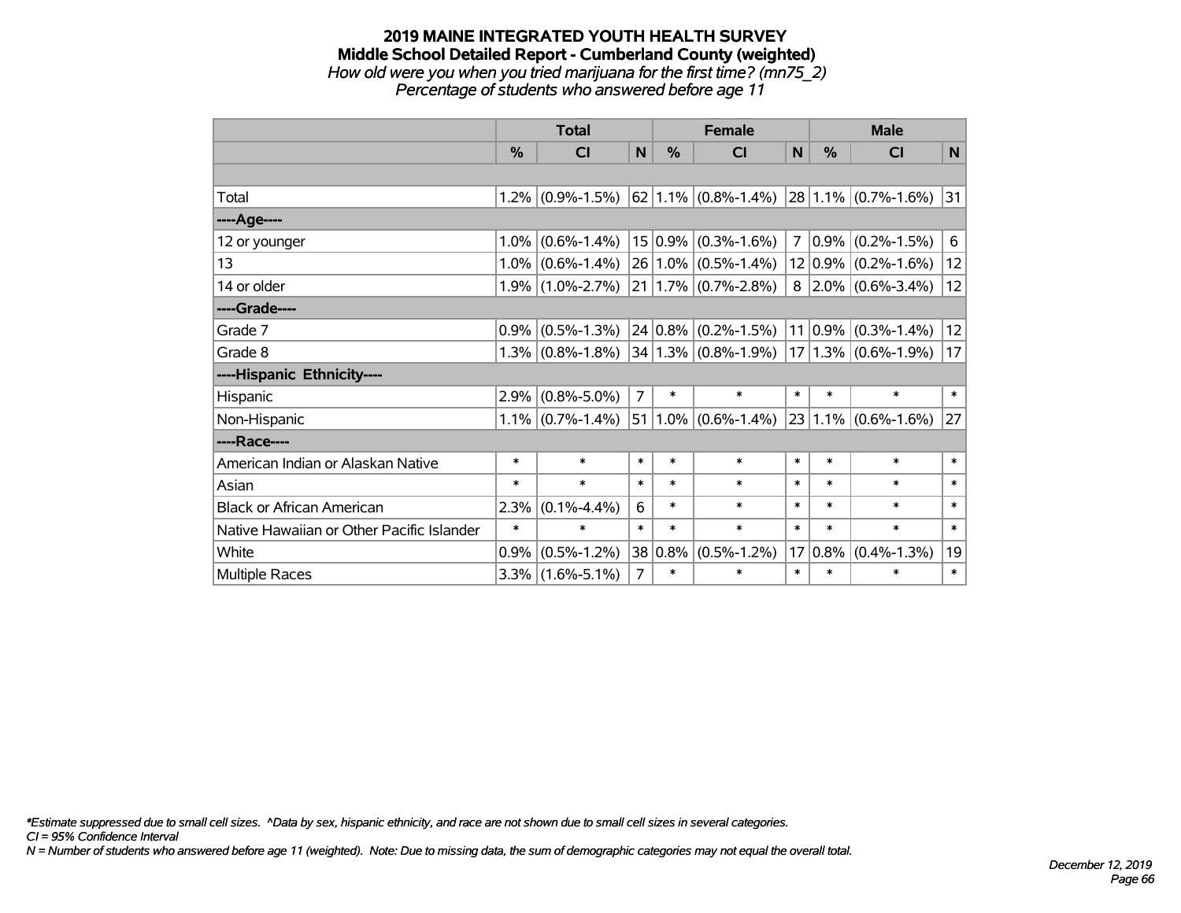# 2019 MAINE INTEGRATED YOUTH HEALTH SURVEY
## Middle School Detailed Report - Cumberland County (weighted)
*How old were you when you tried marijuana for the first time? (mn75_2)*
*Percentage of students who answered before age 11*

| | Total | | | Female | | | Male | | |
|---|---|---|---|---|---|---|---|---|---|
| | % | CI | N | % | CI | N | % | CI | N |
| | | | | | | | | | |
| Total | 1.2% | (0.9%-1.5%) | 62 | 1.1% | (0.8%-1.4%) | 28 | 1.1% | (0.7%-1.6%) | 31 |
| ----Age---- | | | | | | | | | |
| 12 or younger | 1.0% | (0.6%-1.4%) | 15 | 0.9% | (0.3%-1.6%) | 7 | 0.9% | (0.2%-1.5%) | 6 |
| 13 | 1.0% | (0.6%-1.4%) | 26 | 1.0% | (0.5%-1.4%) | 12 | 0.9% | (0.2%-1.6%) | 12 |
| 14 or older | 1.9% | (1.0%-2.7%) | 21 | 1.7% | (0.7%-2.8%) | 8 | 2.0% | (0.6%-3.4%) | 12 |
| ----Grade---- | | | | | | | | | |
| Grade 7 | 0.9% | (0.5%-1.3%) | 24 | 0.8% | (0.2%-1.5%) | 11 | 0.9% | (0.3%-1.4%) | 12 |
| Grade 8 | 1.3% | (0.8%-1.8%) | 34 | 1.3% | (0.8%-1.9%) | 17 | 1.3% | (0.6%-1.9%) | 17 |
| ----Hispanic Ethnicity---- | | | | | | | | | |
| Hispanic | 2.9% | (0.8%-5.0%) | 7 | * | * | * | * | * | * |
| Non-Hispanic | 1.1% | (0.7%-1.4%) | 51 | 1.0% | (0.6%-1.4%) | 23 | 1.1% | (0.6%-1.6%) | 27 |
| ----Race---- | | | | | | | | | |
| American Indian or Alaskan Native | * | * | * | * | * | * | * | * | * |
| Asian | * | * | * | * | * | * | * | * | * |
| Black or African American | 2.3% | (0.1%-4.4%) | 6 | * | * | * | * | * | * |
| Native Hawaiian or Other Pacific Islander | * | * | * | * | * | * | * | * | * |
| White | 0.9% | (0.5%-1.2%) | 38 | 0.8% | (0.5%-1.2%) | 17 | 0.8% | (0.4%-1.3%) | 19 |
| Multiple Races | 3.3% | (1.6%-5.1%) | 7 | * | * | * | * | * | * |

*\*Estimate suppressed due to small cell sizes. ^Data by sex, hispanic ethnicity, and race are not shown due to small cell sizes in several categories.*
*CI = 95% Confidence Interval*
*N = Number of students who answered before age 11 (weighted). Note: Due to missing data, the sum of demographic categories may not equal the overall total.*

*December 12, 2019*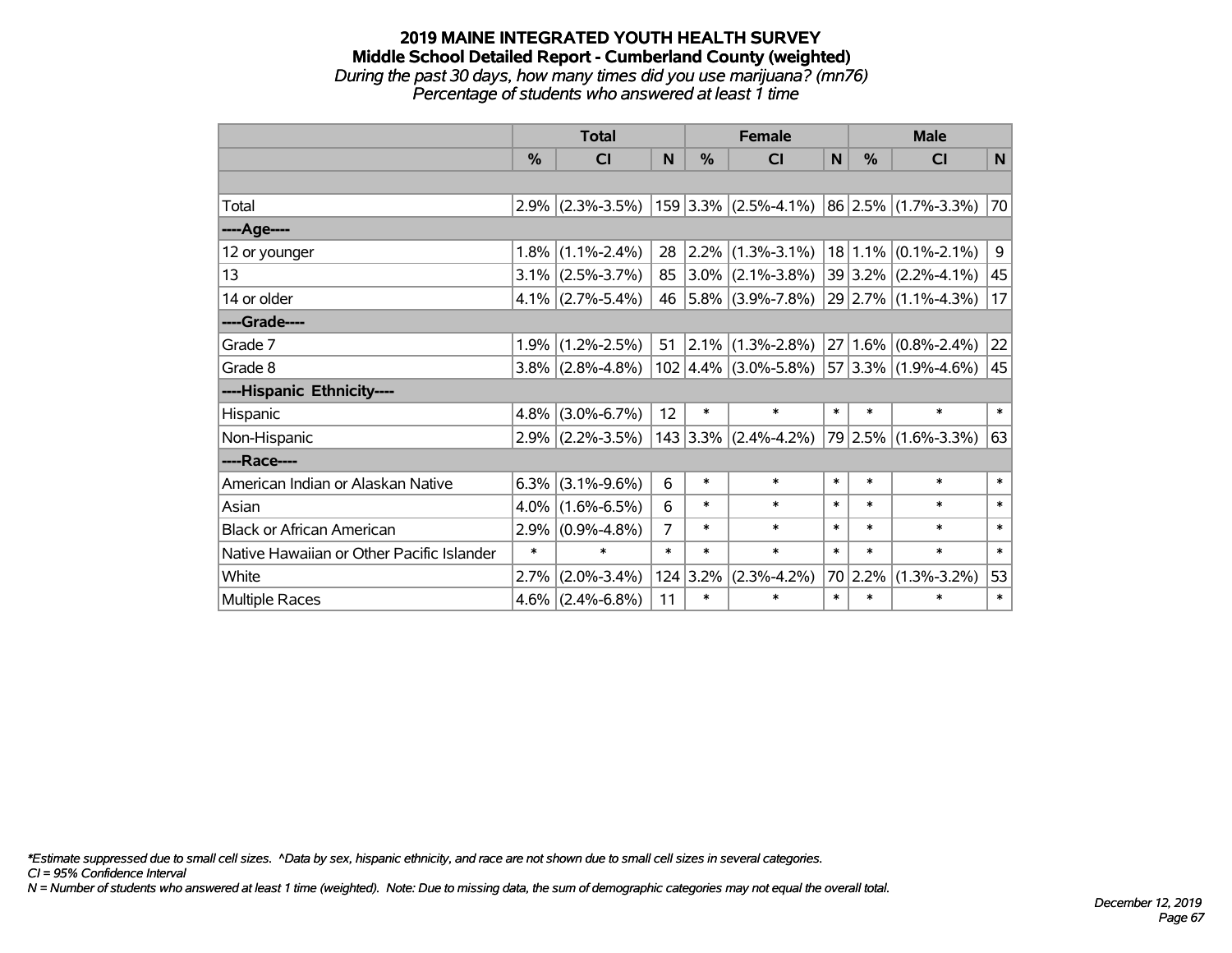# 2019 MAINE INTEGRATED YOUTH HEALTH SURVEY
## Middle School Detailed Report - Cumberland County (weighted)
*During the past 30 days, how many times did you use marijuana? (mn76)*
*Percentage of students who answered at least 1 time*

| | Total | | | Female | | | Male | | |
|---|---|---|---|---|---|---|---|---|---|
| | % | CI | N | % | CI | N | % | CI | N |
| | | | | | | | | | |
| Total | 2.9% | (2.3%-3.5%) | 159 | 3.3% | (2.5%-4.1%) | 86 | 2.5% | (1.7%-3.3%) | 70 |
| ----Age---- | | | | | | | | | |
| 12 or younger | 1.8% | (1.1%-2.4%) | 28 | 2.2% | (1.3%-3.1%) | 18 | 1.1% | (0.1%-2.1%) | 9 |
| 13 | 3.1% | (2.5%-3.7%) | 85 | 3.0% | (2.1%-3.8%) | 39 | 3.2% | (2.2%-4.1%) | 45 |
| 14 or older | 4.1% | (2.7%-5.4%) | 46 | 5.8% | (3.9%-7.8%) | 29 | 2.7% | (1.1%-4.3%) | 17 |
| ----Grade---- | | | | | | | | | |
| Grade 7 | 1.9% | (1.2%-2.5%) | 51 | 2.1% | (1.3%-2.8%) | 27 | 1.6% | (0.8%-2.4%) | 22 |
| Grade 8 | 3.8% | (2.8%-4.8%) | 102 | 4.4% | (3.0%-5.8%) | 57 | 3.3% | (1.9%-4.6%) | 45 |
| ----Hispanic Ethnicity---- | | | | | | | | | |
| Hispanic | 4.8% | (3.0%-6.7%) | 12 | * | * | * | * | * | * |
| Non-Hispanic | 2.9% | (2.2%-3.5%) | 143 | 3.3% | (2.4%-4.2%) | 79 | 2.5% | (1.6%-3.3%) | 63 |
| ----Race---- | | | | | | | | | |
| American Indian or Alaskan Native | 6.3% | (3.1%-9.6%) | 6 | * | * | * | * | * | * |
| Asian | 4.0% | (1.6%-6.5%) | 6 | * | * | * | * | * | * |
| Black or African American | 2.9% | (0.9%-4.8%) | 7 | * | * | * | * | * | * |
| Native Hawaiian or Other Pacific Islander | * | * | * | * | * | * | * | * | * |
| White | 2.7% | (2.0%-3.4%) | 124 | 3.2% | (2.3%-4.2%) | 70 | 2.2% | (1.3%-3.2%) | 53 |
| Multiple Races | 4.6% | (2.4%-6.8%) | 11 | * | * | * | * | * | * |

*\*Estimate suppressed due to small cell sizes. ^Data by sex, hispanic ethnicity, and race are not shown due to small cell sizes in several categories.*
*CI = 95% Confidence Interval*
*N = Number of students who answered at least 1 time (weighted). Note: Due to missing data, the sum of demographic categories may not equal the overall total.*

*December 12, 2019*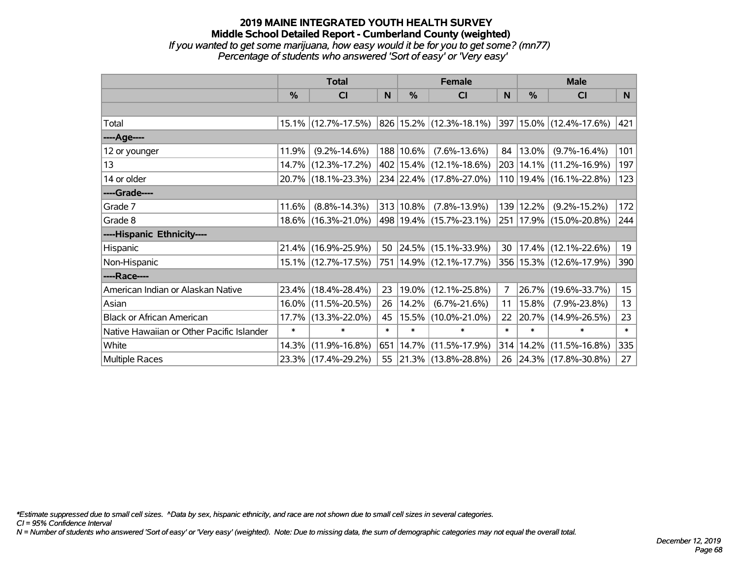# 2019 MAINE INTEGRATED YOUTH HEALTH SURVEY

## Middle School Detailed Report - Cumberland County (weighted)

*If you wanted to get some marijuana, how easy would it be for you to get some? (mn77)*

*Percentage of students who answered 'Sort of easy' or 'Very easy'*

| | Total | | | Female | | | Male | | |
|---|---|---|---|---|---|---|---|---|---|
| | % | CI | N | % | CI | N | % | CI | N |
| Total | 15.1% | (12.7%-17.5%) | 826 | 15.2% | (12.3%-18.1%) | 397 | 15.0% | (12.4%-17.6%) | 421 |
| ----Age---- | | | | | | | | | |
| 12 or younger | 11.9% | (9.2%-14.6%) | 188 | 10.6% | (7.6%-13.6%) | 84 | 13.0% | (9.7%-16.4%) | 101 |
| 13 | 14.7% | (12.3%-17.2%) | 402 | 15.4% | (12.1%-18.6%) | 203 | 14.1% | (11.2%-16.9%) | 197 |
| 14 or older | 20.7% | (18.1%-23.3%) | 234 | 22.4% | (17.8%-27.0%) | 110 | 19.4% | (16.1%-22.8%) | 123 |
| ----Grade---- | | | | | | | | | |
| Grade 7 | 11.6% | (8.8%-14.3%) | 313 | 10.8% | (7.8%-13.9%) | 139 | 12.2% | (9.2%-15.2%) | 172 |
| Grade 8 | 18.6% | (16.3%-21.0%) | 498 | 19.4% | (15.7%-23.1%) | 251 | 17.9% | (15.0%-20.8%) | 244 |
| ----Hispanic Ethnicity---- | | | | | | | | | |
| Hispanic | 21.4% | (16.9%-25.9%) | 50 | 24.5% | (15.1%-33.9%) | 30 | 17.4% | (12.1%-22.6%) | 19 |
| Non-Hispanic | 15.1% | (12.7%-17.5%) | 751 | 14.9% | (12.1%-17.7%) | 356 | 15.3% | (12.6%-17.9%) | 390 |
| ----Race---- | | | | | | | | | |
| American Indian or Alaskan Native | 23.4% | (18.4%-28.4%) | 23 | 19.0% | (12.1%-25.8%) | 7 | 26.7% | (19.6%-33.7%) | 15 |
| Asian | 16.0% | (11.5%-20.5%) | 26 | 14.2% | (6.7%-21.6%) | 11 | 15.8% | (7.9%-23.8%) | 13 |
| Black or African American | 17.7% | (13.3%-22.0%) | 45 | 15.5% | (10.0%-21.0%) | 22 | 20.7% | (14.9%-26.5%) | 23 |
| Native Hawaiian or Other Pacific Islander | * | * | * | * | * | * | * | * | * |
| White | 14.3% | (11.9%-16.8%) | 651 | 14.7% | (11.5%-17.9%) | 314 | 14.2% | (11.5%-16.8%) | 335 |
| Multiple Races | 23.3% | (17.4%-29.2%) | 55 | 21.3% | (13.8%-28.8%) | 26 | 24.3% | (17.8%-30.8%) | 27 |

*Estimate suppressed due to small cell sizes. ^Data by sex, hispanic ethnicity, and race are not shown due to small cell sizes in several categories.

CI = 95% Confidence Interval

N = Number of students who answered 'Sort of easy' or 'Very easy' (weighted). Note: Due to missing data, the sum of demographic categories may not equal the overall total.

December 12, 2019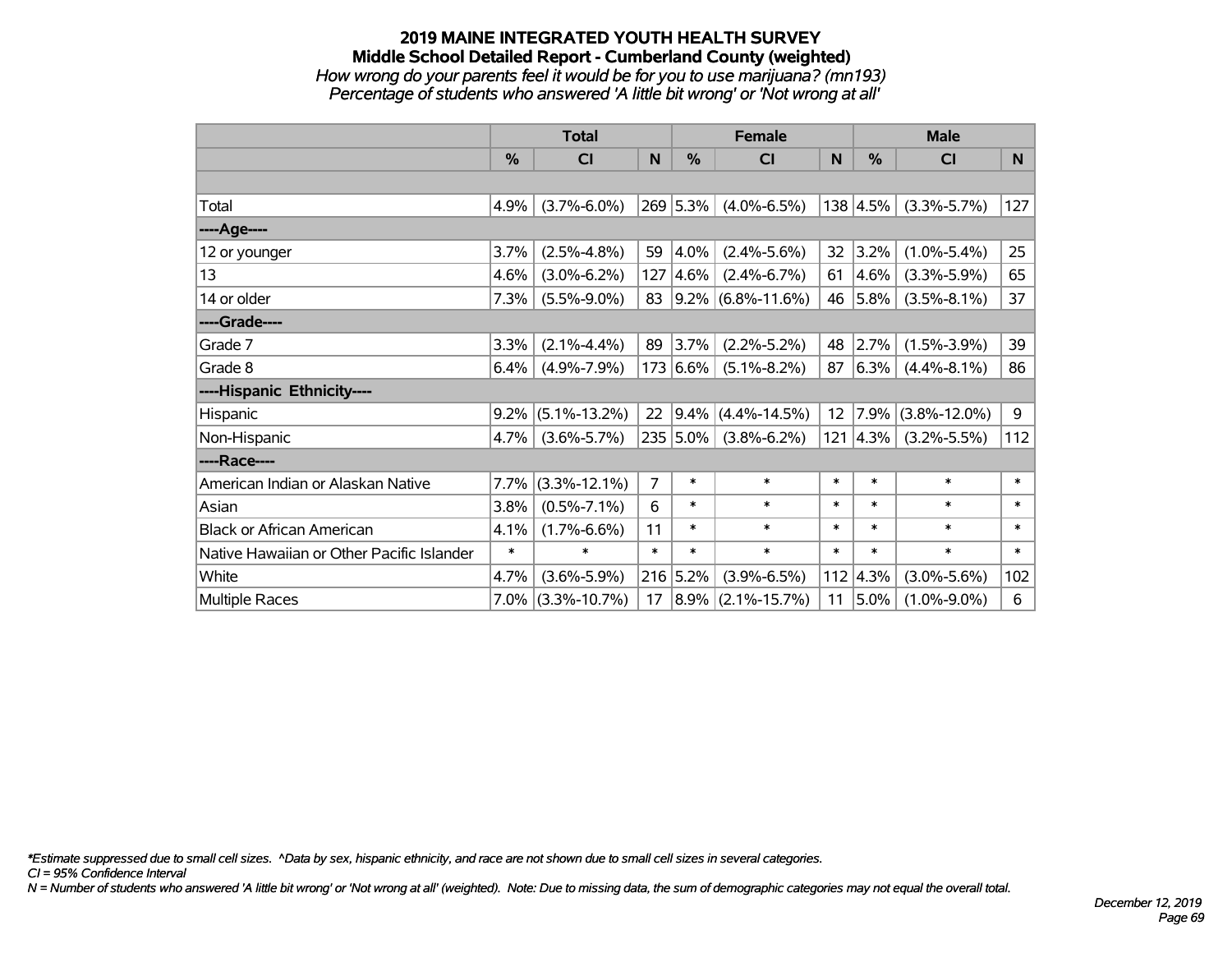# 2019 MAINE INTEGRATED YOUTH HEALTH SURVEY
## Middle School Detailed Report - Cumberland County (weighted)
*How wrong do your parents feel it would be for you to use marijuana? (mn193)*
*Percentage of students who answered 'A little bit wrong' or 'Not wrong at all'*

| | Total | | | Female | | | Male | | |
|---|---|---|---|---|---|---|---|---|---|
| | % | CI | N | % | CI | N | % | CI | N |
| | | | | | | | | | |
| Total | 4.9% | (3.7%-6.0%) | 269 | 5.3% | (4.0%-6.5%) | 138 | 4.5% | (3.3%-5.7%) | 127 |
| ----Age---- | | | | | | | | | |
| 12 or younger | 3.7% | (2.5%-4.8%) | 59 | 4.0% | (2.4%-5.6%) | 32 | 3.2% | (1.0%-5.4%) | 25 |
| 13 | 4.6% | (3.0%-6.2%) | 127 | 4.6% | (2.4%-6.7%) | 61 | 4.6% | (3.3%-5.9%) | 65 |
| 14 or older | 7.3% | (5.5%-9.0%) | 83 | 9.2% | (6.8%-11.6%) | 46 | 5.8% | (3.5%-8.1%) | 37 |
| ----Grade---- | | | | | | | | | |
| Grade 7 | 3.3% | (2.1%-4.4%) | 89 | 3.7% | (2.2%-5.2%) | 48 | 2.7% | (1.5%-3.9%) | 39 |
| Grade 8 | 6.4% | (4.9%-7.9%) | 173 | 6.6% | (5.1%-8.2%) | 87 | 6.3% | (4.4%-8.1%) | 86 |
| ----Hispanic Ethnicity---- | | | | | | | | | |
| Hispanic | 9.2% | (5.1%-13.2%) | 22 | 9.4% | (4.4%-14.5%) | 12 | 7.9% | (3.8%-12.0%) | 9 |
| Non-Hispanic | 4.7% | (3.6%-5.7%) | 235 | 5.0% | (3.8%-6.2%) | 121 | 4.3% | (3.2%-5.5%) | 112 |
| ----Race---- | | | | | | | | | |
| American Indian or Alaskan Native | 7.7% | (3.3%-12.1%) | 7 | * | * | * | * | * | * |
| Asian | 3.8% | (0.5%-7.1%) | 6 | * | * | * | * | * | * |
| Black or African American | 4.1% | (1.7%-6.6%) | 11 | * | * | * | * | * | * |
| Native Hawaiian or Other Pacific Islander | * | * | * | * | * | * | * | * | * |
| White | 4.7% | (3.6%-5.9%) | 216 | 5.2% | (3.9%-6.5%) | 112 | 4.3% | (3.0%-5.6%) | 102 |
| Multiple Races | 7.0% | (3.3%-10.7%) | 17 | 8.9% | (2.1%-15.7%) | 11 | 5.0% | (1.0%-9.0%) | 6 |

*\*Estimate suppressed due to small cell sizes. ^Data by sex, hispanic ethnicity, and race are not shown due to small cell sizes in several categories.*
*CI = 95% Confidence Interval*
*N = Number of students who answered 'A little bit wrong' or 'Not wrong at all' (weighted). Note: Due to missing data, the sum of demographic categories may not equal the overall total.*

*December 12, 2019*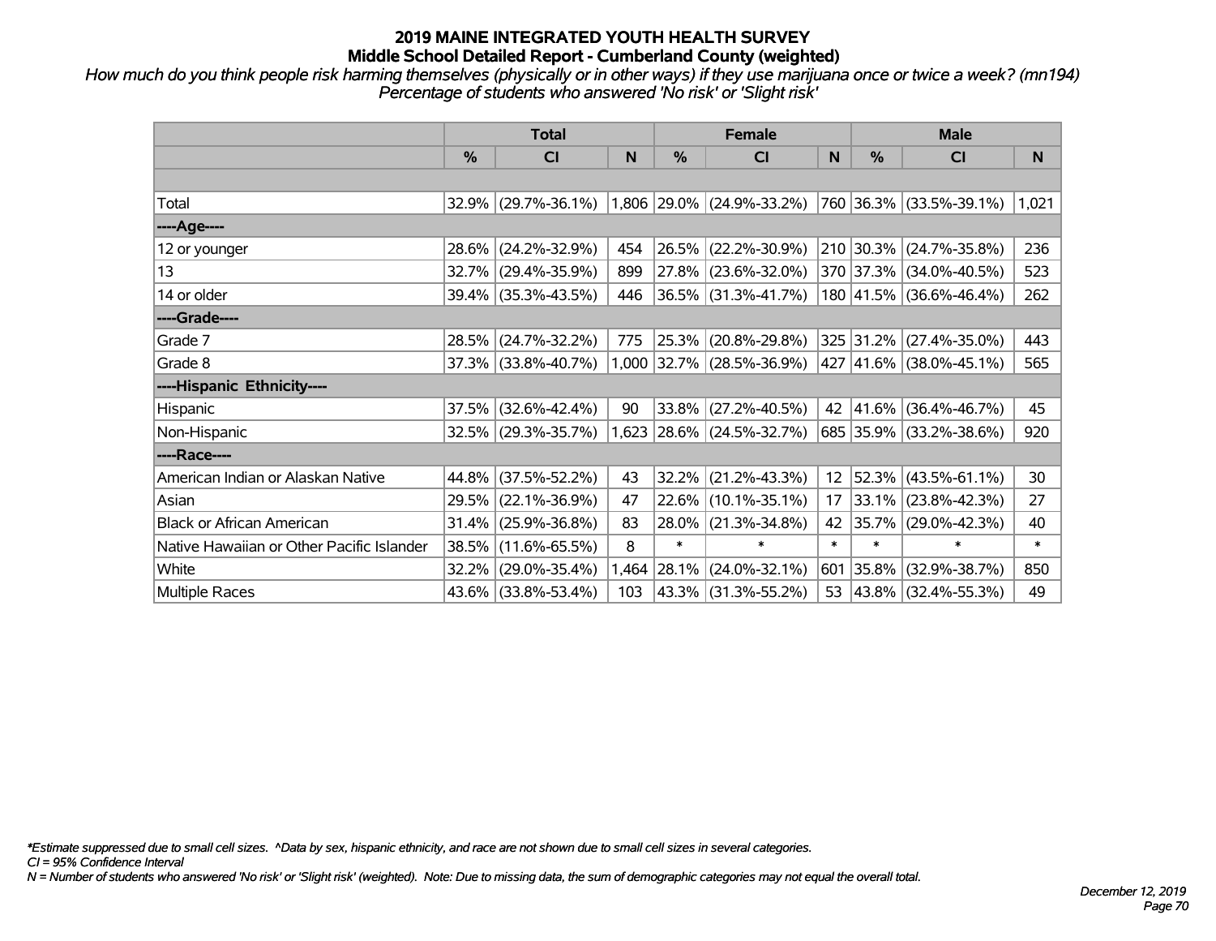# 2019 MAINE INTEGRATED YOUTH HEALTH SURVEY
## Middle School Detailed Report - Cumberland County (weighted)

*How much do you think people risk harming themselves (physically or in other ways) if they use marijuana once or twice a week? (mn194)*
*Percentage of students who answered 'No risk' or 'Slight risk'*

| | Total | | | Female | | | Male | | |
|---|---|---|---|---|---|---|---|---|---|
| | % | CI | N | % | CI | N | % | CI | N |
| | | | | | | | | | |
| Total | 32.9% | (29.7%-36.1%) | 1,806 | 29.0% | (24.9%-33.2%) | 760 | 36.3% | (33.5%-39.1%) | 1,021 |
| ----Age---- | | | | | | | | | |
| 12 or younger | 28.6% | (24.2%-32.9%) | 454 | 26.5% | (22.2%-30.9%) | 210 | 30.3% | (24.7%-35.8%) | 236 |
| 13 | 32.7% | (29.4%-35.9%) | 899 | 27.8% | (23.6%-32.0%) | 370 | 37.3% | (34.0%-40.5%) | 523 |
| 14 or older | 39.4% | (35.3%-43.5%) | 446 | 36.5% | (31.3%-41.7%) | 180 | 41.5% | (36.6%-46.4%) | 262 |
| ----Grade---- | | | | | | | | | |
| Grade 7 | 28.5% | (24.7%-32.2%) | 775 | 25.3% | (20.8%-29.8%) | 325 | 31.2% | (27.4%-35.0%) | 443 |
| Grade 8 | 37.3% | (33.8%-40.7%) | 1,000 | 32.7% | (28.5%-36.9%) | 427 | 41.6% | (38.0%-45.1%) | 565 |
| ----Hispanic Ethnicity---- | | | | | | | | | |
| Hispanic | 37.5% | (32.6%-42.4%) | 90 | 33.8% | (27.2%-40.5%) | 42 | 41.6% | (36.4%-46.7%) | 45 |
| Non-Hispanic | 32.5% | (29.3%-35.7%) | 1,623 | 28.6% | (24.5%-32.7%) | 685 | 35.9% | (33.2%-38.6%) | 920 |
| ----Race---- | | | | | | | | | |
| American Indian or Alaskan Native | 44.8% | (37.5%-52.2%) | 43 | 32.2% | (21.2%-43.3%) | 12 | 52.3% | (43.5%-61.1%) | 30 |
| Asian | 29.5% | (22.1%-36.9%) | 47 | 22.6% | (10.1%-35.1%) | 17 | 33.1% | (23.8%-42.3%) | 27 |
| Black or African American | 31.4% | (25.9%-36.8%) | 83 | 28.0% | (21.3%-34.8%) | 42 | 35.7% | (29.0%-42.3%) | 40 |
| Native Hawaiian or Other Pacific Islander | 38.5% | (11.6%-65.5%) | 8 | * | * | * | * | * | * |
| White | 32.2% | (29.0%-35.4%) | 1,464 | 28.1% | (24.0%-32.1%) | 601 | 35.8% | (32.9%-38.7%) | 850 |
| Multiple Races | 43.6% | (33.8%-53.4%) | 103 | 43.3% | (31.3%-55.2%) | 53 | 43.8% | (32.4%-55.3%) | 49 |

*\*Estimate suppressed due to small cell sizes. ^Data by sex, hispanic ethnicity, and race are not shown due to small cell sizes in several categories.*
*CI = 95% Confidence Interval*
*N = Number of students who answered 'No risk' or 'Slight risk' (weighted). Note: Due to missing data, the sum of demographic categories may not equal the overall total.*

*December 12, 2019*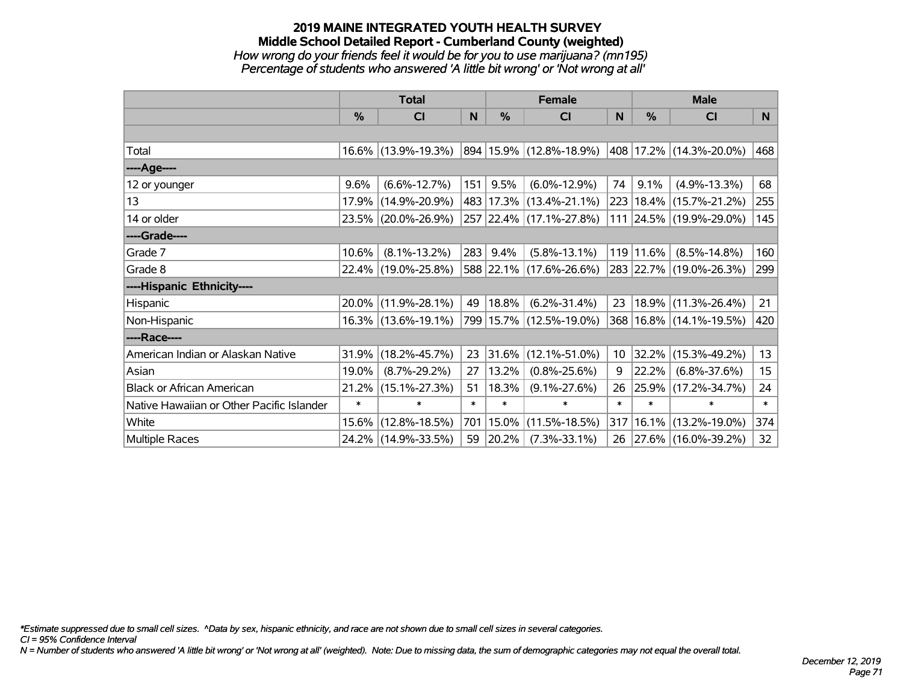# 2019 MAINE INTEGRATED YOUTH HEALTH SURVEY
## Middle School Detailed Report - Cumberland County (weighted)
*How wrong do your friends feel it would be for you to use marijuana? (mn195)*
*Percentage of students who answered 'A little bit wrong' or 'Not wrong at all'*

| | Total | | | Female | | | Male | | |
|---|---|---|---|---|---|---|---|---|---|
| | % | CI | N | % | CI | N | % | CI | N |
| Total | 16.6% | (13.9%-19.3%) | 894 | 15.9% | (12.8%-18.9%) | 408 | 17.2% | (14.3%-20.0%) | 468 |
| ----Age---- | | | | | | | | | |
| 12 or younger | 9.6% | (6.6%-12.7%) | 151 | 9.5% | (6.0%-12.9%) | 74 | 9.1% | (4.9%-13.3%) | 68 |
| 13 | 17.9% | (14.9%-20.9%) | 483 | 17.3% | (13.4%-21.1%) | 223 | 18.4% | (15.7%-21.2%) | 255 |
| 14 or older | 23.5% | (20.0%-26.9%) | 257 | 22.4% | (17.1%-27.8%) | 111 | 24.5% | (19.9%-29.0%) | 145 |
| ----Grade---- | | | | | | | | | |
| Grade 7 | 10.6% | (8.1%-13.2%) | 283 | 9.4% | (5.8%-13.1%) | 119 | 11.6% | (8.5%-14.8%) | 160 |
| Grade 8 | 22.4% | (19.0%-25.8%) | 588 | 22.1% | (17.6%-26.6%) | 283 | 22.7% | (19.0%-26.3%) | 299 |
| ----Hispanic Ethnicity---- | | | | | | | | | |
| Hispanic | 20.0% | (11.9%-28.1%) | 49 | 18.8% | (6.2%-31.4%) | 23 | 18.9% | (11.3%-26.4%) | 21 |
| Non-Hispanic | 16.3% | (13.6%-19.1%) | 799 | 15.7% | (12.5%-19.0%) | 368 | 16.8% | (14.1%-19.5%) | 420 |
| ----Race---- | | | | | | | | | |
| American Indian or Alaskan Native | 31.9% | (18.2%-45.7%) | 23 | 31.6% | (12.1%-51.0%) | 10 | 32.2% | (15.3%-49.2%) | 13 |
| Asian | 19.0% | (8.7%-29.2%) | 27 | 13.2% | (0.8%-25.6%) | 9 | 22.2% | (6.8%-37.6%) | 15 |
| Black or African American | 21.2% | (15.1%-27.3%) | 51 | 18.3% | (9.1%-27.6%) | 26 | 25.9% | (17.2%-34.7%) | 24 |
| Native Hawaiian or Other Pacific Islander | * | * | * | * | * | * | * | * | * |
| White | 15.6% | (12.8%-18.5%) | 701 | 15.0% | (11.5%-18.5%) | 317 | 16.1% | (13.2%-19.0%) | 374 |
| Multiple Races | 24.2% | (14.9%-33.5%) | 59 | 20.2% | (7.3%-33.1%) | 26 | 27.6% | (16.0%-39.2%) | 32 |

*\*Estimate suppressed due to small cell sizes. ^Data by sex, hispanic ethnicity, and race are not shown due to small cell sizes in several categories.*
*CI = 95% Confidence Interval*
*N = Number of students who answered 'A little bit wrong' or 'Not wrong at all' (weighted). Note: Due to missing data, the sum of demographic categories may not equal the overall total.*

*December 12, 2019*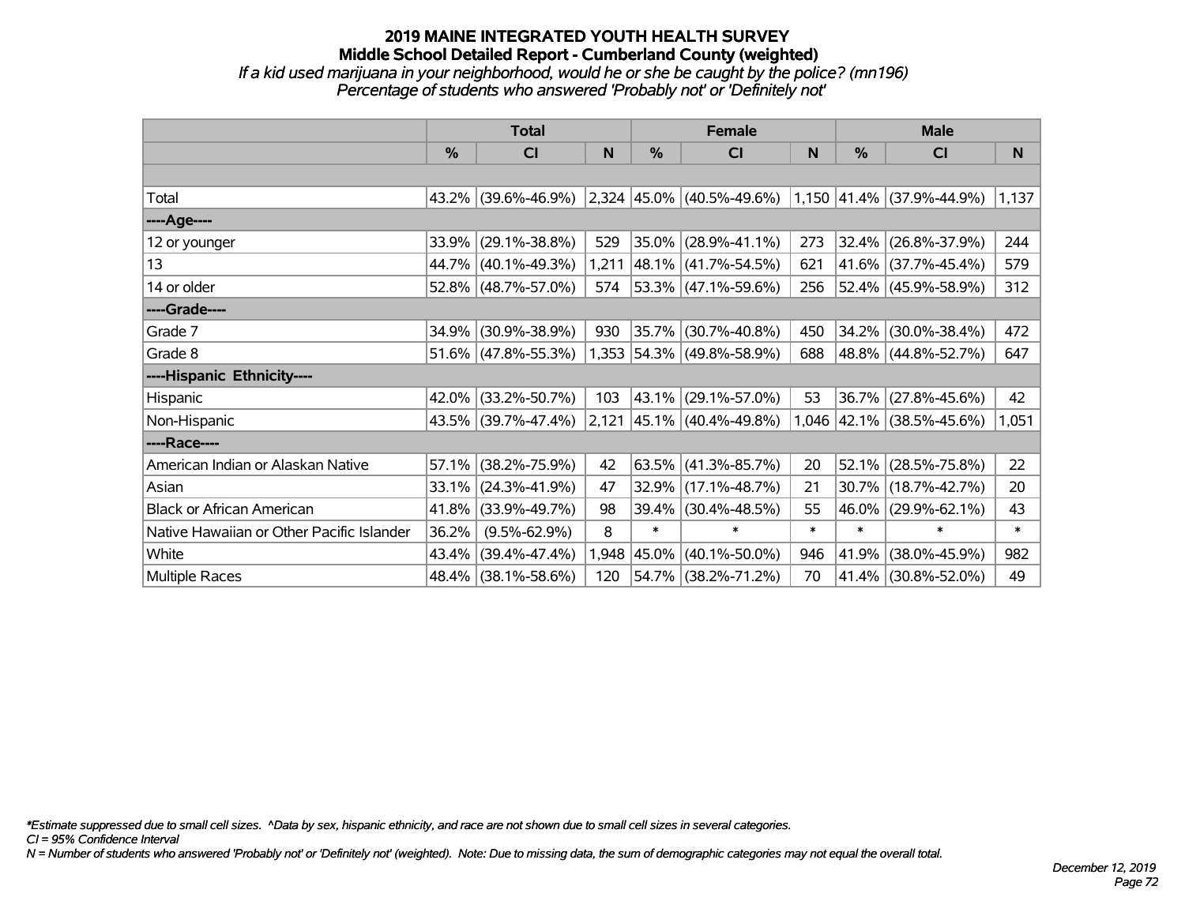# 2019 MAINE INTEGRATED YOUTH HEALTH SURVEY
## Middle School Detailed Report - Cumberland County (weighted)
*If a kid used marijuana in your neighborhood, would he or she be caught by the police? (mn196)*
*Percentage of students who answered 'Probably not' or 'Definitely not'*

| | Total | | | Female | | | Male | | |
|---|---|---|---|---|---|---|---|---|---|
| | % | CI | N | % | CI | N | % | CI | N |
| | | | | | | | | | |
| Total | 43.2% | (39.6%-46.9%) | 2,324 | 45.0% | (40.5%-49.6%) | 1,150 | 41.4% | (37.9%-44.9%) | 1,137 |
| ----Age---- | | | | | | | | | |
| 12 or younger | 33.9% | (29.1%-38.8%) | 529 | 35.0% | (28.9%-41.1%) | 273 | 32.4% | (26.8%-37.9%) | 244 |
| 13 | 44.7% | (40.1%-49.3%) | 1,211 | 48.1% | (41.7%-54.5%) | 621 | 41.6% | (37.7%-45.4%) | 579 |
| 14 or older | 52.8% | (48.7%-57.0%) | 574 | 53.3% | (47.1%-59.6%) | 256 | 52.4% | (45.9%-58.9%) | 312 |
| ----Grade---- | | | | | | | | | |
| Grade 7 | 34.9% | (30.9%-38.9%) | 930 | 35.7% | (30.7%-40.8%) | 450 | 34.2% | (30.0%-38.4%) | 472 |
| Grade 8 | 51.6% | (47.8%-55.3%) | 1,353 | 54.3% | (49.8%-58.9%) | 688 | 48.8% | (44.8%-52.7%) | 647 |
| ----Hispanic Ethnicity---- | | | | | | | | | |
| Hispanic | 42.0% | (33.2%-50.7%) | 103 | 43.1% | (29.1%-57.0%) | 53 | 36.7% | (27.8%-45.6%) | 42 |
| Non-Hispanic | 43.5% | (39.7%-47.4%) | 2,121 | 45.1% | (40.4%-49.8%) | 1,046 | 42.1% | (38.5%-45.6%) | 1,051 |
| ----Race---- | | | | | | | | | |
| American Indian or Alaskan Native | 57.1% | (38.2%-75.9%) | 42 | 63.5% | (41.3%-85.7%) | 20 | 52.1% | (28.5%-75.8%) | 22 |
| Asian | 33.1% | (24.3%-41.9%) | 47 | 32.9% | (17.1%-48.7%) | 21 | 30.7% | (18.7%-42.7%) | 20 |
| Black or African American | 41.8% | (33.9%-49.7%) | 98 | 39.4% | (30.4%-48.5%) | 55 | 46.0% | (29.9%-62.1%) | 43 |
| Native Hawaiian or Other Pacific Islander | 36.2% | (9.5%-62.9%) | 8 | * | * | * | * | * | * |
| White | 43.4% | (39.4%-47.4%) | 1,948 | 45.0% | (40.1%-50.0%) | 946 | 41.9% | (38.0%-45.9%) | 982 |
| Multiple Races | 48.4% | (38.1%-58.6%) | 120 | 54.7% | (38.2%-71.2%) | 70 | 41.4% | (30.8%-52.0%) | 49 |

*Estimate suppressed due to small cell sizes. ^Data by sex, hispanic ethnicity, and race are not shown due to small cell sizes in several categories.
CI = 95% Confidence Interval
N = Number of students who answered 'Probably not' or 'Definitely not' (weighted). Note: Due to missing data, the sum of demographic categories may not equal the overall total.

December 12, 2019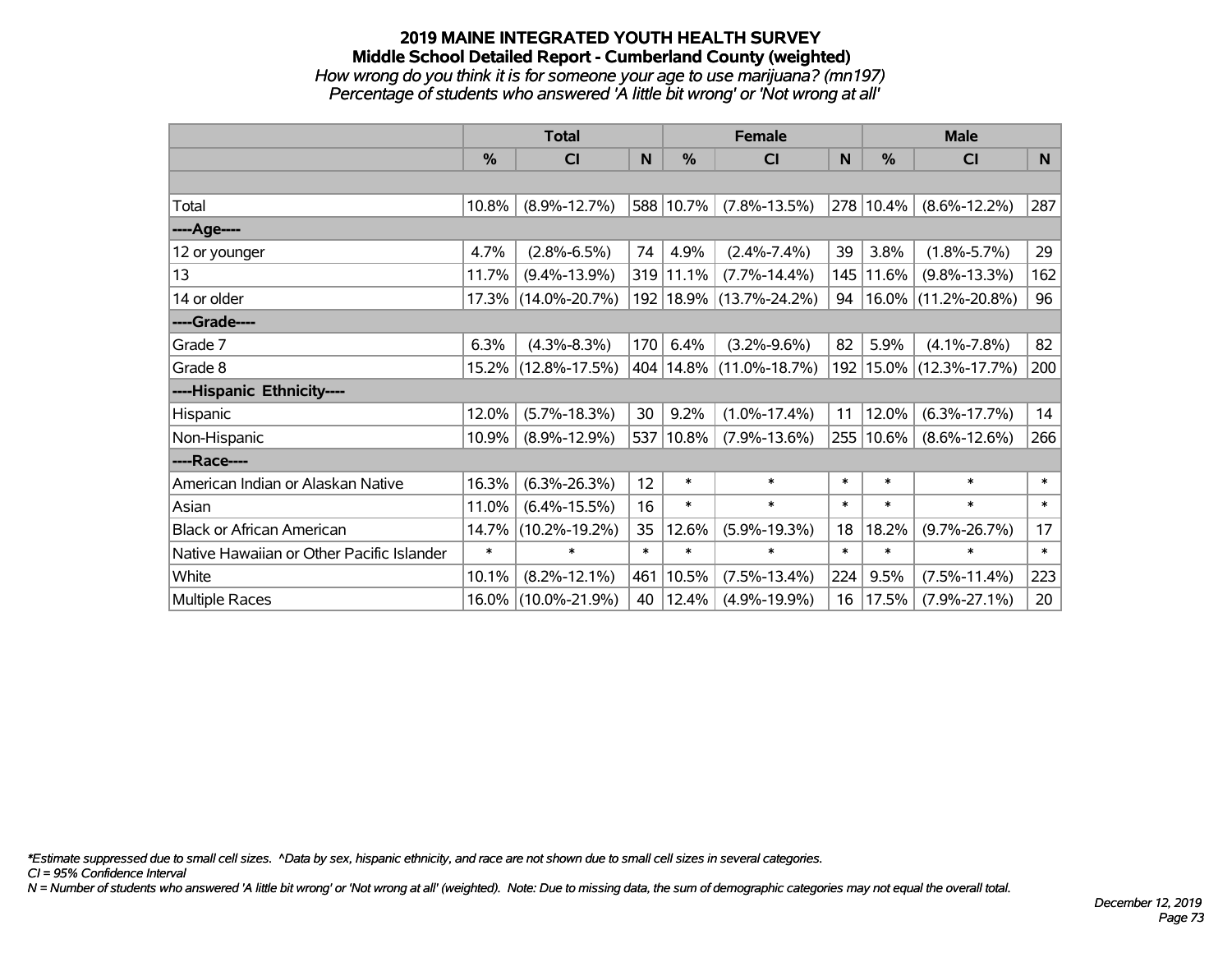# 2019 MAINE INTEGRATED YOUTH HEALTH SURVEY

## Middle School Detailed Report - Cumberland County (weighted)

*How wrong do you think it is for someone your age to use marijuana? (mn197)*

*Percentage of students who answered 'A little bit wrong' or 'Not wrong at all'*

| | Total | | | Female | | | Male | | |
|---|---|---|---|---|---|---|---|---|---|
| | % | CI | N | % | CI | N | % | CI | N |
| Total | 10.8% | (8.9%-12.7%) | 588 | 10.7% | (7.8%-13.5%) | 278 | 10.4% | (8.6%-12.2%) | 287 |
| ----Age---- | | | | | | | | | |
| 12 or younger | 4.7% | (2.8%-6.5%) | 74 | 4.9% | (2.4%-7.4%) | 39 | 3.8% | (1.8%-5.7%) | 29 |
| 13 | 11.7% | (9.4%-13.9%) | 319 | 11.1% | (7.7%-14.4%) | 145 | 11.6% | (9.8%-13.3%) | 162 |
| 14 or older | 17.3% | (14.0%-20.7%) | 192 | 18.9% | (13.7%-24.2%) | 94 | 16.0% | (11.2%-20.8%) | 96 |
| ----Grade---- | | | | | | | | | |
| Grade 7 | 6.3% | (4.3%-8.3%) | 170 | 6.4% | (3.2%-9.6%) | 82 | 5.9% | (4.1%-7.8%) | 82 |
| Grade 8 | 15.2% | (12.8%-17.5%) | 404 | 14.8% | (11.0%-18.7%) | 192 | 15.0% | (12.3%-17.7%) | 200 |
| ----Hispanic Ethnicity---- | | | | | | | | | |
| Hispanic | 12.0% | (5.7%-18.3%) | 30 | 9.2% | (1.0%-17.4%) | 11 | 12.0% | (6.3%-17.7%) | 14 |
| Non-Hispanic | 10.9% | (8.9%-12.9%) | 537 | 10.8% | (7.9%-13.6%) | 255 | 10.6% | (8.6%-12.6%) | 266 |
| ----Race---- | | | | | | | | | |
| American Indian or Alaskan Native | 16.3% | (6.3%-26.3%) | 12 | * | * | * | * | * | * |
| Asian | 11.0% | (6.4%-15.5%) | 16 | * | * | * | * | * | * |
| Black or African American | 14.7% | (10.2%-19.2%) | 35 | 12.6% | (5.9%-19.3%) | 18 | 18.2% | (9.7%-26.7%) | 17 |
| Native Hawaiian or Other Pacific Islander | * | * | * | * | * | * | * | * | * |
| White | 10.1% | (8.2%-12.1%) | 461 | 10.5% | (7.5%-13.4%) | 224 | 9.5% | (7.5%-11.4%) | 223 |
| Multiple Races | 16.0% | (10.0%-21.9%) | 40 | 12.4% | (4.9%-19.9%) | 16 | 17.5% | (7.9%-27.1%) | 20 |

*\*Estimate suppressed due to small cell sizes. ^Data by sex, hispanic ethnicity, and race are not shown due to small cell sizes in several categories.*

*CI = 95% Confidence Interval*

*N = Number of students who answered 'A little bit wrong' or 'Not wrong at all' (weighted). Note: Due to missing data, the sum of demographic categories may not equal the overall total.*

*December 12, 2019*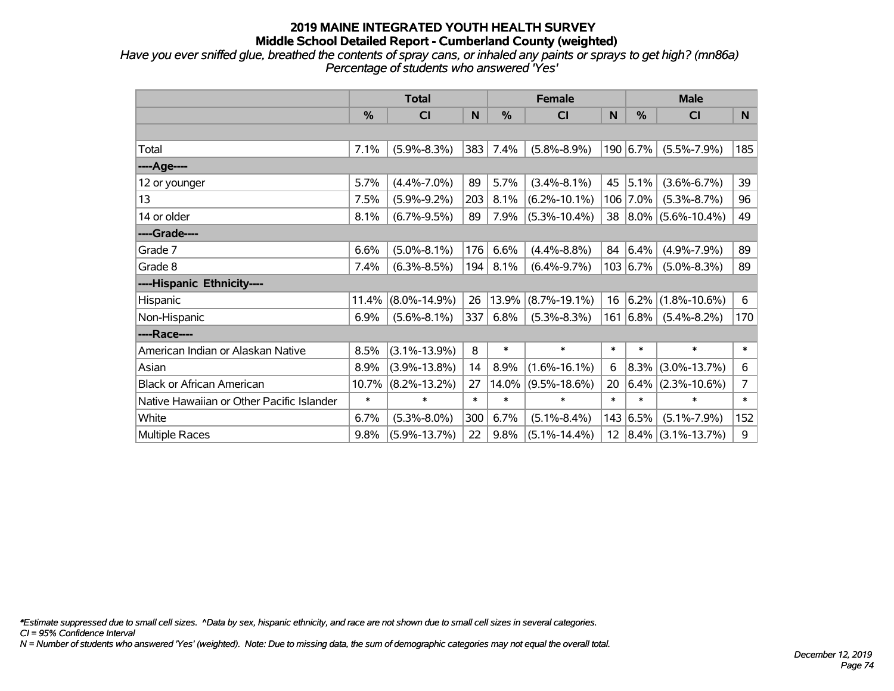# 2019 MAINE INTEGRATED YOUTH HEALTH SURVEY
## Middle School Detailed Report - Cumberland County (weighted)

*Have you ever sniffed glue, breathed the contents of spray cans, or inhaled any paints or sprays to get high? (mn86a)*
*Percentage of students who answered 'Yes'*

| | Total | | | Female | | | Male | | |
|---|---|---|---|---|---|---|---|---|---|
| | % | CI | N | % | CI | N | % | CI | N |
| Total | 7.1% | (5.9%-8.3%) | 383 | 7.4% | (5.8%-8.9%) | 190 | 6.7% | (5.5%-7.9%) | 185 |
| **----Age----** | | | | | | | | | |
| 12 or younger | 5.7% | (4.4%-7.0%) | 89 | 5.7% | (3.4%-8.1%) | 45 | 5.1% | (3.6%-6.7%) | 39 |
| 13 | 7.5% | (5.9%-9.2%) | 203 | 8.1% | (6.2%-10.1%) | 106 | 7.0% | (5.3%-8.7%) | 96 |
| 14 or older | 8.1% | (6.7%-9.5%) | 89 | 7.9% | (5.3%-10.4%) | 38 | 8.0% | (5.6%-10.4%) | 49 |
| **----Grade----** | | | | | | | | | |
| Grade 7 | 6.6% | (5.0%-8.1%) | 176 | 6.6% | (4.4%-8.8%) | 84 | 6.4% | (4.9%-7.9%) | 89 |
| Grade 8 | 7.4% | (6.3%-8.5%) | 194 | 8.1% | (6.4%-9.7%) | 103 | 6.7% | (5.0%-8.3%) | 89 |
| **----Hispanic Ethnicity----** | | | | | | | | | |
| Hispanic | 11.4% | (8.0%-14.9%) | 26 | 13.9% | (8.7%-19.1%) | 16 | 6.2% | (1.8%-10.6%) | 6 |
| Non-Hispanic | 6.9% | (5.6%-8.1%) | 337 | 6.8% | (5.3%-8.3%) | 161 | 6.8% | (5.4%-8.2%) | 170 |
| **----Race----** | | | | | | | | | |
| American Indian or Alaskan Native | 8.5% | (3.1%-13.9%) | 8 | * | * | * | * | * | * |
| Asian | 8.9% | (3.9%-13.8%) | 14 | 8.9% | (1.6%-16.1%) | 6 | 8.3% | (3.0%-13.7%) | 6 |
| Black or African American | 10.7% | (8.2%-13.2%) | 27 | 14.0% | (9.5%-18.6%) | 20 | 6.4% | (2.3%-10.6%) | 7 |
| Native Hawaiian or Other Pacific Islander | * | * | * | * | * | * | * | * | * |
| White | 6.7% | (5.3%-8.0%) | 300 | 6.7% | (5.1%-8.4%) | 143 | 6.5% | (5.1%-7.9%) | 152 |
| Multiple Races | 9.8% | (5.9%-13.7%) | 22 | 9.8% | (5.1%-14.4%) | 12 | 8.4% | (3.1%-13.7%) | 9 |

*\*Estimate suppressed due to small cell sizes. ^Data by sex, hispanic ethnicity, and race are not shown due to small cell sizes in several categories.*
*CI = 95% Confidence Interval*
*N = Number of students who answered 'Yes' (weighted). Note: Due to missing data, the sum of demographic categories may not equal the overall total.*

*December 12, 2019*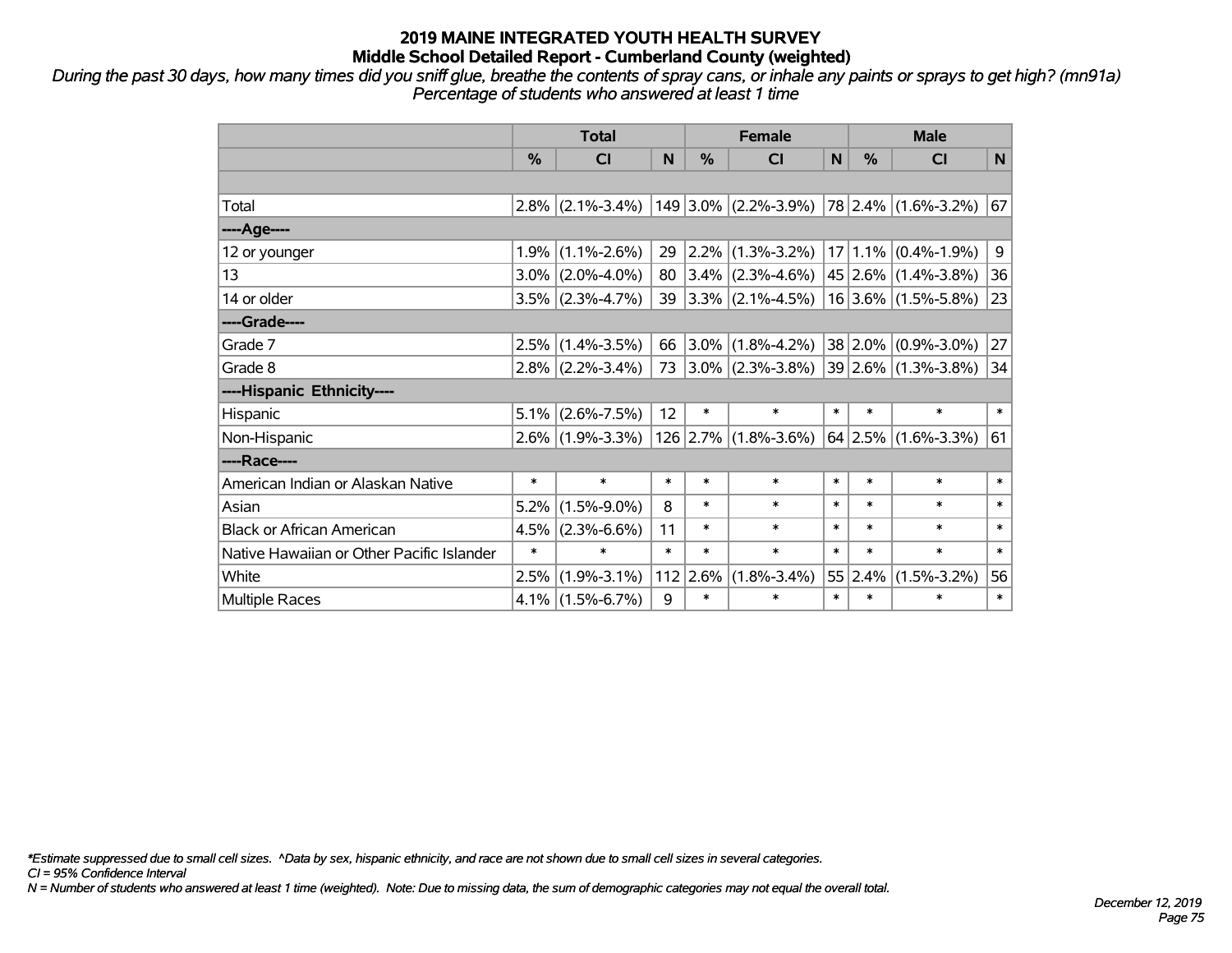# 2019 MAINE INTEGRATED YOUTH HEALTH SURVEY
## Middle School Detailed Report - Cumberland County (weighted)

*During the past 30 days, how many times did you sniff glue, breathe the contents of spray cans, or inhale any paints or sprays to get high? (mn91a)*
*Percentage of students who answered at least 1 time*

| | Total | | | Female | | | Male | | |
|---|---|---|---|---|---|---|---|---|---|
| | % | CI | N | % | CI | N | % | CI | N |
| | | | | | | | | | |
| Total | 2.8% | (2.1%-3.4%) | 149 | 3.0% | (2.2%-3.9%) | 78 | 2.4% | (1.6%-3.2%) | 67 |
| ----Age---- | | | | | | | | | |
| 12 or younger | 1.9% | (1.1%-2.6%) | 29 | 2.2% | (1.3%-3.2%) | 17 | 1.1% | (0.4%-1.9%) | 9 |
| 13 | 3.0% | (2.0%-4.0%) | 80 | 3.4% | (2.3%-4.6%) | 45 | 2.6% | (1.4%-3.8%) | 36 |
| 14 or older | 3.5% | (2.3%-4.7%) | 39 | 3.3% | (2.1%-4.5%) | 16 | 3.6% | (1.5%-5.8%) | 23 |
| ----Grade---- | | | | | | | | | |
| Grade 7 | 2.5% | (1.4%-3.5%) | 66 | 3.0% | (1.8%-4.2%) | 38 | 2.0% | (0.9%-3.0%) | 27 |
| Grade 8 | 2.8% | (2.2%-3.4%) | 73 | 3.0% | (2.3%-3.8%) | 39 | 2.6% | (1.3%-3.8%) | 34 |
| ----Hispanic Ethnicity---- | | | | | | | | | |
| Hispanic | 5.1% | (2.6%-7.5%) | 12 | * | * | * | * | * | * |
| Non-Hispanic | 2.6% | (1.9%-3.3%) | 126 | 2.7% | (1.8%-3.6%) | 64 | 2.5% | (1.6%-3.3%) | 61 |
| ----Race---- | | | | | | | | | |
| American Indian or Alaskan Native | * | * | * | * | * | * | * | * | * |
| Asian | 5.2% | (1.5%-9.0%) | 8 | * | * | * | * | * | * |
| Black or African American | 4.5% | (2.3%-6.6%) | 11 | * | * | * | * | * | * |
| Native Hawaiian or Other Pacific Islander | * | * | * | * | * | * | * | * | * |
| White | 2.5% | (1.9%-3.1%) | 112 | 2.6% | (1.8%-3.4%) | 55 | 2.4% | (1.5%-3.2%) | 56 |
| Multiple Races | 4.1% | (1.5%-6.7%) | 9 | * | * | * | * | * | * |

*\*Estimate suppressed due to small cell sizes. ^Data by sex, hispanic ethnicity, and race are not shown due to small cell sizes in several categories.*
*CI = 95% Confidence Interval*
*N = Number of students who answered at least 1 time (weighted). Note: Due to missing data, the sum of demographic categories may not equal the overall total.*

*December 12, 2019*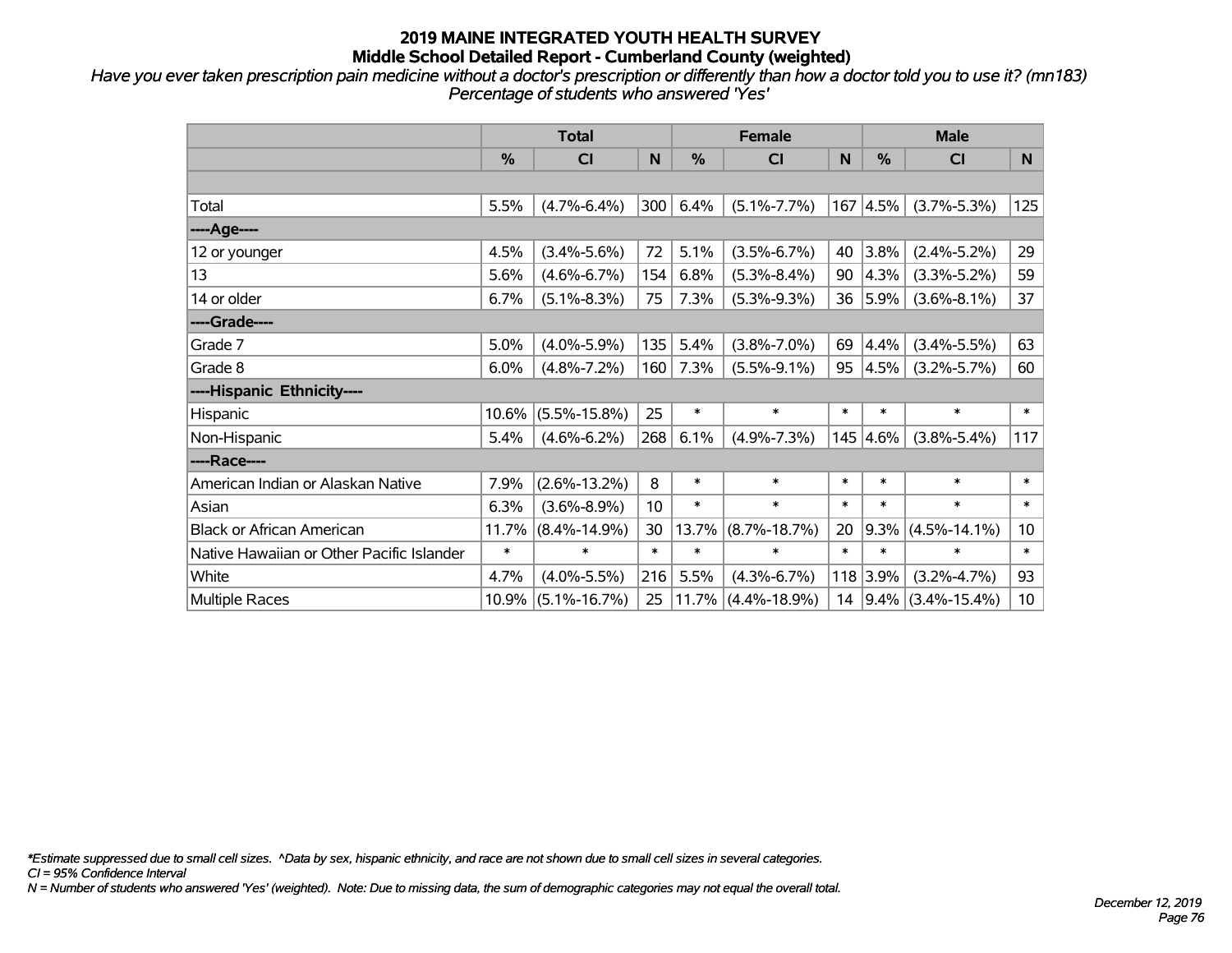# 2019 MAINE INTEGRATED YOUTH HEALTH SURVEY

## Middle School Detailed Report - Cumberland County (weighted)

*Have you ever taken prescription pain medicine without a doctor's prescription or differently than how a doctor told you to use it? (mn183)*
*Percentage of students who answered 'Yes'*

| | Total | | | Female | | | Male | | |
|---|---|---|---|---|---|---|---|---|---|
| | % | CI | N | % | CI | N | % | CI | N |
| | | | | | | | | | |
| Total | 5.5% | (4.7%-6.4%) | 300 | 6.4% | (5.1%-7.7%) | 167 | 4.5% | (3.7%-5.3%) | 125 |
| ----Age---- | | | | | | | | | |
| 12 or younger | 4.5% | (3.4%-5.6%) | 72 | 5.1% | (3.5%-6.7%) | 40 | 3.8% | (2.4%-5.2%) | 29 |
| 13 | 5.6% | (4.6%-6.7%) | 154 | 6.8% | (5.3%-8.4%) | 90 | 4.3% | (3.3%-5.2%) | 59 |
| 14 or older | 6.7% | (5.1%-8.3%) | 75 | 7.3% | (5.3%-9.3%) | 36 | 5.9% | (3.6%-8.1%) | 37 |
| ----Grade---- | | | | | | | | | |
| Grade 7 | 5.0% | (4.0%-5.9%) | 135 | 5.4% | (3.8%-7.0%) | 69 | 4.4% | (3.4%-5.5%) | 63 |
| Grade 8 | 6.0% | (4.8%-7.2%) | 160 | 7.3% | (5.5%-9.1%) | 95 | 4.5% | (3.2%-5.7%) | 60 |
| ----Hispanic Ethnicity---- | | | | | | | | | |
| Hispanic | 10.6% | (5.5%-15.8%) | 25 | * | * | * | * | * | * |
| Non-Hispanic | 5.4% | (4.6%-6.2%) | 268 | 6.1% | (4.9%-7.3%) | 145 | 4.6% | (3.8%-5.4%) | 117 |
| ----Race---- | | | | | | | | | |
| American Indian or Alaskan Native | 7.9% | (2.6%-13.2%) | 8 | * | * | * | * | * | * |
| Asian | 6.3% | (3.6%-8.9%) | 10 | * | * | * | * | * | * |
| Black or African American | 11.7% | (8.4%-14.9%) | 30 | 13.7% | (8.7%-18.7%) | 20 | 9.3% | (4.5%-14.1%) | 10 |
| Native Hawaiian or Other Pacific Islander | * | * | * | * | * | * | * | * | * |
| White | 4.7% | (4.0%-5.5%) | 216 | 5.5% | (4.3%-6.7%) | 118 | 3.9% | (3.2%-4.7%) | 93 |
| Multiple Races | 10.9% | (5.1%-16.7%) | 25 | 11.7% | (4.4%-18.9%) | 14 | 9.4% | (3.4%-15.4%) | 10 |

*\*Estimate suppressed due to small cell sizes. ^Data by sex, hispanic ethnicity, and race are not shown due to small cell sizes in several categories.*
*CI = 95% Confidence Interval*
*N = Number of students who answered 'Yes' (weighted). Note: Due to missing data, the sum of demographic categories may not equal the overall total.*

*December 12, 2019*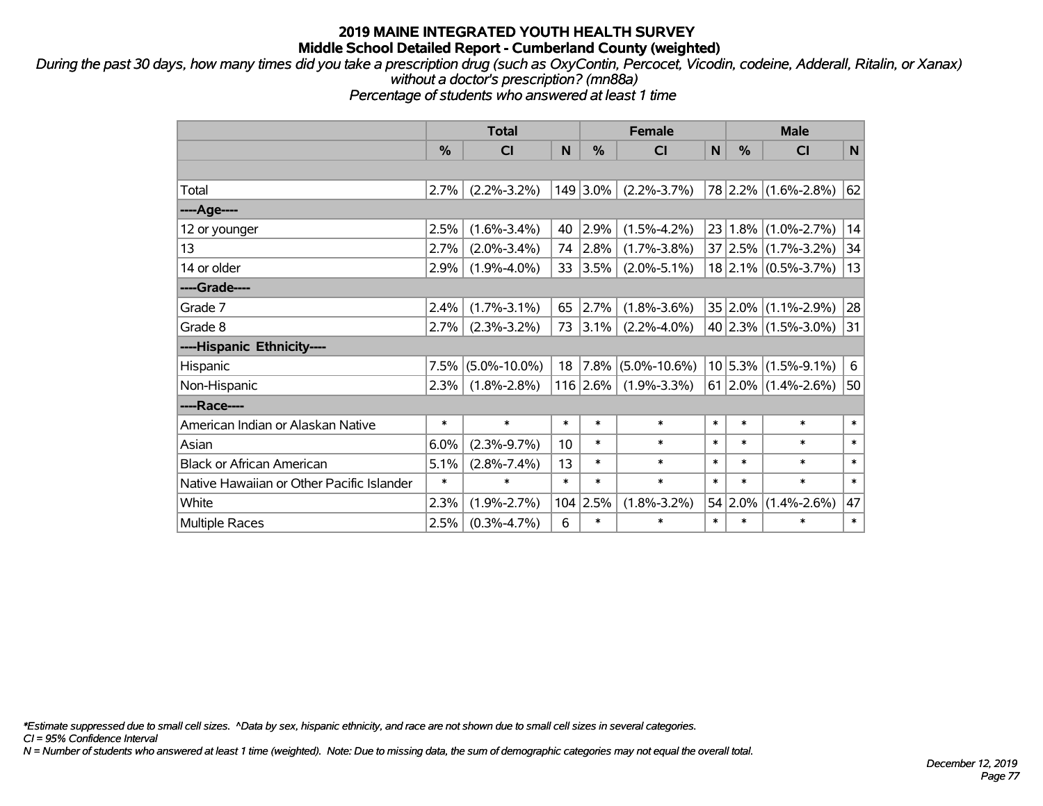**2019 MAINE INTEGRATED YOUTH HEALTH SURVEY**
**Middle School Detailed Report - Cumberland County (weighted)**

*During the past 30 days, how many times did you take a prescription drug (such as OxyContin, Percocet, Vicodin, codeine, Adderall, Ritalin, or Xanax) without a doctor's prescription? (mn88a)*
*Percentage of students who answered at least 1 time*

| | Total | | | Female | | | Male | | |
|---|---|---|---|---|---|---|---|---|---|
| | % | CI | N | % | CI | N | % | CI | N |
| | | | | | | | | | |
| Total | 2.7% | (2.2%-3.2%) | 149 | 3.0% | (2.2%-3.7%) | 78 | 2.2% | (1.6%-2.8%) | 62 |
| ----Age---- | | | | | | | | | |
| 12 or younger | 2.5% | (1.6%-3.4%) | 40 | 2.9% | (1.5%-4.2%) | 23 | 1.8% | (1.0%-2.7%) | 14 |
| 13 | 2.7% | (2.0%-3.4%) | 74 | 2.8% | (1.7%-3.8%) | 37 | 2.5% | (1.7%-3.2%) | 34 |
| 14 or older | 2.9% | (1.9%-4.0%) | 33 | 3.5% | (2.0%-5.1%) | 18 | 2.1% | (0.5%-3.7%) | 13 |
| ----Grade---- | | | | | | | | | |
| Grade 7 | 2.4% | (1.7%-3.1%) | 65 | 2.7% | (1.8%-3.6%) | 35 | 2.0% | (1.1%-2.9%) | 28 |
| Grade 8 | 2.7% | (2.3%-3.2%) | 73 | 3.1% | (2.2%-4.0%) | 40 | 2.3% | (1.5%-3.0%) | 31 |
| ----Hispanic Ethnicity---- | | | | | | | | | |
| Hispanic | 7.5% | (5.0%-10.0%) | 18 | 7.8% | (5.0%-10.6%) | 10 | 5.3% | (1.5%-9.1%) | 6 |
| Non-Hispanic | 2.3% | (1.8%-2.8%) | 116 | 2.6% | (1.9%-3.3%) | 61 | 2.0% | (1.4%-2.6%) | 50 |
| ----Race---- | | | | | | | | | |
| American Indian or Alaskan Native | * | * | * | * | * | * | * | * | * |
| Asian | 6.0% | (2.3%-9.7%) | 10 | * | * | * | * | * | * |
| Black or African American | 5.1% | (2.8%-7.4%) | 13 | * | * | * | * | * | * |
| Native Hawaiian or Other Pacific Islander | * | * | * | * | * | * | * | * | * |
| White | 2.3% | (1.9%-2.7%) | 104 | 2.5% | (1.8%-3.2%) | 54 | 2.0% | (1.4%-2.6%) | 47 |
| Multiple Races | 2.5% | (0.3%-4.7%) | 6 | * | * | * | * | * | * |

*\*Estimate suppressed due to small cell sizes. ^Data by sex, hispanic ethnicity, and race are not shown due to small cell sizes in several categories.*
*CI = 95% Confidence Interval*
*N = Number of students who answered at least 1 time (weighted). Note: Due to missing data, the sum of demographic categories may not equal the overall total.*

*December 12, 2019*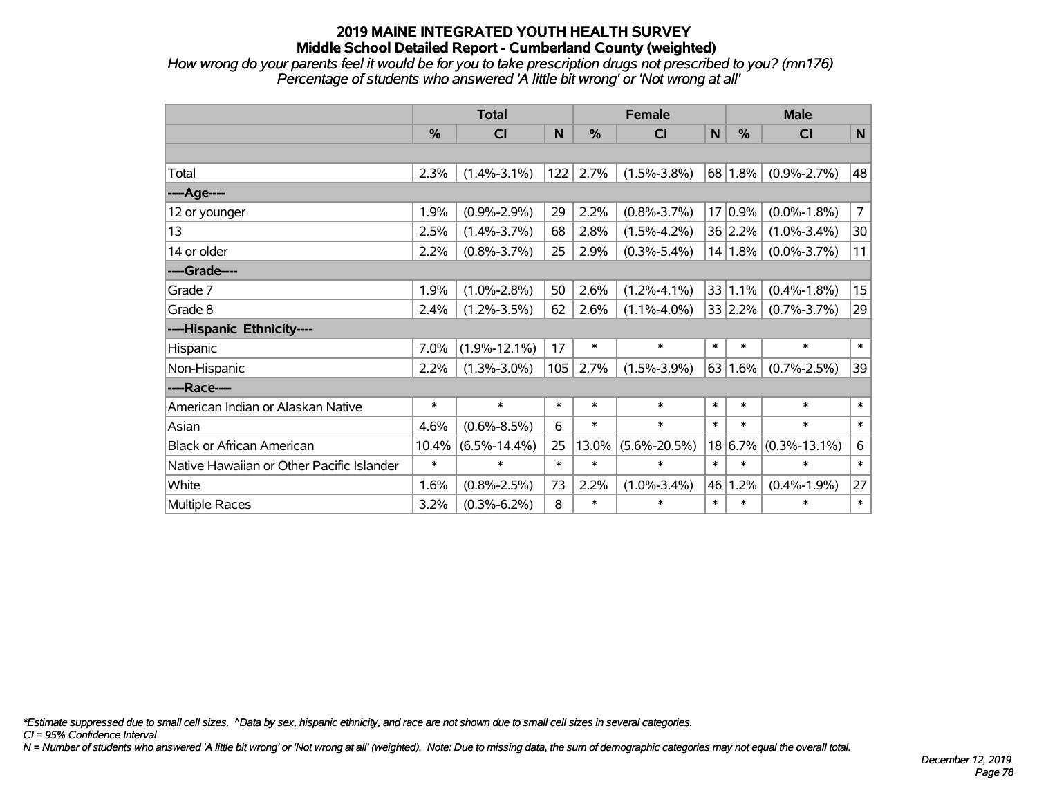# 2019 MAINE INTEGRATED YOUTH HEALTH SURVEY

## Middle School Detailed Report - Cumberland County (weighted)

*How wrong do your parents feel it would be for you to take prescription drugs not prescribed to you? (mn176)*
*Percentage of students who answered 'A little bit wrong' or 'Not wrong at all'*

| | Total | | | Female | | | Male | | |
|---|---|---|---|---|---|---|---|---|---|
| | % | CI | N | % | CI | N | % | CI | N |
| | | | | | | | | | |
| Total | 2.3% | (1.4%-3.1%) | 122 | 2.7% | (1.5%-3.8%) | 68 | 1.8% | (0.9%-2.7%) | 48 |
| ----Age---- | | | | | | | | | |
| 12 or younger | 1.9% | (0.9%-2.9%) | 29 | 2.2% | (0.8%-3.7%) | 17 | 0.9% | (0.0%-1.8%) | 7 |
| 13 | 2.5% | (1.4%-3.7%) | 68 | 2.8% | (1.5%-4.2%) | 36 | 2.2% | (1.0%-3.4%) | 30 |
| 14 or older | 2.2% | (0.8%-3.7%) | 25 | 2.9% | (0.3%-5.4%) | 14 | 1.8% | (0.0%-3.7%) | 11 |
| ----Grade---- | | | | | | | | | |
| Grade 7 | 1.9% | (1.0%-2.8%) | 50 | 2.6% | (1.2%-4.1%) | 33 | 1.1% | (0.4%-1.8%) | 15 |
| Grade 8 | 2.4% | (1.2%-3.5%) | 62 | 2.6% | (1.1%-4.0%) | 33 | 2.2% | (0.7%-3.7%) | 29 |
| ----Hispanic Ethnicity---- | | | | | | | | | |
| Hispanic | 7.0% | (1.9%-12.1%) | 17 | * | * | * | * | * | * |
| Non-Hispanic | 2.2% | (1.3%-3.0%) | 105 | 2.7% | (1.5%-3.9%) | 63 | 1.6% | (0.7%-2.5%) | 39 |
| ----Race---- | | | | | | | | | |
| American Indian or Alaskan Native | * | * | * | * | * | * | * | * | * |
| Asian | 4.6% | (0.6%-8.5%) | 6 | * | * | * | * | * | * |
| Black or African American | 10.4% | (6.5%-14.4%) | 25 | 13.0% | (5.6%-20.5%) | 18 | 6.7% | (0.3%-13.1%) | 6 |
| Native Hawaiian or Other Pacific Islander | * | * | * | * | * | * | * | * | * |
| White | 1.6% | (0.8%-2.5%) | 73 | 2.2% | (1.0%-3.4%) | 46 | 1.2% | (0.4%-1.9%) | 27 |
| Multiple Races | 3.2% | (0.3%-6.2%) | 8 | * | * | * | * | * | * |

*\*Estimate suppressed due to small cell sizes. ^Data by sex, hispanic ethnicity, and race are not shown due to small cell sizes in several categories.*
*CI = 95% Confidence Interval*
*N = Number of students who answered 'A little bit wrong' or 'Not wrong at all' (weighted). Note: Due to missing data, the sum of demographic categories may not equal the overall total.*

*December 12, 2019*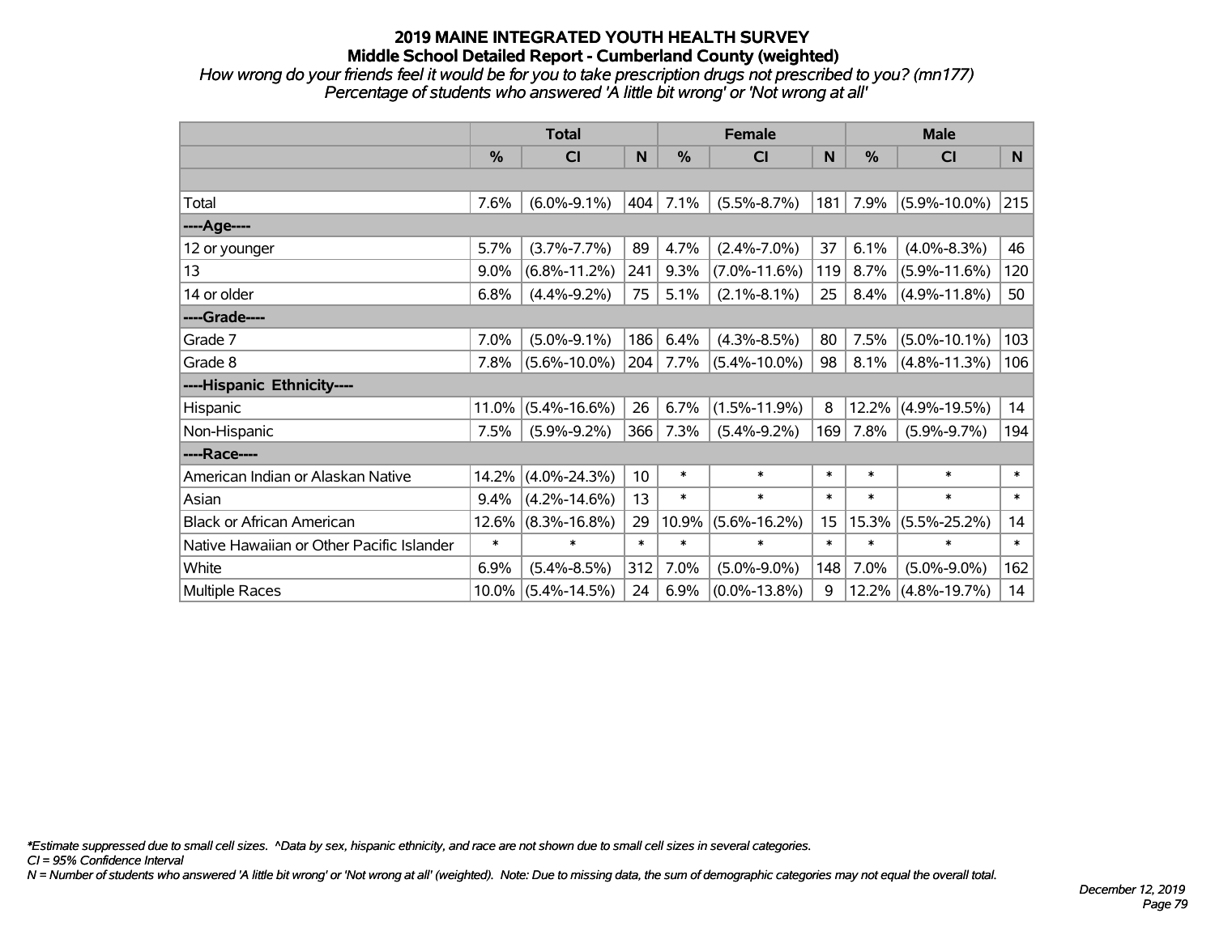# 2019 MAINE INTEGRATED YOUTH HEALTH SURVEY
## Middle School Detailed Report - Cumberland County (weighted)

*How wrong do your friends feel it would be for you to take prescription drugs not prescribed to you? (mn177)*
*Percentage of students who answered 'A little bit wrong' or 'Not wrong at all'*

| | Total | | | Female | | | Male | | |
|---|---|---|---|---|---|---|---|---|---|
| | % | CI | N | % | CI | N | % | CI | N |
| | | | | | | | | | |
| Total | 7.6% | (6.0%-9.1%) | 404 | 7.1% | (5.5%-8.7%) | 181 | 7.9% | (5.9%-10.0%) | 215 |
| ----Age---- | | | | | | | | | |
| 12 or younger | 5.7% | (3.7%-7.7%) | 89 | 4.7% | (2.4%-7.0%) | 37 | 6.1% | (4.0%-8.3%) | 46 |
| 13 | 9.0% | (6.8%-11.2%) | 241 | 9.3% | (7.0%-11.6%) | 119 | 8.7% | (5.9%-11.6%) | 120 |
| 14 or older | 6.8% | (4.4%-9.2%) | 75 | 5.1% | (2.1%-8.1%) | 25 | 8.4% | (4.9%-11.8%) | 50 |
| ----Grade---- | | | | | | | | | |
| Grade 7 | 7.0% | (5.0%-9.1%) | 186 | 6.4% | (4.3%-8.5%) | 80 | 7.5% | (5.0%-10.1%) | 103 |
| Grade 8 | 7.8% | (5.6%-10.0%) | 204 | 7.7% | (5.4%-10.0%) | 98 | 8.1% | (4.8%-11.3%) | 106 |
| ----Hispanic Ethnicity---- | | | | | | | | | |
| Hispanic | 11.0% | (5.4%-16.6%) | 26 | 6.7% | (1.5%-11.9%) | 8 | 12.2% | (4.9%-19.5%) | 14 |
| Non-Hispanic | 7.5% | (5.9%-9.2%) | 366 | 7.3% | (5.4%-9.2%) | 169 | 7.8% | (5.9%-9.7%) | 194 |
| ----Race---- | | | | | | | | | |
| American Indian or Alaskan Native | 14.2% | (4.0%-24.3%) | 10 | * | * | * | * | * | * |
| Asian | 9.4% | (4.2%-14.6%) | 13 | * | * | * | * | * | * |
| Black or African American | 12.6% | (8.3%-16.8%) | 29 | 10.9% | (5.6%-16.2%) | 15 | 15.3% | (5.5%-25.2%) | 14 |
| Native Hawaiian or Other Pacific Islander | * | * | * | * | * | * | * | * | * |
| White | 6.9% | (5.4%-8.5%) | 312 | 7.0% | (5.0%-9.0%) | 148 | 7.0% | (5.0%-9.0%) | 162 |
| Multiple Races | 10.0% | (5.4%-14.5%) | 24 | 6.9% | (0.0%-13.8%) | 9 | 12.2% | (4.8%-19.7%) | 14 |

*\*Estimate suppressed due to small cell sizes. ^Data by sex, hispanic ethnicity, and race are not shown due to small cell sizes in several categories.*
*CI = 95% Confidence Interval*
*N = Number of students who answered 'A little bit wrong' or 'Not wrong at all' (weighted). Note: Due to missing data, the sum of demographic categories may not equal the overall total.*

*December 12, 2019*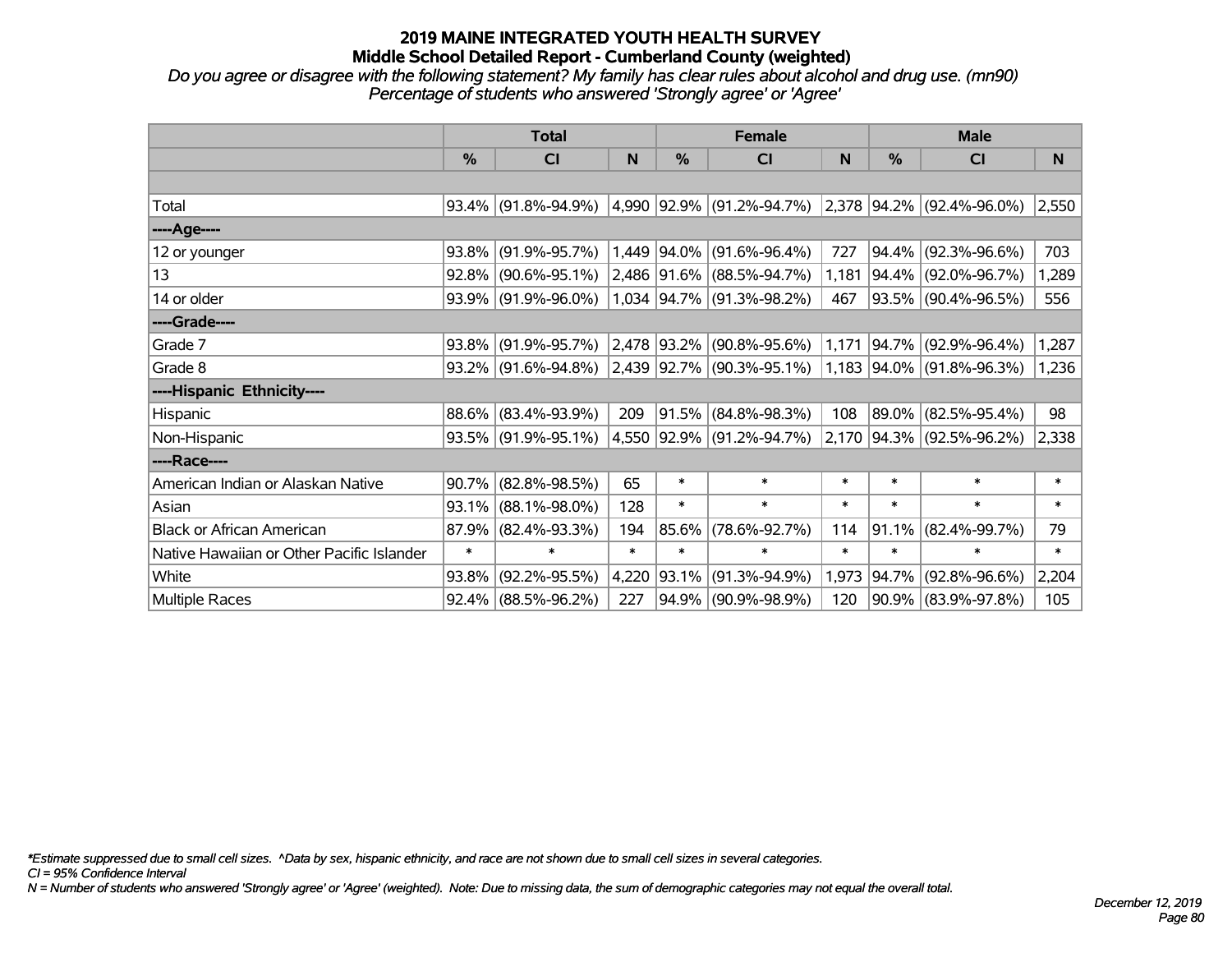# 2019 MAINE INTEGRATED YOUTH HEALTH SURVEY
## Middle School Detailed Report - Cumberland County (weighted)
*Do you agree or disagree with the following statement? My family has clear rules about alcohol and drug use. (mn90)*
*Percentage of students who answered 'Strongly agree' or 'Agree'*

| | Total | | | Female | | | Male | | |
|---|---|---|---|---|---|---|---|---|---|
| | % | CI | N | % | CI | N | % | CI | N |
| | | | | | | | | | |
| Total | 93.4% | (91.8%-94.9%) | 4,990 | 92.9% | (91.2%-94.7%) | 2,378 | 94.2% | (92.4%-96.0%) | 2,550 |
| ----Age---- | | | | | | | | | |
| 12 or younger | 93.8% | (91.9%-95.7%) | 1,449 | 94.0% | (91.6%-96.4%) | 727 | 94.4% | (92.3%-96.6%) | 703 |
| 13 | 92.8% | (90.6%-95.1%) | 2,486 | 91.6% | (88.5%-94.7%) | 1,181 | 94.4% | (92.0%-96.7%) | 1,289 |
| 14 or older | 93.9% | (91.9%-96.0%) | 1,034 | 94.7% | (91.3%-98.2%) | 467 | 93.5% | (90.4%-96.5%) | 556 |
| ----Grade---- | | | | | | | | | |
| Grade 7 | 93.8% | (91.9%-95.7%) | 2,478 | 93.2% | (90.8%-95.6%) | 1,171 | 94.7% | (92.9%-96.4%) | 1,287 |
| Grade 8 | 93.2% | (91.6%-94.8%) | 2,439 | 92.7% | (90.3%-95.1%) | 1,183 | 94.0% | (91.8%-96.3%) | 1,236 |
| ----Hispanic Ethnicity---- | | | | | | | | | |
| Hispanic | 88.6% | (83.4%-93.9%) | 209 | 91.5% | (84.8%-98.3%) | 108 | 89.0% | (82.5%-95.4%) | 98 |
| Non-Hispanic | 93.5% | (91.9%-95.1%) | 4,550 | 92.9% | (91.2%-94.7%) | 2,170 | 94.3% | (92.5%-96.2%) | 2,338 |
| ----Race---- | | | | | | | | | |
| American Indian or Alaskan Native | 90.7% | (82.8%-98.5%) | 65 | * | * | * | * | * | * |
| Asian | 93.1% | (88.1%-98.0%) | 128 | * | * | * | * | * | * |
| Black or African American | 87.9% | (82.4%-93.3%) | 194 | 85.6% | (78.6%-92.7%) | 114 | 91.1% | (82.4%-99.7%) | 79 |
| Native Hawaiian or Other Pacific Islander | * | * | * | * | * | * | * | * | * |
| White | 93.8% | (92.2%-95.5%) | 4,220 | 93.1% | (91.3%-94.9%) | 1,973 | 94.7% | (92.8%-96.6%) | 2,204 |
| Multiple Races | 92.4% | (88.5%-96.2%) | 227 | 94.9% | (90.9%-98.9%) | 120 | 90.9% | (83.9%-97.8%) | 105 |

*\*Estimate suppressed due to small cell sizes. ^Data by sex, hispanic ethnicity, and race are not shown due to small cell sizes in several categories.*
*CI = 95% Confidence Interval*
*N = Number of students who answered 'Strongly agree' or 'Agree' (weighted). Note: Due to missing data, the sum of demographic categories may not equal the overall total.*

*December 12, 2019*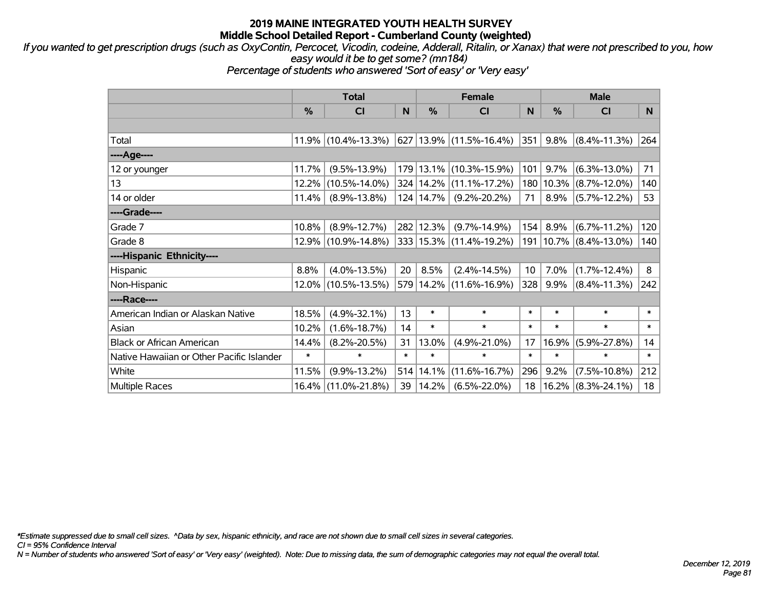# 2019 MAINE INTEGRATED YOUTH HEALTH SURVEY
## Middle School Detailed Report - Cumberland County (weighted)

*If you wanted to get prescription drugs (such as OxyContin, Percocet, Vicodin, codeine, Adderall, Ritalin, or Xanax) that were not prescribed to you, how easy would it be to get some? (mn184)*
*Percentage of students who answered 'Sort of easy' or 'Very easy'*

| | Total | | | Female | | | Male | | |
|---|---|---|---|---|---|---|---|---|---|
| | % | CI | N | % | CI | N | % | CI | N |
| | | | | | | | | | |
| Total | 11.9% | (10.4%-13.3%) | 627 | 13.9% | (11.5%-16.4%) | 351 | 9.8% | (8.4%-11.3%) | 264 |
| ----Age---- | | | | | | | | | |
| 12 or younger | 11.7% | (9.5%-13.9%) | 179 | 13.1% | (10.3%-15.9%) | 101 | 9.7% | (6.3%-13.0%) | 71 |
| 13 | 12.2% | (10.5%-14.0%) | 324 | 14.2% | (11.1%-17.2%) | 180 | 10.3% | (8.7%-12.0%) | 140 |
| 14 or older | 11.4% | (8.9%-13.8%) | 124 | 14.7% | (9.2%-20.2%) | 71 | 8.9% | (5.7%-12.2%) | 53 |
| ----Grade---- | | | | | | | | | |
| Grade 7 | 10.8% | (8.9%-12.7%) | 282 | 12.3% | (9.7%-14.9%) | 154 | 8.9% | (6.7%-11.2%) | 120 |
| Grade 8 | 12.9% | (10.9%-14.8%) | 333 | 15.3% | (11.4%-19.2%) | 191 | 10.7% | (8.4%-13.0%) | 140 |
| ----Hispanic Ethnicity---- | | | | | | | | | |
| Hispanic | 8.8% | (4.0%-13.5%) | 20 | 8.5% | (2.4%-14.5%) | 10 | 7.0% | (1.7%-12.4%) | 8 |
| Non-Hispanic | 12.0% | (10.5%-13.5%) | 579 | 14.2% | (11.6%-16.9%) | 328 | 9.9% | (8.4%-11.3%) | 242 |
| ----Race---- | | | | | | | | | |
| American Indian or Alaskan Native | 18.5% | (4.9%-32.1%) | 13 | * | * | * | * | * | * |
| Asian | 10.2% | (1.6%-18.7%) | 14 | * | * | * | * | * | * |
| Black or African American | 14.4% | (8.2%-20.5%) | 31 | 13.0% | (4.9%-21.0%) | 17 | 16.9% | (5.9%-27.8%) | 14 |
| Native Hawaiian or Other Pacific Islander | * | * | * | * | * | * | * | * | * |
| White | 11.5% | (9.9%-13.2%) | 514 | 14.1% | (11.6%-16.7%) | 296 | 9.2% | (7.5%-10.8%) | 212 |
| Multiple Races | 16.4% | (11.0%-21.8%) | 39 | 14.2% | (6.5%-22.0%) | 18 | 16.2% | (8.3%-24.1%) | 18 |

*Estimate suppressed due to small cell sizes. ^Data by sex, hispanic ethnicity, and race are not shown due to small cell sizes in several categories.
*CI = 95% Confidence Interval*
*N = Number of students who answered 'Sort of easy' or 'Very easy' (weighted). Note: Due to missing data, the sum of demographic categories may not equal the overall total.*

*December 12, 2019*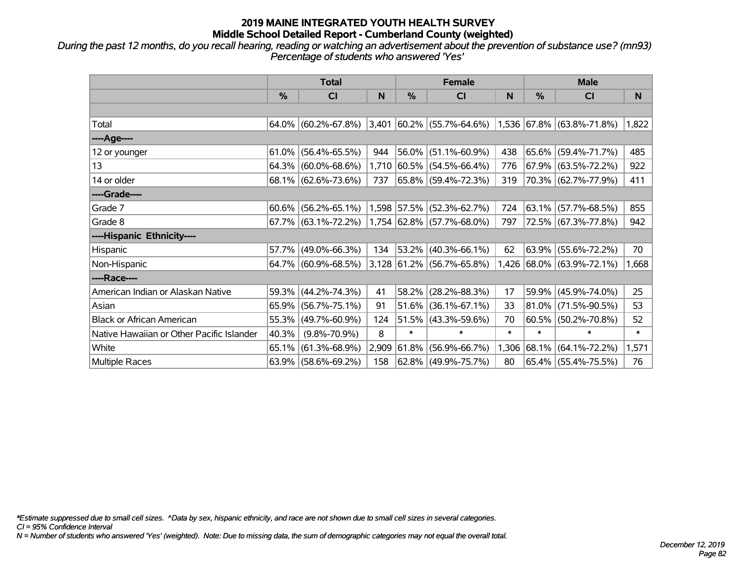# 2019 MAINE INTEGRATED YOUTH HEALTH SURVEY
## Middle School Detailed Report - Cumberland County (weighted)

*During the past 12 months, do you recall hearing, reading or watching an advertisement about the prevention of substance use? (mn93)*
*Percentage of students who answered 'Yes'*

| | Total | | | Female | | | Male | | |
|---|---|---|---|---|---|---|---|---|---|
| | % | CI | N | % | CI | N | % | CI | N |
| | | | | | | | | | |
| Total | 64.0% | (60.2%-67.8%) | 3,401 | 60.2% | (55.7%-64.6%) | 1,536 | 67.8% | (63.8%-71.8%) | 1,822 |
| ----Age---- | | | | | | | | | |
| 12 or younger | 61.0% | (56.4%-65.5%) | 944 | 56.0% | (51.1%-60.9%) | 438 | 65.6% | (59.4%-71.7%) | 485 |
| 13 | 64.3% | (60.0%-68.6%) | 1,710 | 60.5% | (54.5%-66.4%) | 776 | 67.9% | (63.5%-72.2%) | 922 |
| 14 or older | 68.1% | (62.6%-73.6%) | 737 | 65.8% | (59.4%-72.3%) | 319 | 70.3% | (62.7%-77.9%) | 411 |
| ----Grade---- | | | | | | | | | |
| Grade 7 | 60.6% | (56.2%-65.1%) | 1,598 | 57.5% | (52.3%-62.7%) | 724 | 63.1% | (57.7%-68.5%) | 855 |
| Grade 8 | 67.7% | (63.1%-72.2%) | 1,754 | 62.8% | (57.7%-68.0%) | 797 | 72.5% | (67.3%-77.8%) | 942 |
| ----Hispanic Ethnicity---- | | | | | | | | | |
| Hispanic | 57.7% | (49.0%-66.3%) | 134 | 53.2% | (40.3%-66.1%) | 62 | 63.9% | (55.6%-72.2%) | 70 |
| Non-Hispanic | 64.7% | (60.9%-68.5%) | 3,128 | 61.2% | (56.7%-65.8%) | 1,426 | 68.0% | (63.9%-72.1%) | 1,668 |
| ----Race---- | | | | | | | | | |
| American Indian or Alaskan Native | 59.3% | (44.2%-74.3%) | 41 | 58.2% | (28.2%-88.3%) | 17 | 59.9% | (45.9%-74.0%) | 25 |
| Asian | 65.9% | (56.7%-75.1%) | 91 | 51.6% | (36.1%-67.1%) | 33 | 81.0% | (71.5%-90.5%) | 53 |
| Black or African American | 55.3% | (49.7%-60.9%) | 124 | 51.5% | (43.3%-59.6%) | 70 | 60.5% | (50.2%-70.8%) | 52 |
| Native Hawaiian or Other Pacific Islander | 40.3% | (9.8%-70.9%) | 8 | * | * | * | * | * | * |
| White | 65.1% | (61.3%-68.9%) | 2,909 | 61.8% | (56.9%-66.7%) | 1,306 | 68.1% | (64.1%-72.2%) | 1,571 |
| Multiple Races | 63.9% | (58.6%-69.2%) | 158 | 62.8% | (49.9%-75.7%) | 80 | 65.4% | (55.4%-75.5%) | 76 |

*\*Estimate suppressed due to small cell sizes. ^Data by sex, hispanic ethnicity, and race are not shown due to small cell sizes in several categories.*
*CI = 95% Confidence Interval*
*N = Number of students who answered 'Yes' (weighted). Note: Due to missing data, the sum of demographic categories may not equal the overall total.*

*December 12, 2019*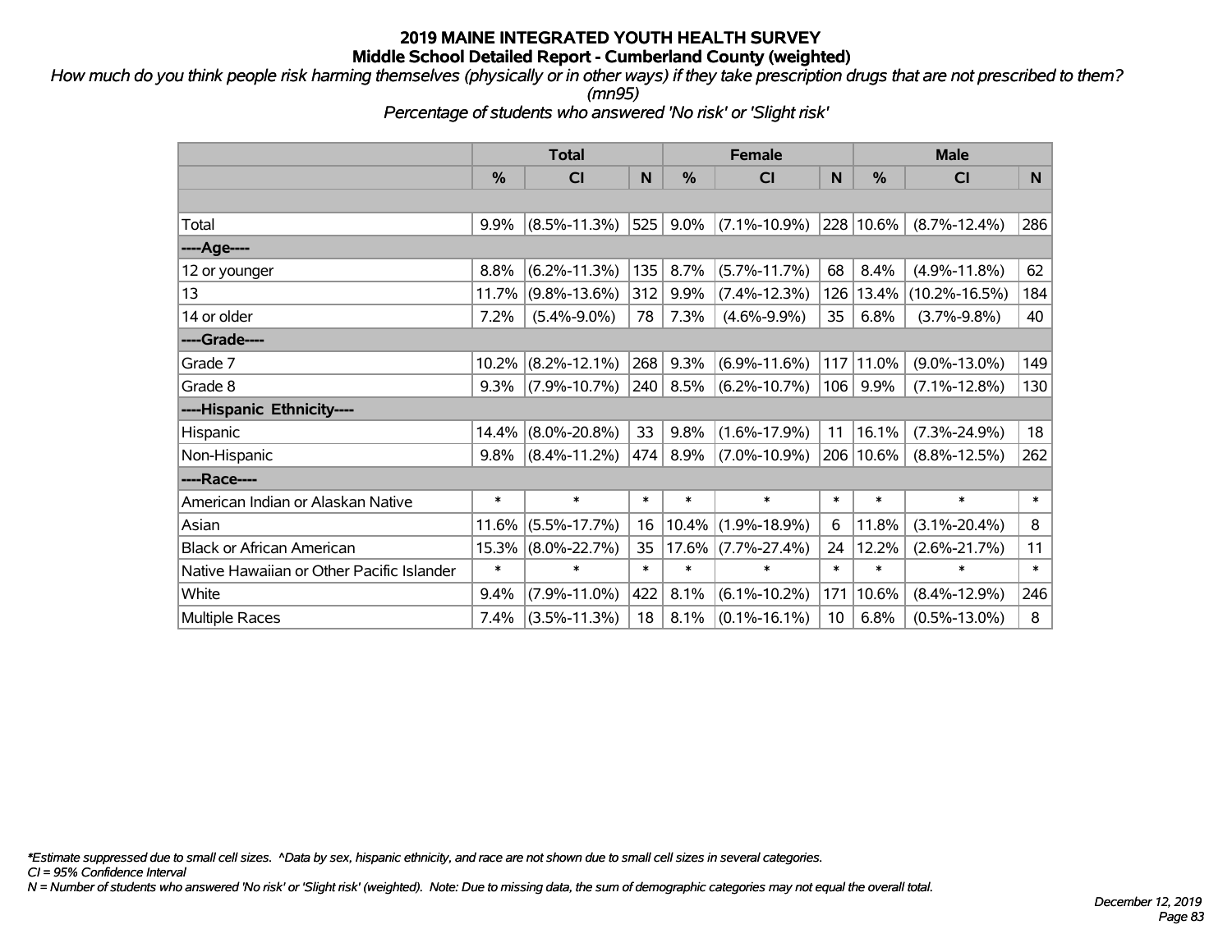# 2019 MAINE INTEGRATED YOUTH HEALTH SURVEY
## Middle School Detailed Report - Cumberland County (weighted)

*How much do you think people risk harming themselves (physically or in other ways) if they take prescription drugs that are not prescribed to them? (mn95)*

*Percentage of students who answered 'No risk' or 'Slight risk'*

| | Total | | | Female | | | Male | | |
|---|---|---|---|---|---|---|---|---|---|
| | % | CI | N | % | CI | N | % | CI | N |
| Total | 9.9% | (8.5%-11.3%) | 525 | 9.0% | (7.1%-10.9%) | 228 | 10.6% | (8.7%-12.4%) | 286 |
| ----Age---- | | | | | | | | | |
| 12 or younger | 8.8% | (6.2%-11.3%) | 135 | 8.7% | (5.7%-11.7%) | 68 | 8.4% | (4.9%-11.8%) | 62 |
| 13 | 11.7% | (9.8%-13.6%) | 312 | 9.9% | (7.4%-12.3%) | 126 | 13.4% | (10.2%-16.5%) | 184 |
| 14 or older | 7.2% | (5.4%-9.0%) | 78 | 7.3% | (4.6%-9.9%) | 35 | 6.8% | (3.7%-9.8%) | 40 |
| ----Grade---- | | | | | | | | | |
| Grade 7 | 10.2% | (8.2%-12.1%) | 268 | 9.3% | (6.9%-11.6%) | 117 | 11.0% | (9.0%-13.0%) | 149 |
| Grade 8 | 9.3% | (7.9%-10.7%) | 240 | 8.5% | (6.2%-10.7%) | 106 | 9.9% | (7.1%-12.8%) | 130 |
| ----Hispanic Ethnicity---- | | | | | | | | | |
| Hispanic | 14.4% | (8.0%-20.8%) | 33 | 9.8% | (1.6%-17.9%) | 11 | 16.1% | (7.3%-24.9%) | 18 |
| Non-Hispanic | 9.8% | (8.4%-11.2%) | 474 | 8.9% | (7.0%-10.9%) | 206 | 10.6% | (8.8%-12.5%) | 262 |
| ----Race---- | | | | | | | | | |
| American Indian or Alaskan Native | * | * | * | * | * | * | * | * | * |
| Asian | 11.6% | (5.5%-17.7%) | 16 | 10.4% | (1.9%-18.9%) | 6 | 11.8% | (3.1%-20.4%) | 8 |
| Black or African American | 15.3% | (8.0%-22.7%) | 35 | 17.6% | (7.7%-27.4%) | 24 | 12.2% | (2.6%-21.7%) | 11 |
| Native Hawaiian or Other Pacific Islander | * | * | * | * | * | * | * | * | * |
| White | 9.4% | (7.9%-11.0%) | 422 | 8.1% | (6.1%-10.2%) | 171 | 10.6% | (8.4%-12.9%) | 246 |
| Multiple Races | 7.4% | (3.5%-11.3%) | 18 | 8.1% | (0.1%-16.1%) | 10 | 6.8% | (0.5%-13.0%) | 8 |

*\*Estimate suppressed due to small cell sizes. ^Data by sex, hispanic ethnicity, and race are not shown due to small cell sizes in several categories.*

*CI = 95% Confidence Interval*

*N = Number of students who answered 'No risk' or 'Slight risk' (weighted). Note: Due to missing data, the sum of demographic categories may not equal the overall total.*

*December 12, 2019*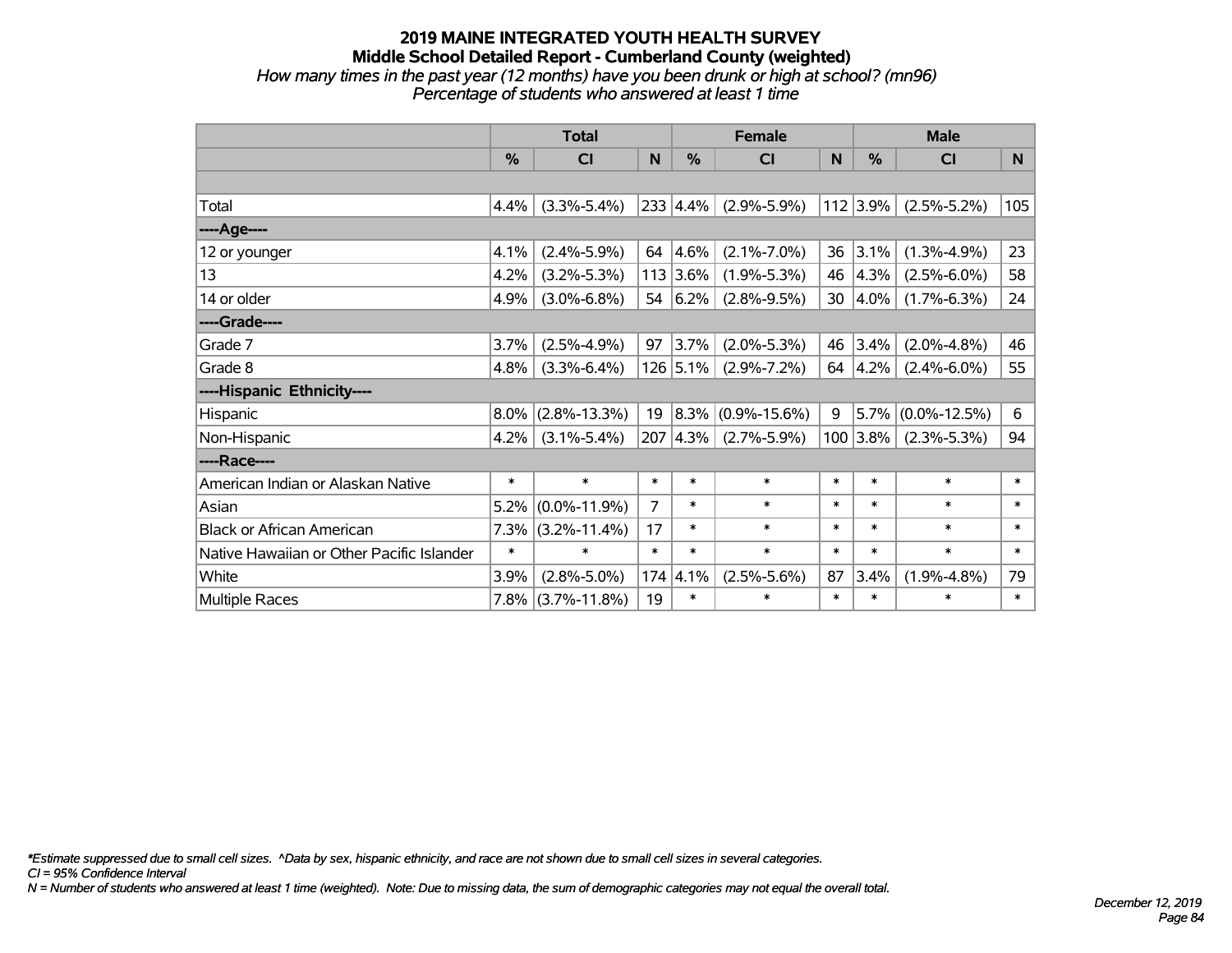# 2019 MAINE INTEGRATED YOUTH HEALTH SURVEY

## Middle School Detailed Report - Cumberland County (weighted)

*How many times in the past year (12 months) have you been drunk or high at school? (mn96)*

*Percentage of students who answered at least 1 time*

| | Total | | | Female | | | Male | | |
|---|---|---|---|---|---|---|---|---|---|
| | % | CI | N | % | CI | N | % | CI | N |
| | | | | | | | | | |
| Total | 4.4% | (3.3%-5.4%) | 233 | 4.4% | (2.9%-5.9%) | 112 | 3.9% | (2.5%-5.2%) | 105 |
| ----Age---- | | | | | | | | | |
| 12 or younger | 4.1% | (2.4%-5.9%) | 64 | 4.6% | (2.1%-7.0%) | 36 | 3.1% | (1.3%-4.9%) | 23 |
| 13 | 4.2% | (3.2%-5.3%) | 113 | 3.6% | (1.9%-5.3%) | 46 | 4.3% | (2.5%-6.0%) | 58 |
| 14 or older | 4.9% | (3.0%-6.8%) | 54 | 6.2% | (2.8%-9.5%) | 30 | 4.0% | (1.7%-6.3%) | 24 |
| ----Grade---- | | | | | | | | | |
| Grade 7 | 3.7% | (2.5%-4.9%) | 97 | 3.7% | (2.0%-5.3%) | 46 | 3.4% | (2.0%-4.8%) | 46 |
| Grade 8 | 4.8% | (3.3%-6.4%) | 126 | 5.1% | (2.9%-7.2%) | 64 | 4.2% | (2.4%-6.0%) | 55 |
| ----Hispanic Ethnicity---- | | | | | | | | | |
| Hispanic | 8.0% | (2.8%-13.3%) | 19 | 8.3% | (0.9%-15.6%) | 9 | 5.7% | (0.0%-12.5%) | 6 |
| Non-Hispanic | 4.2% | (3.1%-5.4%) | 207 | 4.3% | (2.7%-5.9%) | 100 | 3.8% | (2.3%-5.3%) | 94 |
| ----Race---- | | | | | | | | | |
| American Indian or Alaskan Native | * | * | * | * | * | * | * | * | * |
| Asian | 5.2% | (0.0%-11.9%) | 7 | * | * | * | * | * | * |
| Black or African American | 7.3% | (3.2%-11.4%) | 17 | * | * | * | * | * | * |
| Native Hawaiian or Other Pacific Islander | * | * | * | * | * | * | * | * | * |
| White | 3.9% | (2.8%-5.0%) | 174 | 4.1% | (2.5%-5.6%) | 87 | 3.4% | (1.9%-4.8%) | 79 |
| Multiple Races | 7.8% | (3.7%-11.8%) | 19 | * | * | * | * | * | * |

*\*Estimate suppressed due to small cell sizes. ^Data by sex, hispanic ethnicity, and race are not shown due to small cell sizes in several categories.*

*CI = 95% Confidence Interval*

*N = Number of students who answered at least 1 time (weighted). Note: Due to missing data, the sum of demographic categories may not equal the overall total.*

*December 12, 2019*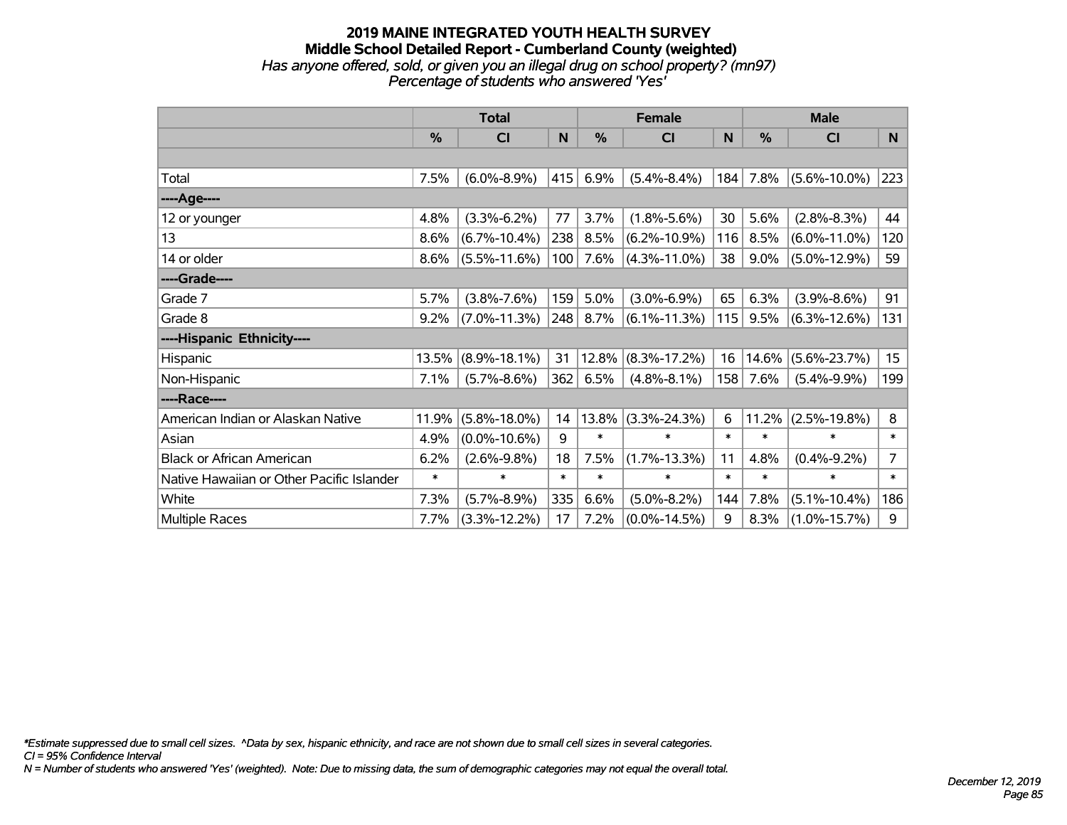# 2019 MAINE INTEGRATED YOUTH HEALTH SURVEY

## Middle School Detailed Report - Cumberland County (weighted)

*Has anyone offered, sold, or given you an illegal drug on school property? (mn97)*
*Percentage of students who answered 'Yes'*

| | Total | | | Female | | | Male | | |
|---|---|---|---|---|---|---|---|---|---|
| | % | CI | N | % | CI | N | % | CI | N |
| | | | | | | | | | |
| Total | 7.5% | (6.0%-8.9%) | 415 | 6.9% | (5.4%-8.4%) | 184 | 7.8% | (5.6%-10.0%) | 223 |
| ----Age---- | | | | | | | | | |
| 12 or younger | 4.8% | (3.3%-6.2%) | 77 | 3.7% | (1.8%-5.6%) | 30 | 5.6% | (2.8%-8.3%) | 44 |
| 13 | 8.6% | (6.7%-10.4%) | 238 | 8.5% | (6.2%-10.9%) | 116 | 8.5% | (6.0%-11.0%) | 120 |
| 14 or older | 8.6% | (5.5%-11.6%) | 100 | 7.6% | (4.3%-11.0%) | 38 | 9.0% | (5.0%-12.9%) | 59 |
| ----Grade---- | | | | | | | | | |
| Grade 7 | 5.7% | (3.8%-7.6%) | 159 | 5.0% | (3.0%-6.9%) | 65 | 6.3% | (3.9%-8.6%) | 91 |
| Grade 8 | 9.2% | (7.0%-11.3%) | 248 | 8.7% | (6.1%-11.3%) | 115 | 9.5% | (6.3%-12.6%) | 131 |
| ----Hispanic Ethnicity---- | | | | | | | | | |
| Hispanic | 13.5% | (8.9%-18.1%) | 31 | 12.8% | (8.3%-17.2%) | 16 | 14.6% | (5.6%-23.7%) | 15 |
| Non-Hispanic | 7.1% | (5.7%-8.6%) | 362 | 6.5% | (4.8%-8.1%) | 158 | 7.6% | (5.4%-9.9%) | 199 |
| ----Race---- | | | | | | | | | |
| American Indian or Alaskan Native | 11.9% | (5.8%-18.0%) | 14 | 13.8% | (3.3%-24.3%) | 6 | 11.2% | (2.5%-19.8%) | 8 |
| Asian | 4.9% | (0.0%-10.6%) | 9 | * | * | * | * | * | * |
| Black or African American | 6.2% | (2.6%-9.8%) | 18 | 7.5% | (1.7%-13.3%) | 11 | 4.8% | (0.4%-9.2%) | 7 |
| Native Hawaiian or Other Pacific Islander | * | * | * | * | * | * | * | * | * |
| White | 7.3% | (5.7%-8.9%) | 335 | 6.6% | (5.0%-8.2%) | 144 | 7.8% | (5.1%-10.4%) | 186 |
| Multiple Races | 7.7% | (3.3%-12.2%) | 17 | 7.2% | (0.0%-14.5%) | 9 | 8.3% | (1.0%-15.7%) | 9 |

*\*Estimate suppressed due to small cell sizes. ^Data by sex, hispanic ethnicity, and race are not shown due to small cell sizes in several categories.*
*CI = 95% Confidence Interval*
*N = Number of students who answered 'Yes' (weighted). Note: Due to missing data, the sum of demographic categories may not equal the overall total.*

*December 12, 2019*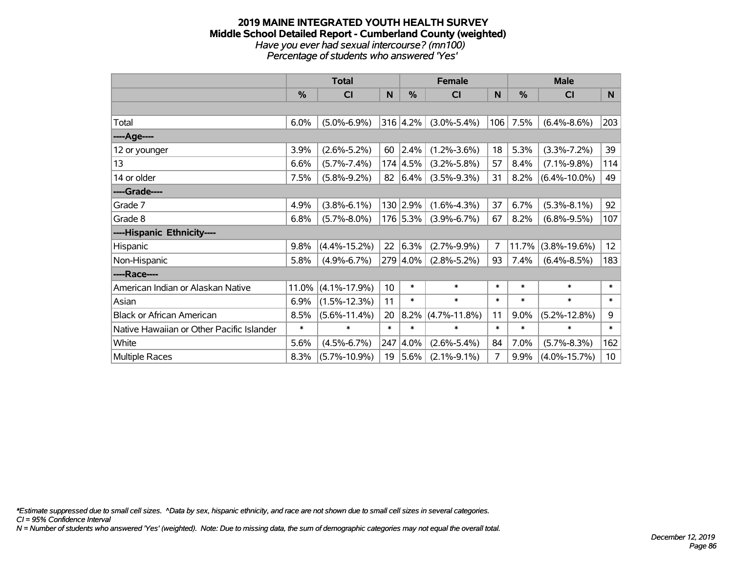**2019 MAINE INTEGRATED YOUTH HEALTH SURVEY**
**Middle School Detailed Report - Cumberland County (weighted)**
*Have you ever had sexual intercourse? (mn100)*
*Percentage of students who answered 'Yes'*

| | Total | | | Female | | | Male | | |
|---|---|---|---|---|---|---|---|---|---|
| | % | CI | N | % | CI | N | % | CI | N |
| | | | | | | | | | |
| Total | 6.0% | (5.0%-6.9%) | 316 | 4.2% | (3.0%-5.4%) | 106 | 7.5% | (6.4%-8.6%) | 203 |
| ----Age---- | | | | | | | | | |
| 12 or younger | 3.9% | (2.6%-5.2%) | 60 | 2.4% | (1.2%-3.6%) | 18 | 5.3% | (3.3%-7.2%) | 39 |
| 13 | 6.6% | (5.7%-7.4%) | 174 | 4.5% | (3.2%-5.8%) | 57 | 8.4% | (7.1%-9.8%) | 114 |
| 14 or older | 7.5% | (5.8%-9.2%) | 82 | 6.4% | (3.5%-9.3%) | 31 | 8.2% | (6.4%-10.0%) | 49 |
| ----Grade---- | | | | | | | | | |
| Grade 7 | 4.9% | (3.8%-6.1%) | 130 | 2.9% | (1.6%-4.3%) | 37 | 6.7% | (5.3%-8.1%) | 92 |
| Grade 8 | 6.8% | (5.7%-8.0%) | 176 | 5.3% | (3.9%-6.7%) | 67 | 8.2% | (6.8%-9.5%) | 107 |
| ----Hispanic Ethnicity---- | | | | | | | | | |
| Hispanic | 9.8% | (4.4%-15.2%) | 22 | 6.3% | (2.7%-9.9%) | 7 | 11.7% | (3.8%-19.6%) | 12 |
| Non-Hispanic | 5.8% | (4.9%-6.7%) | 279 | 4.0% | (2.8%-5.2%) | 93 | 7.4% | (6.4%-8.5%) | 183 |
| ----Race---- | | | | | | | | | |
| American Indian or Alaskan Native | 11.0% | (4.1%-17.9%) | 10 | * | * | * | * | * | * |
| Asian | 6.9% | (1.5%-12.3%) | 11 | * | * | * | * | * | * |
| Black or African American | 8.5% | (5.6%-11.4%) | 20 | 8.2% | (4.7%-11.8%) | 11 | 9.0% | (5.2%-12.8%) | 9 |
| Native Hawaiian or Other Pacific Islander | * | * | * | * | * | * | * | * | * |
| White | 5.6% | (4.5%-6.7%) | 247 | 4.0% | (2.6%-5.4%) | 84 | 7.0% | (5.7%-8.3%) | 162 |
| Multiple Races | 8.3% | (5.7%-10.9%) | 19 | 5.6% | (2.1%-9.1%) | 7 | 9.9% | (4.0%-15.7%) | 10 |

*\*Estimate suppressed due to small cell sizes. ^Data by sex, hispanic ethnicity, and race are not shown due to small cell sizes in several categories.*
*CI = 95% Confidence Interval*
*N = Number of students who answered 'Yes' (weighted). Note: Due to missing data, the sum of demographic categories may not equal the overall total.*

*December 12, 2019*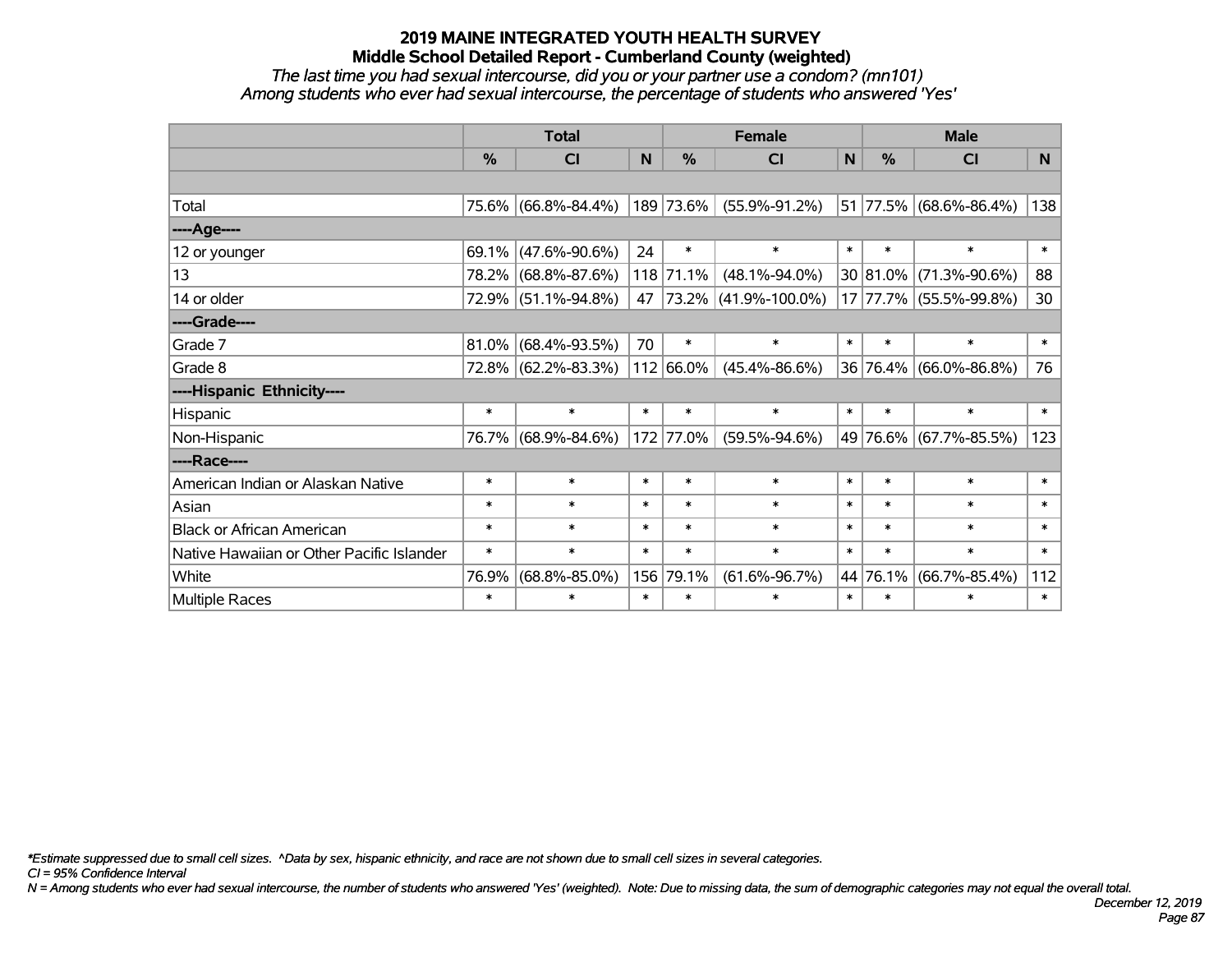# 2019 MAINE INTEGRATED YOUTH HEALTH SURVEY

## Middle School Detailed Report - Cumberland County (weighted)

*The last time you had sexual intercourse, did you or your partner use a condom? (mn101)*

*Among students who ever had sexual intercourse, the percentage of students who answered 'Yes'*

| | Total | | | Female | | | Male | | |
|---|---|---|---|---|---|---|---|---|---|
| | % | CI | N | % | CI | N | % | CI | N |
| Total | 75.6% | (66.8%-84.4%) | 189 | 73.6% | (55.9%-91.2%) | 51 | 77.5% | (68.6%-86.4%) | 138 |
| ----Age---- | | | | | | | | | |
| 12 or younger | 69.1% | (47.6%-90.6%) | 24 | * | * | * | * | * | * |
| 13 | 78.2% | (68.8%-87.6%) | 118 | 71.1% | (48.1%-94.0%) | 30 | 81.0% | (71.3%-90.6%) | 88 |
| 14 or older | 72.9% | (51.1%-94.8%) | 47 | 73.2% | (41.9%-100.0%) | 17 | 77.7% | (55.5%-99.8%) | 30 |
| ----Grade---- | | | | | | | | | |
| Grade 7 | 81.0% | (68.4%-93.5%) | 70 | * | * | * | * | * | * |
| Grade 8 | 72.8% | (62.2%-83.3%) | 112 | 66.0% | (45.4%-86.6%) | 36 | 76.4% | (66.0%-86.8%) | 76 |
| ----Hispanic Ethnicity---- | | | | | | | | | |
| Hispanic | * | * | * | * | * | * | * | * | * |
| Non-Hispanic | 76.7% | (68.9%-84.6%) | 172 | 77.0% | (59.5%-94.6%) | 49 | 76.6% | (67.7%-85.5%) | 123 |
| ----Race---- | | | | | | | | | |
| American Indian or Alaskan Native | * | * | * | * | * | * | * | * | * |
| Asian | * | * | * | * | * | * | * | * | * |
| Black or African American | * | * | * | * | * | * | * | * | * |
| Native Hawaiian or Other Pacific Islander | * | * | * | * | * | * | * | * | * |
| White | 76.9% | (68.8%-85.0%) | 156 | 79.1% | (61.6%-96.7%) | 44 | 76.1% | (66.7%-85.4%) | 112 |
| Multiple Races | * | * | * | * | * | * | * | * | * |

*\*Estimate suppressed due to small cell sizes. ^Data by sex, hispanic ethnicity, and race are not shown due to small cell sizes in several categories.*

*CI = 95% Confidence Interval*

*N = Among students who ever had sexual intercourse, the number of students who answered 'Yes' (weighted). Note: Due to missing data, the sum of demographic categories may not equal the overall total.*

*December 12, 2019*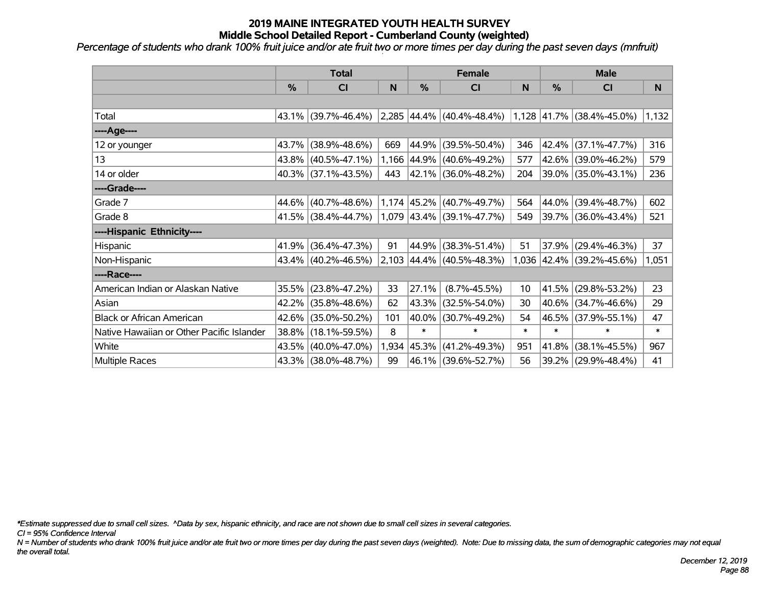# 2019 MAINE INTEGRATED YOUTH HEALTH SURVEY

## Middle School Detailed Report - Cumberland County (weighted)

*Percentage of students who drank 100% fruit juice and/or ate fruit two or more times per day during the past seven days (mnfruit)*

| | Total | | | Female | | | Male | | |
|---|---|---|---|---|---|---|---|---|---|
| | % | CI | N | % | CI | N | % | CI | N |
| Total | 43.1% | (39.7%-46.4%) | 2,285 | 44.4% | (40.4%-48.4%) | 1,128 | 41.7% | (38.4%-45.0%) | 1,132 |
| ----Age---- | | | | | | | | | |
| 12 or younger | 43.7% | (38.9%-48.6%) | 669 | 44.9% | (39.5%-50.4%) | 346 | 42.4% | (37.1%-47.7%) | 316 |
| 13 | 43.8% | (40.5%-47.1%) | 1,166 | 44.9% | (40.6%-49.2%) | 577 | 42.6% | (39.0%-46.2%) | 579 |
| 14 or older | 40.3% | (37.1%-43.5%) | 443 | 42.1% | (36.0%-48.2%) | 204 | 39.0% | (35.0%-43.1%) | 236 |
| ----Grade---- | | | | | | | | | |
| Grade 7 | 44.6% | (40.7%-48.6%) | 1,174 | 45.2% | (40.7%-49.7%) | 564 | 44.0% | (39.4%-48.7%) | 602 |
| Grade 8 | 41.5% | (38.4%-44.7%) | 1,079 | 43.4% | (39.1%-47.7%) | 549 | 39.7% | (36.0%-43.4%) | 521 |
| ----Hispanic Ethnicity---- | | | | | | | | | |
| Hispanic | 41.9% | (36.4%-47.3%) | 91 | 44.9% | (38.3%-51.4%) | 51 | 37.9% | (29.4%-46.3%) | 37 |
| Non-Hispanic | 43.4% | (40.2%-46.5%) | 2,103 | 44.4% | (40.5%-48.3%) | 1,036 | 42.4% | (39.2%-45.6%) | 1,051 |
| ----Race---- | | | | | | | | | |
| American Indian or Alaskan Native | 35.5% | (23.8%-47.2%) | 33 | 27.1% | (8.7%-45.5%) | 10 | 41.5% | (29.8%-53.2%) | 23 |
| Asian | 42.2% | (35.8%-48.6%) | 62 | 43.3% | (32.5%-54.0%) | 30 | 40.6% | (34.7%-46.6%) | 29 |
| Black or African American | 42.6% | (35.0%-50.2%) | 101 | 40.0% | (30.7%-49.2%) | 54 | 46.5% | (37.9%-55.1%) | 47 |
| Native Hawaiian or Other Pacific Islander | 38.8% | (18.1%-59.5%) | 8 | * | * | * | * | * | * |
| White | 43.5% | (40.0%-47.0%) | 1,934 | 45.3% | (41.2%-49.3%) | 951 | 41.8% | (38.1%-45.5%) | 967 |
| Multiple Races | 43.3% | (38.0%-48.7%) | 99 | 46.1% | (39.6%-52.7%) | 56 | 39.2% | (29.9%-48.4%) | 41 |

*\*Estimate suppressed due to small cell sizes. ^Data by sex, hispanic ethnicity, and race are not shown due to small cell sizes in several categories.*

*CI = 95% Confidence Interval*

*N = Number of students who drank 100% fruit juice and/or ate fruit two or more times per day during the past seven days (weighted). Note: Due to missing data, the sum of demographic categories may not equal the overall total.*

*December 12, 2019*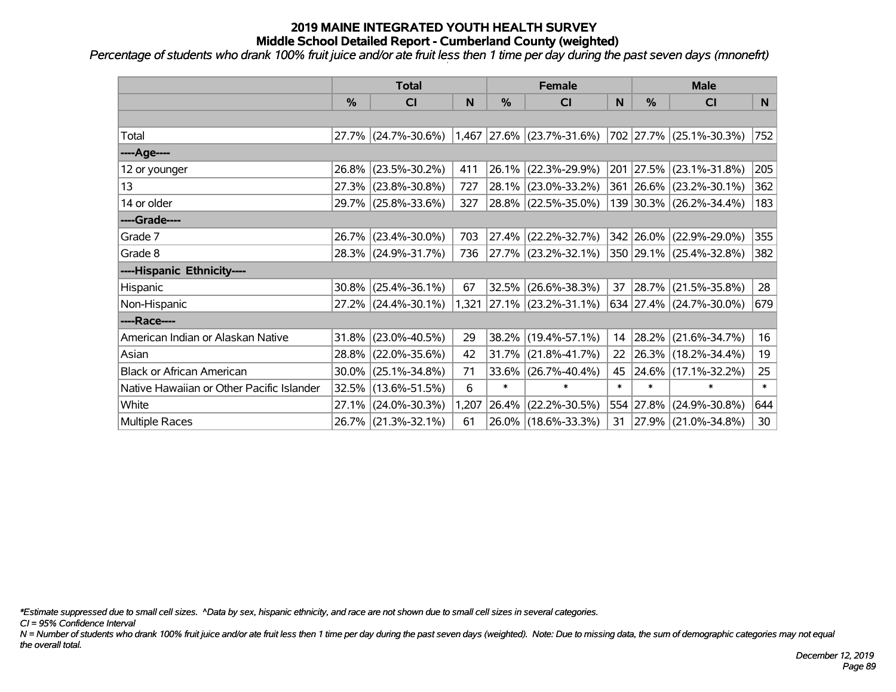# 2019 MAINE INTEGRATED YOUTH HEALTH SURVEY
## Middle School Detailed Report - Cumberland County (weighted)

*Percentage of students who drank 100% fruit juice and/or ate fruit less then 1 time per day during the past seven days (mnonefrt)*

| | Total | | | Female | | | Male | | |
|---|---|---|---|---|---|---|---|---|---|
| | % | CI | N | % | CI | N | % | CI | N |
| | | | | | | | | | |
| Total | 27.7% | (24.7%-30.6%) | 1,467 | 27.6% | (23.7%-31.6%) | 702 | 27.7% | (25.1%-30.3%) | 752 |
| ----Age---- | | | | | | | | | |
| 12 or younger | 26.8% | (23.5%-30.2%) | 411 | 26.1% | (22.3%-29.9%) | 201 | 27.5% | (23.1%-31.8%) | 205 |
| 13 | 27.3% | (23.8%-30.8%) | 727 | 28.1% | (23.0%-33.2%) | 361 | 26.6% | (23.2%-30.1%) | 362 |
| 14 or older | 29.7% | (25.8%-33.6%) | 327 | 28.8% | (22.5%-35.0%) | 139 | 30.3% | (26.2%-34.4%) | 183 |
| ----Grade---- | | | | | | | | | |
| Grade 7 | 26.7% | (23.4%-30.0%) | 703 | 27.4% | (22.2%-32.7%) | 342 | 26.0% | (22.9%-29.0%) | 355 |
| Grade 8 | 28.3% | (24.9%-31.7%) | 736 | 27.7% | (23.2%-32.1%) | 350 | 29.1% | (25.4%-32.8%) | 382 |
| ----Hispanic Ethnicity---- | | | | | | | | | |
| Hispanic | 30.8% | (25.4%-36.1%) | 67 | 32.5% | (26.6%-38.3%) | 37 | 28.7% | (21.5%-35.8%) | 28 |
| Non-Hispanic | 27.2% | (24.4%-30.1%) | 1,321 | 27.1% | (23.2%-31.1%) | 634 | 27.4% | (24.7%-30.0%) | 679 |
| ----Race---- | | | | | | | | | |
| American Indian or Alaskan Native | 31.8% | (23.0%-40.5%) | 29 | 38.2% | (19.4%-57.1%) | 14 | 28.2% | (21.6%-34.7%) | 16 |
| Asian | 28.8% | (22.0%-35.6%) | 42 | 31.7% | (21.8%-41.7%) | 22 | 26.3% | (18.2%-34.4%) | 19 |
| Black or African American | 30.0% | (25.1%-34.8%) | 71 | 33.6% | (26.7%-40.4%) | 45 | 24.6% | (17.1%-32.2%) | 25 |
| Native Hawaiian or Other Pacific Islander | 32.5% | (13.6%-51.5%) | 6 | * | * | * | * | * | * |
| White | 27.1% | (24.0%-30.3%) | 1,207 | 26.4% | (22.2%-30.5%) | 554 | 27.8% | (24.9%-30.8%) | 644 |
| Multiple Races | 26.7% | (21.3%-32.1%) | 61 | 26.0% | (18.6%-33.3%) | 31 | 27.9% | (21.0%-34.8%) | 30 |

*\*Estimate suppressed due to small cell sizes. ^Data by sex, hispanic ethnicity, and race are not shown due to small cell sizes in several categories.*

*CI = 95% Confidence Interval*

*N = Number of students who drank 100% fruit juice and/or ate fruit less then 1 time per day during the past seven days (weighted). Note: Due to missing data, the sum of demographic categories may not equal the overall total.*

*December 12, 2019*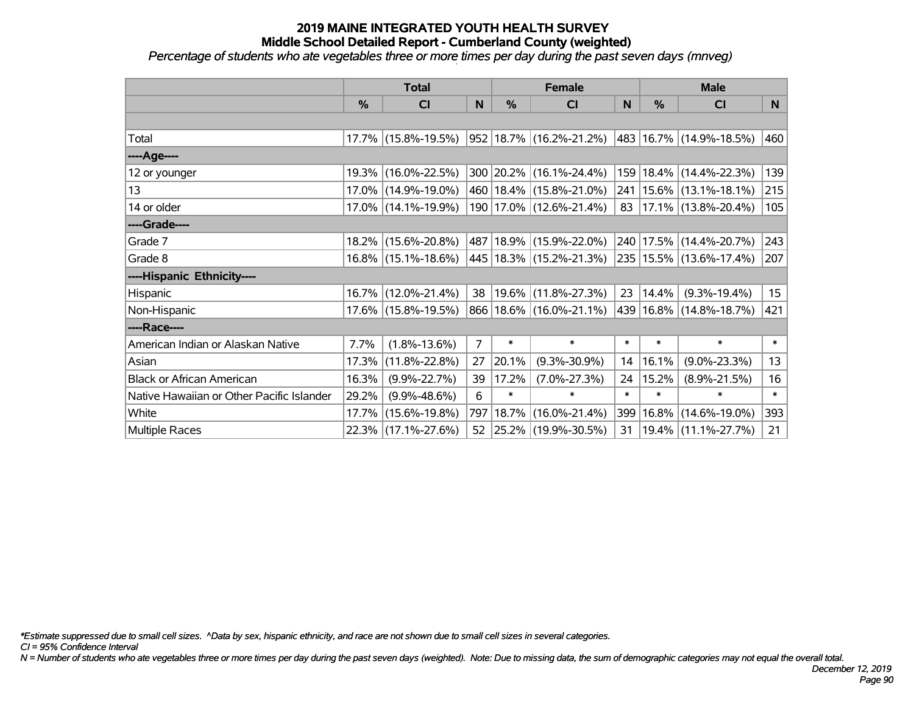# 2019 MAINE INTEGRATED YOUTH HEALTH SURVEY
## Middle School Detailed Report - Cumberland County (weighted)
*Percentage of students who ate vegetables three or more times per day during the past seven days (mnveg)*

| | Total | | | Female | | | Male | | |
|---|---|---|---|---|---|---|---|---|---|
| | % | CI | N | % | CI | N | % | CI | N |
| | | | | | | | | | |
| Total | 17.7% | (15.8%-19.5%) | 952 | 18.7% | (16.2%-21.2%) | 483 | 16.7% | (14.9%-18.5%) | 460 |
| ----Age---- | | | | | | | | | |
| 12 or younger | 19.3% | (16.0%-22.5%) | 300 | 20.2% | (16.1%-24.4%) | 159 | 18.4% | (14.4%-22.3%) | 139 |
| 13 | 17.0% | (14.9%-19.0%) | 460 | 18.4% | (15.8%-21.0%) | 241 | 15.6% | (13.1%-18.1%) | 215 |
| 14 or older | 17.0% | (14.1%-19.9%) | 190 | 17.0% | (12.6%-21.4%) | 83 | 17.1% | (13.8%-20.4%) | 105 |
| ----Grade---- | | | | | | | | | |
| Grade 7 | 18.2% | (15.6%-20.8%) | 487 | 18.9% | (15.9%-22.0%) | 240 | 17.5% | (14.4%-20.7%) | 243 |
| Grade 8 | 16.8% | (15.1%-18.6%) | 445 | 18.3% | (15.2%-21.3%) | 235 | 15.5% | (13.6%-17.4%) | 207 |
| ----Hispanic Ethnicity---- | | | | | | | | | |
| Hispanic | 16.7% | (12.0%-21.4%) | 38 | 19.6% | (11.8%-27.3%) | 23 | 14.4% | (9.3%-19.4%) | 15 |
| Non-Hispanic | 17.6% | (15.8%-19.5%) | 866 | 18.6% | (16.0%-21.1%) | 439 | 16.8% | (14.8%-18.7%) | 421 |
| ----Race---- | | | | | | | | | |
| American Indian or Alaskan Native | 7.7% | (1.8%-13.6%) | 7 | * | * | * | * | * | * |
| Asian | 17.3% | (11.8%-22.8%) | 27 | 20.1% | (9.3%-30.9%) | 14 | 16.1% | (9.0%-23.3%) | 13 |
| Black or African American | 16.3% | (9.9%-22.7%) | 39 | 17.2% | (7.0%-27.3%) | 24 | 15.2% | (8.9%-21.5%) | 16 |
| Native Hawaiian or Other Pacific Islander | 29.2% | (9.9%-48.6%) | 6 | * | * | * | * | * | * |
| White | 17.7% | (15.6%-19.8%) | 797 | 18.7% | (16.0%-21.4%) | 399 | 16.8% | (14.6%-19.0%) | 393 |
| Multiple Races | 22.3% | (17.1%-27.6%) | 52 | 25.2% | (19.9%-30.5%) | 31 | 19.4% | (11.1%-27.7%) | 21 |

*\*Estimate suppressed due to small cell sizes. ^Data by sex, hispanic ethnicity, and race are not shown due to small cell sizes in several categories.*

*CI = 95% Confidence Interval*

*N = Number of students who ate vegetables three or more times per day during the past seven days (weighted). Note: Due to missing data, the sum of demographic categories may not equal the overall total.*

*December 12, 2019*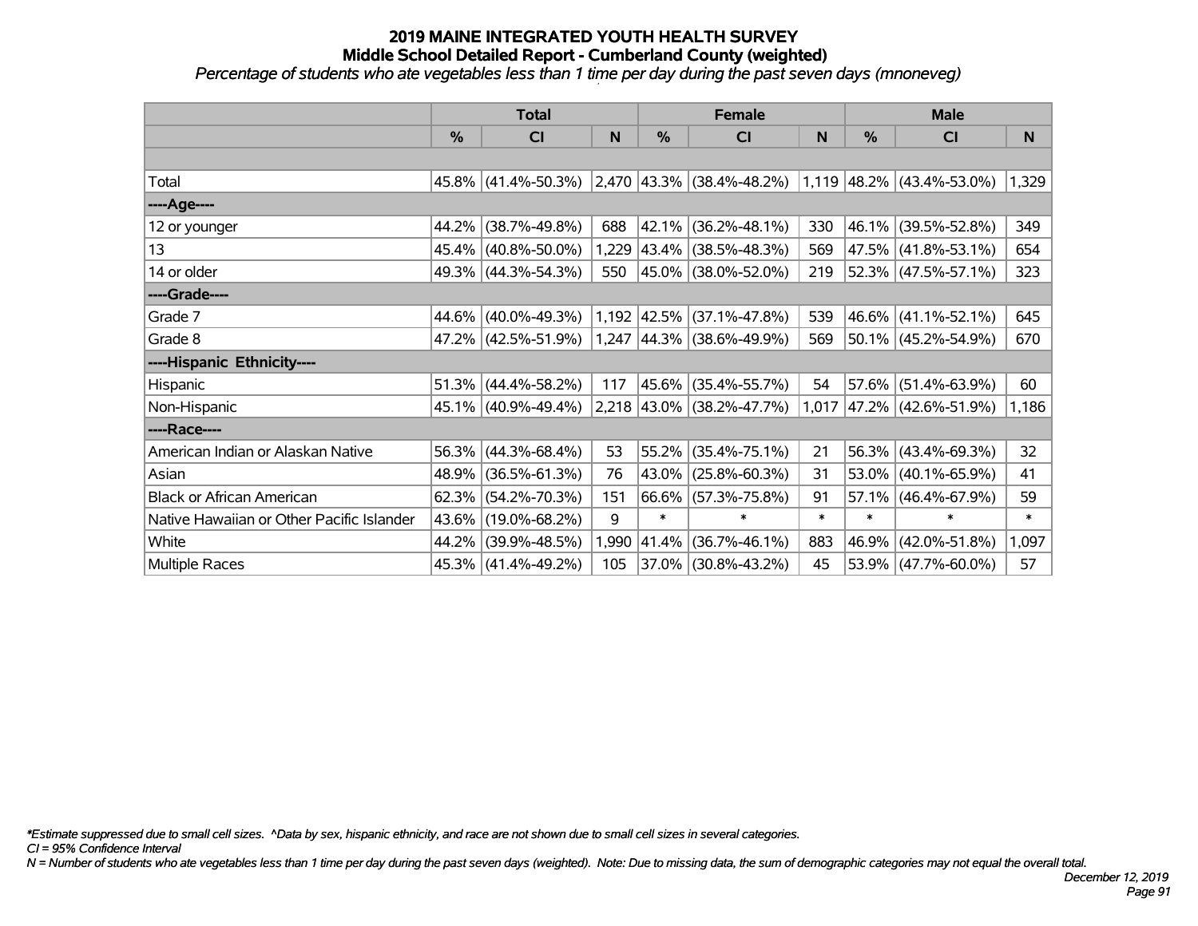# 2019 MAINE INTEGRATED YOUTH HEALTH SURVEY
## Middle School Detailed Report - Cumberland County (weighted)
*Percentage of students who ate vegetables less than 1 time per day during the past seven days (mnoneveg)*

| | Total | | | Female | | | Male | | |
|---|---|---|---|---|---|---|---|---|---|
| | % | CI | N | % | CI | N | % | CI | N |
| | | | | | | | | | |
| Total | 45.8% | (41.4%-50.3%) | 2,470 | 43.3% | (38.4%-48.2%) | 1,119 | 48.2% | (43.4%-53.0%) | 1,329 |
| ----Age---- | | | | | | | | | |
| 12 or younger | 44.2% | (38.7%-49.8%) | 688 | 42.1% | (36.2%-48.1%) | 330 | 46.1% | (39.5%-52.8%) | 349 |
| 13 | 45.4% | (40.8%-50.0%) | 1,229 | 43.4% | (38.5%-48.3%) | 569 | 47.5% | (41.8%-53.1%) | 654 |
| 14 or older | 49.3% | (44.3%-54.3%) | 550 | 45.0% | (38.0%-52.0%) | 219 | 52.3% | (47.5%-57.1%) | 323 |
| ----Grade---- | | | | | | | | | |
| Grade 7 | 44.6% | (40.0%-49.3%) | 1,192 | 42.5% | (37.1%-47.8%) | 539 | 46.6% | (41.1%-52.1%) | 645 |
| Grade 8 | 47.2% | (42.5%-51.9%) | 1,247 | 44.3% | (38.6%-49.9%) | 569 | 50.1% | (45.2%-54.9%) | 670 |
| ----Hispanic Ethnicity---- | | | | | | | | | |
| Hispanic | 51.3% | (44.4%-58.2%) | 117 | 45.6% | (35.4%-55.7%) | 54 | 57.6% | (51.4%-63.9%) | 60 |
| Non-Hispanic | 45.1% | (40.9%-49.4%) | 2,218 | 43.0% | (38.2%-47.7%) | 1,017 | 47.2% | (42.6%-51.9%) | 1,186 |
| ----Race---- | | | | | | | | | |
| American Indian or Alaskan Native | 56.3% | (44.3%-68.4%) | 53 | 55.2% | (35.4%-75.1%) | 21 | 56.3% | (43.4%-69.3%) | 32 |
| Asian | 48.9% | (36.5%-61.3%) | 76 | 43.0% | (25.8%-60.3%) | 31 | 53.0% | (40.1%-65.9%) | 41 |
| Black or African American | 62.3% | (54.2%-70.3%) | 151 | 66.6% | (57.3%-75.8%) | 91 | 57.1% | (46.4%-67.9%) | 59 |
| Native Hawaiian or Other Pacific Islander | 43.6% | (19.0%-68.2%) | 9 | * | * | * | * | * | * |
| White | 44.2% | (39.9%-48.5%) | 1,990 | 41.4% | (36.7%-46.1%) | 883 | 46.9% | (42.0%-51.8%) | 1,097 |
| Multiple Races | 45.3% | (41.4%-49.2%) | 105 | 37.0% | (30.8%-43.2%) | 45 | 53.9% | (47.7%-60.0%) | 57 |

*\*Estimate suppressed due to small cell sizes. ^Data by sex, hispanic ethnicity, and race are not shown due to small cell sizes in several categories.*

*CI = 95% Confidence Interval*

*N = Number of students who ate vegetables less than 1 time per day during the past seven days (weighted). Note: Due to missing data, the sum of demographic categories may not equal the overall total.*

*December 12, 2019*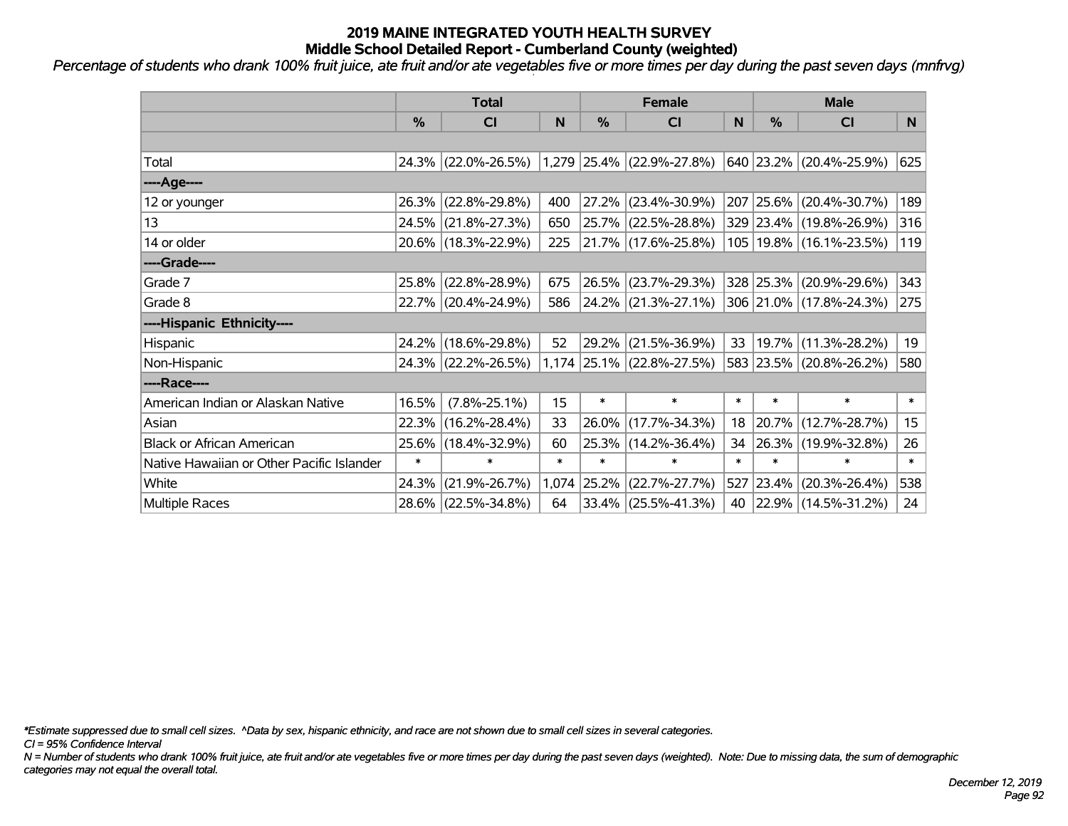# 2019 MAINE INTEGRATED YOUTH HEALTH SURVEY
## Middle School Detailed Report - Cumberland County (weighted)

*Percentage of students who drank 100% fruit juice, ate fruit and/or ate vegetables five or more times per day during the past seven days (mnfrvg)*

| | Total | | | Female | | | Male | | |
|---|---|---|---|---|---|---|---|---|---|
| | % | CI | N | % | CI | N | % | CI | N |
| Total | 24.3% | (22.0%-26.5%) | 1,279 | 25.4% | (22.9%-27.8%) | 640 | 23.2% | (20.4%-25.9%) | 625 |
| ----Age---- | | | | | | | | | |
| 12 or younger | 26.3% | (22.8%-29.8%) | 400 | 27.2% | (23.4%-30.9%) | 207 | 25.6% | (20.4%-30.7%) | 189 |
| 13 | 24.5% | (21.8%-27.3%) | 650 | 25.7% | (22.5%-28.8%) | 329 | 23.4% | (19.8%-26.9%) | 316 |
| 14 or older | 20.6% | (18.3%-22.9%) | 225 | 21.7% | (17.6%-25.8%) | 105 | 19.8% | (16.1%-23.5%) | 119 |
| ----Grade---- | | | | | | | | | |
| Grade 7 | 25.8% | (22.8%-28.9%) | 675 | 26.5% | (23.7%-29.3%) | 328 | 25.3% | (20.9%-29.6%) | 343 |
| Grade 8 | 22.7% | (20.4%-24.9%) | 586 | 24.2% | (21.3%-27.1%) | 306 | 21.0% | (17.8%-24.3%) | 275 |
| ----Hispanic Ethnicity---- | | | | | | | | | |
| Hispanic | 24.2% | (18.6%-29.8%) | 52 | 29.2% | (21.5%-36.9%) | 33 | 19.7% | (11.3%-28.2%) | 19 |
| Non-Hispanic | 24.3% | (22.2%-26.5%) | 1,174 | 25.1% | (22.8%-27.5%) | 583 | 23.5% | (20.8%-26.2%) | 580 |
| ----Race---- | | | | | | | | | |
| American Indian or Alaskan Native | 16.5% | (7.8%-25.1%) | 15 | * | * | * | * | * | * |
| Asian | 22.3% | (16.2%-28.4%) | 33 | 26.0% | (17.7%-34.3%) | 18 | 20.7% | (12.7%-28.7%) | 15 |
| Black or African American | 25.6% | (18.4%-32.9%) | 60 | 25.3% | (14.2%-36.4%) | 34 | 26.3% | (19.9%-32.8%) | 26 |
| Native Hawaiian or Other Pacific Islander | * | * | * | * | * | * | * | * | * |
| White | 24.3% | (21.9%-26.7%) | 1,074 | 25.2% | (22.7%-27.7%) | 527 | 23.4% | (20.3%-26.4%) | 538 |
| Multiple Races | 28.6% | (22.5%-34.8%) | 64 | 33.4% | (25.5%-41.3%) | 40 | 22.9% | (14.5%-31.2%) | 24 |

*\*Estimate suppressed due to small cell sizes. ^Data by sex, hispanic ethnicity, and race are not shown due to small cell sizes in several categories.*

*CI = 95% Confidence Interval*

*N = Number of students who drank 100% fruit juice, ate fruit and/or ate vegetables five or more times per day during the past seven days (weighted). Note: Due to missing data, the sum of demographic categories may not equal the overall total.*

*December 12, 2019*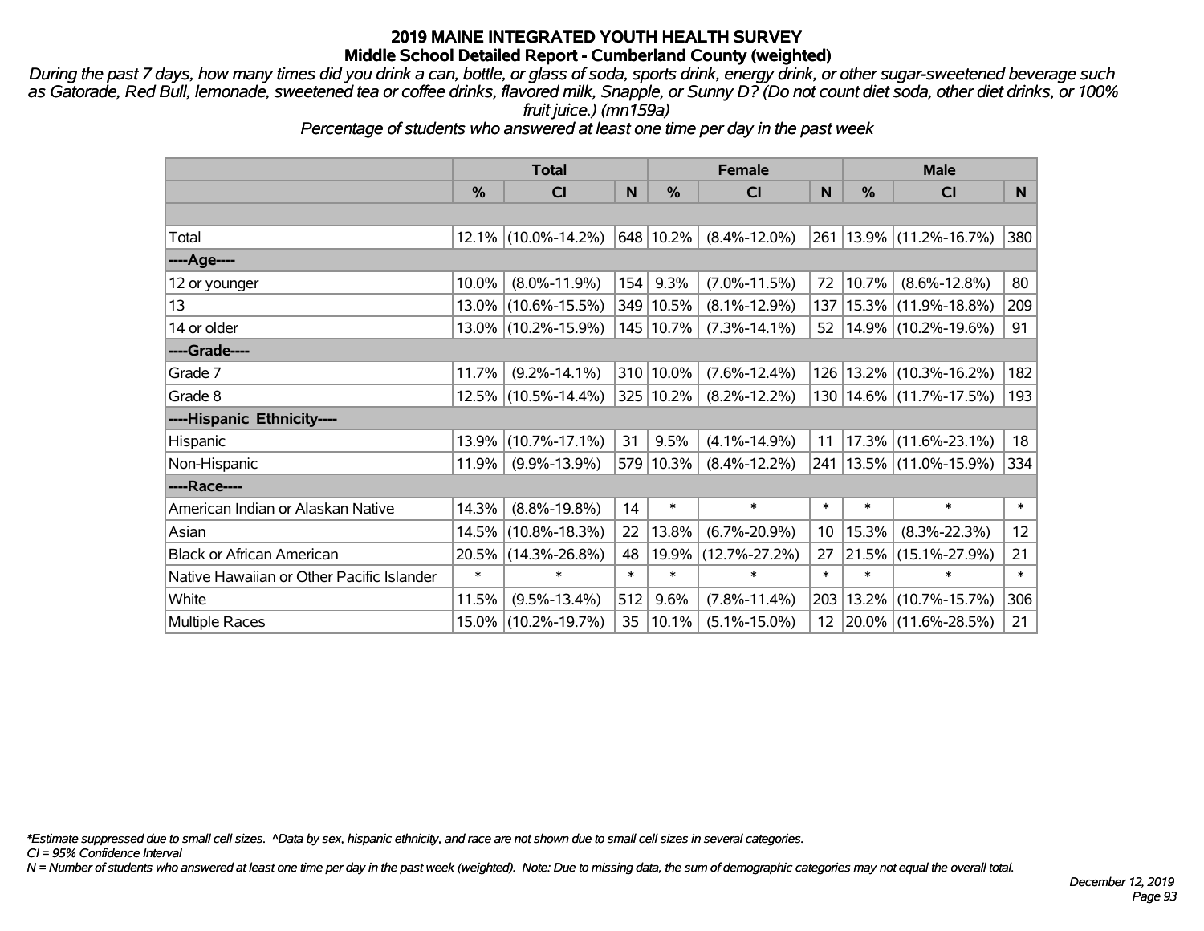# 2019 MAINE INTEGRATED YOUTH HEALTH SURVEY
## Middle School Detailed Report - Cumberland County (weighted)

*During the past 7 days, how many times did you drink a can, bottle, or glass of soda, sports drink, energy drink, or other sugar-sweetened beverage such as Gatorade, Red Bull, lemonade, sweetened tea or coffee drinks, flavored milk, Snapple, or Sunny D? (Do not count diet soda, other diet drinks, or 100% fruit juice.) (mn159a)*

*Percentage of students who answered at least one time per day in the past week*

| | Total | | | Female | | | Male | | |
|---|---|---|---|---|---|---|---|---|---|
| | % | CI | N | % | CI | N | % | CI | N |
| Total | 12.1% | (10.0%-14.2%) | 648 | 10.2% | (8.4%-12.0%) | 261 | 13.9% | (11.2%-16.7%) | 380 |
| ----Age---- | | | | | | | | | |
| 12 or younger | 10.0% | (8.0%-11.9%) | 154 | 9.3% | (7.0%-11.5%) | 72 | 10.7% | (8.6%-12.8%) | 80 |
| 13 | 13.0% | (10.6%-15.5%) | 349 | 10.5% | (8.1%-12.9%) | 137 | 15.3% | (11.9%-18.8%) | 209 |
| 14 or older | 13.0% | (10.2%-15.9%) | 145 | 10.7% | (7.3%-14.1%) | 52 | 14.9% | (10.2%-19.6%) | 91 |
| ----Grade---- | | | | | | | | | |
| Grade 7 | 11.7% | (9.2%-14.1%) | 310 | 10.0% | (7.6%-12.4%) | 126 | 13.2% | (10.3%-16.2%) | 182 |
| Grade 8 | 12.5% | (10.5%-14.4%) | 325 | 10.2% | (8.2%-12.2%) | 130 | 14.6% | (11.7%-17.5%) | 193 |
| ----Hispanic Ethnicity---- | | | | | | | | | |
| Hispanic | 13.9% | (10.7%-17.1%) | 31 | 9.5% | (4.1%-14.9%) | 11 | 17.3% | (11.6%-23.1%) | 18 |
| Non-Hispanic | 11.9% | (9.9%-13.9%) | 579 | 10.3% | (8.4%-12.2%) | 241 | 13.5% | (11.0%-15.9%) | 334 |
| ----Race---- | | | | | | | | | |
| American Indian or Alaskan Native | 14.3% | (8.8%-19.8%) | 14 | * | * | * | * | * | * |
| Asian | 14.5% | (10.8%-18.3%) | 22 | 13.8% | (6.7%-20.9%) | 10 | 15.3% | (8.3%-22.3%) | 12 |
| Black or African American | 20.5% | (14.3%-26.8%) | 48 | 19.9% | (12.7%-27.2%) | 27 | 21.5% | (15.1%-27.9%) | 21 |
| Native Hawaiian or Other Pacific Islander | * | * | * | * | * | * | * | * | * |
| White | 11.5% | (9.5%-13.4%) | 512 | 9.6% | (7.8%-11.4%) | 203 | 13.2% | (10.7%-15.7%) | 306 |
| Multiple Races | 15.0% | (10.2%-19.7%) | 35 | 10.1% | (5.1%-15.0%) | 12 | 20.0% | (11.6%-28.5%) | 21 |

*Estimate suppressed due to small cell sizes. ^Data by sex, hispanic ethnicity, and race are not shown due to small cell sizes in several categories.

CI = 95% Confidence Interval

N = Number of students who answered at least one time per day in the past week (weighted). Note: Due to missing data, the sum of demographic categories may not equal the overall total.

December 12, 2019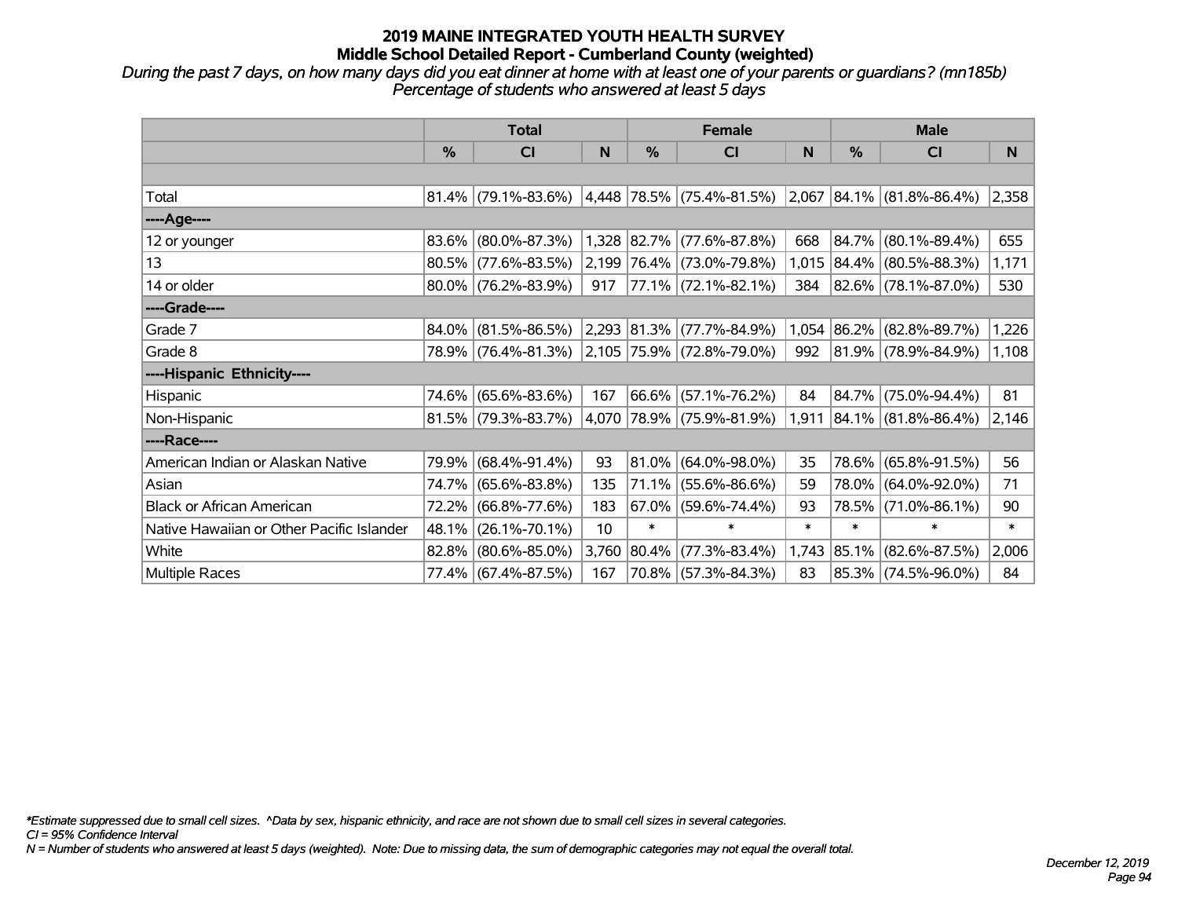# 2019 MAINE INTEGRATED YOUTH HEALTH SURVEY
## Middle School Detailed Report - Cumberland County (weighted)

*During the past 7 days, on how many days did you eat dinner at home with at least one of your parents or guardians? (mn185b)*
*Percentage of students who answered at least 5 days*

| | Total | | | Female | | | Male | | |
|---|---|---|---|---|---|---|---|---|---|
| | % | CI | N | % | CI | N | % | CI | N |
| | | | | | | | | | |
| Total | 81.4% | (79.1%-83.6%) | 4,448 | 78.5% | (75.4%-81.5%) | 2,067 | 84.1% | (81.8%-86.4%) | 2,358 |
| ----Age---- | | | | | | | | | |
| 12 or younger | 83.6% | (80.0%-87.3%) | 1,328 | 82.7% | (77.6%-87.8%) | 668 | 84.7% | (80.1%-89.4%) | 655 |
| 13 | 80.5% | (77.6%-83.5%) | 2,199 | 76.4% | (73.0%-79.8%) | 1,015 | 84.4% | (80.5%-88.3%) | 1,171 |
| 14 or older | 80.0% | (76.2%-83.9%) | 917 | 77.1% | (72.1%-82.1%) | 384 | 82.6% | (78.1%-87.0%) | 530 |
| ----Grade---- | | | | | | | | | |
| Grade 7 | 84.0% | (81.5%-86.5%) | 2,293 | 81.3% | (77.7%-84.9%) | 1,054 | 86.2% | (82.8%-89.7%) | 1,226 |
| Grade 8 | 78.9% | (76.4%-81.3%) | 2,105 | 75.9% | (72.8%-79.0%) | 992 | 81.9% | (78.9%-84.9%) | 1,108 |
| ----Hispanic Ethnicity---- | | | | | | | | | |
| Hispanic | 74.6% | (65.6%-83.6%) | 167 | 66.6% | (57.1%-76.2%) | 84 | 84.7% | (75.0%-94.4%) | 81 |
| Non-Hispanic | 81.5% | (79.3%-83.7%) | 4,070 | 78.9% | (75.9%-81.9%) | 1,911 | 84.1% | (81.8%-86.4%) | 2,146 |
| ----Race---- | | | | | | | | | |
| American Indian or Alaskan Native | 79.9% | (68.4%-91.4%) | 93 | 81.0% | (64.0%-98.0%) | 35 | 78.6% | (65.8%-91.5%) | 56 |
| Asian | 74.7% | (65.6%-83.8%) | 135 | 71.1% | (55.6%-86.6%) | 59 | 78.0% | (64.0%-92.0%) | 71 |
| Black or African American | 72.2% | (66.8%-77.6%) | 183 | 67.0% | (59.6%-74.4%) | 93 | 78.5% | (71.0%-86.1%) | 90 |
| Native Hawaiian or Other Pacific Islander | 48.1% | (26.1%-70.1%) | 10 | * | * | * | * | * | * |
| White | 82.8% | (80.6%-85.0%) | 3,760 | 80.4% | (77.3%-83.4%) | 1,743 | 85.1% | (82.6%-87.5%) | 2,006 |
| Multiple Races | 77.4% | (67.4%-87.5%) | 167 | 70.8% | (57.3%-84.3%) | 83 | 85.3% | (74.5%-96.0%) | 84 |

*Estimate suppressed due to small cell sizes. ^Data by sex, hispanic ethnicity, and race are not shown due to small cell sizes in several categories.

CI = 95% Confidence Interval

N = Number of students who answered at least 5 days (weighted). Note: Due to missing data, the sum of demographic categories may not equal the overall total.

December 12, 2019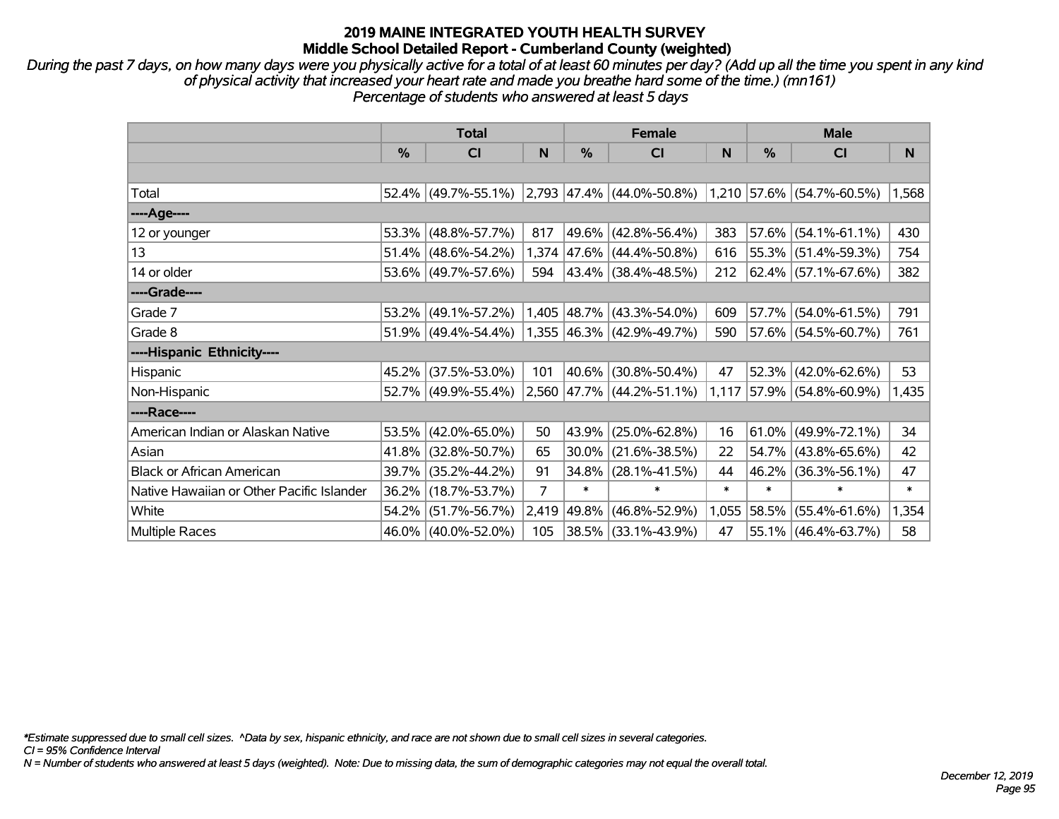# 2019 MAINE INTEGRATED YOUTH HEALTH SURVEY
## Middle School Detailed Report - Cumberland County (weighted)

*During the past 7 days, on how many days were you physically active for a total of at least 60 minutes per day? (Add up all the time you spent in any kind of physical activity that increased your heart rate and made you breathe hard some of the time.) (mn161)*
*Percentage of students who answered at least 5 days*

| | Total | | | Female | | | Male | | |
|---|---|---|---|---|---|---|---|---|---|
| | % | CI | N | % | CI | N | % | CI | N |
| | | | | | | | | | |
| Total | 52.4% | (49.7%-55.1%) | 2,793 | 47.4% | (44.0%-50.8%) | 1,210 | 57.6% | (54.7%-60.5%) | 1,568 |
| ----Age---- | | | | | | | | | |
| 12 or younger | 53.3% | (48.8%-57.7%) | 817 | 49.6% | (42.8%-56.4%) | 383 | 57.6% | (54.1%-61.1%) | 430 |
| 13 | 51.4% | (48.6%-54.2%) | 1,374 | 47.6% | (44.4%-50.8%) | 616 | 55.3% | (51.4%-59.3%) | 754 |
| 14 or older | 53.6% | (49.7%-57.6%) | 594 | 43.4% | (38.4%-48.5%) | 212 | 62.4% | (57.1%-67.6%) | 382 |
| ----Grade---- | | | | | | | | | |
| Grade 7 | 53.2% | (49.1%-57.2%) | 1,405 | 48.7% | (43.3%-54.0%) | 609 | 57.7% | (54.0%-61.5%) | 791 |
| Grade 8 | 51.9% | (49.4%-54.4%) | 1,355 | 46.3% | (42.9%-49.7%) | 590 | 57.6% | (54.5%-60.7%) | 761 |
| ----Hispanic Ethnicity---- | | | | | | | | | |
| Hispanic | 45.2% | (37.5%-53.0%) | 101 | 40.6% | (30.8%-50.4%) | 47 | 52.3% | (42.0%-62.6%) | 53 |
| Non-Hispanic | 52.7% | (49.9%-55.4%) | 2,560 | 47.7% | (44.2%-51.1%) | 1,117 | 57.9% | (54.8%-60.9%) | 1,435 |
| ----Race---- | | | | | | | | | |
| American Indian or Alaskan Native | 53.5% | (42.0%-65.0%) | 50 | 43.9% | (25.0%-62.8%) | 16 | 61.0% | (49.9%-72.1%) | 34 |
| Asian | 41.8% | (32.8%-50.7%) | 65 | 30.0% | (21.6%-38.5%) | 22 | 54.7% | (43.8%-65.6%) | 42 |
| Black or African American | 39.7% | (35.2%-44.2%) | 91 | 34.8% | (28.1%-41.5%) | 44 | 46.2% | (36.3%-56.1%) | 47 |
| Native Hawaiian or Other Pacific Islander | 36.2% | (18.7%-53.7%) | 7 | * | * | * | * | * | * |
| White | 54.2% | (51.7%-56.7%) | 2,419 | 49.8% | (46.8%-52.9%) | 1,055 | 58.5% | (55.4%-61.6%) | 1,354 |
| Multiple Races | 46.0% | (40.0%-52.0%) | 105 | 38.5% | (33.1%-43.9%) | 47 | 55.1% | (46.4%-63.7%) | 58 |

*Estimate suppressed due to small cell sizes. ^Data by sex, hispanic ethnicity, and race are not shown due to small cell sizes in several categories.
CI = 95% Confidence Interval
N = Number of students who answered at least 5 days (weighted). Note: Due to missing data, the sum of demographic categories may not equal the overall total.

December 12, 2019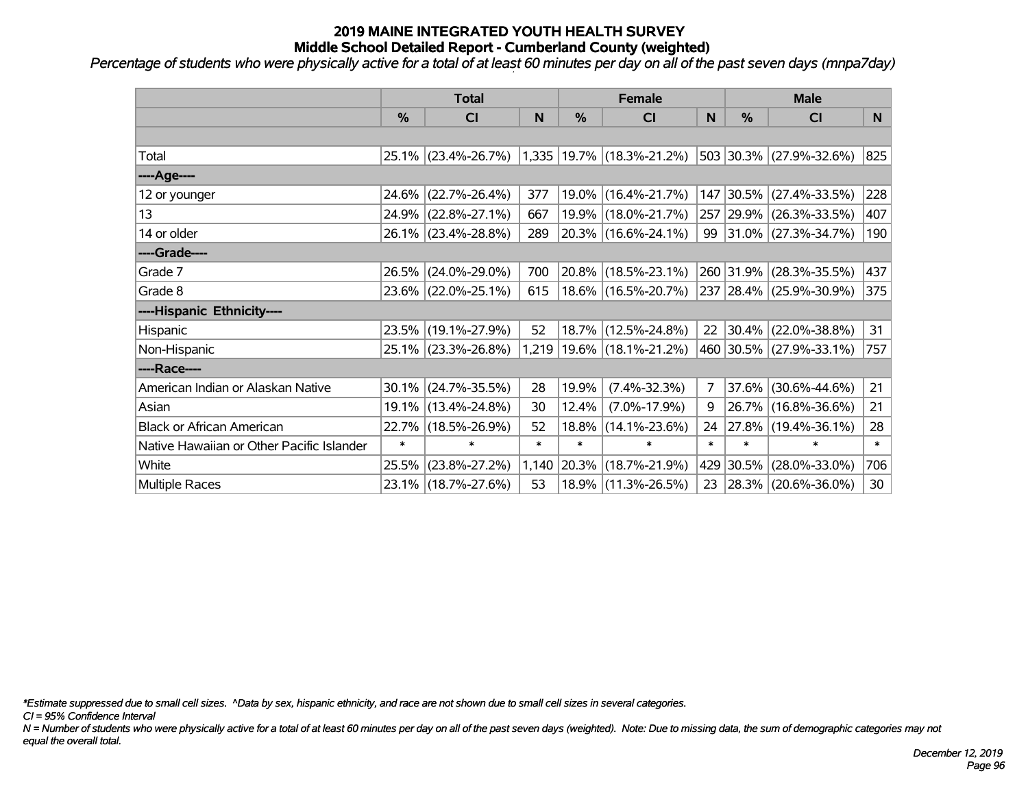# 2019 MAINE INTEGRATED YOUTH HEALTH SURVEY
## Middle School Detailed Report - Cumberland County (weighted)

*Percentage of students who were physically active for a total of at least 60 minutes per day on all of the past seven days (mnpa7day)*

| | Total | | | Female | | | Male | | |
|---|---|---|---|---|---|---|---|---|---|
| | % | CI | N | % | CI | N | % | CI | N |
| | | | | | | | | | |
| Total | 25.1% | (23.4%-26.7%) | 1,335 | 19.7% | (18.3%-21.2%) | 503 | 30.3% | (27.9%-32.6%) | 825 |
| ----Age---- | | | | | | | | | |
| 12 or younger | 24.6% | (22.7%-26.4%) | 377 | 19.0% | (16.4%-21.7%) | 147 | 30.5% | (27.4%-33.5%) | 228 |
| 13 | 24.9% | (22.8%-27.1%) | 667 | 19.9% | (18.0%-21.7%) | 257 | 29.9% | (26.3%-33.5%) | 407 |
| 14 or older | 26.1% | (23.4%-28.8%) | 289 | 20.3% | (16.6%-24.1%) | 99 | 31.0% | (27.3%-34.7%) | 190 |
| ----Grade---- | | | | | | | | | |
| Grade 7 | 26.5% | (24.0%-29.0%) | 700 | 20.8% | (18.5%-23.1%) | 260 | 31.9% | (28.3%-35.5%) | 437 |
| Grade 8 | 23.6% | (22.0%-25.1%) | 615 | 18.6% | (16.5%-20.7%) | 237 | 28.4% | (25.9%-30.9%) | 375 |
| ----Hispanic Ethnicity---- | | | | | | | | | |
| Hispanic | 23.5% | (19.1%-27.9%) | 52 | 18.7% | (12.5%-24.8%) | 22 | 30.4% | (22.0%-38.8%) | 31 |
| Non-Hispanic | 25.1% | (23.3%-26.8%) | 1,219 | 19.6% | (18.1%-21.2%) | 460 | 30.5% | (27.9%-33.1%) | 757 |
| ----Race---- | | | | | | | | | |
| American Indian or Alaskan Native | 30.1% | (24.7%-35.5%) | 28 | 19.9% | (7.4%-32.3%) | 7 | 37.6% | (30.6%-44.6%) | 21 |
| Asian | 19.1% | (13.4%-24.8%) | 30 | 12.4% | (7.0%-17.9%) | 9 | 26.7% | (16.8%-36.6%) | 21 |
| Black or African American | 22.7% | (18.5%-26.9%) | 52 | 18.8% | (14.1%-23.6%) | 24 | 27.8% | (19.4%-36.1%) | 28 |
| Native Hawaiian or Other Pacific Islander | * | * | * | * | * | * | * | * | * |
| White | 25.5% | (23.8%-27.2%) | 1,140 | 20.3% | (18.7%-21.9%) | 429 | 30.5% | (28.0%-33.0%) | 706 |
| Multiple Races | 23.1% | (18.7%-27.6%) | 53 | 18.9% | (11.3%-26.5%) | 23 | 28.3% | (20.6%-36.0%) | 30 |

*\*Estimate suppressed due to small cell sizes. ^Data by sex, hispanic ethnicity, and race are not shown due to small cell sizes in several categories.*

*CI = 95% Confidence Interval*

*N = Number of students who were physically active for a total of at least 60 minutes per day on all of the past seven days (weighted). Note: Due to missing data, the sum of demographic categories may not equal the overall total.*

*December 12, 2019*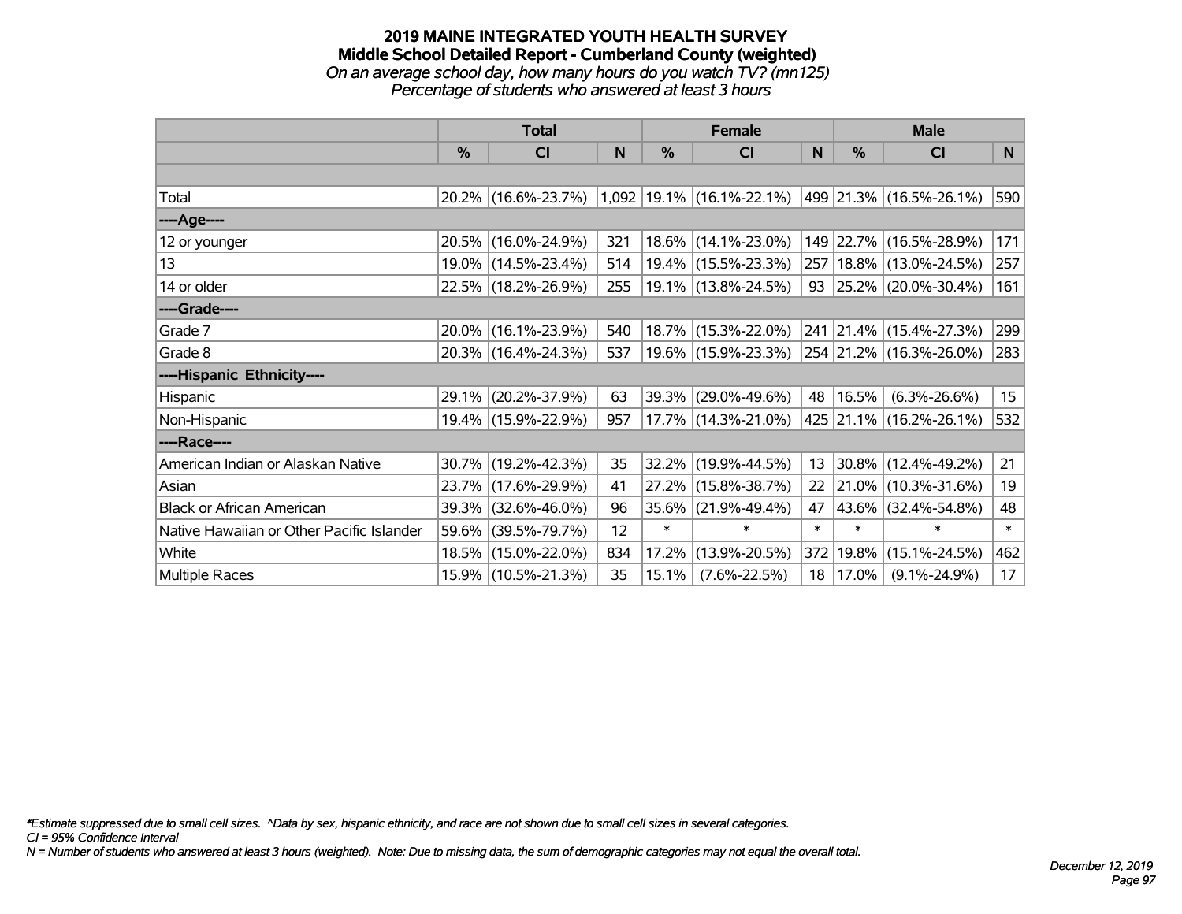# 2019 MAINE INTEGRATED YOUTH HEALTH SURVEY
## Middle School Detailed Report - Cumberland County (weighted)
*On an average school day, how many hours do you watch TV? (mn125)*
*Percentage of students who answered at least 3 hours*

| | Total | | | Female | | | Male | | |
|---|---|---|---|---|---|---|---|---|---|
| | % | CI | N | % | CI | N | % | CI | N |
| | | | | | | | | | |
| Total | 20.2% | (16.6%-23.7%) | 1,092 | 19.1% | (16.1%-22.1%) | 499 | 21.3% | (16.5%-26.1%) | 590 |
| ----Age---- | | | | | | | | | |
| 12 or younger | 20.5% | (16.0%-24.9%) | 321 | 18.6% | (14.1%-23.0%) | 149 | 22.7% | (16.5%-28.9%) | 171 |
| 13 | 19.0% | (14.5%-23.4%) | 514 | 19.4% | (15.5%-23.3%) | 257 | 18.8% | (13.0%-24.5%) | 257 |
| 14 or older | 22.5% | (18.2%-26.9%) | 255 | 19.1% | (13.8%-24.5%) | 93 | 25.2% | (20.0%-30.4%) | 161 |
| ----Grade---- | | | | | | | | | |
| Grade 7 | 20.0% | (16.1%-23.9%) | 540 | 18.7% | (15.3%-22.0%) | 241 | 21.4% | (15.4%-27.3%) | 299 |
| Grade 8 | 20.3% | (16.4%-24.3%) | 537 | 19.6% | (15.9%-23.3%) | 254 | 21.2% | (16.3%-26.0%) | 283 |
| ----Hispanic Ethnicity---- | | | | | | | | | |
| Hispanic | 29.1% | (20.2%-37.9%) | 63 | 39.3% | (29.0%-49.6%) | 48 | 16.5% | (6.3%-26.6%) | 15 |
| Non-Hispanic | 19.4% | (15.9%-22.9%) | 957 | 17.7% | (14.3%-21.0%) | 425 | 21.1% | (16.2%-26.1%) | 532 |
| ----Race---- | | | | | | | | | |
| American Indian or Alaskan Native | 30.7% | (19.2%-42.3%) | 35 | 32.2% | (19.9%-44.5%) | 13 | 30.8% | (12.4%-49.2%) | 21 |
| Asian | 23.7% | (17.6%-29.9%) | 41 | 27.2% | (15.8%-38.7%) | 22 | 21.0% | (10.3%-31.6%) | 19 |
| Black or African American | 39.3% | (32.6%-46.0%) | 96 | 35.6% | (21.9%-49.4%) | 47 | 43.6% | (32.4%-54.8%) | 48 |
| Native Hawaiian or Other Pacific Islander | 59.6% | (39.5%-79.7%) | 12 | * | * | * | * | * | * |
| White | 18.5% | (15.0%-22.0%) | 834 | 17.2% | (13.9%-20.5%) | 372 | 19.8% | (15.1%-24.5%) | 462 |
| Multiple Races | 15.9% | (10.5%-21.3%) | 35 | 15.1% | (7.6%-22.5%) | 18 | 17.0% | (9.1%-24.9%) | 17 |

*\*Estimate suppressed due to small cell sizes. ^Data by sex, hispanic ethnicity, and race are not shown due to small cell sizes in several categories.*
*CI = 95% Confidence Interval*
*N = Number of students who answered at least 3 hours (weighted). Note: Due to missing data, the sum of demographic categories may not equal the overall total.*

*December 12, 2019*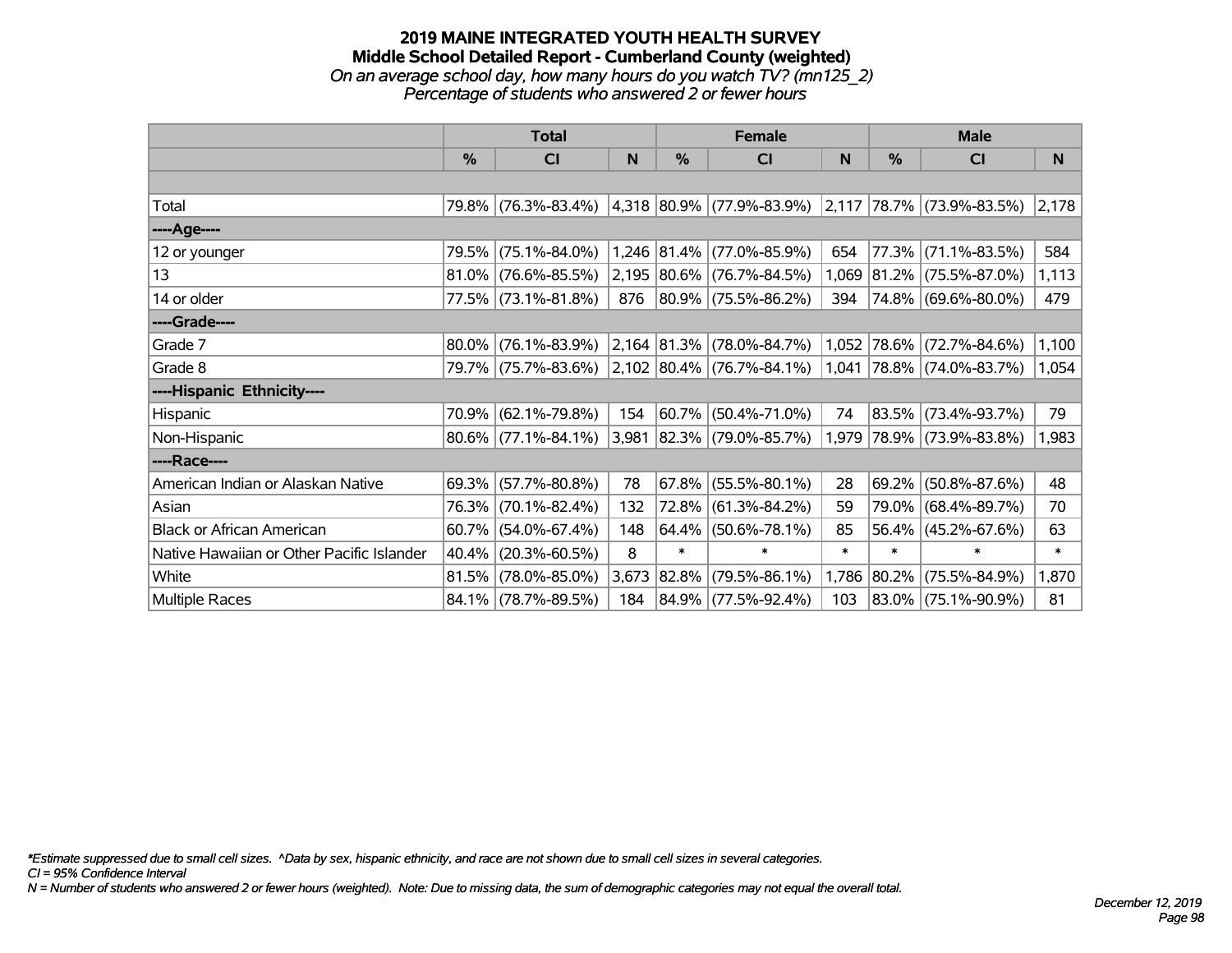# 2019 MAINE INTEGRATED YOUTH HEALTH SURVEY
## Middle School Detailed Report - Cumberland County (weighted)
*On an average school day, how many hours do you watch TV? (mn125_2)*
*Percentage of students who answered 2 or fewer hours*

| | Total | | | Female | | | Male | | |
|---|---|---|---|---|---|---|---|---|---|
| | % | CI | N | % | CI | N | % | CI | N |
| Total | 79.8% | (76.3%-83.4%) | 4,318 | 80.9% | (77.9%-83.9%) | 2,117 | 78.7% | (73.9%-83.5%) | 2,178 |
| ----Age---- | | | | | | | | | |
| 12 or younger | 79.5% | (75.1%-84.0%) | 1,246 | 81.4% | (77.0%-85.9%) | 654 | 77.3% | (71.1%-83.5%) | 584 |
| 13 | 81.0% | (76.6%-85.5%) | 2,195 | 80.6% | (76.7%-84.5%) | 1,069 | 81.2% | (75.5%-87.0%) | 1,113 |
| 14 or older | 77.5% | (73.1%-81.8%) | 876 | 80.9% | (75.5%-86.2%) | 394 | 74.8% | (69.6%-80.0%) | 479 |
| ----Grade---- | | | | | | | | | |
| Grade 7 | 80.0% | (76.1%-83.9%) | 2,164 | 81.3% | (78.0%-84.7%) | 1,052 | 78.6% | (72.7%-84.6%) | 1,100 |
| Grade 8 | 79.7% | (75.7%-83.6%) | 2,102 | 80.4% | (76.7%-84.1%) | 1,041 | 78.8% | (74.0%-83.7%) | 1,054 |
| ----Hispanic Ethnicity---- | | | | | | | | | |
| Hispanic | 70.9% | (62.1%-79.8%) | 154 | 60.7% | (50.4%-71.0%) | 74 | 83.5% | (73.4%-93.7%) | 79 |
| Non-Hispanic | 80.6% | (77.1%-84.1%) | 3,981 | 82.3% | (79.0%-85.7%) | 1,979 | 78.9% | (73.9%-83.8%) | 1,983 |
| ----Race---- | | | | | | | | | |
| American Indian or Alaskan Native | 69.3% | (57.7%-80.8%) | 78 | 67.8% | (55.5%-80.1%) | 28 | 69.2% | (50.8%-87.6%) | 48 |
| Asian | 76.3% | (70.1%-82.4%) | 132 | 72.8% | (61.3%-84.2%) | 59 | 79.0% | (68.4%-89.7%) | 70 |
| Black or African American | 60.7% | (54.0%-67.4%) | 148 | 64.4% | (50.6%-78.1%) | 85 | 56.4% | (45.2%-67.6%) | 63 |
| Native Hawaiian or Other Pacific Islander | 40.4% | (20.3%-60.5%) | 8 | * | * | * | * | * | * |
| White | 81.5% | (78.0%-85.0%) | 3,673 | 82.8% | (79.5%-86.1%) | 1,786 | 80.2% | (75.5%-84.9%) | 1,870 |
| Multiple Races | 84.1% | (78.7%-89.5%) | 184 | 84.9% | (77.5%-92.4%) | 103 | 83.0% | (75.1%-90.9%) | 81 |

*\*Estimate suppressed due to small cell sizes. ^Data by sex, hispanic ethnicity, and race are not shown due to small cell sizes in several categories.*
*CI = 95% Confidence Interval*
*N = Number of students who answered 2 or fewer hours (weighted). Note: Due to missing data, the sum of demographic categories may not equal the overall total.*

*December 12, 2019*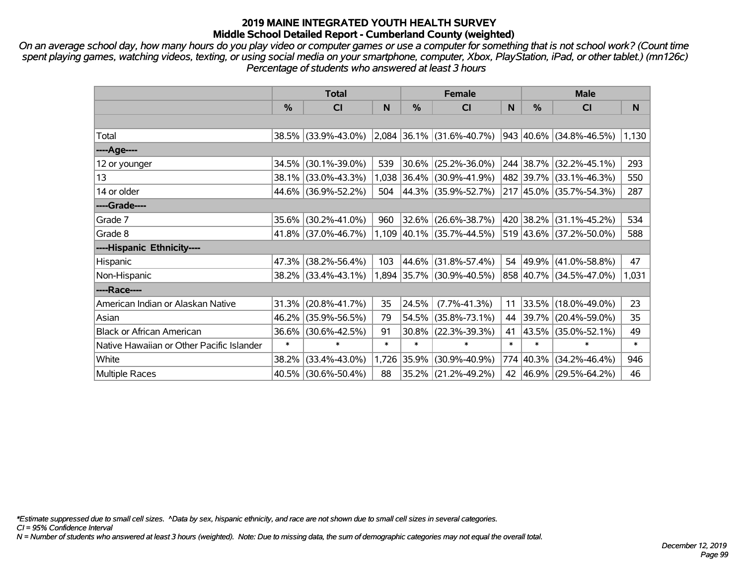# 2019 MAINE INTEGRATED YOUTH HEALTH SURVEY
## Middle School Detailed Report - Cumberland County (weighted)

*On an average school day, how many hours do you play video or computer games or use a computer for something that is not school work? (Count time spent playing games, watching videos, texting, or using social media on your smartphone, computer, Xbox, PlayStation, iPad, or other tablet.) (mn126c) Percentage of students who answered at least 3 hours*

| | Total | | | Female | | | Male | | |
|---|---|---|---|---|---|---|---|---|---|
| | % | CI | N | % | CI | N | % | CI | N |
| | | | | | | | | | |
| Total | 38.5% | (33.9%-43.0%) | 2,084 | 36.1% | (31.6%-40.7%) | 943 | 40.6% | (34.8%-46.5%) | 1,130 |
| ----Age---- | | | | | | | | | |
| 12 or younger | 34.5% | (30.1%-39.0%) | 539 | 30.6% | (25.2%-36.0%) | 244 | 38.7% | (32.2%-45.1%) | 293 |
| 13 | 38.1% | (33.0%-43.3%) | 1,038 | 36.4% | (30.9%-41.9%) | 482 | 39.7% | (33.1%-46.3%) | 550 |
| 14 or older | 44.6% | (36.9%-52.2%) | 504 | 44.3% | (35.9%-52.7%) | 217 | 45.0% | (35.7%-54.3%) | 287 |
| ----Grade---- | | | | | | | | | |
| Grade 7 | 35.6% | (30.2%-41.0%) | 960 | 32.6% | (26.6%-38.7%) | 420 | 38.2% | (31.1%-45.2%) | 534 |
| Grade 8 | 41.8% | (37.0%-46.7%) | 1,109 | 40.1% | (35.7%-44.5%) | 519 | 43.6% | (37.2%-50.0%) | 588 |
| ----Hispanic Ethnicity---- | | | | | | | | | |
| Hispanic | 47.3% | (38.2%-56.4%) | 103 | 44.6% | (31.8%-57.4%) | 54 | 49.9% | (41.0%-58.8%) | 47 |
| Non-Hispanic | 38.2% | (33.4%-43.1%) | 1,894 | 35.7% | (30.9%-40.5%) | 858 | 40.7% | (34.5%-47.0%) | 1,031 |
| ----Race---- | | | | | | | | | |
| American Indian or Alaskan Native | 31.3% | (20.8%-41.7%) | 35 | 24.5% | (7.7%-41.3%) | 11 | 33.5% | (18.0%-49.0%) | 23 |
| Asian | 46.2% | (35.9%-56.5%) | 79 | 54.5% | (35.8%-73.1%) | 44 | 39.7% | (20.4%-59.0%) | 35 |
| Black or African American | 36.6% | (30.6%-42.5%) | 91 | 30.8% | (22.3%-39.3%) | 41 | 43.5% | (35.0%-52.1%) | 49 |
| Native Hawaiian or Other Pacific Islander | * | * | * | * | * | * | * | * | * |
| White | 38.2% | (33.4%-43.0%) | 1,726 | 35.9% | (30.9%-40.9%) | 774 | 40.3% | (34.2%-46.4%) | 946 |
| Multiple Races | 40.5% | (30.6%-50.4%) | 88 | 35.2% | (21.2%-49.2%) | 42 | 46.9% | (29.5%-64.2%) | 46 |

*\*Estimate suppressed due to small cell sizes. ^Data by sex, hispanic ethnicity, and race are not shown due to small cell sizes in several categories.*
*CI = 95% Confidence Interval*
*N = Number of students who answered at least 3 hours (weighted). Note: Due to missing data, the sum of demographic categories may not equal the overall total.*

*December 12, 2019*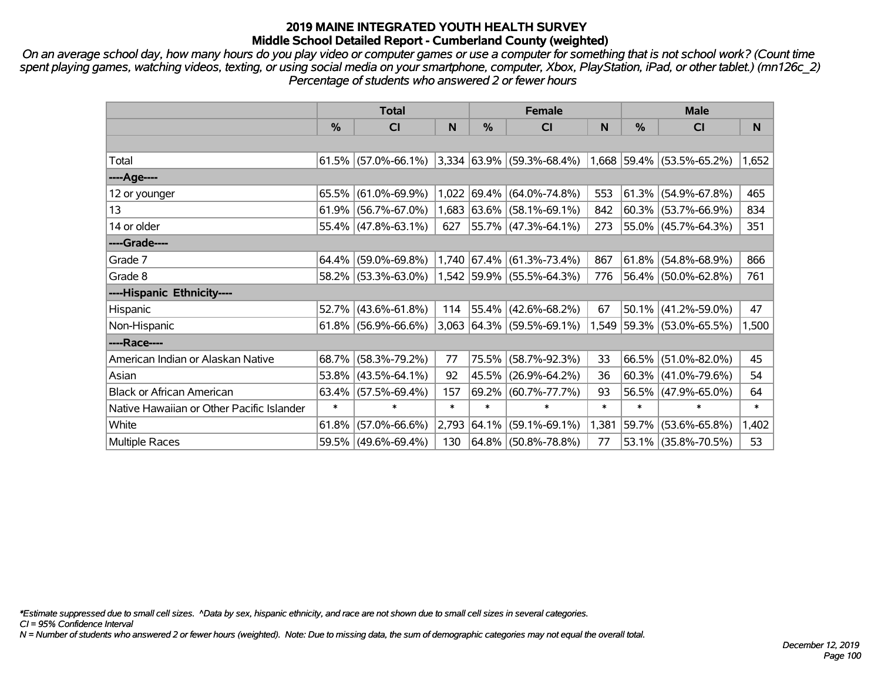# 2019 MAINE INTEGRATED YOUTH HEALTH SURVEY
## Middle School Detailed Report - Cumberland County (weighted)

*On an average school day, how many hours do you play video or computer games or use a computer for something that is not school work? (Count time spent playing games, watching videos, texting, or using social media on your smartphone, computer, Xbox, PlayStation, iPad, or other tablet.) (mn126c_2)*
*Percentage of students who answered 2 or fewer hours*

| | Total | | | Female | | | Male | | |
|---|---|---|---|---|---|---|---|---|---|
| | % | CI | N | % | CI | N | % | CI | N |
| | | | | | | | | | |
| Total | 61.5% | (57.0%-66.1%) | 3,334 | 63.9% | (59.3%-68.4%) | 1,668 | 59.4% | (53.5%-65.2%) | 1,652 |
| ----Age---- | | | | | | | | | |
| 12 or younger | 65.5% | (61.0%-69.9%) | 1,022 | 69.4% | (64.0%-74.8%) | 553 | 61.3% | (54.9%-67.8%) | 465 |
| 13 | 61.9% | (56.7%-67.0%) | 1,683 | 63.6% | (58.1%-69.1%) | 842 | 60.3% | (53.7%-66.9%) | 834 |
| 14 or older | 55.4% | (47.8%-63.1%) | 627 | 55.7% | (47.3%-64.1%) | 273 | 55.0% | (45.7%-64.3%) | 351 |
| ----Grade---- | | | | | | | | | |
| Grade 7 | 64.4% | (59.0%-69.8%) | 1,740 | 67.4% | (61.3%-73.4%) | 867 | 61.8% | (54.8%-68.9%) | 866 |
| Grade 8 | 58.2% | (53.3%-63.0%) | 1,542 | 59.9% | (55.5%-64.3%) | 776 | 56.4% | (50.0%-62.8%) | 761 |
| ----Hispanic Ethnicity---- | | | | | | | | | |
| Hispanic | 52.7% | (43.6%-61.8%) | 114 | 55.4% | (42.6%-68.2%) | 67 | 50.1% | (41.2%-59.0%) | 47 |
| Non-Hispanic | 61.8% | (56.9%-66.6%) | 3,063 | 64.3% | (59.5%-69.1%) | 1,549 | 59.3% | (53.0%-65.5%) | 1,500 |
| ----Race---- | | | | | | | | | |
| American Indian or Alaskan Native | 68.7% | (58.3%-79.2%) | 77 | 75.5% | (58.7%-92.3%) | 33 | 66.5% | (51.0%-82.0%) | 45 |
| Asian | 53.8% | (43.5%-64.1%) | 92 | 45.5% | (26.9%-64.2%) | 36 | 60.3% | (41.0%-79.6%) | 54 |
| Black or African American | 63.4% | (57.5%-69.4%) | 157 | 69.2% | (60.7%-77.7%) | 93 | 56.5% | (47.9%-65.0%) | 64 |
| Native Hawaiian or Other Pacific Islander | * | * | * | * | * | * | * | * | * |
| White | 61.8% | (57.0%-66.6%) | 2,793 | 64.1% | (59.1%-69.1%) | 1,381 | 59.7% | (53.6%-65.8%) | 1,402 |
| Multiple Races | 59.5% | (49.6%-69.4%) | 130 | 64.8% | (50.8%-78.8%) | 77 | 53.1% | (35.8%-70.5%) | 53 |

*Estimate suppressed due to small cell sizes. ^Data by sex, hispanic ethnicity, and race are not shown due to small cell sizes in several categories.
CI = 95% Confidence Interval
N = Number of students who answered 2 or fewer hours (weighted). Note: Due to missing data, the sum of demographic categories may not equal the overall total.

December 12, 2019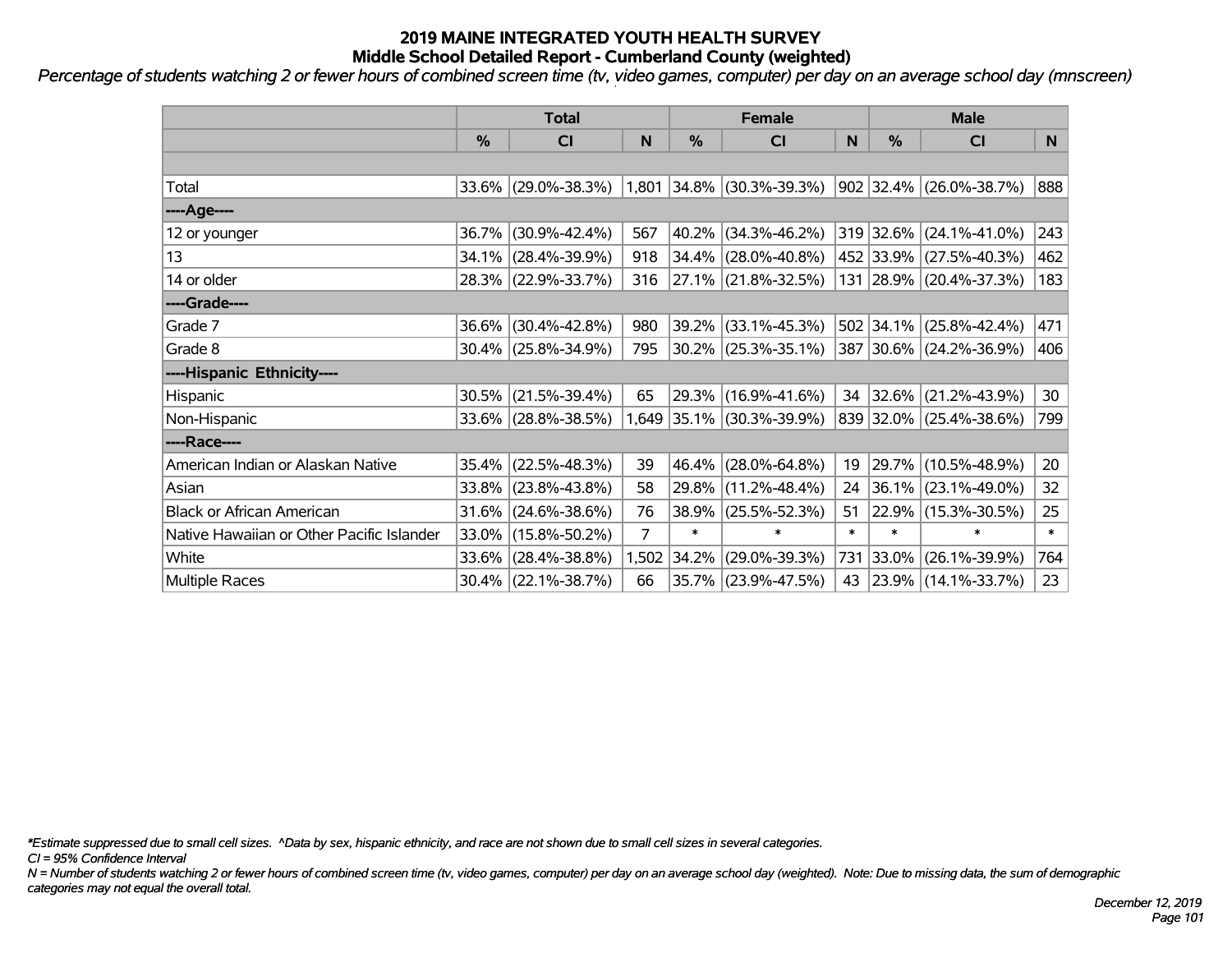# 2019 MAINE INTEGRATED YOUTH HEALTH SURVEY
## Middle School Detailed Report - Cumberland County (weighted)

*Percentage of students watching 2 or fewer hours of combined screen time (tv, video games, computer) per day on an average school day (mnscreen)*

| | Total | | | Female | | | Male | | |
|---|---|---|---|---|---|---|---|---|---|
| | % | CI | N | % | CI | N | % | CI | N |
| | | | | | | | | | |
| Total | 33.6% | (29.0%-38.3%) | 1,801 | 34.8% | (30.3%-39.3%) | 902 | 32.4% | (26.0%-38.7%) | 888 |
| ----Age---- | | | | | | | | | |
| 12 or younger | 36.7% | (30.9%-42.4%) | 567 | 40.2% | (34.3%-46.2%) | 319 | 32.6% | (24.1%-41.0%) | 243 |
| 13 | 34.1% | (28.4%-39.9%) | 918 | 34.4% | (28.0%-40.8%) | 452 | 33.9% | (27.5%-40.3%) | 462 |
| 14 or older | 28.3% | (22.9%-33.7%) | 316 | 27.1% | (21.8%-32.5%) | 131 | 28.9% | (20.4%-37.3%) | 183 |
| ----Grade---- | | | | | | | | | |
| Grade 7 | 36.6% | (30.4%-42.8%) | 980 | 39.2% | (33.1%-45.3%) | 502 | 34.1% | (25.8%-42.4%) | 471 |
| Grade 8 | 30.4% | (25.8%-34.9%) | 795 | 30.2% | (25.3%-35.1%) | 387 | 30.6% | (24.2%-36.9%) | 406 |
| ----Hispanic Ethnicity---- | | | | | | | | | |
| Hispanic | 30.5% | (21.5%-39.4%) | 65 | 29.3% | (16.9%-41.6%) | 34 | 32.6% | (21.2%-43.9%) | 30 |
| Non-Hispanic | 33.6% | (28.8%-38.5%) | 1,649 | 35.1% | (30.3%-39.9%) | 839 | 32.0% | (25.4%-38.6%) | 799 |
| ----Race---- | | | | | | | | | |
| American Indian or Alaskan Native | 35.4% | (22.5%-48.3%) | 39 | 46.4% | (28.0%-64.8%) | 19 | 29.7% | (10.5%-48.9%) | 20 |
| Asian | 33.8% | (23.8%-43.8%) | 58 | 29.8% | (11.2%-48.4%) | 24 | 36.1% | (23.1%-49.0%) | 32 |
| Black or African American | 31.6% | (24.6%-38.6%) | 76 | 38.9% | (25.5%-52.3%) | 51 | 22.9% | (15.3%-30.5%) | 25 |
| Native Hawaiian or Other Pacific Islander | 33.0% | (15.8%-50.2%) | 7 | * | * | * | * | * | * |
| White | 33.6% | (28.4%-38.8%) | 1,502 | 34.2% | (29.0%-39.3%) | 731 | 33.0% | (26.1%-39.9%) | 764 |
| Multiple Races | 30.4% | (22.1%-38.7%) | 66 | 35.7% | (23.9%-47.5%) | 43 | 23.9% | (14.1%-33.7%) | 23 |

*Estimate suppressed due to small cell sizes. ^Data by sex, hispanic ethnicity, and race are not shown due to small cell sizes in several categories.

*CI = 95% Confidence Interval*

*N = Number of students watching 2 or fewer hours of combined screen time (tv, video games, computer) per day on an average school day (weighted). Note: Due to missing data, the sum of demographic categories may not equal the overall total.*

*December 12, 2019*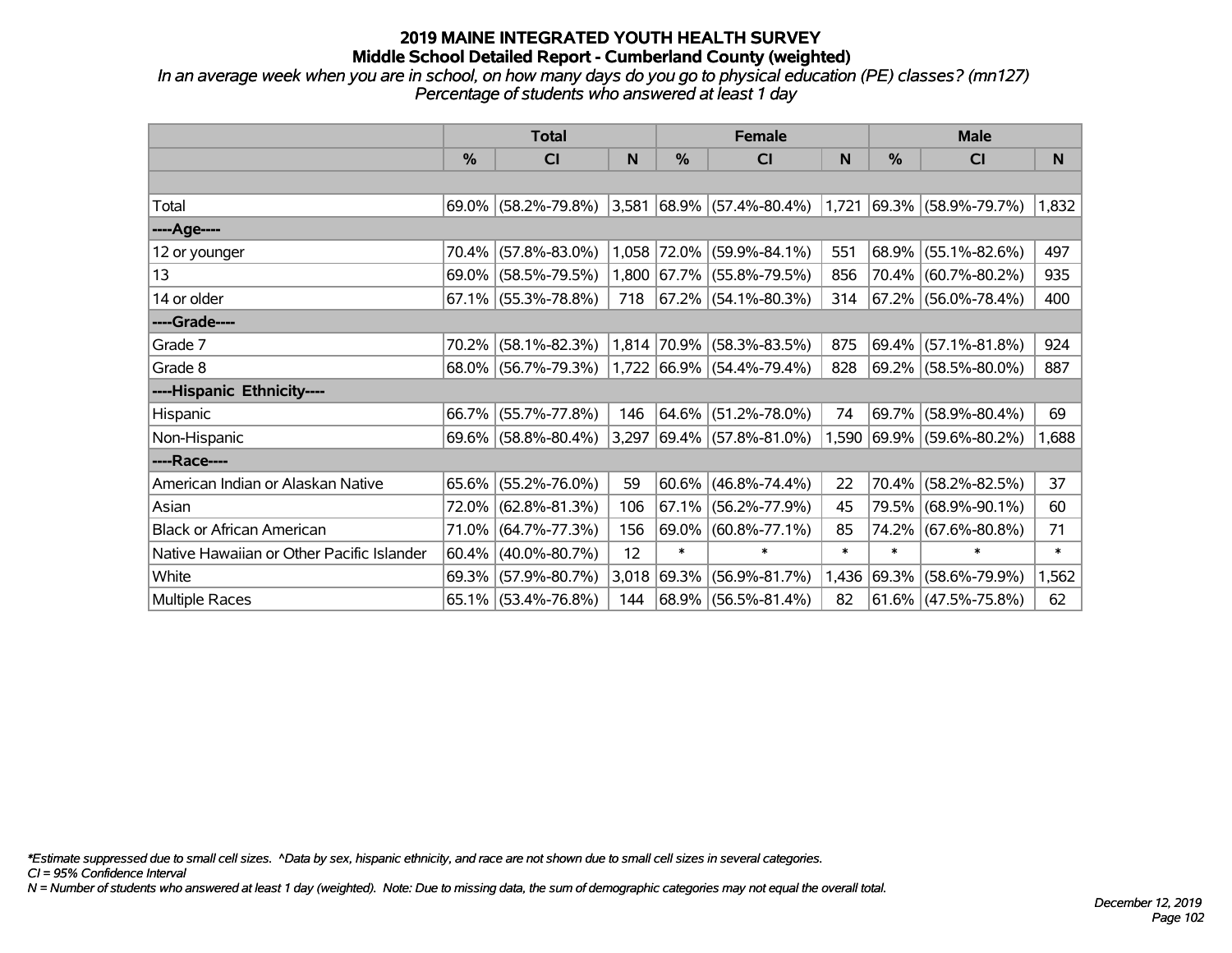# 2019 MAINE INTEGRATED YOUTH HEALTH SURVEY
## Middle School Detailed Report - Cumberland County (weighted)

*In an average week when you are in school, on how many days do you go to physical education (PE) classes? (mn127)*
*Percentage of students who answered at least 1 day*

| | Total | | | Female | | | Male | | |
|---|---|---|---|---|---|---|---|---|---|
| | % | CI | N | % | CI | N | % | CI | N |
| | | | | | | | | | |
| Total | 69.0% | (58.2%-79.8%) | 3,581 | 68.9% | (57.4%-80.4%) | 1,721 | 69.3% | (58.9%-79.7%) | 1,832 |
| ----Age---- | | | | | | | | | |
| 12 or younger | 70.4% | (57.8%-83.0%) | 1,058 | 72.0% | (59.9%-84.1%) | 551 | 68.9% | (55.1%-82.6%) | 497 |
| 13 | 69.0% | (58.5%-79.5%) | 1,800 | 67.7% | (55.8%-79.5%) | 856 | 70.4% | (60.7%-80.2%) | 935 |
| 14 or older | 67.1% | (55.3%-78.8%) | 718 | 67.2% | (54.1%-80.3%) | 314 | 67.2% | (56.0%-78.4%) | 400 |
| ----Grade---- | | | | | | | | | |
| Grade 7 | 70.2% | (58.1%-82.3%) | 1,814 | 70.9% | (58.3%-83.5%) | 875 | 69.4% | (57.1%-81.8%) | 924 |
| Grade 8 | 68.0% | (56.7%-79.3%) | 1,722 | 66.9% | (54.4%-79.4%) | 828 | 69.2% | (58.5%-80.0%) | 887 |
| ----Hispanic Ethnicity---- | | | | | | | | | |
| Hispanic | 66.7% | (55.7%-77.8%) | 146 | 64.6% | (51.2%-78.0%) | 74 | 69.7% | (58.9%-80.4%) | 69 |
| Non-Hispanic | 69.6% | (58.8%-80.4%) | 3,297 | 69.4% | (57.8%-81.0%) | 1,590 | 69.9% | (59.6%-80.2%) | 1,688 |
| ----Race---- | | | | | | | | | |
| American Indian or Alaskan Native | 65.6% | (55.2%-76.0%) | 59 | 60.6% | (46.8%-74.4%) | 22 | 70.4% | (58.2%-82.5%) | 37 |
| Asian | 72.0% | (62.8%-81.3%) | 106 | 67.1% | (56.2%-77.9%) | 45 | 79.5% | (68.9%-90.1%) | 60 |
| Black or African American | 71.0% | (64.7%-77.3%) | 156 | 69.0% | (60.8%-77.1%) | 85 | 74.2% | (67.6%-80.8%) | 71 |
| Native Hawaiian or Other Pacific Islander | 60.4% | (40.0%-80.7%) | 12 | * | * | * | * | * | * |
| White | 69.3% | (57.9%-80.7%) | 3,018 | 69.3% | (56.9%-81.7%) | 1,436 | 69.3% | (58.6%-79.9%) | 1,562 |
| Multiple Races | 65.1% | (53.4%-76.8%) | 144 | 68.9% | (56.5%-81.4%) | 82 | 61.6% | (47.5%-75.8%) | 62 |

*\*Estimate suppressed due to small cell sizes. ^Data by sex, hispanic ethnicity, and race are not shown due to small cell sizes in several categories.*
*CI = 95% Confidence Interval*
*N = Number of students who answered at least 1 day (weighted). Note: Due to missing data, the sum of demographic categories may not equal the overall total.*

*December 12, 2019*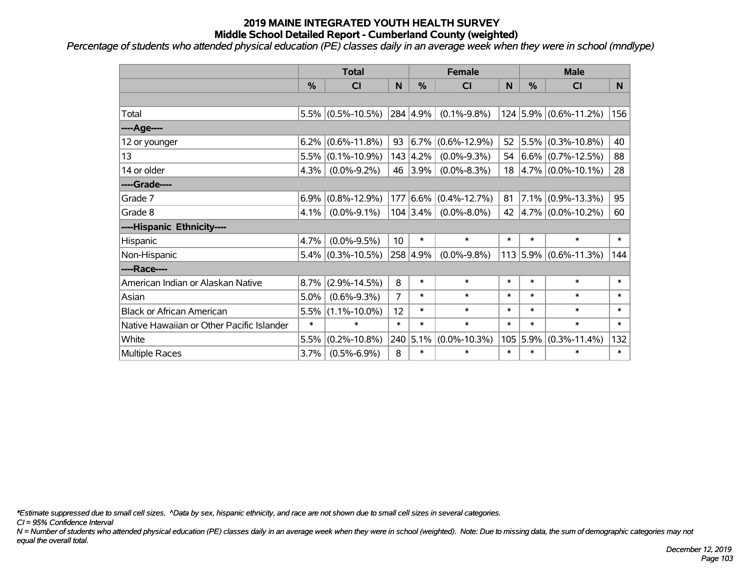# 2019 MAINE INTEGRATED YOUTH HEALTH SURVEY
## Middle School Detailed Report - Cumberland County (weighted)

*Percentage of students who attended physical education (PE) classes daily in an average week when they were in school (mndlype)*

| | Total | | | Female | | | Male | | |
|---|---|---|---|---|---|---|---|---|---|
| | % | CI | N | % | CI | N | % | CI | N |
| | | | | | | | | | |
| Total | 5.5% | (0.5%-10.5%) | 284 | 4.9% | (0.1%-9.8%) | 124 | 5.9% | (0.6%-11.2%) | 156 |
| ----Age---- | | | | | | | | | |
| 12 or younger | 6.2% | (0.6%-11.8%) | 93 | 6.7% | (0.6%-12.9%) | 52 | 5.5% | (0.3%-10.8%) | 40 |
| 13 | 5.5% | (0.1%-10.9%) | 143 | 4.2% | (0.0%-9.3%) | 54 | 6.6% | (0.7%-12.5%) | 88 |
| 14 or older | 4.3% | (0.0%-9.2%) | 46 | 3.9% | (0.0%-8.3%) | 18 | 4.7% | (0.0%-10.1%) | 28 |
| ----Grade---- | | | | | | | | | |
| Grade 7 | 6.9% | (0.8%-12.9%) | 177 | 6.6% | (0.4%-12.7%) | 81 | 7.1% | (0.9%-13.3%) | 95 |
| Grade 8 | 4.1% | (0.0%-9.1%) | 104 | 3.4% | (0.0%-8.0%) | 42 | 4.7% | (0.0%-10.2%) | 60 |
| ----Hispanic Ethnicity---- | | | | | | | | | |
| Hispanic | 4.7% | (0.0%-9.5%) | 10 | * | * | * | * | * | * |
| Non-Hispanic | 5.4% | (0.3%-10.5%) | 258 | 4.9% | (0.0%-9.8%) | 113 | 5.9% | (0.6%-11.3%) | 144 |
| ----Race---- | | | | | | | | | |
| American Indian or Alaskan Native | 8.7% | (2.9%-14.5%) | 8 | * | * | * | * | * | * |
| Asian | 5.0% | (0.6%-9.3%) | 7 | * | * | * | * | * | * |
| Black or African American | 5.5% | (1.1%-10.0%) | 12 | * | * | * | * | * | * |
| Native Hawaiian or Other Pacific Islander | * | * | * | * | * | * | * | * | * |
| White | 5.5% | (0.2%-10.8%) | 240 | 5.1% | (0.0%-10.3%) | 105 | 5.9% | (0.3%-11.4%) | 132 |
| Multiple Races | 3.7% | (0.5%-6.9%) | 8 | * | * | * | * | * | * |

*\*Estimate suppressed due to small cell sizes. ^Data by sex, hispanic ethnicity, and race are not shown due to small cell sizes in several categories.*

*CI = 95% Confidence Interval*

*N = Number of students who attended physical education (PE) classes daily in an average week when they were in school (weighted). Note: Due to missing data, the sum of demographic categories may not equal the overall total.*

*December 12, 2019*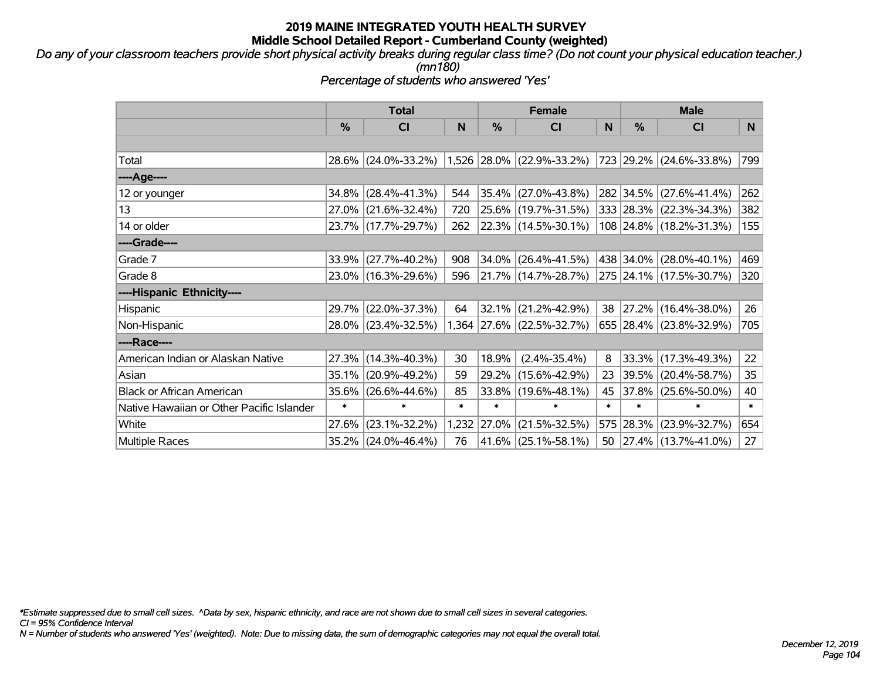# 2019 MAINE INTEGRATED YOUTH HEALTH SURVEY
## Middle School Detailed Report - Cumberland County (weighted)

*Do any of your classroom teachers provide short physical activity breaks during regular class time? (Do not count your physical education teacher.) (mn180)*

*Percentage of students who answered 'Yes'*

| | Total | | | Female | | | Male | | |
|---|---|---|---|---|---|---|---|---|---|
| | % | CI | N | % | CI | N | % | CI | N |
| Total | 28.6% | (24.0%-33.2%) | 1,526 | 28.0% | (22.9%-33.2%) | 723 | 29.2% | (24.6%-33.8%) | 799 |
| ----Age---- | | | | | | | | | |
| 12 or younger | 34.8% | (28.4%-41.3%) | 544 | 35.4% | (27.0%-43.8%) | 282 | 34.5% | (27.6%-41.4%) | 262 |
| 13 | 27.0% | (21.6%-32.4%) | 720 | 25.6% | (19.7%-31.5%) | 333 | 28.3% | (22.3%-34.3%) | 382 |
| 14 or older | 23.7% | (17.7%-29.7%) | 262 | 22.3% | (14.5%-30.1%) | 108 | 24.8% | (18.2%-31.3%) | 155 |
| ----Grade---- | | | | | | | | | |
| Grade 7 | 33.9% | (27.7%-40.2%) | 908 | 34.0% | (26.4%-41.5%) | 438 | 34.0% | (28.0%-40.1%) | 469 |
| Grade 8 | 23.0% | (16.3%-29.6%) | 596 | 21.7% | (14.7%-28.7%) | 275 | 24.1% | (17.5%-30.7%) | 320 |
| ----Hispanic Ethnicity---- | | | | | | | | | |
| Hispanic | 29.7% | (22.0%-37.3%) | 64 | 32.1% | (21.2%-42.9%) | 38 | 27.2% | (16.4%-38.0%) | 26 |
| Non-Hispanic | 28.0% | (23.4%-32.5%) | 1,364 | 27.6% | (22.5%-32.7%) | 655 | 28.4% | (23.8%-32.9%) | 705 |
| ----Race---- | | | | | | | | | |
| American Indian or Alaskan Native | 27.3% | (14.3%-40.3%) | 30 | 18.9% | (2.4%-35.4%) | 8 | 33.3% | (17.3%-49.3%) | 22 |
| Asian | 35.1% | (20.9%-49.2%) | 59 | 29.2% | (15.6%-42.9%) | 23 | 39.5% | (20.4%-58.7%) | 35 |
| Black or African American | 35.6% | (26.6%-44.6%) | 85 | 33.8% | (19.6%-48.1%) | 45 | 37.8% | (25.6%-50.0%) | 40 |
| Native Hawaiian or Other Pacific Islander | * | * | * | * | * | * | * | * | * |
| White | 27.6% | (23.1%-32.2%) | 1,232 | 27.0% | (21.5%-32.5%) | 575 | 28.3% | (23.9%-32.7%) | 654 |
| Multiple Races | 35.2% | (24.0%-46.4%) | 76 | 41.6% | (25.1%-58.1%) | 50 | 27.4% | (13.7%-41.0%) | 27 |

*\*Estimate suppressed due to small cell sizes. ^Data by sex, hispanic ethnicity, and race are not shown due to small cell sizes in several categories.*

*CI = 95% Confidence Interval*

*N = Number of students who answered 'Yes' (weighted). Note: Due to missing data, the sum of demographic categories may not equal the overall total.*

*December 12, 2019*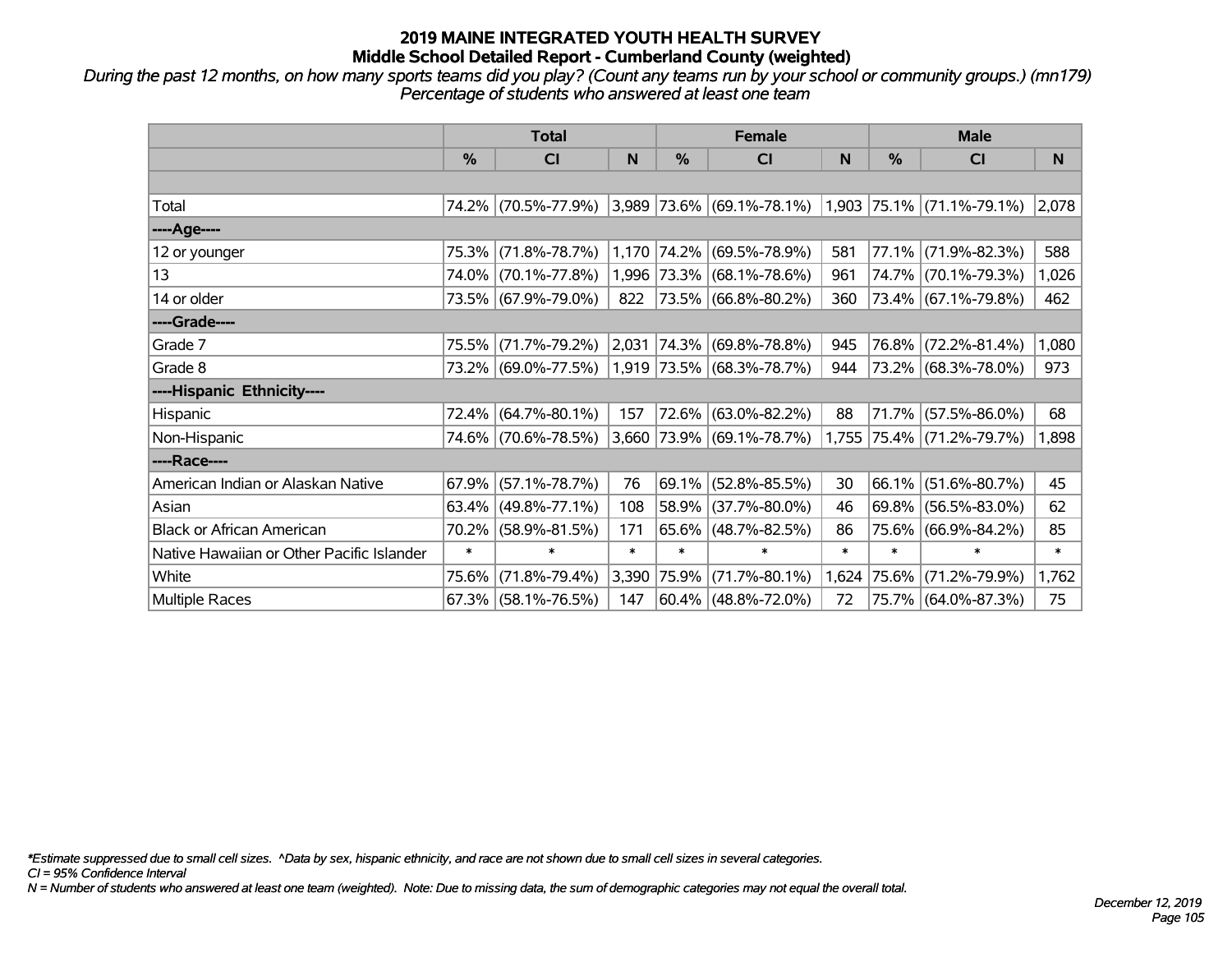# 2019 MAINE INTEGRATED YOUTH HEALTH SURVEY

## Middle School Detailed Report - Cumberland County (weighted)

*During the past 12 months, on how many sports teams did you play? (Count any teams run by your school or community groups.) (mn179)*
*Percentage of students who answered at least one team*

| | Total | | | Female | | | Male | | |
|---|---|---|---|---|---|---|---|---|---|
| | % | CI | N | % | CI | N | % | CI | N |
| | | | | | | | | | |
| Total | 74.2% | (70.5%-77.9%) | 3,989 | 73.6% | (69.1%-78.1%) | 1,903 | 75.1% | (71.1%-79.1%) | 2,078 |
| ----Age---- | | | | | | | | | |
| 12 or younger | 75.3% | (71.8%-78.7%) | 1,170 | 74.2% | (69.5%-78.9%) | 581 | 77.1% | (71.9%-82.3%) | 588 |
| 13 | 74.0% | (70.1%-77.8%) | 1,996 | 73.3% | (68.1%-78.6%) | 961 | 74.7% | (70.1%-79.3%) | 1,026 |
| 14 or older | 73.5% | (67.9%-79.0%) | 822 | 73.5% | (66.8%-80.2%) | 360 | 73.4% | (67.1%-79.8%) | 462 |
| ----Grade---- | | | | | | | | | |
| Grade 7 | 75.5% | (71.7%-79.2%) | 2,031 | 74.3% | (69.8%-78.8%) | 945 | 76.8% | (72.2%-81.4%) | 1,080 |
| Grade 8 | 73.2% | (69.0%-77.5%) | 1,919 | 73.5% | (68.3%-78.7%) | 944 | 73.2% | (68.3%-78.0%) | 973 |
| ----Hispanic Ethnicity---- | | | | | | | | | |
| Hispanic | 72.4% | (64.7%-80.1%) | 157 | 72.6% | (63.0%-82.2%) | 88 | 71.7% | (57.5%-86.0%) | 68 |
| Non-Hispanic | 74.6% | (70.6%-78.5%) | 3,660 | 73.9% | (69.1%-78.7%) | 1,755 | 75.4% | (71.2%-79.7%) | 1,898 |
| ----Race---- | | | | | | | | | |
| American Indian or Alaskan Native | 67.9% | (57.1%-78.7%) | 76 | 69.1% | (52.8%-85.5%) | 30 | 66.1% | (51.6%-80.7%) | 45 |
| Asian | 63.4% | (49.8%-77.1%) | 108 | 58.9% | (37.7%-80.0%) | 46 | 69.8% | (56.5%-83.0%) | 62 |
| Black or African American | 70.2% | (58.9%-81.5%) | 171 | 65.6% | (48.7%-82.5%) | 86 | 75.6% | (66.9%-84.2%) | 85 |
| Native Hawaiian or Other Pacific Islander | * | * | * | * | * | * | * | * | * |
| White | 75.6% | (71.8%-79.4%) | 3,390 | 75.9% | (71.7%-80.1%) | 1,624 | 75.6% | (71.2%-79.9%) | 1,762 |
| Multiple Races | 67.3% | (58.1%-76.5%) | 147 | 60.4% | (48.8%-72.0%) | 72 | 75.7% | (64.0%-87.3%) | 75 |

*Estimate suppressed due to small cell sizes. ^Data by sex, hispanic ethnicity, and race are not shown due to small cell sizes in several categories.
CI = 95% Confidence Interval
N = Number of students who answered at least one team (weighted). Note: Due to missing data, the sum of demographic categories may not equal the overall total.

December 12, 2019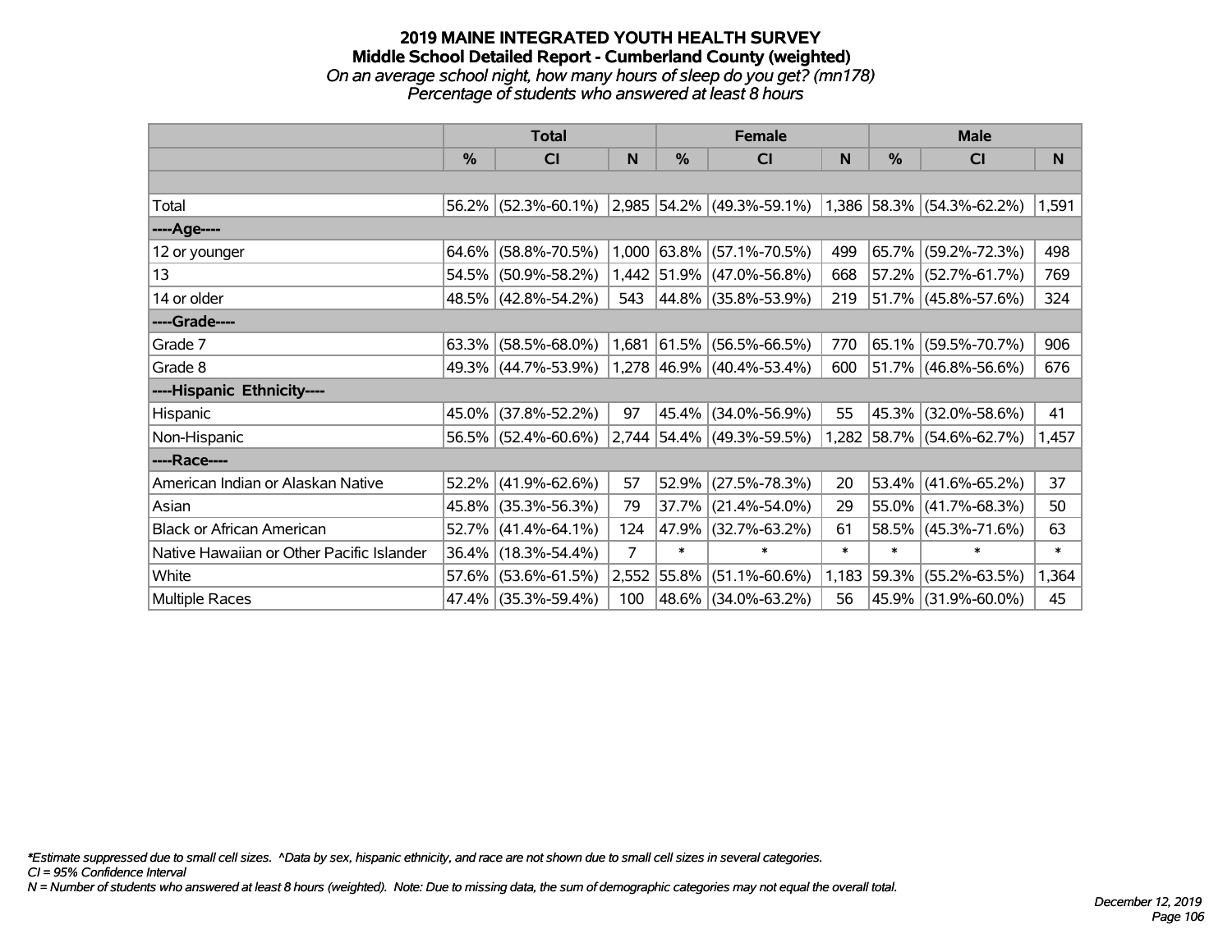# 2019 MAINE INTEGRATED YOUTH HEALTH SURVEY

## Middle School Detailed Report - Cumberland County (weighted)

*On an average school night, how many hours of sleep do you get? (mn178)*

*Percentage of students who answered at least 8 hours*

| | Total | | | Female | | | Male | | |
|---|---|---|---|---|---|---|---|---|---|
| | % | CI | N | % | CI | N | % | CI | N |
| Total | 56.2% | (52.3%-60.1%) | 2,985 | 54.2% | (49.3%-59.1%) | 1,386 | 58.3% | (54.3%-62.2%) | 1,591 |
| ----Age---- | | | | | | | | | |
| 12 or younger | 64.6% | (58.8%-70.5%) | 1,000 | 63.8% | (57.1%-70.5%) | 499 | 65.7% | (59.2%-72.3%) | 498 |
| 13 | 54.5% | (50.9%-58.2%) | 1,442 | 51.9% | (47.0%-56.8%) | 668 | 57.2% | (52.7%-61.7%) | 769 |
| 14 or older | 48.5% | (42.8%-54.2%) | 543 | 44.8% | (35.8%-53.9%) | 219 | 51.7% | (45.8%-57.6%) | 324 |
| ----Grade---- | | | | | | | | | |
| Grade 7 | 63.3% | (58.5%-68.0%) | 1,681 | 61.5% | (56.5%-66.5%) | 770 | 65.1% | (59.5%-70.7%) | 906 |
| Grade 8 | 49.3% | (44.7%-53.9%) | 1,278 | 46.9% | (40.4%-53.4%) | 600 | 51.7% | (46.8%-56.6%) | 676 |
| ----Hispanic Ethnicity---- | | | | | | | | | |
| Hispanic | 45.0% | (37.8%-52.2%) | 97 | 45.4% | (34.0%-56.9%) | 55 | 45.3% | (32.0%-58.6%) | 41 |
| Non-Hispanic | 56.5% | (52.4%-60.6%) | 2,744 | 54.4% | (49.3%-59.5%) | 1,282 | 58.7% | (54.6%-62.7%) | 1,457 |
| ----Race---- | | | | | | | | | |
| American Indian or Alaskan Native | 52.2% | (41.9%-62.6%) | 57 | 52.9% | (27.5%-78.3%) | 20 | 53.4% | (41.6%-65.2%) | 37 |
| Asian | 45.8% | (35.3%-56.3%) | 79 | 37.7% | (21.4%-54.0%) | 29 | 55.0% | (41.7%-68.3%) | 50 |
| Black or African American | 52.7% | (41.4%-64.1%) | 124 | 47.9% | (32.7%-63.2%) | 61 | 58.5% | (45.3%-71.6%) | 63 |
| Native Hawaiian or Other Pacific Islander | 36.4% | (18.3%-54.4%) | 7 | * | * | * | * | * | * |
| White | 57.6% | (53.6%-61.5%) | 2,552 | 55.8% | (51.1%-60.6%) | 1,183 | 59.3% | (55.2%-63.5%) | 1,364 |
| Multiple Races | 47.4% | (35.3%-59.4%) | 100 | 48.6% | (34.0%-63.2%) | 56 | 45.9% | (31.9%-60.0%) | 45 |

*Estimate suppressed due to small cell sizes. ^Data by sex, hispanic ethnicity, and race are not shown due to small cell sizes in several categories.

CI = 95% Confidence Interval

N = Number of students who answered at least 8 hours (weighted). Note: Due to missing data, the sum of demographic categories may not equal the overall total.

December 12, 2019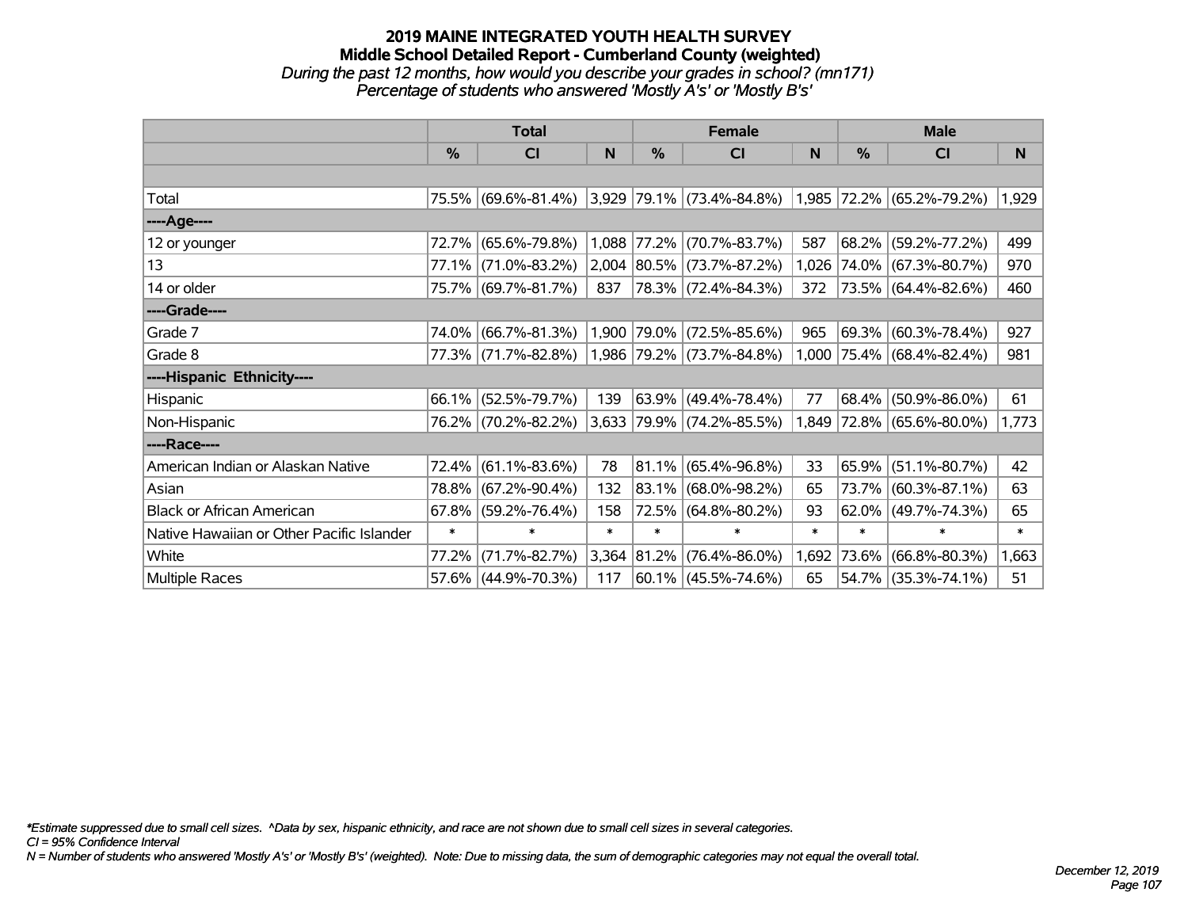# 2019 MAINE INTEGRATED YOUTH HEALTH SURVEY

## Middle School Detailed Report - Cumberland County (weighted)

*During the past 12 months, how would you describe your grades in school? (mn171)*

*Percentage of students who answered 'Mostly A's' or 'Mostly B's'*

| | Total | | | Female | | | Male | | |
|---|---|---|---|---|---|---|---|---|---|
| | % | CI | N | % | CI | N | % | CI | N |
| | | | | | | | | | |
| Total | 75.5% | (69.6%-81.4%) | 3,929 | 79.1% | (73.4%-84.8%) | 1,985 | 72.2% | (65.2%-79.2%) | 1,929 |
| ----Age---- | | | | | | | | | |
| 12 or younger | 72.7% | (65.6%-79.8%) | 1,088 | 77.2% | (70.7%-83.7%) | 587 | 68.2% | (59.2%-77.2%) | 499 |
| 13 | 77.1% | (71.0%-83.2%) | 2,004 | 80.5% | (73.7%-87.2%) | 1,026 | 74.0% | (67.3%-80.7%) | 970 |
| 14 or older | 75.7% | (69.7%-81.7%) | 837 | 78.3% | (72.4%-84.3%) | 372 | 73.5% | (64.4%-82.6%) | 460 |
| ----Grade---- | | | | | | | | | |
| Grade 7 | 74.0% | (66.7%-81.3%) | 1,900 | 79.0% | (72.5%-85.6%) | 965 | 69.3% | (60.3%-78.4%) | 927 |
| Grade 8 | 77.3% | (71.7%-82.8%) | 1,986 | 79.2% | (73.7%-84.8%) | 1,000 | 75.4% | (68.4%-82.4%) | 981 |
| ----Hispanic Ethnicity---- | | | | | | | | | |
| Hispanic | 66.1% | (52.5%-79.7%) | 139 | 63.9% | (49.4%-78.4%) | 77 | 68.4% | (50.9%-86.0%) | 61 |
| Non-Hispanic | 76.2% | (70.2%-82.2%) | 3,633 | 79.9% | (74.2%-85.5%) | 1,849 | 72.8% | (65.6%-80.0%) | 1,773 |
| ----Race---- | | | | | | | | | |
| American Indian or Alaskan Native | 72.4% | (61.1%-83.6%) | 78 | 81.1% | (65.4%-96.8%) | 33 | 65.9% | (51.1%-80.7%) | 42 |
| Asian | 78.8% | (67.2%-90.4%) | 132 | 83.1% | (68.0%-98.2%) | 65 | 73.7% | (60.3%-87.1%) | 63 |
| Black or African American | 67.8% | (59.2%-76.4%) | 158 | 72.5% | (64.8%-80.2%) | 93 | 62.0% | (49.7%-74.3%) | 65 |
| Native Hawaiian or Other Pacific Islander | * | * | * | * | * | * | * | * | * |
| White | 77.2% | (71.7%-82.7%) | 3,364 | 81.2% | (76.4%-86.0%) | 1,692 | 73.6% | (66.8%-80.3%) | 1,663 |
| Multiple Races | 57.6% | (44.9%-70.3%) | 117 | 60.1% | (45.5%-74.6%) | 65 | 54.7% | (35.3%-74.1%) | 51 |

*\*Estimate suppressed due to small cell sizes. ^Data by sex, hispanic ethnicity, and race are not shown due to small cell sizes in several categories.*

*CI = 95% Confidence Interval*

*N = Number of students who answered 'Mostly A's' or 'Mostly B's' (weighted). Note: Due to missing data, the sum of demographic categories may not equal the overall total.*

*December 12, 2019*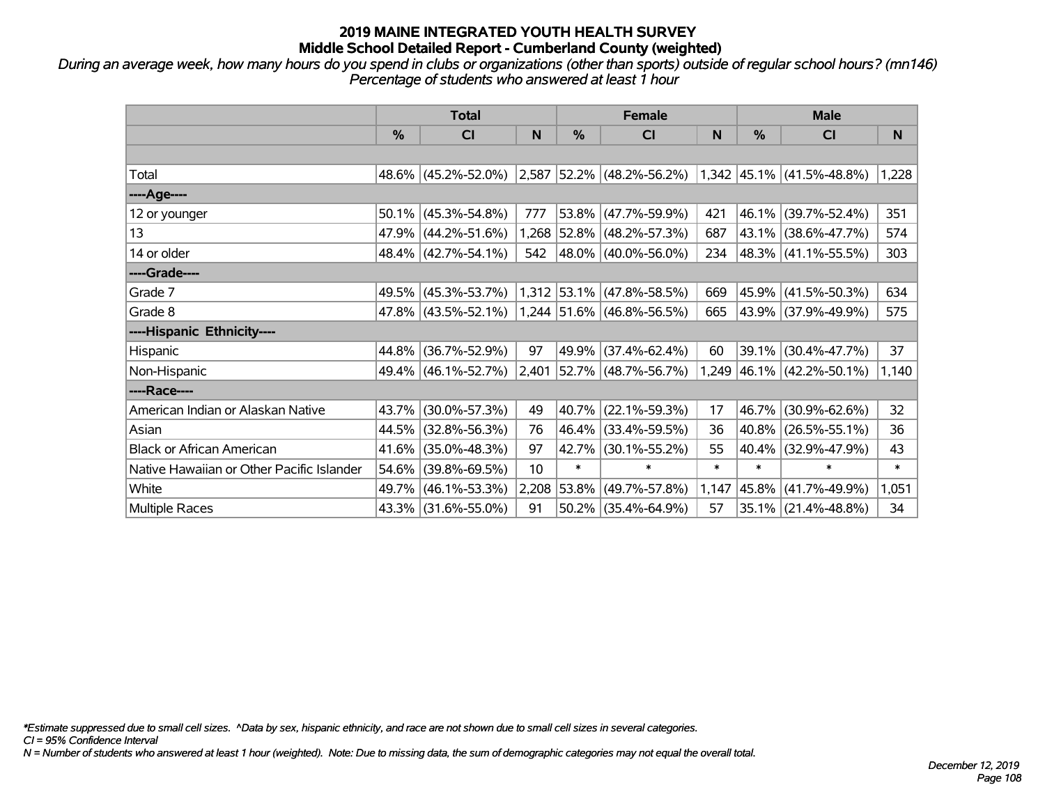# 2019 MAINE INTEGRATED YOUTH HEALTH SURVEY
## Middle School Detailed Report - Cumberland County (weighted)

*During an average week, how many hours do you spend in clubs or organizations (other than sports) outside of regular school hours? (mn146)*
*Percentage of students who answered at least 1 hour*

| | Total | | | Female | | | Male | | |
|---|---|---|---|---|---|---|---|---|---|
| | % | CI | N | % | CI | N | % | CI | N |
| Total | 48.6% | (45.2%-52.0%) | 2,587 | 52.2% | (48.2%-56.2%) | 1,342 | 45.1% | (41.5%-48.8%) | 1,228 |
| ----Age---- | | | | | | | | | |
| 12 or younger | 50.1% | (45.3%-54.8%) | 777 | 53.8% | (47.7%-59.9%) | 421 | 46.1% | (39.7%-52.4%) | 351 |
| 13 | 47.9% | (44.2%-51.6%) | 1,268 | 52.8% | (48.2%-57.3%) | 687 | 43.1% | (38.6%-47.7%) | 574 |
| 14 or older | 48.4% | (42.7%-54.1%) | 542 | 48.0% | (40.0%-56.0%) | 234 | 48.3% | (41.1%-55.5%) | 303 |
| ----Grade---- | | | | | | | | | |
| Grade 7 | 49.5% | (45.3%-53.7%) | 1,312 | 53.1% | (47.8%-58.5%) | 669 | 45.9% | (41.5%-50.3%) | 634 |
| Grade 8 | 47.8% | (43.5%-52.1%) | 1,244 | 51.6% | (46.8%-56.5%) | 665 | 43.9% | (37.9%-49.9%) | 575 |
| ----Hispanic Ethnicity---- | | | | | | | | | |
| Hispanic | 44.8% | (36.7%-52.9%) | 97 | 49.9% | (37.4%-62.4%) | 60 | 39.1% | (30.4%-47.7%) | 37 |
| Non-Hispanic | 49.4% | (46.1%-52.7%) | 2,401 | 52.7% | (48.7%-56.7%) | 1,249 | 46.1% | (42.2%-50.1%) | 1,140 |
| ----Race---- | | | | | | | | | |
| American Indian or Alaskan Native | 43.7% | (30.0%-57.3%) | 49 | 40.7% | (22.1%-59.3%) | 17 | 46.7% | (30.9%-62.6%) | 32 |
| Asian | 44.5% | (32.8%-56.3%) | 76 | 46.4% | (33.4%-59.5%) | 36 | 40.8% | (26.5%-55.1%) | 36 |
| Black or African American | 41.6% | (35.0%-48.3%) | 97 | 42.7% | (30.1%-55.2%) | 55 | 40.4% | (32.9%-47.9%) | 43 |
| Native Hawaiian or Other Pacific Islander | 54.6% | (39.8%-69.5%) | 10 | * | * | * | * | * | * |
| White | 49.7% | (46.1%-53.3%) | 2,208 | 53.8% | (49.7%-57.8%) | 1,147 | 45.8% | (41.7%-49.9%) | 1,051 |
| Multiple Races | 43.3% | (31.6%-55.0%) | 91 | 50.2% | (35.4%-64.9%) | 57 | 35.1% | (21.4%-48.8%) | 34 |

*\*Estimate suppressed due to small cell sizes. ^Data by sex, hispanic ethnicity, and race are not shown due to small cell sizes in several categories.*
*CI = 95% Confidence Interval*
*N = Number of students who answered at least 1 hour (weighted). Note: Due to missing data, the sum of demographic categories may not equal the overall total.*

*December 12, 2019*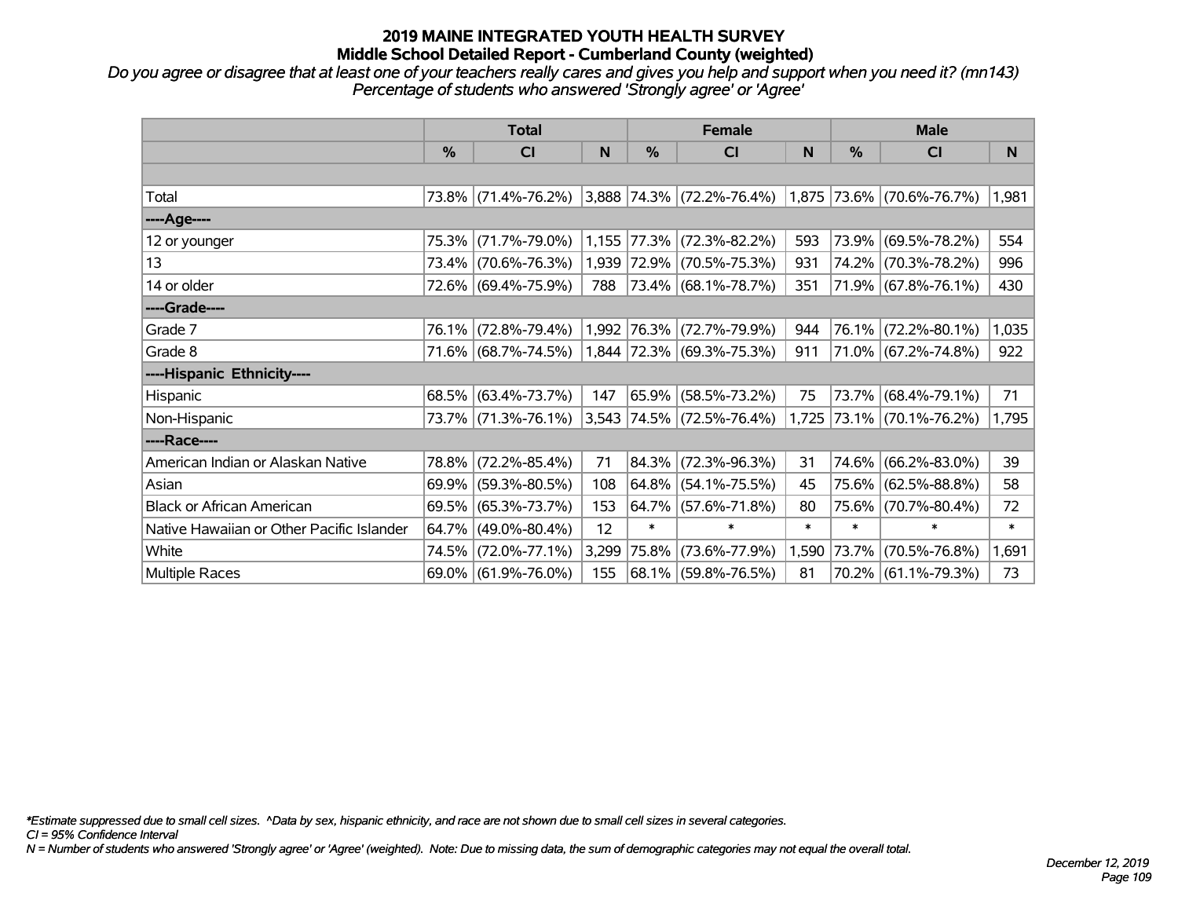# 2019 MAINE INTEGRATED YOUTH HEALTH SURVEY
## Middle School Detailed Report - Cumberland County (weighted)

*Do you agree or disagree that at least one of your teachers really cares and gives you help and support when you need it? (mn143)*
*Percentage of students who answered 'Strongly agree' or 'Agree'*

| | Total | | | Female | | | Male | | |
|---|---|---|---|---|---|---|---|---|---|
| | % | CI | N | % | CI | N | % | CI | N |
| Total | 73.8% | (71.4%-76.2%) | 3,888 | 74.3% | (72.2%-76.4%) | 1,875 | 73.6% | (70.6%-76.7%) | 1,981 |
| ----Age---- | | | | | | | | | |
| 12 or younger | 75.3% | (71.7%-79.0%) | 1,155 | 77.3% | (72.3%-82.2%) | 593 | 73.9% | (69.5%-78.2%) | 554 |
| 13 | 73.4% | (70.6%-76.3%) | 1,939 | 72.9% | (70.5%-75.3%) | 931 | 74.2% | (70.3%-78.2%) | 996 |
| 14 or older | 72.6% | (69.4%-75.9%) | 788 | 73.4% | (68.1%-78.7%) | 351 | 71.9% | (67.8%-76.1%) | 430 |
| ----Grade---- | | | | | | | | | |
| Grade 7 | 76.1% | (72.8%-79.4%) | 1,992 | 76.3% | (72.7%-79.9%) | 944 | 76.1% | (72.2%-80.1%) | 1,035 |
| Grade 8 | 71.6% | (68.7%-74.5%) | 1,844 | 72.3% | (69.3%-75.3%) | 911 | 71.0% | (67.2%-74.8%) | 922 |
| ----Hispanic Ethnicity---- | | | | | | | | | |
| Hispanic | 68.5% | (63.4%-73.7%) | 147 | 65.9% | (58.5%-73.2%) | 75 | 73.7% | (68.4%-79.1%) | 71 |
| Non-Hispanic | 73.7% | (71.3%-76.1%) | 3,543 | 74.5% | (72.5%-76.4%) | 1,725 | 73.1% | (70.1%-76.2%) | 1,795 |
| ----Race---- | | | | | | | | | |
| American Indian or Alaskan Native | 78.8% | (72.2%-85.4%) | 71 | 84.3% | (72.3%-96.3%) | 31 | 74.6% | (66.2%-83.0%) | 39 |
| Asian | 69.9% | (59.3%-80.5%) | 108 | 64.8% | (54.1%-75.5%) | 45 | 75.6% | (62.5%-88.8%) | 58 |
| Black or African American | 69.5% | (65.3%-73.7%) | 153 | 64.7% | (57.6%-71.8%) | 80 | 75.6% | (70.7%-80.4%) | 72 |
| Native Hawaiian or Other Pacific Islander | 64.7% | (49.0%-80.4%) | 12 | * | * | * | * | * | * |
| White | 74.5% | (72.0%-77.1%) | 3,299 | 75.8% | (73.6%-77.9%) | 1,590 | 73.7% | (70.5%-76.8%) | 1,691 |
| Multiple Races | 69.0% | (61.9%-76.0%) | 155 | 68.1% | (59.8%-76.5%) | 81 | 70.2% | (61.1%-79.3%) | 73 |

*Estimate suppressed due to small cell sizes. ^Data by sex, hispanic ethnicity, and race are not shown due to small cell sizes in several categories.
CI = 95% Confidence Interval
N = Number of students who answered 'Strongly agree' or 'Agree' (weighted). Note: Due to missing data, the sum of demographic categories may not equal the overall total.

December 12, 2019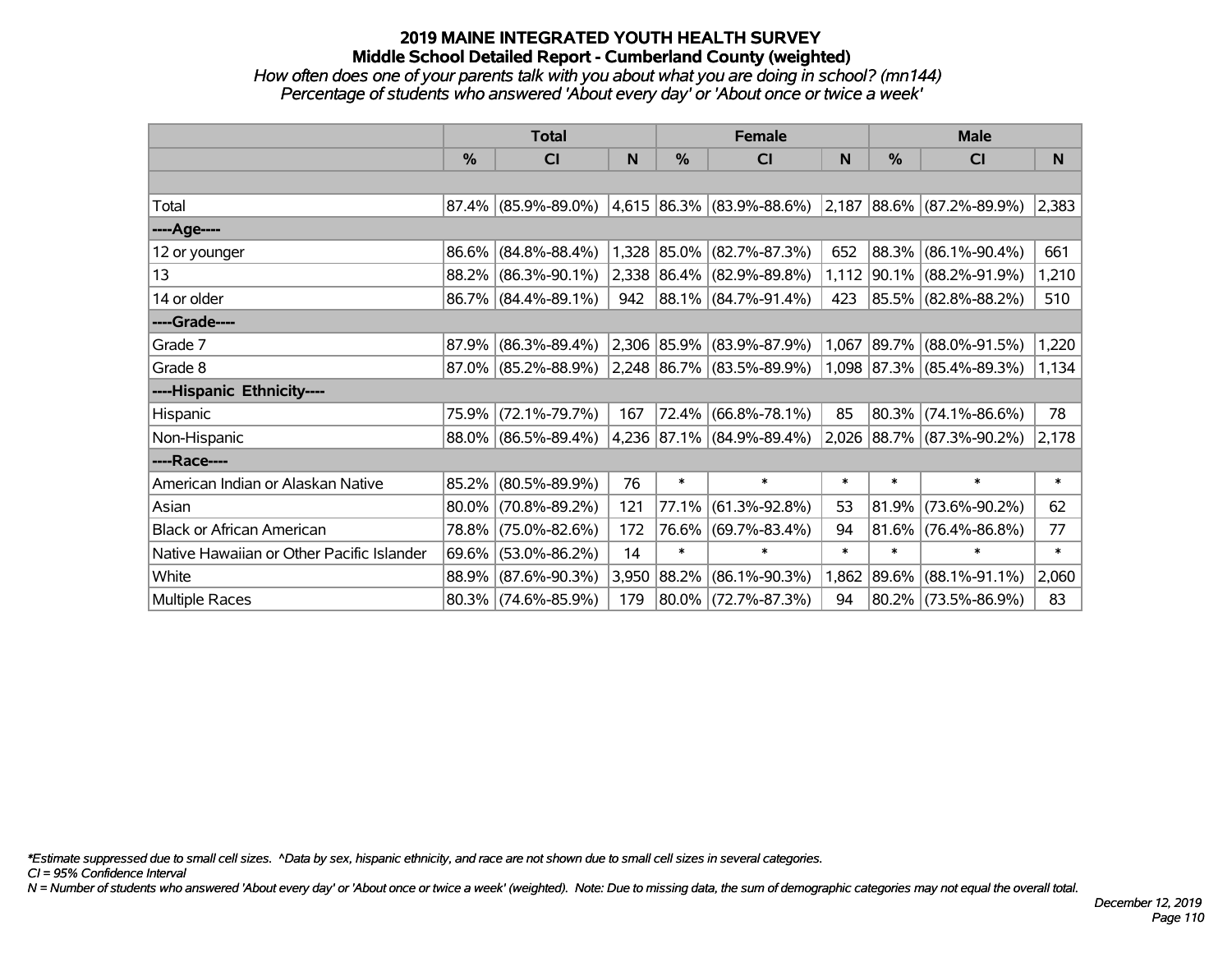# 2019 MAINE INTEGRATED YOUTH HEALTH SURVEY

## Middle School Detailed Report - Cumberland County (weighted)

*How often does one of your parents talk with you about what you are doing in school? (mn144)*
*Percentage of students who answered 'About every day' or 'About once or twice a week'*

| | Total | | | Female | | | Male | | |
|---|---|---|---|---|---|---|---|---|---|
| | % | CI | N | % | CI | N | % | CI | N |
| | | | | | | | | | |
| Total | 87.4% | (85.9%-89.0%) | 4,615 | 86.3% | (83.9%-88.6%) | 2,187 | 88.6% | (87.2%-89.9%) | 2,383 |
| ----Age---- | | | | | | | | | |
| 12 or younger | 86.6% | (84.8%-88.4%) | 1,328 | 85.0% | (82.7%-87.3%) | 652 | 88.3% | (86.1%-90.4%) | 661 |
| 13 | 88.2% | (86.3%-90.1%) | 2,338 | 86.4% | (82.9%-89.8%) | 1,112 | 90.1% | (88.2%-91.9%) | 1,210 |
| 14 or older | 86.7% | (84.4%-89.1%) | 942 | 88.1% | (84.7%-91.4%) | 423 | 85.5% | (82.8%-88.2%) | 510 |
| ----Grade---- | | | | | | | | | |
| Grade 7 | 87.9% | (86.3%-89.4%) | 2,306 | 85.9% | (83.9%-87.9%) | 1,067 | 89.7% | (88.0%-91.5%) | 1,220 |
| Grade 8 | 87.0% | (85.2%-88.9%) | 2,248 | 86.7% | (83.5%-89.9%) | 1,098 | 87.3% | (85.4%-89.3%) | 1,134 |
| ----Hispanic Ethnicity---- | | | | | | | | | |
| Hispanic | 75.9% | (72.1%-79.7%) | 167 | 72.4% | (66.8%-78.1%) | 85 | 80.3% | (74.1%-86.6%) | 78 |
| Non-Hispanic | 88.0% | (86.5%-89.4%) | 4,236 | 87.1% | (84.9%-89.4%) | 2,026 | 88.7% | (87.3%-90.2%) | 2,178 |
| ----Race---- | | | | | | | | | |
| American Indian or Alaskan Native | 85.2% | (80.5%-89.9%) | 76 | * | * | * | * | * | * |
| Asian | 80.0% | (70.8%-89.2%) | 121 | 77.1% | (61.3%-92.8%) | 53 | 81.9% | (73.6%-90.2%) | 62 |
| Black or African American | 78.8% | (75.0%-82.6%) | 172 | 76.6% | (69.7%-83.4%) | 94 | 81.6% | (76.4%-86.8%) | 77 |
| Native Hawaiian or Other Pacific Islander | 69.6% | (53.0%-86.2%) | 14 | * | * | * | * | * | * |
| White | 88.9% | (87.6%-90.3%) | 3,950 | 88.2% | (86.1%-90.3%) | 1,862 | 89.6% | (88.1%-91.1%) | 2,060 |
| Multiple Races | 80.3% | (74.6%-85.9%) | 179 | 80.0% | (72.7%-87.3%) | 94 | 80.2% | (73.5%-86.9%) | 83 |

*\*Estimate suppressed due to small cell sizes. ^Data by sex, hispanic ethnicity, and race are not shown due to small cell sizes in several categories.*
*CI = 95% Confidence Interval*
*N = Number of students who answered 'About every day' or 'About once or twice a week' (weighted). Note: Due to missing data, the sum of demographic categories may not equal the overall total.*

*December 12, 2019*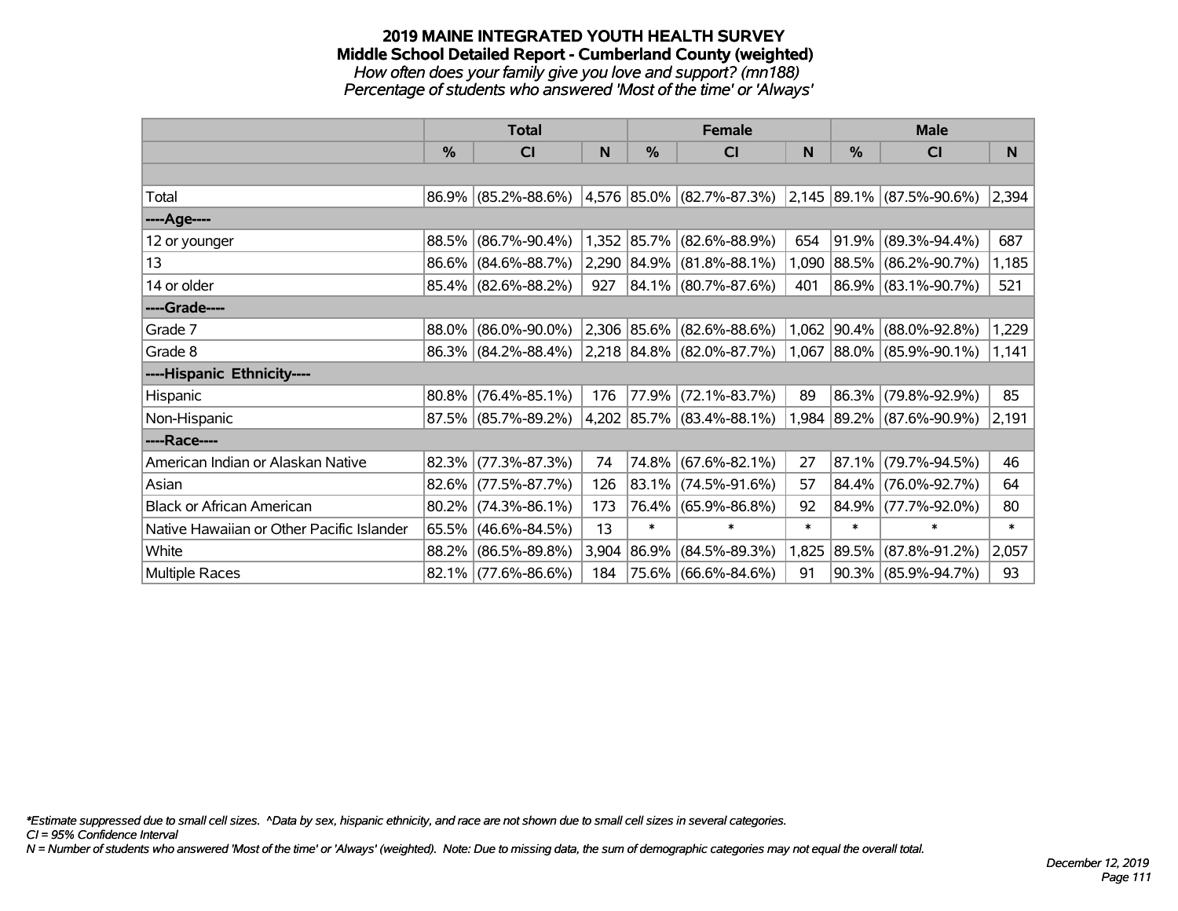# 2019 MAINE INTEGRATED YOUTH HEALTH SURVEY
## Middle School Detailed Report - Cumberland County (weighted)
*How often does your family give you love and support? (mn188)*
*Percentage of students who answered 'Most of the time' or 'Always'*

| | Total | | | Female | | | Male | | |
|---|---|---|---|---|---|---|---|---|---|
| | % | CI | N | % | CI | N | % | CI | N |
| Total | 86.9% | (85.2%-88.6%) | 4,576 | 85.0% | (82.7%-87.3%) | 2,145 | 89.1% | (87.5%-90.6%) | 2,394 |
| ----Age---- | | | | | | | | | |
| 12 or younger | 88.5% | (86.7%-90.4%) | 1,352 | 85.7% | (82.6%-88.9%) | 654 | 91.9% | (89.3%-94.4%) | 687 |
| 13 | 86.6% | (84.6%-88.7%) | 2,290 | 84.9% | (81.8%-88.1%) | 1,090 | 88.5% | (86.2%-90.7%) | 1,185 |
| 14 or older | 85.4% | (82.6%-88.2%) | 927 | 84.1% | (80.7%-87.6%) | 401 | 86.9% | (83.1%-90.7%) | 521 |
| ----Grade---- | | | | | | | | | |
| Grade 7 | 88.0% | (86.0%-90.0%) | 2,306 | 85.6% | (82.6%-88.6%) | 1,062 | 90.4% | (88.0%-92.8%) | 1,229 |
| Grade 8 | 86.3% | (84.2%-88.4%) | 2,218 | 84.8% | (82.0%-87.7%) | 1,067 | 88.0% | (85.9%-90.1%) | 1,141 |
| ----Hispanic Ethnicity---- | | | | | | | | | |
| Hispanic | 80.8% | (76.4%-85.1%) | 176 | 77.9% | (72.1%-83.7%) | 89 | 86.3% | (79.8%-92.9%) | 85 |
| Non-Hispanic | 87.5% | (85.7%-89.2%) | 4,202 | 85.7% | (83.4%-88.1%) | 1,984 | 89.2% | (87.6%-90.9%) | 2,191 |
| ----Race---- | | | | | | | | | |
| American Indian or Alaskan Native | 82.3% | (77.3%-87.3%) | 74 | 74.8% | (67.6%-82.1%) | 27 | 87.1% | (79.7%-94.5%) | 46 |
| Asian | 82.6% | (77.5%-87.7%) | 126 | 83.1% | (74.5%-91.6%) | 57 | 84.4% | (76.0%-92.7%) | 64 |
| Black or African American | 80.2% | (74.3%-86.1%) | 173 | 76.4% | (65.9%-86.8%) | 92 | 84.9% | (77.7%-92.0%) | 80 |
| Native Hawaiian or Other Pacific Islander | 65.5% | (46.6%-84.5%) | 13 | * | * | * | * | * | * |
| White | 88.2% | (86.5%-89.8%) | 3,904 | 86.9% | (84.5%-89.3%) | 1,825 | 89.5% | (87.8%-91.2%) | 2,057 |
| Multiple Races | 82.1% | (77.6%-86.6%) | 184 | 75.6% | (66.6%-84.6%) | 91 | 90.3% | (85.9%-94.7%) | 93 |

*Estimate suppressed due to small cell sizes. ^Data by sex, hispanic ethnicity, and race are not shown due to small cell sizes in several categories.

CI = 95% Confidence Interval

N = Number of students who answered 'Most of the time' or 'Always' (weighted). Note: Due to missing data, the sum of demographic categories may not equal the overall total.

December 12, 2019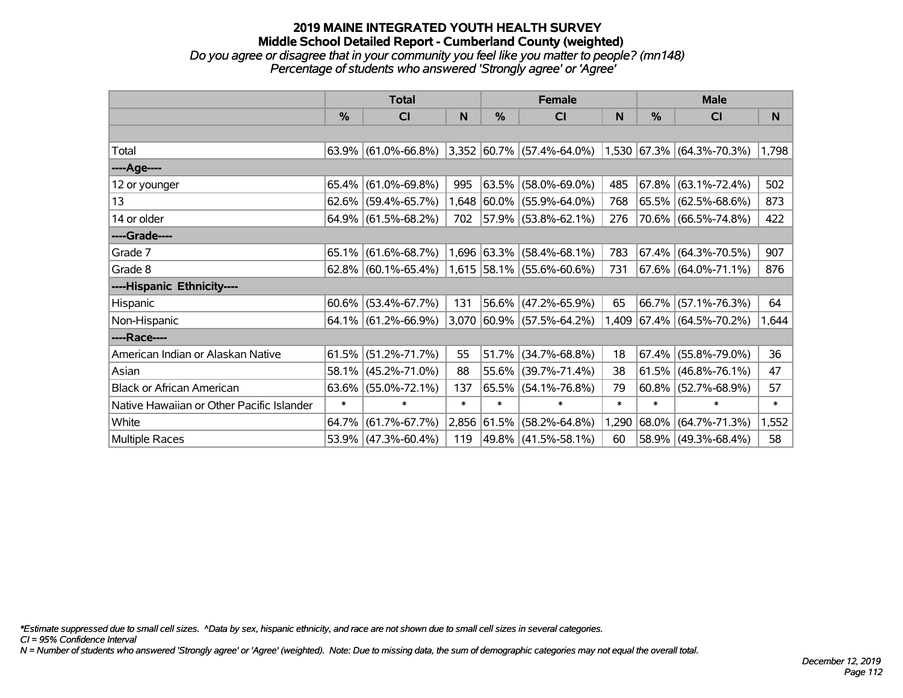# 2019 MAINE INTEGRATED YOUTH HEALTH SURVEY
## Middle School Detailed Report - Cumberland County (weighted)
*Do you agree or disagree that in your community you feel like you matter to people? (mn148)*
*Percentage of students who answered 'Strongly agree' or 'Agree'*

| | Total | | | Female | | | Male | | |
|---|---|---|---|---|---|---|---|---|---|
| | % | CI | N | % | CI | N | % | CI | N |
| | | | | | | | | | |
| Total | 63.9% | (61.0%-66.8%) | 3,352 | 60.7% | (57.4%-64.0%) | 1,530 | 67.3% | (64.3%-70.3%) | 1,798 |
| ----Age---- | | | | | | | | | |
| 12 or younger | 65.4% | (61.0%-69.8%) | 995 | 63.5% | (58.0%-69.0%) | 485 | 67.8% | (63.1%-72.4%) | 502 |
| 13 | 62.6% | (59.4%-65.7%) | 1,648 | 60.0% | (55.9%-64.0%) | 768 | 65.5% | (62.5%-68.6%) | 873 |
| 14 or older | 64.9% | (61.5%-68.2%) | 702 | 57.9% | (53.8%-62.1%) | 276 | 70.6% | (66.5%-74.8%) | 422 |
| ----Grade---- | | | | | | | | | |
| Grade 7 | 65.1% | (61.6%-68.7%) | 1,696 | 63.3% | (58.4%-68.1%) | 783 | 67.4% | (64.3%-70.5%) | 907 |
| Grade 8 | 62.8% | (60.1%-65.4%) | 1,615 | 58.1% | (55.6%-60.6%) | 731 | 67.6% | (64.0%-71.1%) | 876 |
| ----Hispanic Ethnicity---- | | | | | | | | | |
| Hispanic | 60.6% | (53.4%-67.7%) | 131 | 56.6% | (47.2%-65.9%) | 65 | 66.7% | (57.1%-76.3%) | 64 |
| Non-Hispanic | 64.1% | (61.2%-66.9%) | 3,070 | 60.9% | (57.5%-64.2%) | 1,409 | 67.4% | (64.5%-70.2%) | 1,644 |
| ----Race---- | | | | | | | | | |
| American Indian or Alaskan Native | 61.5% | (51.2%-71.7%) | 55 | 51.7% | (34.7%-68.8%) | 18 | 67.4% | (55.8%-79.0%) | 36 |
| Asian | 58.1% | (45.2%-71.0%) | 88 | 55.6% | (39.7%-71.4%) | 38 | 61.5% | (46.8%-76.1%) | 47 |
| Black or African American | 63.6% | (55.0%-72.1%) | 137 | 65.5% | (54.1%-76.8%) | 79 | 60.8% | (52.7%-68.9%) | 57 |
| Native Hawaiian or Other Pacific Islander | * | * | * | * | * | * | * | * | * |
| White | 64.7% | (61.7%-67.7%) | 2,856 | 61.5% | (58.2%-64.8%) | 1,290 | 68.0% | (64.7%-71.3%) | 1,552 |
| Multiple Races | 53.9% | (47.3%-60.4%) | 119 | 49.8% | (41.5%-58.1%) | 60 | 58.9% | (49.3%-68.4%) | 58 |

*\*Estimate suppressed due to small cell sizes. ^Data by sex, hispanic ethnicity, and race are not shown due to small cell sizes in several categories.*
*CI = 95% Confidence Interval*
*N = Number of students who answered 'Strongly agree' or 'Agree' (weighted). Note: Due to missing data, the sum of demographic categories may not equal the overall total.*

*December 12, 2019*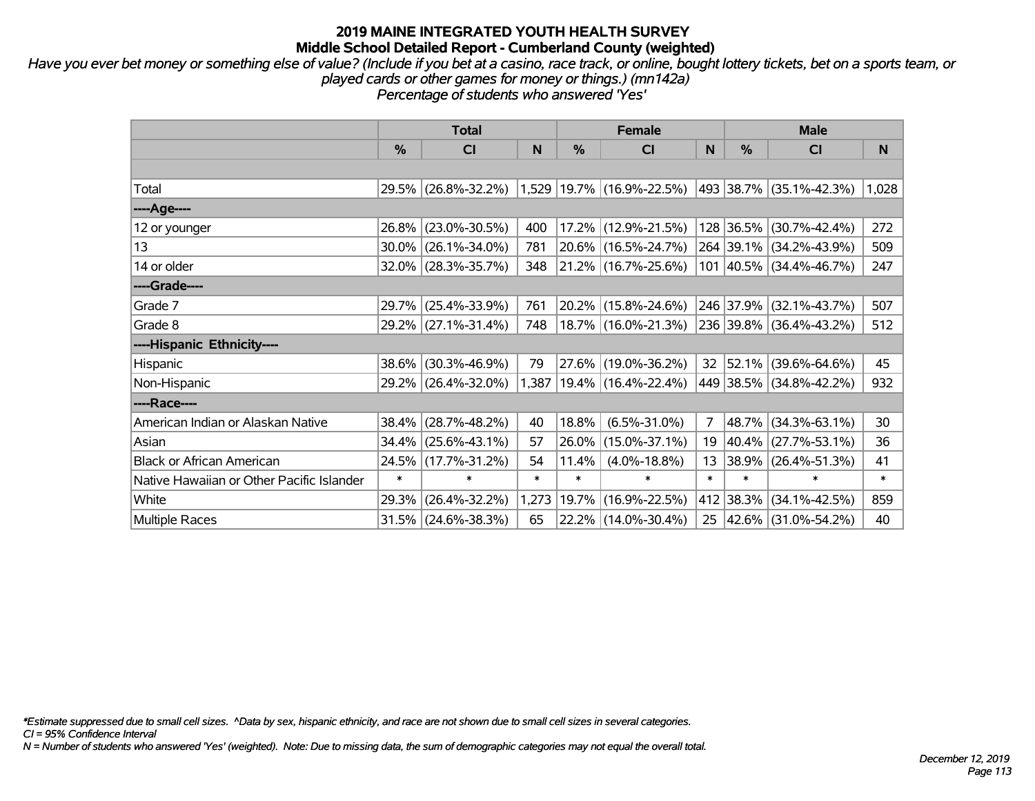# 2019 MAINE INTEGRATED YOUTH HEALTH SURVEY
## Middle School Detailed Report - Cumberland County (weighted)

*Have you ever bet money or something else of value? (Include if you bet at a casino, race track, or online, bought lottery tickets, bet on a sports team, or played cards or other games for money or things.) (mn142a)*
*Percentage of students who answered 'Yes'*

| | Total | | | Female | | | Male | | |
|---|---|---|---|---|---|---|---|---|---|
| | % | CI | N | % | CI | N | % | CI | N |
| | | | | | | | | | |
| Total | 29.5% | (26.8%-32.2%) | 1,529 | 19.7% | (16.9%-22.5%) | 493 | 38.7% | (35.1%-42.3%) | 1,028 |
| ----Age---- | | | | | | | | | |
| 12 or younger | 26.8% | (23.0%-30.5%) | 400 | 17.2% | (12.9%-21.5%) | 128 | 36.5% | (30.7%-42.4%) | 272 |
| 13 | 30.0% | (26.1%-34.0%) | 781 | 20.6% | (16.5%-24.7%) | 264 | 39.1% | (34.2%-43.9%) | 509 |
| 14 or older | 32.0% | (28.3%-35.7%) | 348 | 21.2% | (16.7%-25.6%) | 101 | 40.5% | (34.4%-46.7%) | 247 |
| ----Grade---- | | | | | | | | | |
| Grade 7 | 29.7% | (25.4%-33.9%) | 761 | 20.2% | (15.8%-24.6%) | 246 | 37.9% | (32.1%-43.7%) | 507 |
| Grade 8 | 29.2% | (27.1%-31.4%) | 748 | 18.7% | (16.0%-21.3%) | 236 | 39.8% | (36.4%-43.2%) | 512 |
| ----Hispanic Ethnicity---- | | | | | | | | | |
| Hispanic | 38.6% | (30.3%-46.9%) | 79 | 27.6% | (19.0%-36.2%) | 32 | 52.1% | (39.6%-64.6%) | 45 |
| Non-Hispanic | 29.2% | (26.4%-32.0%) | 1,387 | 19.4% | (16.4%-22.4%) | 449 | 38.5% | (34.8%-42.2%) | 932 |
| ----Race---- | | | | | | | | | |
| American Indian or Alaskan Native | 38.4% | (28.7%-48.2%) | 40 | 18.8% | (6.5%-31.0%) | 7 | 48.7% | (34.3%-63.1%) | 30 |
| Asian | 34.4% | (25.6%-43.1%) | 57 | 26.0% | (15.0%-37.1%) | 19 | 40.4% | (27.7%-53.1%) | 36 |
| Black or African American | 24.5% | (17.7%-31.2%) | 54 | 11.4% | (4.0%-18.8%) | 13 | 38.9% | (26.4%-51.3%) | 41 |
| Native Hawaiian or Other Pacific Islander | * | * | * | * | * | * | * | * | * |
| White | 29.3% | (26.4%-32.2%) | 1,273 | 19.7% | (16.9%-22.5%) | 412 | 38.3% | (34.1%-42.5%) | 859 |
| Multiple Races | 31.5% | (24.6%-38.3%) | 65 | 22.2% | (14.0%-30.4%) | 25 | 42.6% | (31.0%-54.2%) | 40 |

*\*Estimate suppressed due to small cell sizes. ^Data by sex, hispanic ethnicity, and race are not shown due to small cell sizes in several categories.*
*CI = 95% Confidence Interval*
*N = Number of students who answered 'Yes' (weighted). Note: Due to missing data, the sum of demographic categories may not equal the overall total.*

*December 12, 2019*